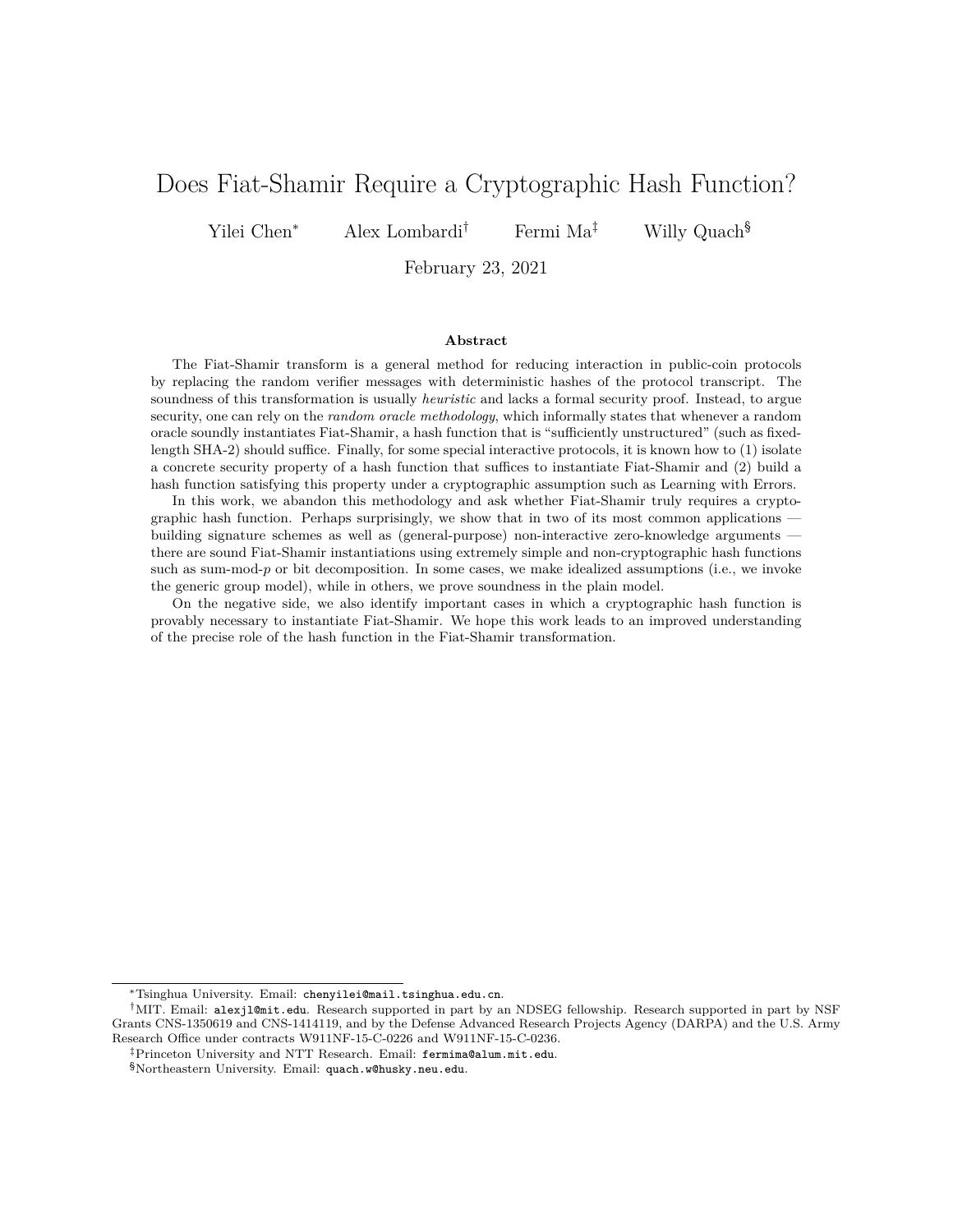# Does Fiat-Shamir Require a Cryptographic Hash Function?

Yilei Chen[*] Alex Lombardi[†] Fermi Ma[‡] Willy Quach[§]

February 23, 2021

## Abstract

The Fiat-Shamir transform is a general method for reducing interaction in public-coin protocols by replacing the random verifier messages with deterministic hashes of the protocol transcript. The soundness of this transformation is usually *heuristic* and lacks a formal security proof. Instead, to argue security, one can rely on the *random oracle methodology*, which informally states that whenever a random oracle soundly instantiates Fiat-Shamir, a hash function that is "sufficiently unstructured" (such as fixed-length SHA-2) should suffice. Finally, for some special interactive protocols, it is known how to (1) isolate a concrete security property of a hash function that suffices to instantiate Fiat-Shamir and (2) build a hash function satisfying this property under a cryptographic assumption such as Learning with Errors.

In this work, we abandon this methodology and ask whether Fiat-Shamir truly requires a cryptographic hash function. Perhaps surprisingly, we show that in two of its most common applications — building signature schemes as well as (general-purpose) non-interactive zero-knowledge arguments — there are sound Fiat-Shamir instantiations using extremely simple and non-cryptographic hash functions such as sum-mod-$p$ or bit decomposition. In some cases, we make idealized assumptions (i.e., we invoke the generic group model), while in others, we prove soundness in the plain model.

On the negative side, we also identify important cases in which a cryptographic hash function is provably necessary to instantiate Fiat-Shamir. We hope this work leads to an improved understanding of the precise role of the hash function in the Fiat-Shamir transformation.

---

[*] Tsinghua University. Email: chenyilei@mail.tsinghua.edu.cn.

[†] MIT. Email: alexjl@mit.edu. Research supported in part by an NDSEG fellowship. Research supported in part by NSF Grants CNS-1350619 and CNS-1414119, and by the Defense Advanced Research Projects Agency (DARPA) and the U.S. Army Research Office under contracts W911NF-15-C-0226 and W911NF-15-C-0236.

[‡] Princeton University and NTT Research. Email: fermima@alum.mit.edu.

[§] Northeastern University. Email: quach.w@husky.neu.edu.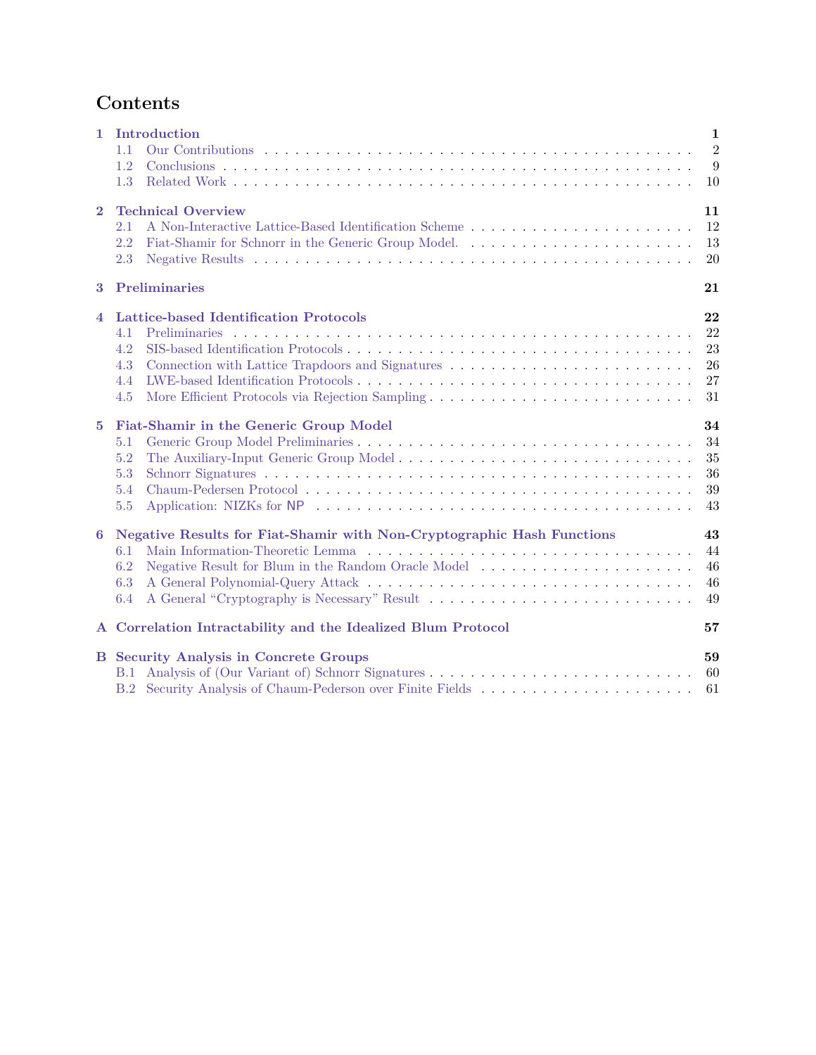# Contents

**1 Introduction** — **1**
- 1.1 Our Contributions — 2
- 1.2 Conclusions — 9
- 1.3 Related Work — 10

**2 Technical Overview** — **11**
- 2.1 A Non-Interactive Lattice-Based Identification Scheme — 12
- 2.2 Fiat-Shamir for Schnorr in the Generic Group Model. — 13
- 2.3 Negative Results — 20

**3 Preliminaries** — **21**

**4 Lattice-based Identification Protocols** — **22**
- 4.1 Preliminaries — 22
- 4.2 SIS-based Identification Protocols — 23
- 4.3 Connection with Lattice Trapdoors and Signatures — 26
- 4.4 LWE-based Identification Protocols — 27
- 4.5 More Efficient Protocols via Rejection Sampling — 31

**5 Fiat-Shamir in the Generic Group Model** — **34**
- 5.1 Generic Group Model Preliminaries — 34
- 5.2 The Auxiliary-Input Generic Group Model — 35
- 5.3 Schnorr Signatures — 36
- 5.4 Chaum-Pedersen Protocol — 39
- 5.5 Application: NIZKs for NP — 43

**6 Negative Results for Fiat-Shamir with Non-Cryptographic Hash Functions** — **43**
- 6.1 Main Information-Theoretic Lemma — 44
- 6.2 Negative Result for Blum in the Random Oracle Model — 46
- 6.3 A General Polynomial-Query Attack — 46
- 6.4 A General "Cryptography is Necessary" Result — 49

**A Correlation Intractability and the Idealized Blum Protocol** — **57**

**B Security Analysis in Concrete Groups** — **59**
- B.1 Analysis of (Our Variant of) Schnorr Signatures — 60
- B.2 Security Analysis of Chaum-Pederson over Finite Fields — 61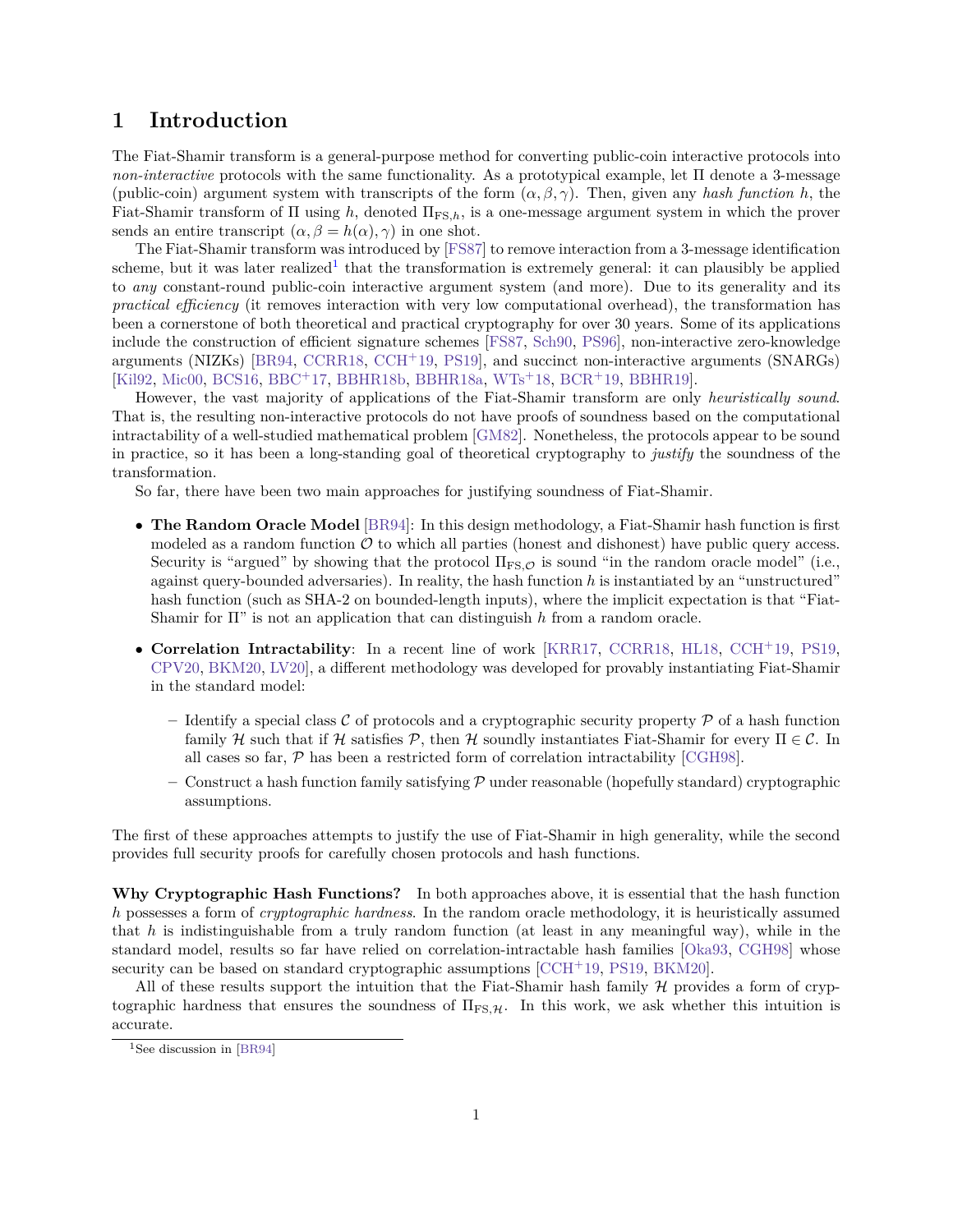# 1 Introduction

The Fiat-Shamir transform is a general-purpose method for converting public-coin interactive protocols into *non-interactive* protocols with the same functionality. As a prototypical example, let $\Pi$ denote a 3-message (public-coin) argument system with transcripts of the form $(\alpha, \beta, \gamma)$. Then, given any *hash function* $h$, the Fiat-Shamir transform of $\Pi$ using $h$, denoted $\Pi_{\mathrm{FS},h}$, is a one-message argument system in which the prover sends an entire transcript $(\alpha, \beta = h(\alpha), \gamma)$ in one shot.

The Fiat-Shamir transform was introduced by [FS87] to remove interaction from a 3-message identification scheme, but it was later realized[1] that the transformation is extremely general: it can plausibly be applied to *any* constant-round public-coin interactive argument system (and more). Due to its generality and its *practical efficiency* (it removes interaction with very low computational overhead), the transformation has been a cornerstone of both theoretical and practical cryptography for over 30 years. Some of its applications include the construction of efficient signature schemes [FS87, Sch90, PS96], non-interactive zero-knowledge arguments (NIZKs) [BR94, CCRR18, CCH+19, PS19], and succinct non-interactive arguments (SNARGs) [Kil92, Mic00, BCS16, BBC+17, BBHR18b, BBHR18a, WTs+18, BCR+19, BBHR19].

However, the vast majority of applications of the Fiat-Shamir transform are only *heuristically sound*. That is, the resulting non-interactive protocols do not have proofs of soundness based on the computational intractability of a well-studied mathematical problem [GM82]. Nonetheless, the protocols appear to be sound in practice, so it has been a long-standing goal of theoretical cryptography to *justify* the soundness of the transformation.

So far, there have been two main approaches for justifying soundness of Fiat-Shamir.

- **The Random Oracle Model** [BR94]: In this design methodology, a Fiat-Shamir hash function is first modeled as a random function $\mathcal{O}$ to which all parties (honest and dishonest) have public query access. Security is "argued" by showing that the protocol $\Pi_{\mathrm{FS},\mathcal{O}}$ is sound "in the random oracle model" (i.e., against query-bounded adversaries). In reality, the hash function $h$ is instantiated by an "unstructured" hash function (such as SHA-2 on bounded-length inputs), where the implicit expectation is that "Fiat-Shamir for $\Pi$" is not an application that can distinguish $h$ from a random oracle.
- **Correlation Intractability**: In a recent line of work [KRR17, CCRR18, HL18, CCH+19, PS19, CPV20, BKM20, LV20], a different methodology was developed for provably instantiating Fiat-Shamir in the standard model:
  - Identify a special class $\mathcal{C}$ of protocols and a cryptographic security property $\mathcal{P}$ of a hash function family $\mathcal{H}$ such that if $\mathcal{H}$ satisfies $\mathcal{P}$, then $\mathcal{H}$ soundly instantiates Fiat-Shamir for every $\Pi \in \mathcal{C}$. In all cases so far, $\mathcal{P}$ has been a restricted form of correlation intractability [CGH98].
  - Construct a hash function family satisfying $\mathcal{P}$ under reasonable (hopefully standard) cryptographic assumptions.

The first of these approaches attempts to justify the use of Fiat-Shamir in high generality, while the second provides full security proofs for carefully chosen protocols and hash functions.

**Why Cryptographic Hash Functions?** In both approaches above, it is essential that the hash function $h$ possesses a form of *cryptographic hardness*. In the random oracle methodology, it is heuristically assumed that $h$ is indistinguishable from a truly random function (at least in any meaningful way), while in the standard model, results so far have relied on correlation-intractable hash families [Oka93, CGH98] whose security can be based on standard cryptographic assumptions [CCH+19, PS19, BKM20].

All of these results support the intuition that the Fiat-Shamir hash family $\mathcal{H}$ provides a form of cryptographic hardness that ensures the soundness of $\Pi_{\mathrm{FS},\mathcal{H}}$. In this work, we ask whether this intuition is accurate.

[1] See discussion in [BR94]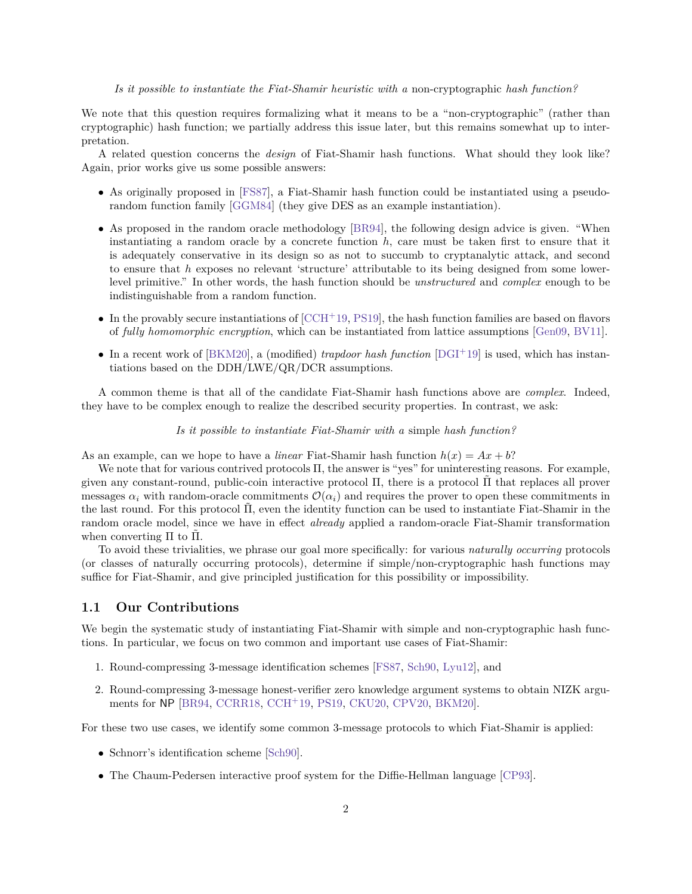*Is it possible to instantiate the Fiat-Shamir heuristic with a* non-cryptographic *hash function?*

We note that this question requires formalizing what it means to be a "non-cryptographic" (rather than cryptographic) hash function; we partially address this issue later, but this remains somewhat up to interpretation.

A related question concerns the *design* of Fiat-Shamir hash functions. What should they look like? Again, prior works give us some possible answers:

- As originally proposed in [FS87], a Fiat-Shamir hash function could be instantiated using a pseudorandom function family [GGM84] (they give DES as an example instantiation).
- As proposed in the random oracle methodology [BR94], the following design advice is given. "When instantiating a random oracle by a concrete function $h$, care must be taken first to ensure that it is adequately conservative in its design so as not to succumb to cryptanalytic attack, and second to ensure that $h$ exposes no relevant 'structure' attributable to its being designed from some lower-level primitive." In other words, the hash function should be *unstructured* and *complex* enough to be indistinguishable from a random function.
- In the provably secure instantiations of [CCH+19, PS19], the hash function families are based on flavors of *fully homomorphic encryption*, which can be instantiated from lattice assumptions [Gen09, BV11].
- In a recent work of [BKM20], a (modified) *trapdoor hash function* [DGI+19] is used, which has instantiations based on the DDH/LWE/QR/DCR assumptions.

A common theme is that all of the candidate Fiat-Shamir hash functions above are *complex*. Indeed, they have to be complex enough to realize the described security properties. In contrast, we ask:

*Is it possible to instantiate Fiat-Shamir with a* simple *hash function?*

As an example, can we hope to have a *linear* Fiat-Shamir hash function $h(x) = Ax + b$?

We note that for various contrived protocols $\Pi$, the answer is "yes" for uninteresting reasons. For example, given any constant-round, public-coin interactive protocol $\Pi$, there is a protocol $\tilde{\Pi}$ that replaces all prover messages $\alpha_i$ with random-oracle commitments $\mathcal{O}(\alpha_i)$ and requires the prover to open these commitments in the last round. For this protocol $\tilde{\Pi}$, even the identity function can be used to instantiate Fiat-Shamir in the random oracle model, since we have in effect *already* applied a random-oracle Fiat-Shamir transformation when converting $\Pi$ to $\tilde{\Pi}$.

To avoid these trivialities, we phrase our goal more specifically: for various *naturally occurring* protocols (or classes of naturally occurring protocols), determine if simple/non-cryptographic hash functions may suffice for Fiat-Shamir, and give principled justification for this possibility or impossibility.

## 1.1 Our Contributions

We begin the systematic study of instantiating Fiat-Shamir with simple and non-cryptographic hash functions. In particular, we focus on two common and important use cases of Fiat-Shamir:

1. Round-compressing 3-message identification schemes [FS87, Sch90, Lyu12], and
2. Round-compressing 3-message honest-verifier zero knowledge argument systems to obtain NIZK arguments for $\mathsf{NP}$ [BR94, CCRR18, CCH+19, PS19, CKU20, CPV20, BKM20].

For these two use cases, we identify some common 3-message protocols to which Fiat-Shamir is applied:

- Schnorr's identification scheme [Sch90].
- The Chaum-Pedersen interactive proof system for the Diffie-Hellman language [CP93].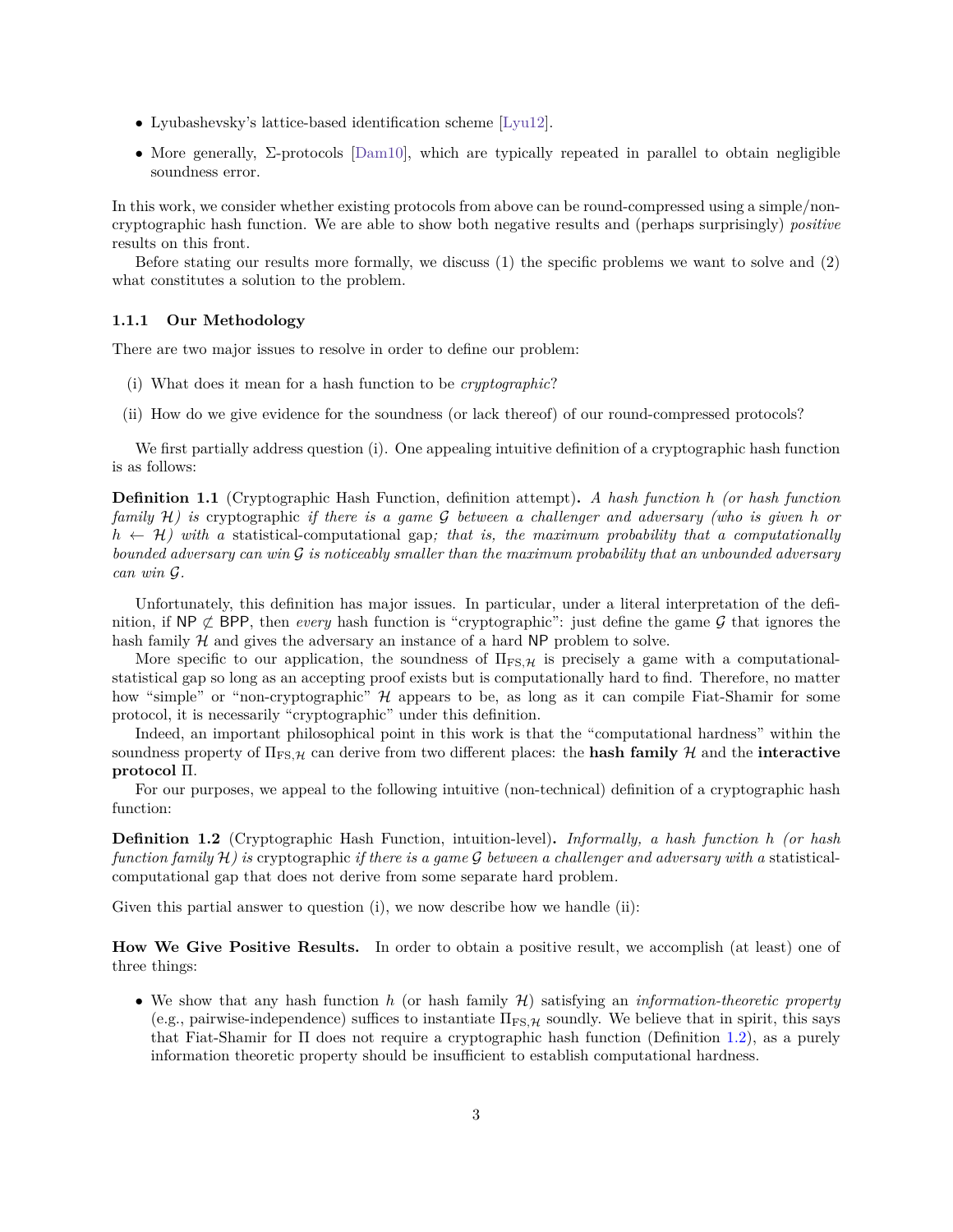- Lyubashevsky's lattice-based identification scheme [Lyu12].
- More generally, Σ-protocols [Dam10], which are typically repeated in parallel to obtain negligible soundness error.

In this work, we consider whether existing protocols from above can be round-compressed using a simple/non-cryptographic hash function. We are able to show both negative results and (perhaps surprisingly) *positive* results on this front.

Before stating our results more formally, we discuss (1) the specific problems we want to solve and (2) what constitutes a solution to the problem.

### 1.1.1 Our Methodology

There are two major issues to resolve in order to define our problem:

(i) What does it mean for a hash function to be *cryptographic*?

(ii) How do we give evidence for the soundness (or lack thereof) of our round-compressed protocols?

We first partially address question (i). One appealing intuitive definition of a cryptographic hash function is as follows:

**Definition 1.1** (Cryptographic Hash Function, definition attempt)**.** *A hash function $h$ (or hash function family $\mathcal{H}$) is* cryptographic *if there is a game $\mathcal{G}$ between a challenger and adversary (who is given $h$ or $h \leftarrow \mathcal{H}$) with a* statistical-computational gap*; that is, the maximum probability that a computationally bounded adversary can win $\mathcal{G}$ is noticeably smaller than the maximum probability that an unbounded adversary can win $\mathcal{G}$.*

Unfortunately, this definition has major issues. In particular, under a literal interpretation of the definition, if $\mathsf{NP} \not\subset \mathsf{BPP}$, then *every* hash function is "cryptographic": just define the game $\mathcal{G}$ that ignores the hash family $\mathcal{H}$ and gives the adversary an instance of a hard $\mathsf{NP}$ problem to solve.

More specific to our application, the soundness of $\Pi_{\mathrm{FS},\mathcal{H}}$ is precisely a game with a computational-statistical gap so long as an accepting proof exists but is computationally hard to find. Therefore, no matter how "simple" or "non-cryptographic" $\mathcal{H}$ appears to be, as long as it can compile Fiat-Shamir for some protocol, it is necessarily "cryptographic" under this definition.

Indeed, an important philosophical point in this work is that the "computational hardness" within the soundness property of $\Pi_{\mathrm{FS},\mathcal{H}}$ can derive from two different places: the **hash family** $\mathcal{H}$ and the **interactive protocol** $\Pi$.

For our purposes, we appeal to the following intuitive (non-technical) definition of a cryptographic hash function:

**Definition 1.2** (Cryptographic Hash Function, intuition-level)**.** *Informally, a hash function $h$ (or hash function family $\mathcal{H}$) is* cryptographic *if there is a game $\mathcal{G}$ between a challenger and adversary with a* statistical-computational gap *that does not derive from some separate hard problem.*

Given this partial answer to question (i), we now describe how we handle (ii):

**How We Give Positive Results.** In order to obtain a positive result, we accomplish (at least) one of three things:

- We show that any hash function $h$ (or hash family $\mathcal{H}$) satisfying an *information-theoretic property* (e.g., pairwise-independence) suffices to instantiate $\Pi_{\mathrm{FS},\mathcal{H}}$ soundly. We believe that in spirit, this says that Fiat-Shamir for $\Pi$ does not require a cryptographic hash function (Definition 1.2), as a purely information theoretic property should be insufficient to establish computational hardness.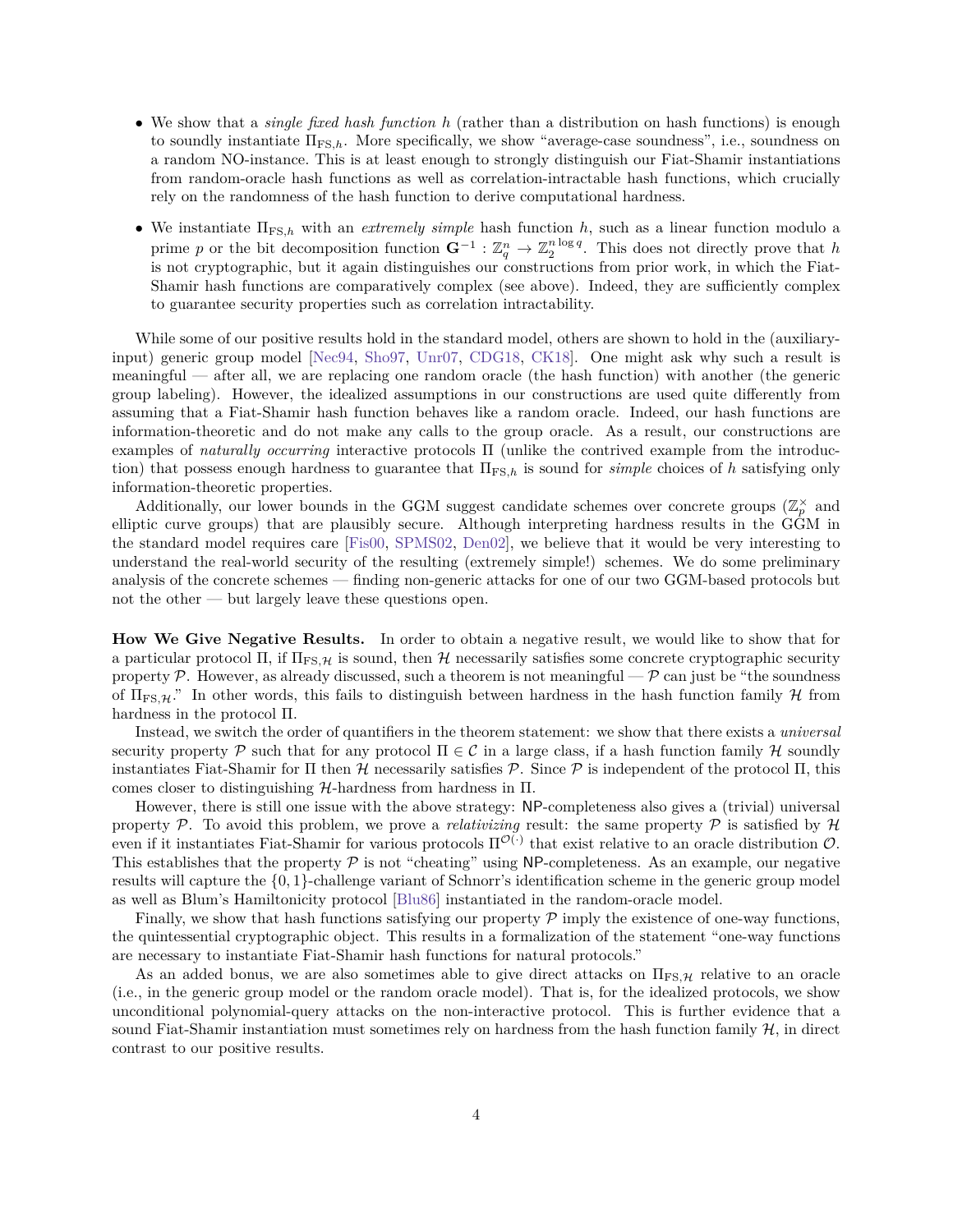- We show that a *single fixed hash function* $h$ (rather than a distribution on hash functions) is enough to soundly instantiate $\Pi_{\mathrm{FS},h}$. More specifically, we show "average-case soundness", i.e., soundness on a random NO-instance. This is at least enough to strongly distinguish our Fiat-Shamir instantiations from random-oracle hash functions as well as correlation-intractable hash functions, which crucially rely on the randomness of the hash function to derive computational hardness.
- We instantiate $\Pi_{\mathrm{FS},h}$ with an *extremely simple* hash function $h$, such as a linear function modulo a prime $p$ or the bit decomposition function $\mathbf{G}^{-1} : \mathbb{Z}_q^n \to \mathbb{Z}_2^{n \log q}$. This does not directly prove that $h$ is not cryptographic, but it again distinguishes our constructions from prior work, in which the Fiat-Shamir hash functions are comparatively complex (see above). Indeed, they are sufficiently complex to guarantee security properties such as correlation intractability.

While some of our positive results hold in the standard model, others are shown to hold in the (auxiliary-input) generic group model [Nec94, Sho97, Unr07, CDG18, CK18]. One might ask why such a result is meaningful — after all, we are replacing one random oracle (the hash function) with another (the generic group labeling). However, the idealized assumptions in our constructions are used quite differently from assuming that a Fiat-Shamir hash function behaves like a random oracle. Indeed, our hash functions are information-theoretic and do not make any calls to the group oracle. As a result, our constructions are examples of *naturally occurring* interactive protocols $\Pi$ (unlike the contrived example from the introduction) that possess enough hardness to guarantee that $\Pi_{\mathrm{FS},h}$ is sound for *simple* choices of $h$ satisfying only information-theoretic properties.

Additionally, our lower bounds in the GGM suggest candidate schemes over concrete groups ($\mathbb{Z}_p^\times$ and elliptic curve groups) that are plausibly secure. Although interpreting hardness results in the GGM in the standard model requires care [Fis00, SPMS02, Den02], we believe that it would be very interesting to understand the real-world security of the resulting (extremely simple!) schemes. We do some preliminary analysis of the concrete schemes — finding non-generic attacks for one of our two GGM-based protocols but not the other — but largely leave these questions open.

**How We Give Negative Results.** In order to obtain a negative result, we would like to show that for a particular protocol $\Pi$, if $\Pi_{\mathrm{FS},\mathcal{H}}$ is sound, then $\mathcal{H}$ necessarily satisfies some concrete cryptographic security property $\mathcal{P}$. However, as already discussed, such a theorem is not meaningful — $\mathcal{P}$ can just be "the soundness of $\Pi_{\mathrm{FS},\mathcal{H}}$." In other words, this fails to distinguish between hardness in the hash function family $\mathcal{H}$ from hardness in the protocol $\Pi$.

Instead, we switch the order of quantifiers in the theorem statement: we show that there exists a *universal* security property $\mathcal{P}$ such that for any protocol $\Pi \in \mathcal{C}$ in a large class, if a hash function family $\mathcal{H}$ soundly instantiates Fiat-Shamir for $\Pi$ then $\mathcal{H}$ necessarily satisfies $\mathcal{P}$. Since $\mathcal{P}$ is independent of the protocol $\Pi$, this comes closer to distinguishing $\mathcal{H}$-hardness from hardness in $\Pi$.

However, there is still one issue with the above strategy: NP-completeness also gives a (trivial) universal property $\mathcal{P}$. To avoid this problem, we prove a *relativizing* result: the same property $\mathcal{P}$ is satisfied by $\mathcal{H}$ even if it instantiates Fiat-Shamir for various protocols $\Pi^{\mathcal{O}(\cdot)}$ that exist relative to an oracle distribution $\mathcal{O}$. This establishes that the property $\mathcal{P}$ is not "cheating" using NP-completeness. As an example, our negative results will capture the $\{0,1\}$-challenge variant of Schnorr's identification scheme in the generic group model as well as Blum's Hamiltonicity protocol [Blu86] instantiated in the random-oracle model.

Finally, we show that hash functions satisfying our property $\mathcal{P}$ imply the existence of one-way functions, the quintessential cryptographic object. This results in a formalization of the statement "one-way functions are necessary to instantiate Fiat-Shamir hash functions for natural protocols."

As an added bonus, we are also sometimes able to give direct attacks on $\Pi_{\mathrm{FS},\mathcal{H}}$ relative to an oracle (i.e., in the generic group model or the random oracle model). That is, for the idealized protocols, we show unconditional polynomial-query attacks on the non-interactive protocol. This is further evidence that a sound Fiat-Shamir instantiation must sometimes rely on hardness from the hash function family $\mathcal{H}$, in direct contrast to our positive results.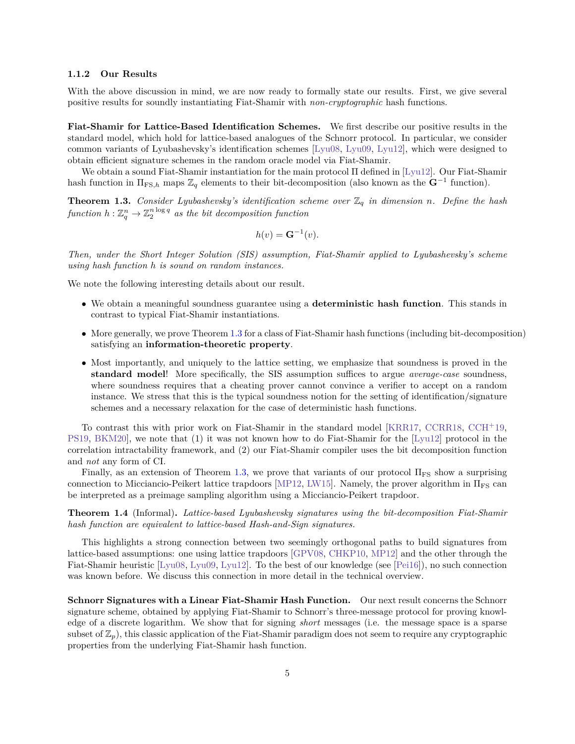#### 1.1.2 Our Results

With the above discussion in mind, we are now ready to formally state our results. First, we give several positive results for soundly instantiating Fiat-Shamir with *non-cryptographic* hash functions.

**Fiat-Shamir for Lattice-Based Identification Schemes.** We first describe our positive results in the standard model, which hold for lattice-based analogues of the Schnorr protocol. In particular, we consider common variants of Lyubashevsky's identification schemes [Lyu08, Lyu09, Lyu12], which were designed to obtain efficient signature schemes in the random oracle model via Fiat-Shamir.

We obtain a sound Fiat-Shamir instantiation for the main protocol $\Pi$ defined in [Lyu12]. Our Fiat-Shamir hash function in $\Pi_{\mathrm{FS},h}$ maps $\mathbb{Z}_q$ elements to their bit-decomposition (also known as the $\mathbf{G}^{-1}$ function).

**Theorem 1.3.** *Consider Lyubashevsky's identification scheme over $\mathbb{Z}_q$ in dimension $n$. Define the hash function $h : \mathbb{Z}_q^n \to \mathbb{Z}_2^{n \log q}$ as the bit decomposition function*

$$h(v) = \mathbf{G}^{-1}(v).$$

*Then, under the Short Integer Solution (SIS) assumption, Fiat-Shamir applied to Lyubashevsky's scheme using hash function $h$ is sound on random instances.*

We note the following interesting details about our result.

- We obtain a meaningful soundness guarantee using a **deterministic hash function**. This stands in contrast to typical Fiat-Shamir instantiations.
- More generally, we prove Theorem 1.3 for a class of Fiat-Shamir hash functions (including bit-decomposition) satisfying an **information-theoretic property**.
- Most importantly, and uniquely to the lattice setting, we emphasize that soundness is proved in the **standard model**! More specifically, the SIS assumption suffices to argue *average-case* soundness, where soundness requires that a cheating prover cannot convince a verifier to accept on a random instance. We stress that this is the typical soundness notion for the setting of identification/signature schemes and a necessary relaxation for the case of deterministic hash functions.

To contrast this with prior work on Fiat-Shamir in the standard model [KRR17, CCRR18, CCH+19, PS19, BKM20], we note that (1) it was not known how to do Fiat-Shamir for the [Lyu12] protocol in the correlation intractability framework, and (2) our Fiat-Shamir compiler uses the bit decomposition function and *not* any form of CI.

Finally, as an extension of Theorem 1.3, we prove that variants of our protocol $\Pi_{\mathrm{FS}}$ show a surprising connection to Micciancio-Peikert lattice trapdoors [MP12, LW15]. Namely, the prover algorithm in $\Pi_{\mathrm{FS}}$ can be interpreted as a preimage sampling algorithm using a Micciancio-Peikert trapdoor.

**Theorem 1.4** (Informal)**.** *Lattice-based Lyubashevsky signatures using the bit-decomposition Fiat-Shamir hash function are equivalent to lattice-based Hash-and-Sign signatures.*

This highlights a strong connection between two seemingly orthogonal paths to build signatures from lattice-based assumptions: one using lattice trapdoors [GPV08, CHKP10, MP12] and the other through the Fiat-Shamir heuristic [Lyu08, Lyu09, Lyu12]. To the best of our knowledge (see [Pei16]), no such connection was known before. We discuss this connection in more detail in the technical overview.

**Schnorr Signatures with a Linear Fiat-Shamir Hash Function.** Our next result concerns the Schnorr signature scheme, obtained by applying Fiat-Shamir to Schnorr's three-message protocol for proving knowledge of a discrete logarithm. We show that for signing *short* messages (i.e. the message space is a sparse subset of $\mathbb{Z}_p$), this classic application of the Fiat-Shamir paradigm does not seem to require any cryptographic properties from the underlying Fiat-Shamir hash function.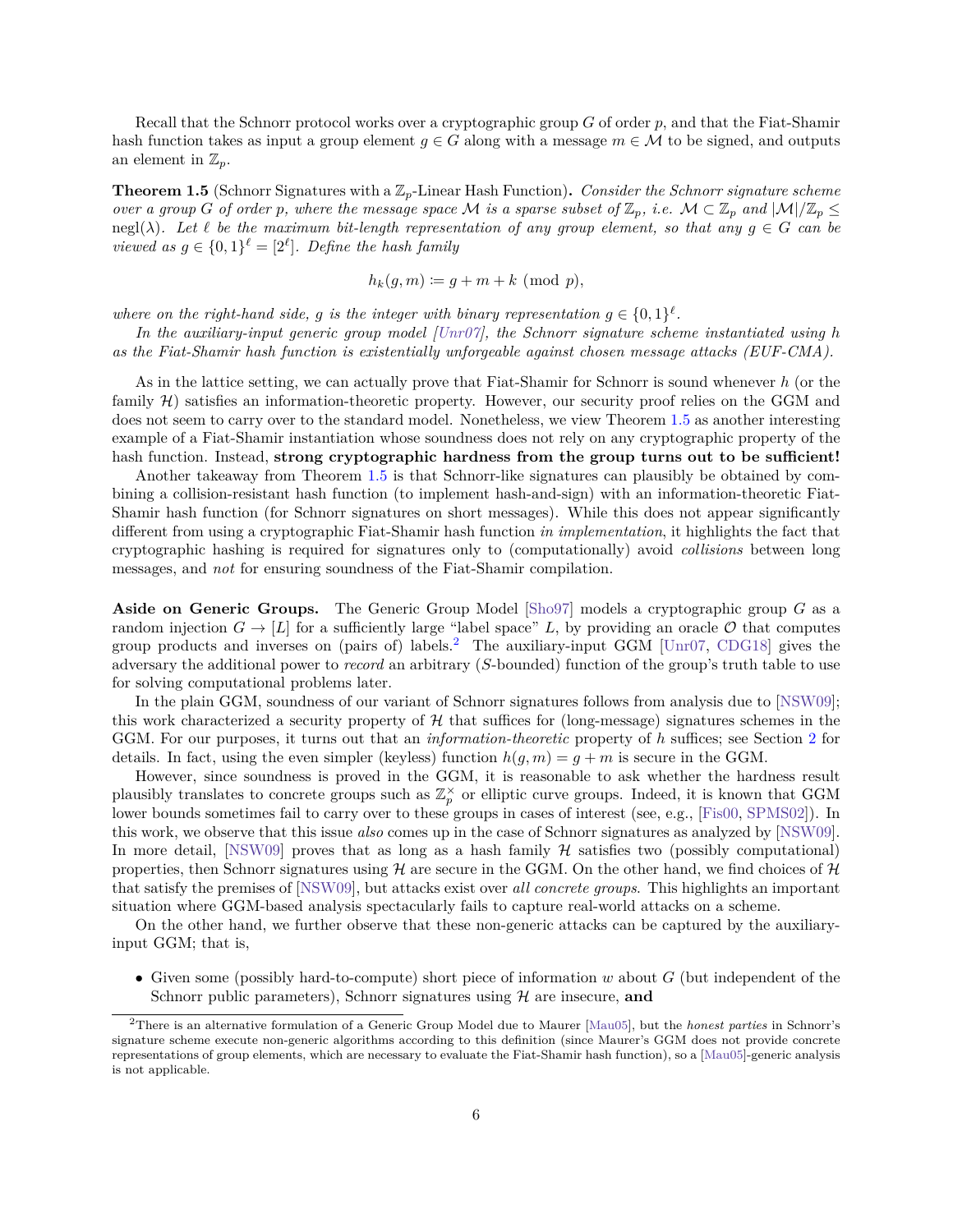Recall that the Schnorr protocol works over a cryptographic group $G$ of order $p$, and that the Fiat-Shamir hash function takes as input a group element $g \in G$ along with a message $m \in \mathcal{M}$ to be signed, and outputs an element in $\mathbb{Z}_p$.

**Theorem 1.5** (Schnorr Signatures with a $\mathbb{Z}_p$-Linear Hash Function)**.** *Consider the Schnorr signature scheme over a group $G$ of order $p$, where the message space $\mathcal{M}$ is a sparse subset of $\mathbb{Z}_p$, i.e. $\mathcal{M} \subset \mathbb{Z}_p$ and $|\mathcal{M}|/\mathbb{Z}_p \leq \mathrm{negl}(\lambda)$. Let $\ell$ be the maximum bit-length representation of any group element, so that any $g \in G$ can be viewed as $g \in \{0,1\}^\ell = [2^\ell]$. Define the hash family*

$$h_k(g, m) \coloneqq g + m + k \pmod{p},$$

*where on the right-hand side, $g$ is the integer with binary representation $g \in \{0,1\}^\ell$.*

*In the auxiliary-input generic group model [Unr07], the Schnorr signature scheme instantiated using $h$ as the Fiat-Shamir hash function is existentially unforgeable against chosen message attacks (EUF-CMA).*

As in the lattice setting, we can actually prove that Fiat-Shamir for Schnorr is sound whenever $h$ (or the family $\mathcal{H}$) satisfies an information-theoretic property. However, our security proof relies on the GGM and does not seem to carry over to the standard model. Nonetheless, we view Theorem 1.5 as another interesting example of a Fiat-Shamir instantiation whose soundness does not rely on any cryptographic property of the hash function. Instead, **strong cryptographic hardness from the group turns out to be sufficient!**

Another takeaway from Theorem 1.5 is that Schnorr-like signatures can plausibly be obtained by combining a collision-resistant hash function (to implement hash-and-sign) with an information-theoretic Fiat-Shamir hash function (for Schnorr signatures on short messages). While this does not appear significantly different from using a cryptographic Fiat-Shamir hash function *in implementation*, it highlights the fact that cryptographic hashing is required for signatures only to (computationally) avoid *collisions* between long messages, and *not* for ensuring soundness of the Fiat-Shamir compilation.

**Aside on Generic Groups.** The Generic Group Model [Sho97] models a cryptographic group $G$ as a random injection $G \to [L]$ for a sufficiently large "label space" $L$, by providing an oracle $\mathcal{O}$ that computes group products and inverses on (pairs of) labels.[2] The auxiliary-input GGM [Unr07, CDG18] gives the adversary the additional power to *record* an arbitrary ($S$-bounded) function of the group's truth table to use for solving computational problems later.

In the plain GGM, soundness of our variant of Schnorr signatures follows from analysis due to [NSW09]; this work characterized a security property of $\mathcal{H}$ that suffices for (long-message) signatures schemes in the GGM. For our purposes, it turns out that an *information-theoretic* property of $h$ suffices; see Section 2 for details. In fact, using the even simpler (keyless) function $h(g, m) = g + m$ is secure in the GGM.

However, since soundness is proved in the GGM, it is reasonable to ask whether the hardness result plausibly translates to concrete groups such as $\mathbb{Z}_p^\times$ or elliptic curve groups. Indeed, it is known that GGM lower bounds sometimes fail to carry over to these groups in cases of interest (see, e.g., [Fis00, SPMS02]). In this work, we observe that this issue *also* comes up in the case of Schnorr signatures as analyzed by [NSW09]. In more detail, [NSW09] proves that as long as a hash family $\mathcal{H}$ satisfies two (possibly computational) properties, then Schnorr signatures using $\mathcal{H}$ are secure in the GGM. On the other hand, we find choices of $\mathcal{H}$ that satisfy the premises of [NSW09], but attacks exist over *all concrete groups*. This highlights an important situation where GGM-based analysis spectacularly fails to capture real-world attacks on a scheme.

On the other hand, we further observe that these non-generic attacks can be captured by the auxiliary-input GGM; that is,

- Given some (possibly hard-to-compute) short piece of information $w$ about $G$ (but independent of the Schnorr public parameters), Schnorr signatures using $\mathcal{H}$ are insecure, **and**

[2] There is an alternative formulation of a Generic Group Model due to Maurer [Mau05], but the *honest parties* in Schnorr's signature scheme execute non-generic algorithms according to this definition (since Maurer's GGM does not provide concrete representations of group elements, which are necessary to evaluate the Fiat-Shamir hash function), so a [Mau05]-generic analysis is not applicable.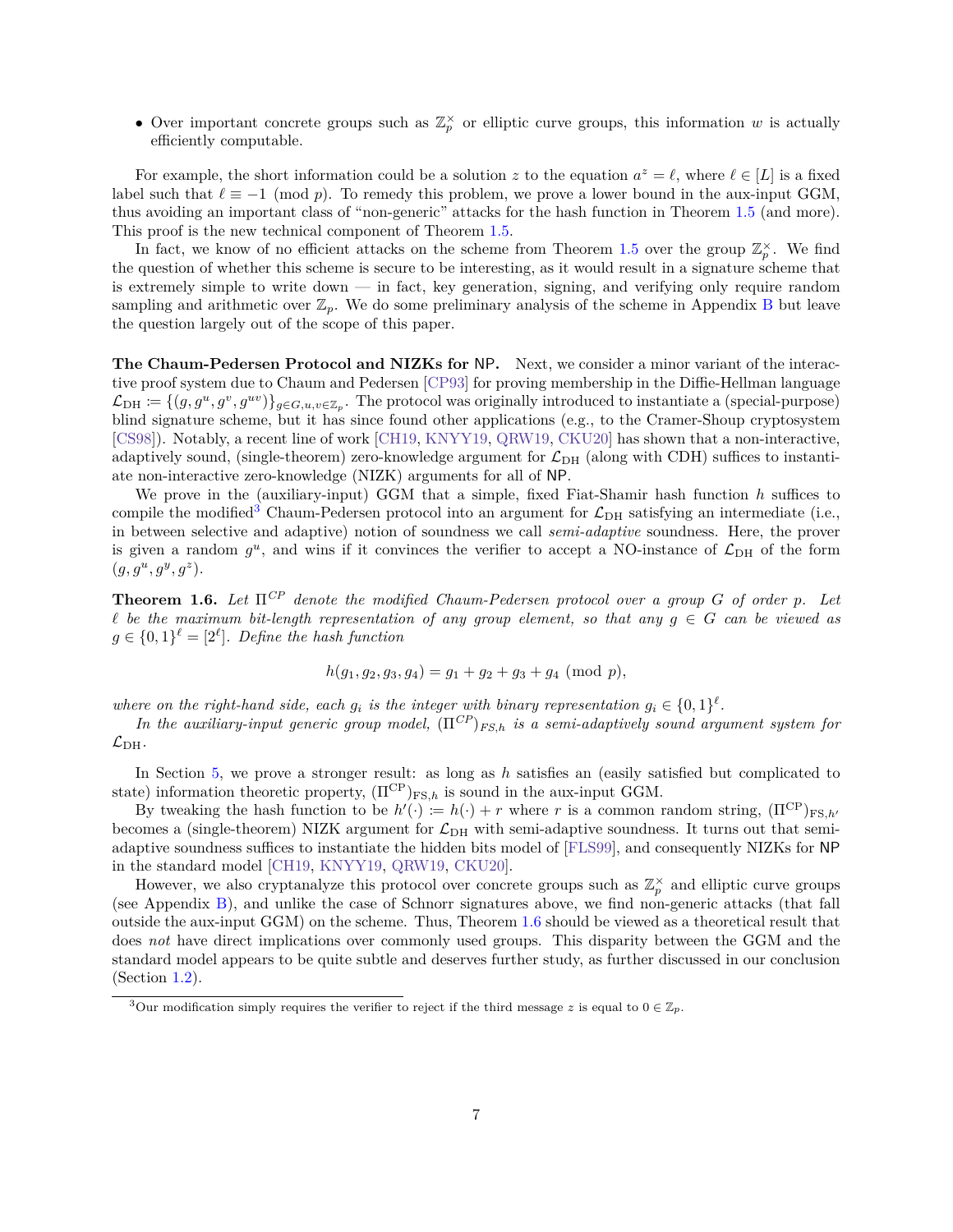- Over important concrete groups such as $\mathbb{Z}_p^\times$ or elliptic curve groups, this information $w$ is actually efficiently computable.

For example, the short information could be a solution $z$ to the equation $a^z = \ell$, where $\ell \in [L]$ is a fixed label such that $\ell \equiv -1 \pmod{p}$. To remedy this problem, we prove a lower bound in the aux-input GGM, thus avoiding an important class of "non-generic" attacks for the hash function in Theorem 1.5 (and more). This proof is the new technical component of Theorem 1.5.

In fact, we know of no efficient attacks on the scheme from Theorem 1.5 over the group $\mathbb{Z}_p^\times$. We find the question of whether this scheme is secure to be interesting, as it would result in a signature scheme that is extremely simple to write down — in fact, key generation, signing, and verifying only require random sampling and arithmetic over $\mathbb{Z}_p$. We do some preliminary analysis of the scheme in Appendix B but leave the question largely out of the scope of this paper.

**The Chaum-Pedersen Protocol and NIZKs for NP.** Next, we consider a minor variant of the interactive proof system due to Chaum and Pedersen [CP93] for proving membership in the Diffie-Hellman language $\mathcal{L}_{\mathrm{DH}} := \{(g, g^u, g^v, g^{uv})\}_{g \in G, u,v \in \mathbb{Z}_p}$. The protocol was originally introduced to instantiate a (special-purpose) blind signature scheme, but it has since found other applications (e.g., to the Cramer-Shoup cryptosystem [CS98]). Notably, a recent line of work [CH19, KNYY19, QRW19, CKU20] has shown that a non-interactive, adaptively sound, (single-theorem) zero-knowledge argument for $\mathcal{L}_{\mathrm{DH}}$ (along with CDH) suffices to instantiate non-interactive zero-knowledge (NIZK) arguments for all of NP.

We prove in the (auxiliary-input) GGM that a simple, fixed Fiat-Shamir hash function $h$ suffices to compile the modified[3] Chaum-Pedersen protocol into an argument for $\mathcal{L}_{\mathrm{DH}}$ satisfying an intermediate (i.e., in between selective and adaptive) notion of soundness we call *semi-adaptive* soundness. Here, the prover is given a random $g^u$, and wins if it convinces the verifier to accept a NO-instance of $\mathcal{L}_{\mathrm{DH}}$ of the form $(g, g^u, g^y, g^z)$.

**Theorem 1.6.** *Let $\Pi^{CP}$ denote the modified Chaum-Pedersen protocol over a group $G$ of order $p$. Let $\ell$ be the maximum bit-length representation of any group element, so that any $g \in G$ can be viewed as $g \in \{0,1\}^\ell = [2^\ell]$. Define the hash function*

$$h(g_1, g_2, g_3, g_4) = g_1 + g_2 + g_3 + g_4 \pmod{p},$$

*where on the right-hand side, each $g_i$ is the integer with binary representation $g_i \in \{0,1\}^\ell$.*

*In the auxiliary-input generic group model, $(\Pi^{CP})_{FS,h}$ is a semi-adaptively sound argument system for $\mathcal{L}_{\mathrm{DH}}$.*

In Section 5, we prove a stronger result: as long as $h$ satisfies an (easily satisfied but complicated to state) information theoretic property, $(\Pi^{\mathrm{CP}})_{\mathrm{FS},h}$ is sound in the aux-input GGM.

By tweaking the hash function to be $h'(\cdot) := h(\cdot) + r$ where $r$ is a common random string, $(\Pi^{\mathrm{CP}})_{\mathrm{FS},h'}$ becomes a (single-theorem) NIZK argument for $\mathcal{L}_{\mathrm{DH}}$ with semi-adaptive soundness. It turns out that semi-adaptive soundness suffices to instantiate the hidden bits model of [FLS99], and consequently NIZKs for NP in the standard model [CH19, KNYY19, QRW19, CKU20].

However, we also cryptanalyze this protocol over concrete groups such as $\mathbb{Z}_p^\times$ and elliptic curve groups (see Appendix B), and unlike the case of Schnorr signatures above, we find non-generic attacks (that fall outside the aux-input GGM) on the scheme. Thus, Theorem 1.6 should be viewed as a theoretical result that does *not* have direct implications over commonly used groups. This disparity between the GGM and the standard model appears to be quite subtle and deserves further study, as further discussed in our conclusion (Section 1.2).

[3] Our modification simply requires the verifier to reject if the third message $z$ is equal to $0 \in \mathbb{Z}_p$.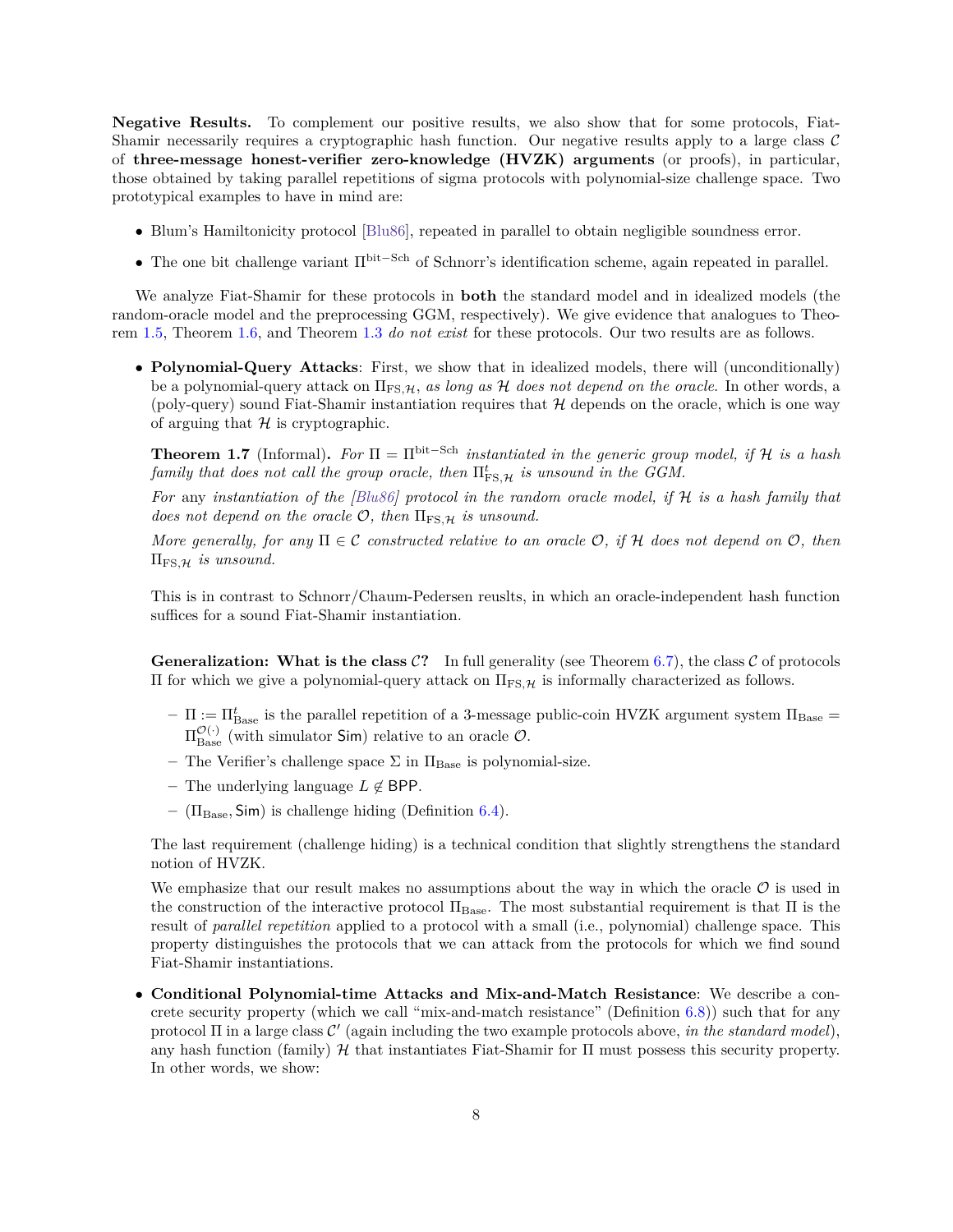**Negative Results.** To complement our positive results, we also show that for some protocols, Fiat-Shamir necessarily requires a cryptographic hash function. Our negative results apply to a large class $\mathcal{C}$ of **three-message honest-verifier zero-knowledge (HVZK) arguments** (or proofs), in particular, those obtained by taking parallel repetitions of sigma protocols with polynomial-size challenge space. Two prototypical examples to have in mind are:

- Blum's Hamiltonicity protocol [Blu86], repeated in parallel to obtain negligible soundness error.
- The one bit challenge variant $\Pi^{\mathrm{bit-Sch}}$ of Schnorr's identification scheme, again repeated in parallel.

We analyze Fiat-Shamir for these protocols in **both** the standard model and in idealized models (the random-oracle model and the preprocessing GGM, respectively). We give evidence that analogues to Theorem 1.5, Theorem 1.6, and Theorem 1.3 *do not exist* for these protocols. Our two results are as follows.

- **Polynomial-Query Attacks**: First, we show that in idealized models, there will (unconditionally) be a polynomial-query attack on $\Pi_{\mathrm{FS},\mathcal{H}}$, *as long as $\mathcal{H}$ does not depend on the oracle.* In other words, a (poly-query) sound Fiat-Shamir instantiation requires that $\mathcal{H}$ depends on the oracle, which is one way of arguing that $\mathcal{H}$ is cryptographic.

  **Theorem 1.7** (Informal)**.** *For $\Pi = \Pi^{\mathrm{bit-Sch}}$ instantiated in the generic group model, if $\mathcal{H}$ is a hash family that does not call the group oracle, then $\Pi^t_{\mathrm{FS},\mathcal{H}}$ is unsound in the GGM.*

  *For* any *instantiation of the [Blu86] protocol in the random oracle model, if $\mathcal{H}$ is a hash family that does not depend on the oracle $\mathcal{O}$, then $\Pi_{\mathrm{FS},\mathcal{H}}$ is unsound.*

  *More generally, for any $\Pi \in \mathcal{C}$ constructed relative to an oracle $\mathcal{O}$, if $\mathcal{H}$ does not depend on $\mathcal{O}$, then $\Pi_{\mathrm{FS},\mathcal{H}}$ is unsound.*

  This is in contrast to Schnorr/Chaum-Pedersen reuslts, in which an oracle-independent hash function suffices for a sound Fiat-Shamir instantiation.

  **Generalization: What is the class $\mathcal{C}$?** In full generality (see Theorem 6.7), the class $\mathcal{C}$ of protocols $\Pi$ for which we give a polynomial-query attack on $\Pi_{\mathrm{FS},\mathcal{H}}$ is informally characterized as follows.

  - $\Pi := \Pi^t_{\mathrm{Base}}$ is the parallel repetition of a 3-message public-coin HVZK argument system $\Pi_{\mathrm{Base}} = \Pi^{\mathcal{O}(\cdot)}_{\mathrm{Base}}$ (with simulator $\mathsf{Sim}$) relative to an oracle $\mathcal{O}$.
  - The Verifier's challenge space $\Sigma$ in $\Pi_{\mathrm{Base}}$ is polynomial-size.
  - The underlying language $L \notin \mathsf{BPP}$.
  - $(\Pi_{\mathrm{Base}}, \mathsf{Sim})$ is challenge hiding (Definition 6.4).

  The last requirement (challenge hiding) is a technical condition that slightly strengthens the standard notion of HVZK.

  We emphasize that our result makes no assumptions about the way in which the oracle $\mathcal{O}$ is used in the construction of the interactive protocol $\Pi_{\mathrm{Base}}$. The most substantial requirement is that $\Pi$ is the result of *parallel repetition* applied to a protocol with a small (i.e., polynomial) challenge space. This property distinguishes the protocols that we can attack from the protocols for which we find sound Fiat-Shamir instantiations.

- **Conditional Polynomial-time Attacks and Mix-and-Match Resistance**: We describe a concrete security property (which we call "mix-and-match resistance" (Definition 6.8)) such that for any protocol $\Pi$ in a large class $\mathcal{C}'$ (again including the two example protocols above, *in the standard model*), any hash function (family) $\mathcal{H}$ that instantiates Fiat-Shamir for $\Pi$ must possess this security property. In other words, we show: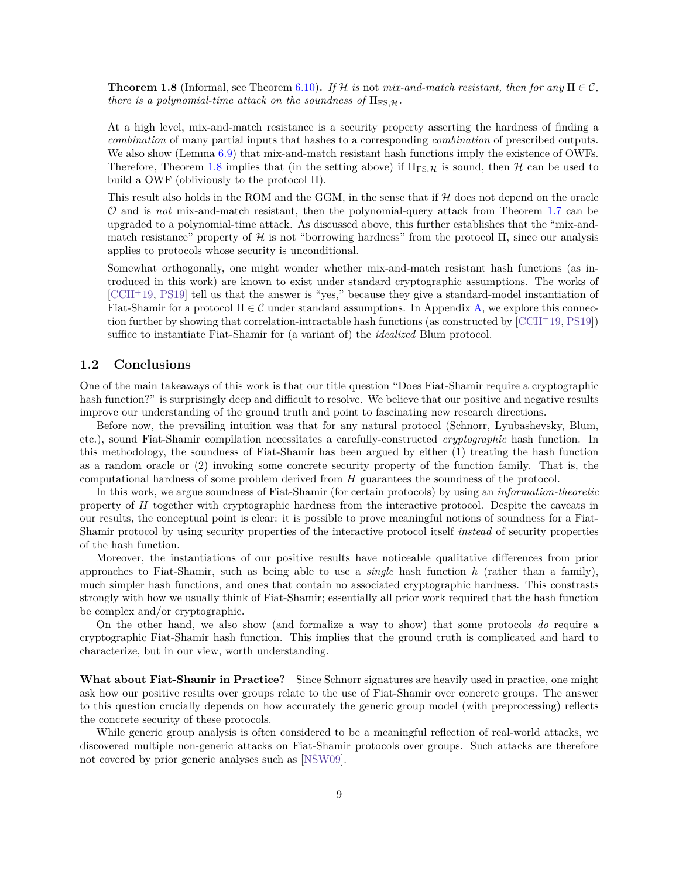**Theorem 1.8** (Informal, see Theorem 6.10)**.** *If $\mathcal{H}$ is not mix-and-match resistant, then for any $\Pi \in \mathcal{C}$, there is a polynomial-time attack on the soundness of $\Pi_{\mathrm{FS},\mathcal{H}}$.*

At a high level, mix-and-match resistance is a security property asserting the hardness of finding a *combination* of many partial inputs that hashes to a corresponding *combination* of prescribed outputs. We also show (Lemma 6.9) that mix-and-match resistant hash functions imply the existence of OWFs. Therefore, Theorem 1.8 implies that (in the setting above) if $\Pi_{\mathrm{FS},\mathcal{H}}$ is sound, then $\mathcal{H}$ can be used to build a OWF (obliviously to the protocol $\Pi$).

This result also holds in the ROM and the GGM, in the sense that if $\mathcal{H}$ does not depend on the oracle $\mathcal{O}$ and is *not* mix-and-match resistant, then the polynomial-query attack from Theorem 1.7 can be upgraded to a polynomial-time attack. As discussed above, this further establishes that the "mix-and-match resistance" property of $\mathcal{H}$ is not "borrowing hardness" from the protocol $\Pi$, since our analysis applies to protocols whose security is unconditional.

Somewhat orthogonally, one might wonder whether mix-and-match resistant hash functions (as introduced in this work) are known to exist under standard cryptographic assumptions. The works of [CCH+19, PS19] tell us that the answer is "yes," because they give a standard-model instantiation of Fiat-Shamir for a protocol $\Pi \in \mathcal{C}$ under standard assumptions. In Appendix A, we explore this connection further by showing that correlation-intractable hash functions (as constructed by [CCH+19, PS19]) suffice to instantiate Fiat-Shamir for (a variant of) the *idealized* Blum protocol.

## 1.2 Conclusions

One of the main takeaways of this work is that our title question "Does Fiat-Shamir require a cryptographic hash function?" is surprisingly deep and difficult to resolve. We believe that our positive and negative results improve our understanding of the ground truth and point to fascinating new research directions.

Before now, the prevailing intuition was that for any natural protocol (Schnorr, Lyubashevsky, Blum, etc.), sound Fiat-Shamir compilation necessitates a carefully-constructed *cryptographic* hash function. In this methodology, the soundness of Fiat-Shamir has been argued by either (1) treating the hash function as a random oracle or (2) invoking some concrete security property of the function family. That is, the computational hardness of some problem derived from $H$ guarantees the soundness of the protocol.

In this work, we argue soundness of Fiat-Shamir (for certain protocols) by using an *information-theoretic* property of $H$ together with cryptographic hardness from the interactive protocol. Despite the caveats in our results, the conceptual point is clear: it is possible to prove meaningful notions of soundness for a Fiat-Shamir protocol by using security properties of the interactive protocol itself *instead* of security properties of the hash function.

Moreover, the instantiations of our positive results have noticeable qualitative differences from prior approaches to Fiat-Shamir, such as being able to use a *single* hash function $h$ (rather than a family), much simpler hash functions, and ones that contain no associated cryptographic hardness. This constrasts strongly with how we usually think of Fiat-Shamir; essentially all prior work required that the hash function be complex and/or cryptographic.

On the other hand, we also show (and formalize a way to show) that some protocols *do* require a cryptographic Fiat-Shamir hash function. This implies that the ground truth is complicated and hard to characterize, but in our view, worth understanding.

**What about Fiat-Shamir in Practice?** Since Schnorr signatures are heavily used in practice, one might ask how our positive results over groups relate to the use of Fiat-Shamir over concrete groups. The answer to this question crucially depends on how accurately the generic group model (with preprocessing) reflects the concrete security of these protocols.

While generic group analysis is often considered to be a meaningful reflection of real-world attacks, we discovered multiple non-generic attacks on Fiat-Shamir protocols over groups. Such attacks are therefore not covered by prior generic analyses such as [NSW09].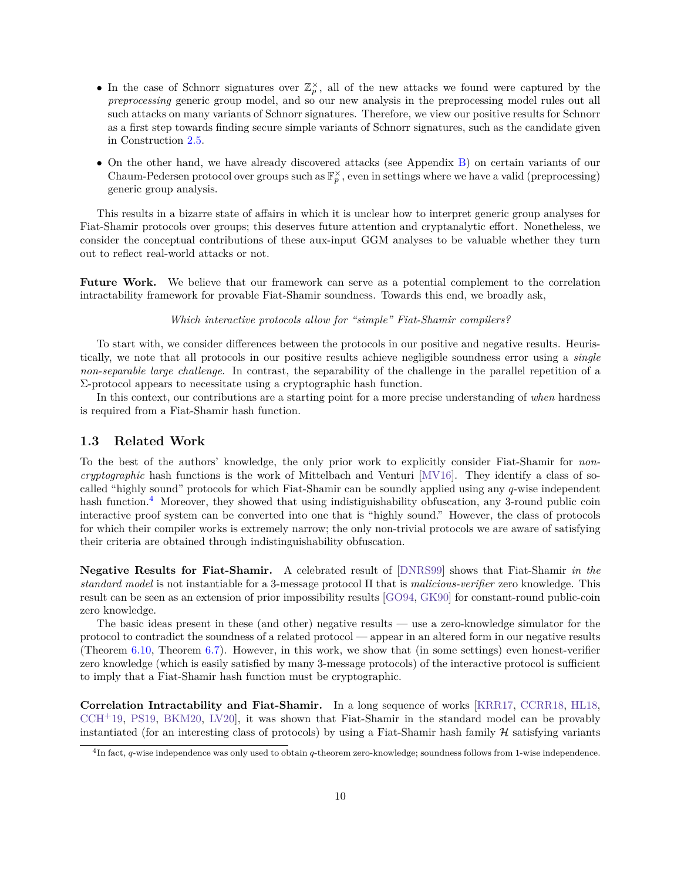- In the case of Schnorr signatures over $\mathbb{Z}_p^\times$, all of the new attacks we found were captured by the *preprocessing* generic group model, and so our new analysis in the preprocessing model rules out all such attacks on many variants of Schnorr signatures. Therefore, we view our positive results for Schnorr as a first step towards finding secure simple variants of Schnorr signatures, such as the candidate given in Construction 2.5.
- On the other hand, we have already discovered attacks (see Appendix B) on certain variants of our Chaum-Pedersen protocol over groups such as $\mathbb{F}_p^\times$, even in settings where we have a valid (preprocessing) generic group analysis.

This results in a bizarre state of affairs in which it is unclear how to interpret generic group analyses for Fiat-Shamir protocols over groups; this deserves future attention and cryptanalytic effort. Nonetheless, we consider the conceptual contributions of these aux-input GGM analyses to be valuable whether they turn out to reflect real-world attacks or not.

**Future Work.** We believe that our framework can serve as a potential complement to the correlation intractability framework for provable Fiat-Shamir soundness. Towards this end, we broadly ask,

*Which interactive protocols allow for "simple" Fiat-Shamir compilers?*

To start with, we consider differences between the protocols in our positive and negative results. Heuristically, we note that all protocols in our positive results achieve negligible soundness error using a *single non-separable large challenge*. In contrast, the separability of the challenge in the parallel repetition of a $\Sigma$-protocol appears to necessitate using a cryptographic hash function.

In this context, our contributions are a starting point for a more precise understanding of *when* hardness is required from a Fiat-Shamir hash function.

## 1.3 Related Work

To the best of the authors' knowledge, the only prior work to explicitly consider Fiat-Shamir for *non-cryptographic* hash functions is the work of Mittelbach and Venturi [MV16]. They identify a class of so-called "highly sound" protocols for which Fiat-Shamir can be soundly applied using any $q$-wise independent hash function.[4] Moreover, they showed that using indistiguishability obfuscation, any 3-round public coin interactive proof system can be converted into one that is "highly sound." However, the class of protocols for which their compiler works is extremely narrow; the only non-trivial protocols we are aware of satisfying their criteria are obtained through indistinguishability obfuscation.

**Negative Results for Fiat-Shamir.** A celebrated result of [DNRS99] shows that Fiat-Shamir *in the standard model* is not instantiable for a 3-message protocol $\Pi$ that is *malicious-verifier* zero knowledge. This result can be seen as an extension of prior impossibility results [GO94, GK90] for constant-round public-coin zero knowledge.

The basic ideas present in these (and other) negative results — use a zero-knowledge simulator for the protocol to contradict the soundness of a related protocol — appear in an altered form in our negative results (Theorem 6.10, Theorem 6.7). However, in this work, we show that (in some settings) even honest-verifier zero knowledge (which is easily satisfied by many 3-message protocols) of the interactive protocol is sufficient to imply that a Fiat-Shamir hash function must be cryptographic.

**Correlation Intractability and Fiat-Shamir.** In a long sequence of works [KRR17, CCRR18, HL18, CCH+19, PS19, BKM20, LV20], it was shown that Fiat-Shamir in the standard model can be provably instantiated (for an interesting class of protocols) by using a Fiat-Shamir hash family $\mathcal{H}$ satisfying variants

[4] In fact, $q$-wise independence was only used to obtain $q$-theorem zero-knowledge; soundness follows from 1-wise independence.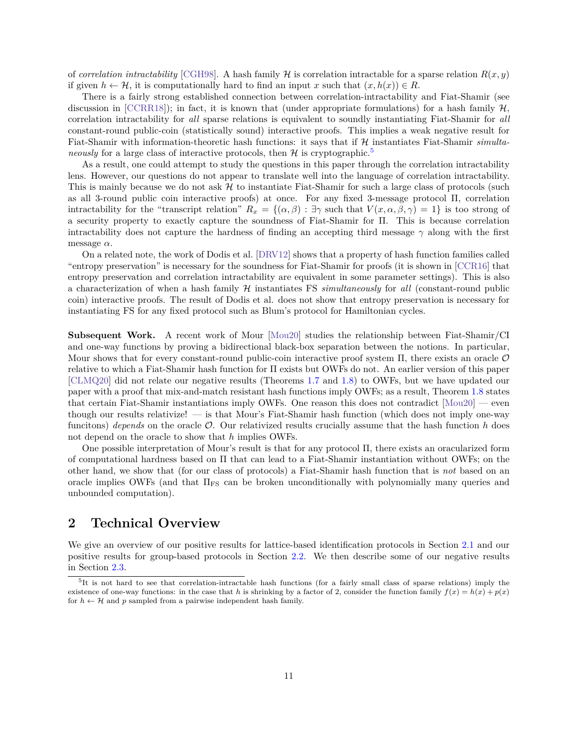of *correlation intractability* [CGH98]. A hash family $\mathcal{H}$ is correlation intractable for a sparse relation $R(x, y)$ if given $h \leftarrow \mathcal{H}$, it is computationally hard to find an input $x$ such that $(x, h(x)) \in R$.

There is a fairly strong established connection between correlation-intractability and Fiat-Shamir (see discussion in [CCRR18]); in fact, it is known that (under appropriate formulations) for a hash family $\mathcal{H}$, correlation intractability for *all* sparse relations is equivalent to soundly instantiating Fiat-Shamir for *all* constant-round public-coin (statistically sound) interactive proofs. This implies a weak negative result for Fiat-Shamir with information-theoretic hash functions: it says that if $\mathcal{H}$ instantiates Fiat-Shamir *simultaneously* for a large class of interactive protocols, then $\mathcal{H}$ is cryptographic.[5]

As a result, one could attempt to study the questions in this paper through the correlation intractability lens. However, our questions do not appear to translate well into the language of correlation intractability. This is mainly because we do not ask $\mathcal{H}$ to instantiate Fiat-Shamir for such a large class of protocols (such as all 3-round public coin interactive proofs) at once. For any fixed 3-message protocol $\Pi$, correlation intractability for the "transcript relation" $R_x = \{(\alpha, \beta) : \exists \gamma \text{ such that } V(x, \alpha, \beta, \gamma) = 1\}$ is too strong of a security property to exactly capture the soundness of Fiat-Shamir for $\Pi$. This is because correlation intractability does not capture the hardness of finding an accepting third message $\gamma$ along with the first message $\alpha$.

On a related note, the work of Dodis et al. [DRV12] shows that a property of hash function families called "entropy preservation" is necessary for the soundness for Fiat-Shamir for proofs (it is shown in [CCR16] that entropy preservation and correlation intractability are equivalent in some parameter settings). This is also a characterization of when a hash family $\mathcal{H}$ instantiates FS *simultaneously* for *all* (constant-round public coin) interactive proofs. The result of Dodis et al. does not show that entropy preservation is necessary for instantiating FS for any fixed protocol such as Blum's protocol for Hamiltonian cycles.

**Subsequent Work.** A recent work of Mour [Mou20] studies the relationship between Fiat-Shamir/CI and one-way functions by proving a bidirectional black-box separation between the notions. In particular, Mour shows that for every constant-round public-coin interactive proof system $\Pi$, there exists an oracle $\mathcal{O}$ relative to which a Fiat-Shamir hash function for $\Pi$ exists but OWFs do not. An earlier version of this paper [CLMQ20] did not relate our negative results (Theorems 1.7 and 1.8) to OWFs, but we have updated our paper with a proof that mix-and-match resistant hash functions imply OWFs; as a result, Theorem 1.8 states that certain Fiat-Shamir instantiations imply OWFs. One reason this does not contradict [Mou20] — even though our results relativize! — is that Mour's Fiat-Shamir hash function (which does not imply one-way funcitons) *depends* on the oracle $\mathcal{O}$. Our relativized results crucially assume that the hash function $h$ does not depend on the oracle to show that $h$ implies OWFs.

One possible interpretation of Mour's result is that for any protocol $\Pi$, there exists an oracularized form of computational hardness based on $\Pi$ that can lead to a Fiat-Shamir instantiation without OWFs; on the other hand, we show that (for our class of protocols) a Fiat-Shamir hash function that is *not* based on an oracle implies OWFs (and that $\Pi_{\mathrm{FS}}$ can be broken unconditionally with polynomially many queries and unbounded computation).

## 2 Technical Overview

We give an overview of our positive results for lattice-based identification protocols in Section 2.1 and our positive results for group-based protocols in Section 2.2. We then describe some of our negative results in Section 2.3.

[5] It is not hard to see that correlation-intractable hash functions (for a fairly small class of sparse relations) imply the existence of one-way functions: in the case that $h$ is shrinking by a factor of 2, consider the function family $f(x) = h(x) + p(x)$ for $h \leftarrow \mathcal{H}$ and $p$ sampled from a pairwise independent hash family.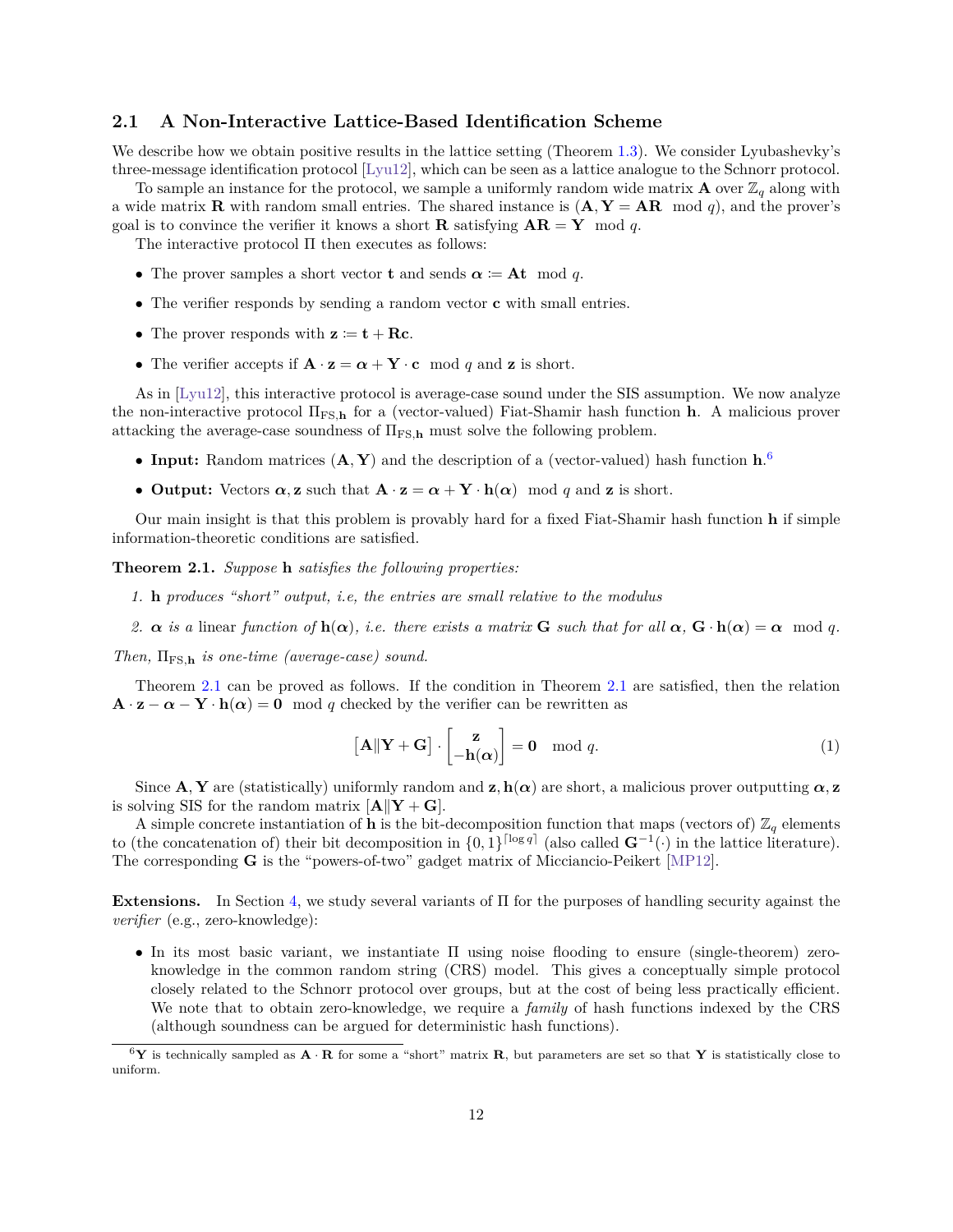### 2.1 A Non-Interactive Lattice-Based Identification Scheme

We describe how we obtain positive results in the lattice setting (Theorem 1.3). We consider Lyubashevky's three-message identification protocol [Lyu12], which can be seen as a lattice analogue to the Schnorr protocol.

To sample an instance for the protocol, we sample a uniformly random wide matrix $\mathbf{A}$ over $\mathbb{Z}_q$ along with a wide matrix $\mathbf{R}$ with random small entries. The shared instance is $(\mathbf{A}, \mathbf{Y} = \mathbf{AR} \mod q)$, and the prover's goal is to convince the verifier it knows a short $\mathbf{R}$ satisfying $\mathbf{AR} = \mathbf{Y} \mod q$.

The interactive protocol $\Pi$ then executes as follows:

- The prover samples a short vector $\mathbf{t}$ and sends $\boldsymbol{\alpha} \coloneqq \mathbf{At} \mod q$.
- The verifier responds by sending a random vector $\mathbf{c}$ with small entries.
- The prover responds with $\mathbf{z} \coloneqq \mathbf{t} + \mathbf{Rc}$.
- The verifier accepts if $\mathbf{A} \cdot \mathbf{z} = \boldsymbol{\alpha} + \mathbf{Y} \cdot \mathbf{c} \mod q$ and $\mathbf{z}$ is short.

As in [Lyu12], this interactive protocol is average-case sound under the SIS assumption. We now analyze the non-interactive protocol $\Pi_{\mathrm{FS},\mathbf{h}}$ for a (vector-valued) Fiat-Shamir hash function $\mathbf{h}$. A malicious prover attacking the average-case soundness of $\Pi_{\mathrm{FS},\mathbf{h}}$ must solve the following problem.

- **Input:** Random matrices $(\mathbf{A}, \mathbf{Y})$ and the description of a (vector-valued) hash function $\mathbf{h}$.[6]
- **Output:** Vectors $\boldsymbol{\alpha}, \mathbf{z}$ such that $\mathbf{A} \cdot \mathbf{z} = \boldsymbol{\alpha} + \mathbf{Y} \cdot \mathbf{h}(\boldsymbol{\alpha}) \mod q$ and $\mathbf{z}$ is short.

Our main insight is that this problem is provably hard for a fixed Fiat-Shamir hash function $\mathbf{h}$ if simple information-theoretic conditions are satisfied.

**Theorem 2.1.** *Suppose* $\mathbf{h}$ *satisfies the following properties:*

1. $\mathbf{h}$ *produces "short" output, i.e, the entries are small relative to the modulus*
2. $\boldsymbol{\alpha}$ *is a* linear *function of* $\mathbf{h}(\boldsymbol{\alpha})$*, i.e. there exists a matrix* $\mathbf{G}$ *such that for all* $\boldsymbol{\alpha}$*,* $\mathbf{G} \cdot \mathbf{h}(\boldsymbol{\alpha}) = \boldsymbol{\alpha} \mod q$*.*

*Then,* $\Pi_{\mathrm{FS},\mathbf{h}}$ *is one-time (average-case) sound.*

Theorem 2.1 can be proved as follows. If the condition in Theorem 2.1 are satisfied, then the relation $\mathbf{A} \cdot \mathbf{z} - \boldsymbol{\alpha} - \mathbf{Y} \cdot \mathbf{h}(\boldsymbol{\alpha}) = \mathbf{0} \mod q$ checked by the verifier can be rewritten as

$$\left[\mathbf{A} \| \mathbf{Y} + \mathbf{G}\right] \cdot \begin{bmatrix} \mathbf{z} \\ -\mathbf{h}(\boldsymbol{\alpha}) \end{bmatrix} = \mathbf{0} \mod q. \tag{1}$$

Since $\mathbf{A}, \mathbf{Y}$ are (statistically) uniformly random and $\mathbf{z}, \mathbf{h}(\boldsymbol{\alpha})$ are short, a malicious prover outputting $\boldsymbol{\alpha}, \mathbf{z}$ is solving SIS for the random matrix $[\mathbf{A} \| \mathbf{Y} + \mathbf{G}]$.

A simple concrete instantiation of $\mathbf{h}$ is the bit-decomposition function that maps (vectors of) $\mathbb{Z}_q$ elements to (the concatenation of) their bit decomposition in $\{0,1\}^{\lceil \log q \rceil}$ (also called $\mathbf{G}^{-1}(\cdot)$ in the lattice literature). The corresponding $\mathbf{G}$ is the "powers-of-two" gadget matrix of Micciancio-Peikert [MP12].

**Extensions.** In Section 4, we study several variants of $\Pi$ for the purposes of handling security against the *verifier* (e.g., zero-knowledge):

- In its most basic variant, we instantiate $\Pi$ using noise flooding to ensure (single-theorem) zero-knowledge in the common random string (CRS) model. This gives a conceptually simple protocol closely related to the Schnorr protocol over groups, but at the cost of being less practically efficient. We note that to obtain zero-knowledge, we require a *family* of hash functions indexed by the CRS (although soundness can be argued for deterministic hash functions).

[6] $\mathbf{Y}$ is technically sampled as $\mathbf{A} \cdot \mathbf{R}$ for some a "short" matrix $\mathbf{R}$, but parameters are set so that $\mathbf{Y}$ is statistically close to uniform.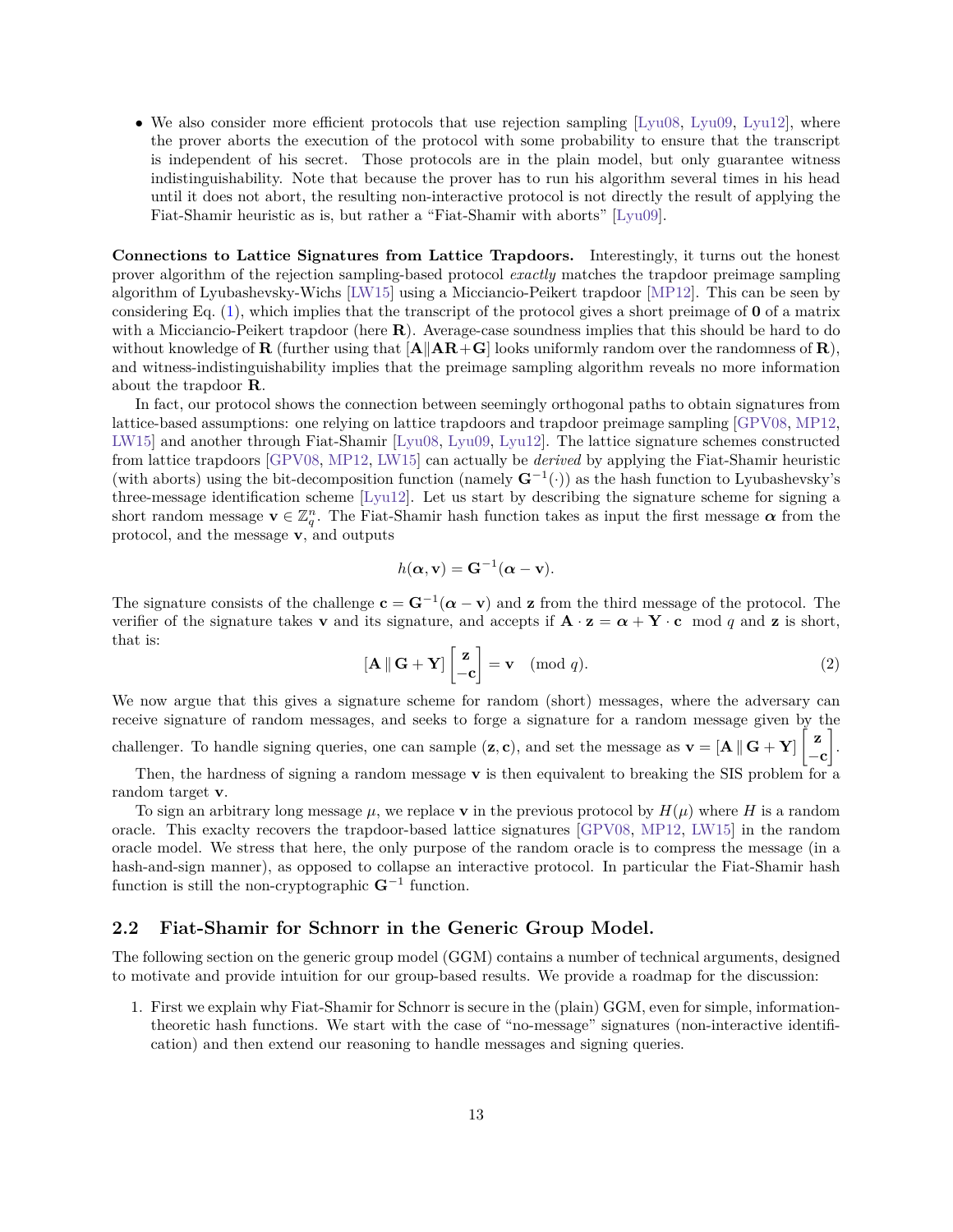- We also consider more efficient protocols that use rejection sampling [Lyu08, Lyu09, Lyu12], where the prover aborts the execution of the protocol with some probability to ensure that the transcript is independent of his secret. Those protocols are in the plain model, but only guarantee witness indistinguishability. Note that because the prover has to run his algorithm several times in his head until it does not abort, the resulting non-interactive protocol is not directly the result of applying the Fiat-Shamir heuristic as is, but rather a "Fiat-Shamir with aborts" [Lyu09].

**Connections to Lattice Signatures from Lattice Trapdoors.** Interestingly, it turns out the honest prover algorithm of the rejection sampling-based protocol *exactly* matches the trapdoor preimage sampling algorithm of Lyubashevsky-Wichs [LW15] using a Micciancio-Peikert trapdoor [MP12]. This can be seen by considering Eq. (1), which implies that the transcript of the protocol gives a short preimage of $\mathbf{0}$ of a matrix with a Micciancio-Peikert trapdoor (here $\mathbf{R}$). Average-case soundness implies that this should be hard to do without knowledge of $\mathbf{R}$ (further using that $[\mathbf{A} \| \mathbf{AR} + \mathbf{G}]$ looks uniformly random over the randomness of $\mathbf{R}$), and witness-indistinguishability implies that the preimage sampling algorithm reveals no more information about the trapdoor $\mathbf{R}$.

In fact, our protocol shows the connection between seemingly orthogonal paths to obtain signatures from lattice-based assumptions: one relying on lattice trapdoors and trapdoor preimage sampling [GPV08, MP12, LW15] and another through Fiat-Shamir [Lyu08, Lyu09, Lyu12]. The lattice signature schemes constructed from lattice trapdoors [GPV08, MP12, LW15] can actually be *derived* by applying the Fiat-Shamir heuristic (with aborts) using the bit-decomposition function (namely $\mathbf{G}^{-1}(\cdot)$) as the hash function to Lyubashevsky's three-message identification scheme [Lyu12]. Let us start by describing the signature scheme for signing a short random message $\mathbf{v} \in \mathbb{Z}_q^n$. The Fiat-Shamir hash function takes as input the first message $\boldsymbol{\alpha}$ from the protocol, and the message $\mathbf{v}$, and outputs

$$h(\boldsymbol{\alpha}, \mathbf{v}) = \mathbf{G}^{-1}(\boldsymbol{\alpha} - \mathbf{v}).$$

The signature consists of the challenge $\mathbf{c} = \mathbf{G}^{-1}(\boldsymbol{\alpha} - \mathbf{v})$ and $\mathbf{z}$ from the third message of the protocol. The verifier of the signature takes $\mathbf{v}$ and its signature, and accepts if $\mathbf{A} \cdot \mathbf{z} = \boldsymbol{\alpha} + \mathbf{Y} \cdot \mathbf{c} \mod q$ and $\mathbf{z}$ is short, that is:

$$[\mathbf{A} \,\|\, \mathbf{G} + \mathbf{Y}] \begin{bmatrix} \mathbf{z} \\ -\mathbf{c} \end{bmatrix} = \mathbf{v} \pmod{q}. \tag{2}$$

We now argue that this gives a signature scheme for random (short) messages, where the adversary can receive signature of random messages, and seeks to forge a signature for a random message given by the challenger. To handle signing queries, one can sample $(\mathbf{z}, \mathbf{c})$, and set the message as $\mathbf{v} = [\mathbf{A} \,\|\, \mathbf{G} + \mathbf{Y}] \begin{bmatrix} \mathbf{z} \\ -\mathbf{c} \end{bmatrix}$.

Then, the hardness of signing a random message $\mathbf{v}$ is then equivalent to breaking the SIS problem for a random target $\mathbf{v}$.

To sign an arbitrary long message $\mu$, we replace $\mathbf{v}$ in the previous protocol by $H(\mu)$ where $H$ is a random oracle. This exaclty recovers the trapdoor-based lattice signatures [GPV08, MP12, LW15] in the random oracle model. We stress that here, the only purpose of the random oracle is to compress the message (in a hash-and-sign manner), as opposed to collapse an interactive protocol. In particular the Fiat-Shamir hash function is still the non-cryptographic $\mathbf{G}^{-1}$ function.

## 2.2 Fiat-Shamir for Schnorr in the Generic Group Model.

The following section on the generic group model (GGM) contains a number of technical arguments, designed to motivate and provide intuition for our group-based results. We provide a roadmap for the discussion:

1. First we explain why Fiat-Shamir for Schnorr is secure in the (plain) GGM, even for simple, information-theoretic hash functions. We start with the case of "no-message" signatures (non-interactive identification) and then extend our reasoning to handle messages and signing queries.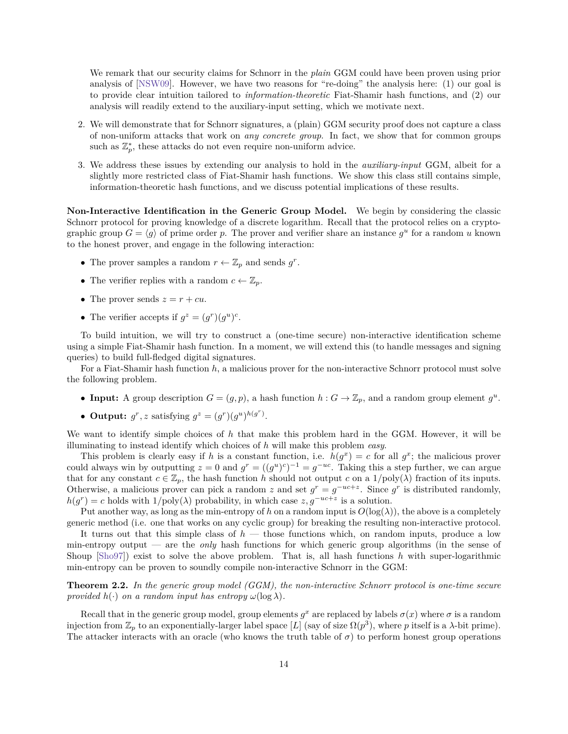We remark that our security claims for Schnorr in the *plain* GGM could have been proven using prior analysis of [NSW09]. However, we have two reasons for "re-doing" the analysis here: (1) our goal is to provide clear intuition tailored to *information-theoretic* Fiat-Shamir hash functions, and (2) our analysis will readily extend to the auxiliary-input setting, which we motivate next.

2. We will demonstrate that for Schnorr signatures, a (plain) GGM security proof does not capture a class of non-uniform attacks that work on *any concrete group*. In fact, we show that for common groups such as $\mathbb{Z}_p^*$, these attacks do not even require non-uniform advice.

3. We address these issues by extending our analysis to hold in the *auxiliary-input* GGM, albeit for a slightly more restricted class of Fiat-Shamir hash functions. We show this class still contains simple, information-theoretic hash functions, and we discuss potential implications of these results.

**Non-Interactive Identification in the Generic Group Model.** We begin by considering the classic Schnorr protocol for proving knowledge of a discrete logarithm. Recall that the protocol relies on a cryptographic group $G = \langle g \rangle$ of prime order $p$. The prover and verifier share an instance $g^u$ for a random $u$ known to the honest prover, and engage in the following interaction:

- The prover samples a random $r \leftarrow \mathbb{Z}_p$ and sends $g^r$.
- The verifier replies with a random $c \leftarrow \mathbb{Z}_p$.
- The prover sends $z = r + cu$.
- The verifier accepts if $g^z = (g^r)(g^u)^c$.

To build intuition, we will try to construct a (one-time secure) non-interactive identification scheme using a simple Fiat-Shamir hash function. In a moment, we will extend this (to handle messages and signing queries) to build full-fledged digital signatures.

For a Fiat-Shamir hash function $h$, a malicious prover for the non-interactive Schnorr protocol must solve the following problem.

- **Input:** A group description $G = (g, p)$, a hash function $h : G \to \mathbb{Z}_p$, and a random group element $g^u$.
- **Output:** $g^r, z$ satisfying $g^z = (g^r)(g^u)^{h(g^r)}$.

We want to identify simple choices of $h$ that make this problem hard in the GGM. However, it will be illuminating to instead identify which choices of $h$ will make this problem *easy*.

This problem is clearly easy if $h$ is a constant function, i.e. $h(g^x) = c$ for all $g^x$; the malicious prover could always win by outputting $z = 0$ and $g^r = ((g^u)^c)^{-1} = g^{-uc}$. Taking this a step further, we can argue that for any constant $c \in \mathbb{Z}_p$, the hash function $h$ should not output $c$ on a $1/\text{poly}(\lambda)$ fraction of its inputs. Otherwise, a malicious prover can pick a random $z$ and set $g^r = g^{-uc+z}$. Since $g^r$ is distributed randomly, $h(g^r) = c$ holds with $1/\text{poly}(\lambda)$ probability, in which case $z, g^{-uc+z}$ is a solution.

Put another way, as long as the min-entropy of $h$ on a random input is $O(\log(\lambda))$, the above is a completely generic method (i.e. one that works on any cyclic group) for breaking the resulting non-interactive protocol.

It turns out that this simple class of $h$ — those functions which, on random inputs, produce a low min-entropy output — are the *only* hash functions for which generic group algorithms (in the sense of Shoup [Sho97]) exist to solve the above problem. That is, all hash functions $h$ with super-logarithmic min-entropy can be proven to soundly compile non-interactive Schnorr in the GGM:

**Theorem 2.2.** *In the generic group model (GGM), the non-interactive Schnorr protocol is one-time secure provided $h(\cdot)$ on a random input has entropy $\omega(\log \lambda)$.*

Recall that in the generic group model, group elements $g^x$ are replaced by labels $\sigma(x)$ where $\sigma$ is a random injection from $\mathbb{Z}_p$ to an exponentially-larger label space $[L]$ (say of size $\Omega(p^3)$, where $p$ itself is a $\lambda$-bit prime). The attacker interacts with an oracle (who knows the truth table of $\sigma$) to perform honest group operations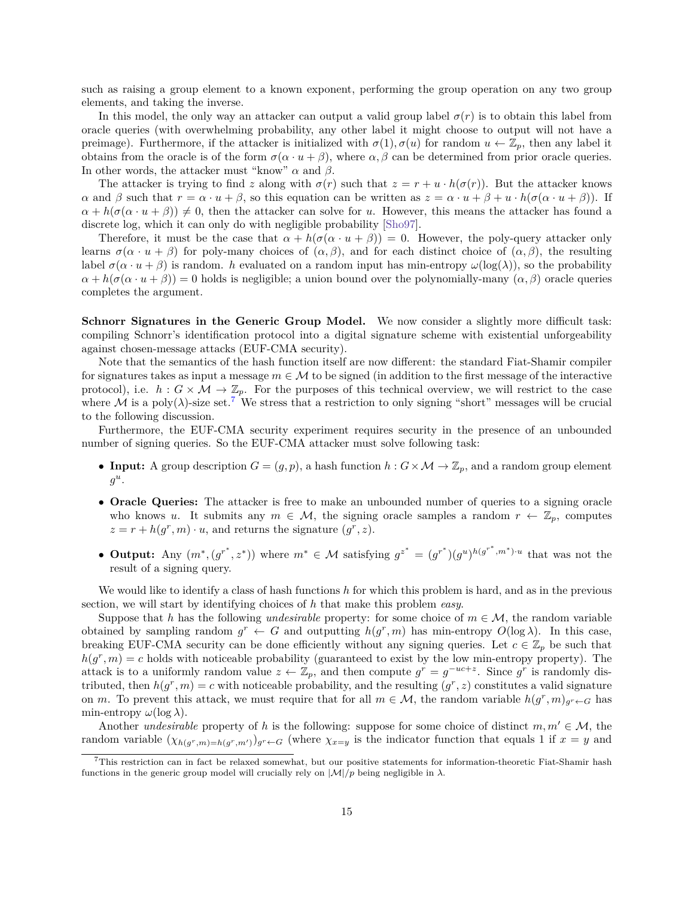such as raising a group element to a known exponent, performing the group operation on any two group elements, and taking the inverse.

In this model, the only way an attacker can output a valid group label $\sigma(r)$ is to obtain this label from oracle queries (with overwhelming probability, any other label it might choose to output will not have a preimage). Furthermore, if the attacker is initialized with $\sigma(1), \sigma(u)$ for random $u \leftarrow \mathbb{Z}_p$, then any label it obtains from the oracle is of the form $\sigma(\alpha \cdot u + \beta)$, where $\alpha, \beta$ can be determined from prior oracle queries. In other words, the attacker must "know" $\alpha$ and $\beta$.

The attacker is trying to find $z$ along with $\sigma(r)$ such that $z = r + u \cdot h(\sigma(r))$. But the attacker knows $\alpha$ and $\beta$ such that $r = \alpha \cdot u + \beta$, so this equation can be written as $z = \alpha \cdot u + \beta + u \cdot h(\sigma(\alpha \cdot u + \beta))$. If $\alpha + h(\sigma(\alpha \cdot u + \beta)) \neq 0$, then the attacker can solve for $u$. However, this means the attacker has found a discrete log, which it can only do with negligible probability [Sho97].

Therefore, it must be the case that $\alpha + h(\sigma(\alpha \cdot u + \beta)) = 0$. However, the poly-query attacker only learns $\sigma(\alpha \cdot u + \beta)$ for poly-many choices of $(\alpha, \beta)$, and for each distinct choice of $(\alpha, \beta)$, the resulting label $\sigma(\alpha \cdot u + \beta)$ is random. $h$ evaluated on a random input has min-entropy $\omega(\log(\lambda))$, so the probability $\alpha + h(\sigma(\alpha \cdot u + \beta)) = 0$ holds is negligible; a union bound over the polynomially-many $(\alpha, \beta)$ oracle queries completes the argument.

**Schnorr Signatures in the Generic Group Model.** We now consider a slightly more difficult task: compiling Schnorr's identification protocol into a digital signature scheme with existential unforgeability against chosen-message attacks (EUF-CMA security).

Note that the semantics of the hash function itself are now different: the standard Fiat-Shamir compiler for signatures takes as input a message $m \in \mathcal{M}$ to be signed (in addition to the first message of the interactive protocol), i.e. $h : G \times \mathcal{M} \to \mathbb{Z}_p$. For the purposes of this technical overview, we will restrict to the case where $\mathcal{M}$ is a $\text{poly}(\lambda)$-size set.[7] We stress that a restriction to only signing "short" messages will be crucial to the following discussion.

Furthermore, the EUF-CMA security experiment requires security in the presence of an unbounded number of signing queries. So the EUF-CMA attacker must solve following task:

- **Input:** A group description $G = (g, p)$, a hash function $h : G \times \mathcal{M} \to \mathbb{Z}_p$, and a random group element $g^u$.
- **Oracle Queries:** The attacker is free to make an unbounded number of queries to a signing oracle who knows $u$. It submits any $m \in \mathcal{M}$, the signing oracle samples a random $r \leftarrow \mathbb{Z}_p$, computes $z = r + h(g^r, m) \cdot u$, and returns the signature $(g^r, z)$.
- **Output:** Any $(m^*, (g^{r^*}, z^*))$ where $m^* \in \mathcal{M}$ satisfying $g^{z^*} = (g^{r^*})(g^u)^{h(g^{r^*}, m^*) \cdot u}$ that was not the result of a signing query.

We would like to identify a class of hash functions $h$ for which this problem is hard, and as in the previous section, we will start by identifying choices of $h$ that make this problem *easy*.

Suppose that $h$ has the following *undesirable* property: for some choice of $m \in \mathcal{M}$, the random variable obtained by sampling random $g^r \leftarrow G$ and outputting $h(g^r, m)$ has min-entropy $O(\log \lambda)$. In this case, breaking EUF-CMA security can be done efficiently without any signing queries. Let $c \in \mathbb{Z}_p$ be such that $h(g^r, m) = c$ holds with noticeable probability (guaranteed to exist by the low min-entropy property). The attack is to a uniformly random value $z \leftarrow \mathbb{Z}_p$, and then compute $g^r = g^{-uc+z}$. Since $g^r$ is randomly distributed, then $h(g^r, m) = c$ with noticeable probability, and the resulting $(g^r, z)$ constitutes a valid signature on $m$. To prevent this attack, we must require that for all $m \in \mathcal{M}$, the random variable $h(g^r, m)_{g^r \leftarrow G}$ has min-entropy $\omega(\log \lambda)$.

Another *undesirable* property of $h$ is the following: suppose for some choice of distinct $m, m' \in \mathcal{M}$, the random variable $(\chi_{h(g^r,m)=h(g^r,m')})_{g^r \leftarrow G}$ (where $\chi_{x=y}$ is the indicator function that equals 1 if $x = y$ and

[7] This restriction can in fact be relaxed somewhat, but our positive statements for information-theoretic Fiat-Shamir hash functions in the generic group model will crucially rely on $|\mathcal{M}|/p$ being negligible in $\lambda$.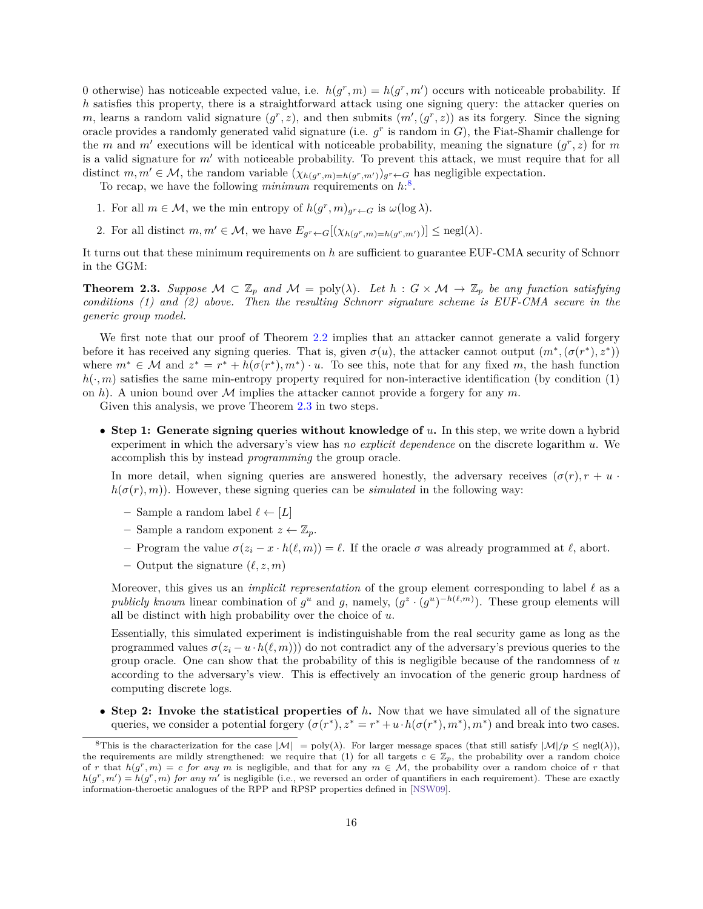0 otherwise) has noticeable expected value, i.e. $h(g^r, m) = h(g^r, m')$ occurs with noticeable probability. If $h$ satisfies this property, there is a straightforward attack using one signing query: the attacker queries on $m$, learns a random valid signature $(g^r, z)$, and then submits $(m', (g^r, z))$ as its forgery. Since the signing oracle provides a randomly generated valid signature (i.e. $g^r$ is random in $G$), the Fiat-Shamir challenge for the $m$ and $m'$ executions will be identical with noticeable probability, meaning the signature $(g^r, z)$ for $m$ is a valid signature for $m'$ with noticeable probability. To prevent this attack, we must require that for all distinct $m, m' \in \mathcal{M}$, the random variable $(\chi_{h(g^r,m)=h(g^r,m')})_{g^r \leftarrow G}$ has negligible expectation.

To recap, we have the following *minimum* requirements on $h$:[8].

1. For all $m \in \mathcal{M}$, we the min entropy of $h(g^r, m)_{g^r \leftarrow G}$ is $\omega(\log \lambda)$.
2. For all distinct $m, m' \in \mathcal{M}$, we have $E_{g^r \leftarrow G}[(\chi_{h(g^r,m)=h(g^r,m')})] \leq \text{negl}(\lambda)$.

It turns out that these minimum requirements on $h$ are sufficient to guarantee EUF-CMA security of Schnorr in the GGM:

**Theorem 2.3.** *Suppose $\mathcal{M} \subset \mathbb{Z}_p$ and $\mathcal{M} = \text{poly}(\lambda)$. Let $h : G \times \mathcal{M} \to \mathbb{Z}_p$ be any function satisfying conditions (1) and (2) above. Then the resulting Schnorr signature scheme is EUF-CMA secure in the generic group model.*

We first note that our proof of Theorem 2.2 implies that an attacker cannot generate a valid forgery before it has received any signing queries. That is, given $\sigma(u)$, the attacker cannot output $(m^*, (\sigma(r^*), z^*))$ where $m^* \in \mathcal{M}$ and $z^* = r^* + h(\sigma(r^*), m^*) \cdot u$. To see this, note that for any fixed $m$, the hash function $h(\cdot, m)$ satisfies the same min-entropy property required for non-interactive identification (by condition (1) on $h$). A union bound over $\mathcal{M}$ implies the attacker cannot provide a forgery for any $m$.

Given this analysis, we prove Theorem 2.3 in two steps.

- **Step 1: Generate signing queries without knowledge of $u$.** In this step, we write down a hybrid experiment in which the adversary's view has *no explicit dependence* on the discrete logarithm $u$. We accomplish this by instead *programming* the group oracle.

  In more detail, when signing queries are answered honestly, the adversary receives $(\sigma(r), r + u \cdot h(\sigma(r), m))$. However, these signing queries can be *simulated* in the following way:

  - Sample a random label $\ell \leftarrow [L]$
  - Sample a random exponent $z \leftarrow \mathbb{Z}_p$.
  - Program the value $\sigma(z_i - x \cdot h(\ell, m)) = \ell$. If the oracle $\sigma$ was already programmed at $\ell$, abort.
  - Output the signature $(\ell, z, m)$

  Moreover, this gives us an *implicit representation* of the group element corresponding to label $\ell$ as a *publicly known* linear combination of $g^u$ and $g$, namely, $(g^z \cdot (g^u)^{-h(\ell,m)})$. These group elements will all be distinct with high probability over the choice of $u$.

  Essentially, this simulated experiment is indistinguishable from the real security game as long as the programmed values $\sigma(z_i - u \cdot h(\ell, m)))$ do not contradict any of the adversary's previous queries to the group oracle. One can show that the probability of this is negligible because of the randomness of $u$ according to the adversary's view. This is effectively an invocation of the generic group hardness of computing discrete logs.

- **Step 2: Invoke the statistical properties of $h$.** Now that we have simulated all of the signature queries, we consider a potential forgery $(\sigma(r^*), z^* = r^* + u \cdot h(\sigma(r^*), m^*), m^*)$ and break into two cases.

---

[8] This is the characterization for the case $|\mathcal{M}| = \text{poly}(\lambda)$. For larger message spaces (that still satisfy $|\mathcal{M}|/p \leq \text{negl}(\lambda)$), the requirements are mildly strengthened: we require that (1) for all targets $c \in \mathbb{Z}_p$, the probability over a random choice of $r$ that $h(g^r, m) = c$ *for any* $m$ is negligible, and that for any $m \in \mathcal{M}$, the probability over a random choice of $r$ that $h(g^r, m') = h(g^r, m)$ *for any* $m'$ is negligible (i.e., we reversed an order of quantifiers in each requirement). These are exactly information-theroetic analogues of the RPP and RPSP properties defined in [NSW09].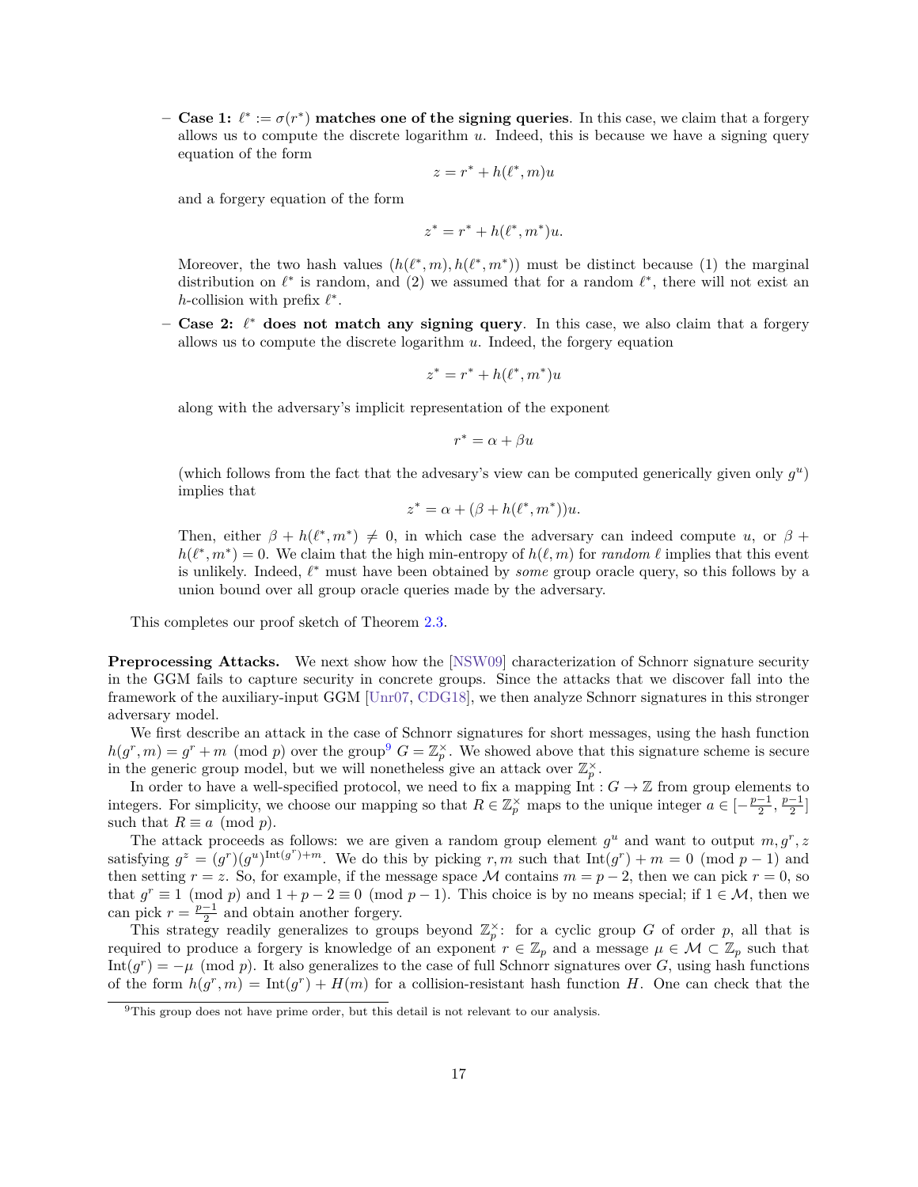- **Case 1: $\ell^* := \sigma(r^*)$ matches one of the signing queries**. In this case, we claim that a forgery allows us to compute the discrete logarithm $u$. Indeed, this is because we have a signing query equation of the form

$$z = r^* + h(\ell^*, m)u$$

and a forgery equation of the form

$$z^* = r^* + h(\ell^*, m^*)u.$$

Moreover, the two hash values $(h(\ell^*, m), h(\ell^*, m^*))$ must be distinct because (1) the marginal distribution on $\ell^*$ is random, and (2) we assumed that for a random $\ell^*$, there will not exist an $h$-collision with prefix $\ell^*$.

- **Case 2: $\ell^*$ does not match any signing query**. In this case, we also claim that a forgery allows us to compute the discrete logarithm $u$. Indeed, the forgery equation

$$z^* = r^* + h(\ell^*, m^*)u$$

along with the adversary's implicit representation of the exponent

$$r^* = \alpha + \beta u$$

(which follows from the fact that the advesary's view can be computed generically given only $g^u$) implies that

$$z^* = \alpha + (\beta + h(\ell^*, m^*))u.$$

Then, either $\beta + h(\ell^*, m^*) \neq 0$, in which case the adversary can indeed compute $u$, or $\beta + h(\ell^*, m^*) = 0$. We claim that the high min-entropy of $h(\ell, m)$ for *random* $\ell$ implies that this event is unlikely. Indeed, $\ell^*$ must have been obtained by *some* group oracle query, so this follows by a union bound over all group oracle queries made by the adversary.

This completes our proof sketch of Theorem 2.3.

**Preprocessing Attacks.** We next show how the [NSW09] characterization of Schnorr signature security in the GGM fails to capture security in concrete groups. Since the attacks that we discover fall into the framework of the auxiliary-input GGM [Unr07, CDG18], we then analyze Schnorr signatures in this stronger adversary model.

We first describe an attack in the case of Schnorr signatures for short messages, using the hash function $h(g^r, m) = g^r + m \pmod{p}$ over the group[9] $G = \mathbb{Z}_p^\times$. We showed above that this signature scheme is secure in the generic group model, but we will nonetheless give an attack over $\mathbb{Z}_p^\times$.

In order to have a well-specified protocol, we need to fix a mapping $\mathrm{Int} : G \to \mathbb{Z}$ from group elements to integers. For simplicity, we choose our mapping so that $R \in \mathbb{Z}_p^\times$ maps to the unique integer $a \in [-\frac{p-1}{2}, \frac{p-1}{2}]$ such that $R \equiv a \pmod{p}$.

The attack proceeds as follows: we are given a random group element $g^u$ and want to output $m, g^r, z$ satisfying $g^z = (g^r)(g^u)^{\mathrm{Int}(g^r)+m}$. We do this by picking $r, m$ such that $\mathrm{Int}(g^r) + m = 0 \pmod{p-1}$ and then setting $r = z$. So, for example, if the message space $\mathcal{M}$ contains $m = p - 2$, then we can pick $r = 0$, so that $g^r \equiv 1 \pmod{p}$ and $1 + p - 2 \equiv 0 \pmod{p-1}$. This choice is by no means special; if $1 \in \mathcal{M}$, then we can pick $r = \frac{p-1}{2}$ and obtain another forgery.

This strategy readily generalizes to groups beyond $\mathbb{Z}_p^\times$: for a cyclic group $G$ of order $p$, all that is required to produce a forgery is knowledge of an exponent $r \in \mathbb{Z}_p$ and a message $\mu \in \mathcal{M} \subset \mathbb{Z}_p$ such that $\mathrm{Int}(g^r) = -\mu \pmod{p}$. It also generalizes to the case of full Schnorr signatures over $G$, using hash functions of the form $h(g^r, m) = \mathrm{Int}(g^r) + H(m)$ for a collision-resistant hash function $H$. One can check that the

[9] This group does not have prime order, but this detail is not relevant to our analysis.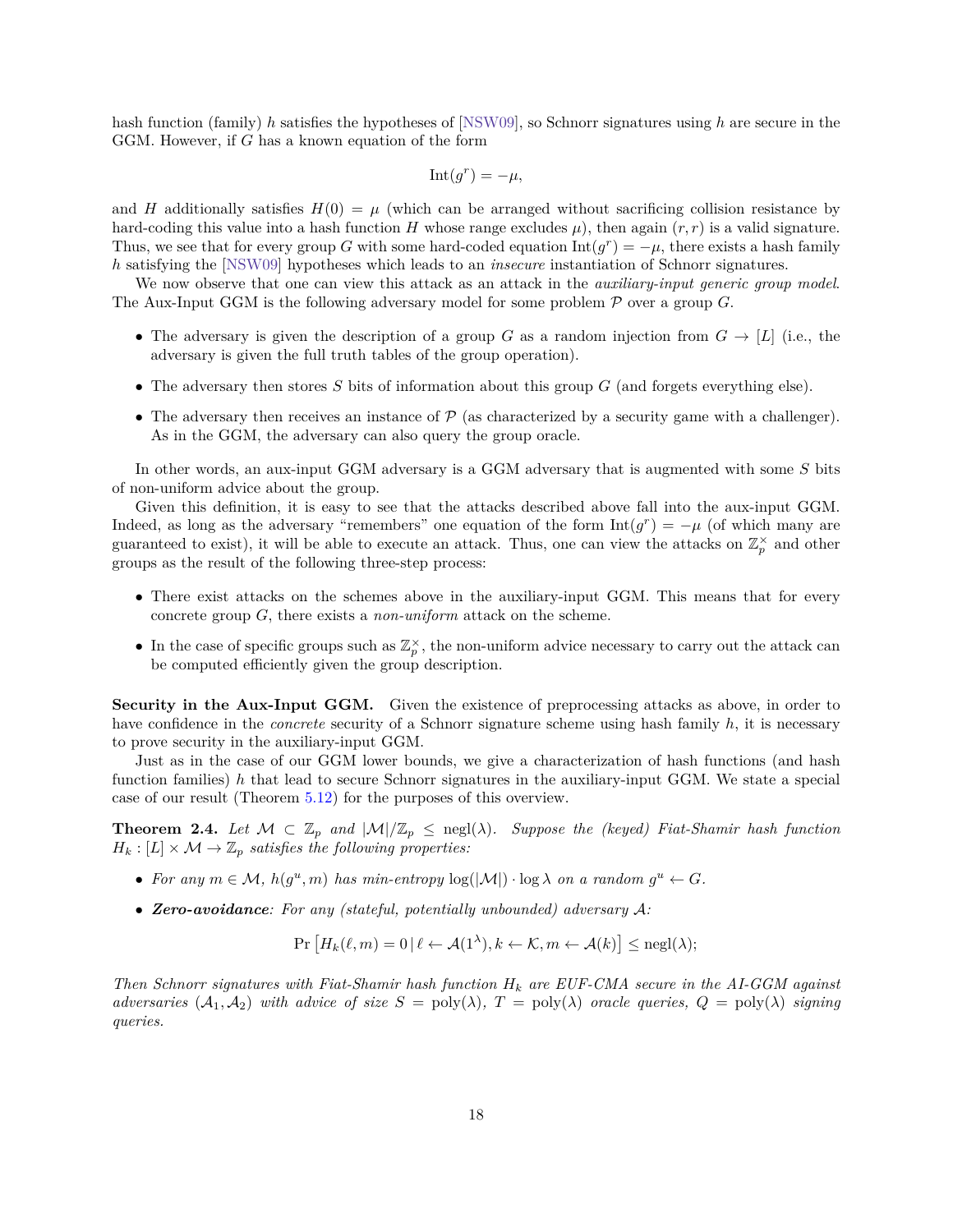hash function (family) $h$ satisfies the hypotheses of [NSW09], so Schnorr signatures using $h$ are secure in the GGM. However, if $G$ has a known equation of the form

$$\mathrm{Int}(g^r) = -\mu,$$

and $H$ additionally satisfies $H(0) = \mu$ (which can be arranged without sacrificing collision resistance by hard-coding this value into a hash function $H$ whose range excludes $\mu$), then again $(r, r)$ is a valid signature. Thus, we see that for every group $G$ with some hard-coded equation $\mathrm{Int}(g^r) = -\mu$, there exists a hash family $h$ satisfying the [NSW09] hypotheses which leads to an *insecure* instantiation of Schnorr signatures.

We now observe that one can view this attack as an attack in the *auxiliary-input generic group model*. The Aux-Input GGM is the following adversary model for some problem $\mathcal{P}$ over a group $G$.

- The adversary is given the description of a group $G$ as a random injection from $G \to [L]$ (i.e., the adversary is given the full truth tables of the group operation).
- The adversary then stores $S$ bits of information about this group $G$ (and forgets everything else).
- The adversary then receives an instance of $\mathcal{P}$ (as characterized by a security game with a challenger). As in the GGM, the adversary can also query the group oracle.

In other words, an aux-input GGM adversary is a GGM adversary that is augmented with some $S$ bits of non-uniform advice about the group.

Given this definition, it is easy to see that the attacks described above fall into the aux-input GGM. Indeed, as long as the adversary "remembers" one equation of the form $\mathrm{Int}(g^r) = -\mu$ (of which many are guaranteed to exist), it will be able to execute an attack. Thus, one can view the attacks on $\mathbb{Z}_p^\times$ and other groups as the result of the following three-step process:

- There exist attacks on the schemes above in the auxiliary-input GGM. This means that for every concrete group $G$, there exists a *non-uniform* attack on the scheme.
- In the case of specific groups such as $\mathbb{Z}_p^\times$, the non-uniform advice necessary to carry out the attack can be computed efficiently given the group description.

**Security in the Aux-Input GGM.** Given the existence of preprocessing attacks as above, in order to have confidence in the *concrete* security of a Schnorr signature scheme using hash family $h$, it is necessary to prove security in the auxiliary-input GGM.

Just as in the case of our GGM lower bounds, we give a characterization of hash functions (and hash function families) $h$ that lead to secure Schnorr signatures in the auxiliary-input GGM. We state a special case of our result (Theorem 5.12) for the purposes of this overview.

**Theorem 2.4.** *Let $\mathcal{M} \subset \mathbb{Z}_p$ and $|\mathcal{M}|/\mathbb{Z}_p \leq \mathrm{negl}(\lambda)$. Suppose the (keyed) Fiat-Shamir hash function $H_k : [L] \times \mathcal{M} \to \mathbb{Z}_p$ satisfies the following properties:*

- *For any $m \in \mathcal{M}$, $h(g^u, m)$ has min-entropy $\log(|\mathcal{M}|) \cdot \log \lambda$ on a random $g^u \leftarrow G$.*
- ***Zero-avoidance**: For any (stateful, potentially unbounded) adversary $\mathcal{A}$:*

$$\Pr\left[H_k(\ell, m) = 0 \,|\, \ell \leftarrow \mathcal{A}(1^\lambda), k \leftarrow \mathcal{K}, m \leftarrow \mathcal{A}(k)\right] \leq \mathrm{negl}(\lambda);$$

*Then Schnorr signatures with Fiat-Shamir hash function $H_k$ are EUF-CMA secure in the AI-GGM against adversaries $(\mathcal{A}_1, \mathcal{A}_2)$ with advice of size $S = \mathrm{poly}(\lambda)$, $T = \mathrm{poly}(\lambda)$ oracle queries, $Q = \mathrm{poly}(\lambda)$ signing queries.*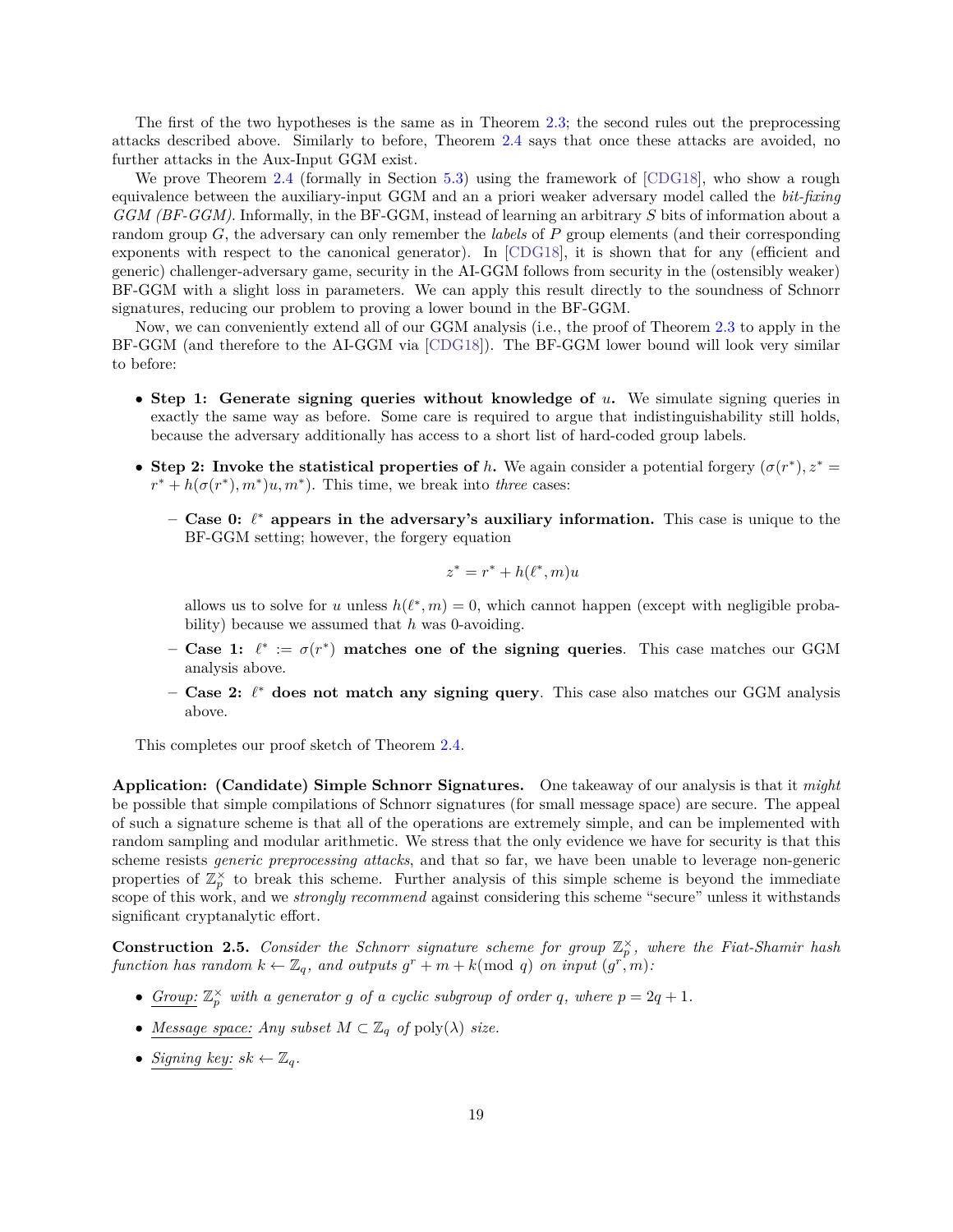The first of the two hypotheses is the same as in Theorem 2.3; the second rules out the preprocessing attacks described above. Similarly to before, Theorem 2.4 says that once these attacks are avoided, no further attacks in the Aux-Input GGM exist.

We prove Theorem 2.4 (formally in Section 5.3) using the framework of [CDG18], who show a rough equivalence between the auxiliary-input GGM and an a priori weaker adversary model called the *bit-fixing GGM (BF-GGM)*. Informally, in the BF-GGM, instead of learning an arbitrary $S$ bits of information about a random group $G$, the adversary can only remember the *labels* of $P$ group elements (and their corresponding exponents with respect to the canonical generator). In [CDG18], it is shown that for any (efficient and generic) challenger-adversary game, security in the AI-GGM follows from security in the (ostensibly weaker) BF-GGM with a slight loss in parameters. We can apply this result directly to the soundness of Schnorr signatures, reducing our problem to proving a lower bound in the BF-GGM.

Now, we can conveniently extend all of our GGM analysis (i.e., the proof of Theorem 2.3 to apply in the BF-GGM (and therefore to the AI-GGM via [CDG18]). The BF-GGM lower bound will look very similar to before:

- **Step 1: Generate signing queries without knowledge of $u$.** We simulate signing queries in exactly the same way as before. Some care is required to argue that indistinguishability still holds, because the adversary additionally has access to a short list of hard-coded group labels.
- **Step 2: Invoke the statistical properties of $h$.** We again consider a potential forgery $(\sigma(r^*), z^* = r^* + h(\sigma(r^*), m^*)u, m^*)$. This time, we break into *three* cases:
  - **Case 0: $\ell^*$ appears in the adversary's auxiliary information.** This case is unique to the BF-GGM setting; however, the forgery equation
  $$z^* = r^* + h(\ell^*, m)u$$
  allows us to solve for $u$ unless $h(\ell^*, m) = 0$, which cannot happen (except with negligible probability) because we assumed that $h$ was 0-avoiding.
  - **Case 1: $\ell^* := \sigma(r^*)$ matches one of the signing queries**. This case matches our GGM analysis above.
  - **Case 2: $\ell^*$ does not match any signing query**. This case also matches our GGM analysis above.

This completes our proof sketch of Theorem 2.4.

**Application: (Candidate) Simple Schnorr Signatures.** One takeaway of our analysis is that it *might* be possible that simple compilations of Schnorr signatures (for small message space) are secure. The appeal of such a signature scheme is that all of the operations are extremely simple, and can be implemented with random sampling and modular arithmetic. We stress that the only evidence we have for security is that this scheme resists *generic preprocessing attacks*, and that so far, we have been unable to leverage non-generic properties of $\mathbb{Z}_p^\times$ to break this scheme. Further analysis of this simple scheme is beyond the immediate scope of this work, and we *strongly recommend* against considering this scheme "secure" unless it withstands significant cryptanalytic effort.

**Construction 2.5.** *Consider the Schnorr signature scheme for group $\mathbb{Z}_p^\times$, where the Fiat-Shamir hash function has random $k \leftarrow \mathbb{Z}_q$, and outputs $g^r + m + k (\mathrm{mod}\ q)$ on input $(g^r, m)$:*

- *Group: $\mathbb{Z}_p^\times$ with a generator $g$ of a cyclic subgroup of order $q$, where $p = 2q + 1$.*
- *Message space: Any subset $M \subset \mathbb{Z}_q$ of $\mathrm{poly}(\lambda)$ size.*
- *Signing key: $sk \leftarrow \mathbb{Z}_q$.*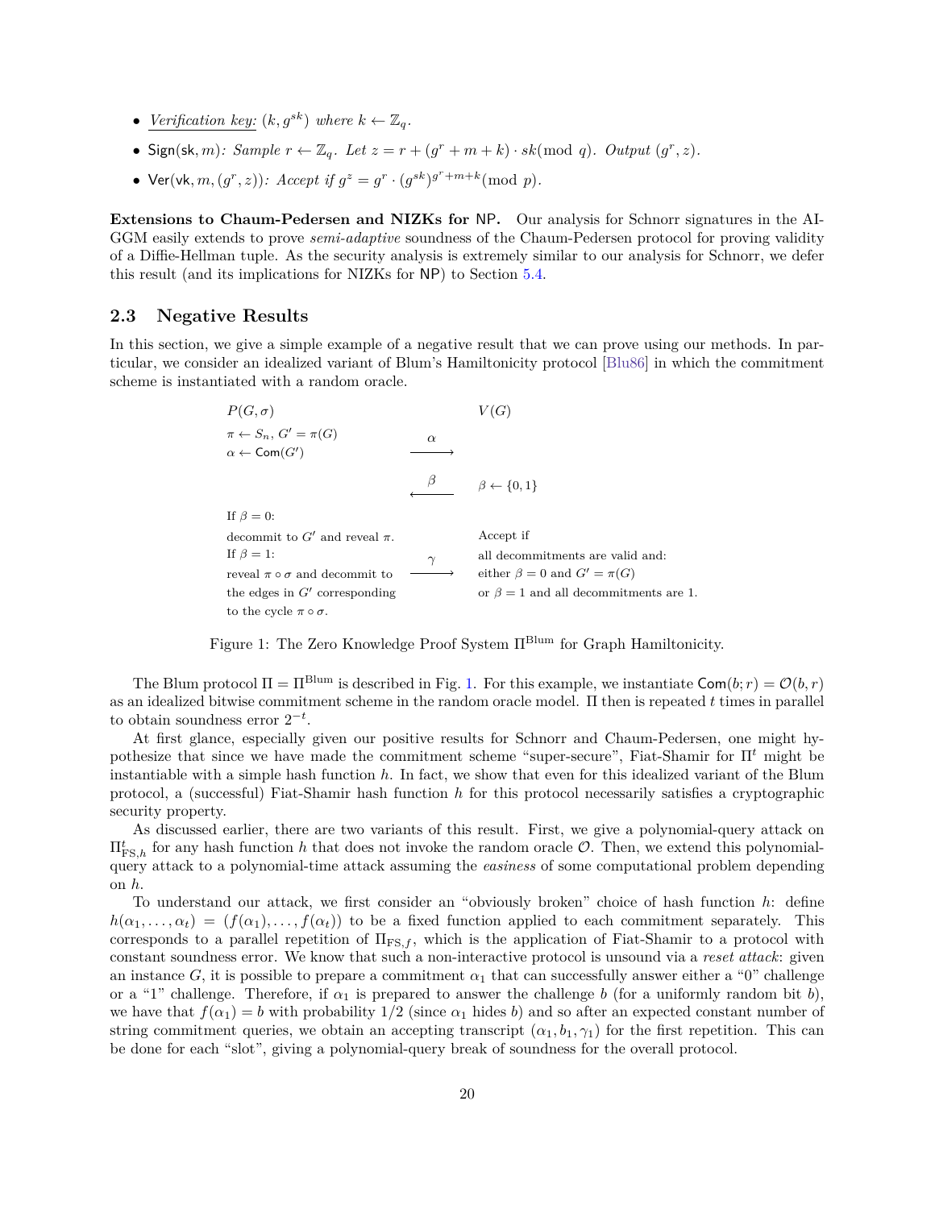- *Verification key:* $(k, g^{sk})$ *where* $k \leftarrow \mathbb{Z}_q$.
- $\mathsf{Sign}(\mathsf{sk}, m)$*: Sample* $r \leftarrow \mathbb{Z}_q$*. Let* $z = r + (g^r + m + k) \cdot sk (\bmod\ q)$*. Output* $(g^r, z)$.
- $\mathsf{Ver}(\mathsf{vk}, m, (g^r, z))$*: Accept if* $g^z = g^r \cdot (g^{sk})^{g^r + m + k} (\bmod\ p)$.

**Extensions to Chaum-Pedersen and NIZKs for NP.** Our analysis for Schnorr signatures in the AI-GGM easily extends to prove *semi-adaptive* soundness of the Chaum-Pedersen protocol for proving validity of a Diffie-Hellman tuple. As the security analysis is extremely similar to our analysis for Schnorr, we defer this result (and its implications for NIZKs for NP) to Section 5.4.

## 2.3 Negative Results

In this section, we give a simple example of a negative result that we can prove using our methods. In particular, we consider an idealized variant of Blum's Hamiltonicity protocol [Blu86] in which the commitment scheme is instantiated with a random oracle.

| $P(G, \sigma)$ | | $V(G)$ |
|---|---|---|
| $\pi \leftarrow S_n$, $G' = \pi(G)$<br>$\alpha \leftarrow \mathsf{Com}(G')$ | $\xrightarrow{\alpha}$ | |
| | $\xleftarrow{\beta}$ | $\beta \leftarrow \{0, 1\}$ |
| If $\beta = 0$:<br>decommit to $G'$ and reveal $\pi$.<br>If $\beta = 1$:<br>reveal $\pi \circ \sigma$ and decommit to the edges in $G'$ corresponding to the cycle $\pi \circ \sigma$. | $\xrightarrow{\gamma}$ | Accept if<br>all decommitments are valid and:<br>either $\beta = 0$ and $G' = \pi(G)$<br>or $\beta = 1$ and all decommitments are 1. |

Figure 1: The Zero Knowledge Proof System $\Pi^{\text{Blum}}$ for Graph Hamiltonicity.

The Blum protocol $\Pi = \Pi^{\text{Blum}}$ is described in Fig. 1. For this example, we instantiate $\mathsf{Com}(b; r) = \mathcal{O}(b, r)$ as an idealized bitwise commitment scheme in the random oracle model. $\Pi$ then is repeated $t$ times in parallel to obtain soundness error $2^{-t}$.

At first glance, especially given our positive results for Schnorr and Chaum-Pedersen, one might hypothesize that since we have made the commitment scheme "super-secure", Fiat-Shamir for $\Pi^t$ might be instantiable with a simple hash function $h$. In fact, we show that even for this idealized variant of the Blum protocol, a (successful) Fiat-Shamir hash function $h$ for this protocol necessarily satisfies a cryptographic security property.

As discussed earlier, there are two variants of this result. First, we give a polynomial-query attack on $\Pi^t_{\text{FS},h}$ for any hash function $h$ that does not invoke the random oracle $\mathcal{O}$. Then, we extend this polynomial-query attack to a polynomial-time attack assuming the *easiness* of some computational problem depending on $h$.

To understand our attack, we first consider an "obviously broken" choice of hash function $h$: define $h(\alpha_1, \ldots, \alpha_t) = (f(\alpha_1), \ldots, f(\alpha_t))$ to be a fixed function applied to each commitment separately. This corresponds to a parallel repetition of $\Pi_{\text{FS},f}$, which is the application of Fiat-Shamir to a protocol with constant soundness error. We know that such a non-interactive protocol is unsound via a *reset attack*: given an instance $G$, it is possible to prepare a commitment $\alpha_1$ that can successfully answer either a "0" challenge or a "1" challenge. Therefore, if $\alpha_1$ is prepared to answer the challenge $b$ (for a uniformly random bit $b$), we have that $f(\alpha_1) = b$ with probability $1/2$ (since $\alpha_1$ hides $b$) and so after an expected constant number of string commitment queries, we obtain an accepting transcript $(\alpha_1, b_1, \gamma_1)$ for the first repetition. This can be done for each "slot", giving a polynomial-query break of soundness for the overall protocol.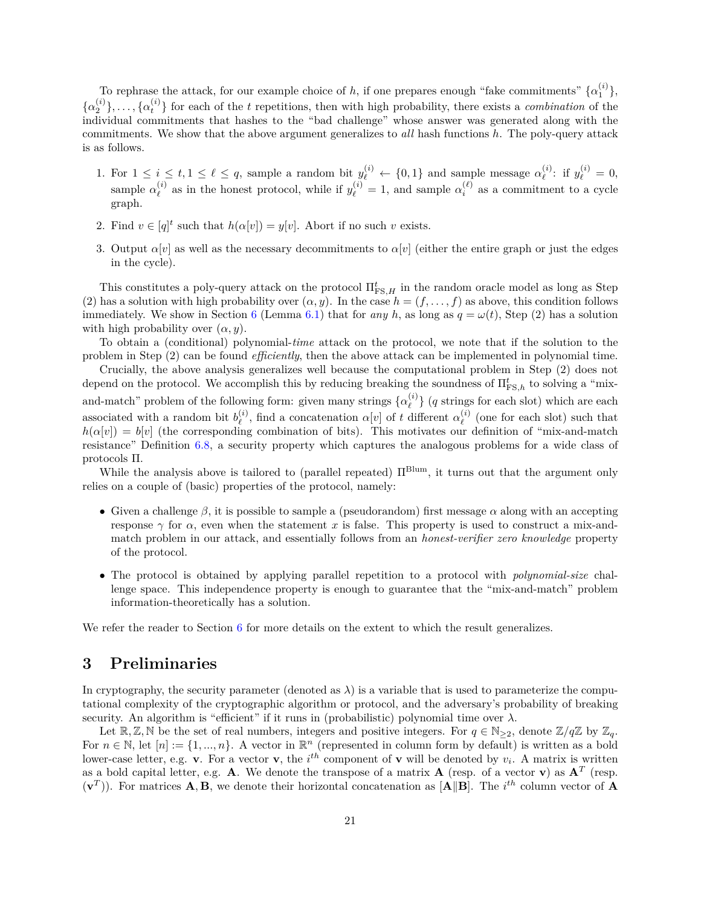To rephrase the attack, for our example choice of $h$, if one prepares enough "fake commitments" $\{\alpha_1^{(i)}\}$, $\{\alpha_2^{(i)}\}, \ldots, \{\alpha_t^{(i)}\}$ for each of the $t$ repetitions, then with high probability, there exists a *combination* of the individual commitments that hashes to the "bad challenge" whose answer was generated along with the commitments. We show that the above argument generalizes to *all* hash functions $h$. The poly-query attack is as follows.

1. For $1 \le i \le t, 1 \le \ell \le q$, sample a random bit $y_\ell^{(i)} \leftarrow \{0,1\}$ and sample message $\alpha_\ell^{(i)}$: if $y_\ell^{(i)} = 0$, sample $\alpha_\ell^{(i)}$ as in the honest protocol, while if $y_\ell^{(i)} = 1$, and sample $\alpha_i^{(\ell)}$ as a commitment to a cycle graph.
2. Find $v \in [q]^t$ such that $h(\alpha[v]) = y[v]$. Abort if no such $v$ exists.
3. Output $\alpha[v]$ as well as the necessary decommitments to $\alpha[v]$ (either the entire graph or just the edges in the cycle).

This constitutes a poly-query attack on the protocol $\Pi_{\mathrm{FS},H}^t$ in the random oracle model as long as Step (2) has a solution with high probability over $(\alpha, y)$. In the case $h = (f, \ldots, f)$ as above, this condition follows immediately. We show in Section 6 (Lemma 6.1) that for *any* $h$, as long as $q = \omega(t)$, Step (2) has a solution with high probability over $(\alpha, y)$.

To obtain a (conditional) polynomial-*time* attack on the protocol, we note that if the solution to the problem in Step (2) can be found *efficiently*, then the above attack can be implemented in polynomial time.

Crucially, the above analysis generalizes well because the computational problem in Step (2) does not depend on the protocol. We accomplish this by reducing breaking the soundness of $\Pi_{\mathrm{FS},h}^t$ to solving a "mix-and-match" problem of the following form: given many strings $\{\alpha_\ell^{(i)}\}$ ($q$ strings for each slot) which are each associated with a random bit $b_\ell^{(i)}$, find a concatenation $\alpha[v]$ of $t$ different $\alpha_\ell^{(i)}$ (one for each slot) such that $h(\alpha[v]) = b[v]$ (the corresponding combination of bits). This motivates our definition of "mix-and-match resistance" Definition 6.8, a security property which captures the analogous problems for a wide class of protocols $\Pi$.

While the analysis above is tailored to (parallel repeated) $\Pi^{\mathrm{Blum}}$, it turns out that the argument only relies on a couple of (basic) properties of the protocol, namely:

- Given a challenge $\beta$, it is possible to sample a (pseudorandom) first message $\alpha$ along with an accepting response $\gamma$ for $\alpha$, even when the statement $x$ is false. This property is used to construct a mix-and-match problem in our attack, and essentially follows from an *honest-verifier zero knowledge* property of the protocol.
- The protocol is obtained by applying parallel repetition to a protocol with *polynomial-size* challenge space. This independence property is enough to guarantee that the "mix-and-match" problem information-theoretically has a solution.

We refer the reader to Section 6 for more details on the extent to which the result generalizes.

# 3 Preliminaries

In cryptography, the security parameter (denoted as $\lambda$) is a variable that is used to parameterize the computational complexity of the cryptographic algorithm or protocol, and the adversary's probability of breaking security. An algorithm is "efficient" if it runs in (probabilistic) polynomial time over $\lambda$.

Let $\mathbb{R}, \mathbb{Z}, \mathbb{N}$ be the set of real numbers, integers and positive integers. For $q \in \mathbb{N}_{\ge 2}$, denote $\mathbb{Z}/q\mathbb{Z}$ by $\mathbb{Z}_q$. For $n \in \mathbb{N}$, let $[n] := \{1, ..., n\}$. A vector in $\mathbb{R}^n$ (represented in column form by default) is written as a bold lower-case letter, e.g. $\mathbf{v}$. For a vector $\mathbf{v}$, the $i^{th}$ component of $\mathbf{v}$ will be denoted by $v_i$. A matrix is written as a bold capital letter, e.g. $\mathbf{A}$. We denote the transpose of a matrix $\mathbf{A}$ (resp. of a vector $\mathbf{v}$) as $\mathbf{A}^T$ (resp. $(\mathbf{v}^T)$). For matrices $\mathbf{A}, \mathbf{B}$, we denote their horizontal concatenation as $[\mathbf{A} \| \mathbf{B}]$. The $i^{th}$ column vector of $\mathbf{A}$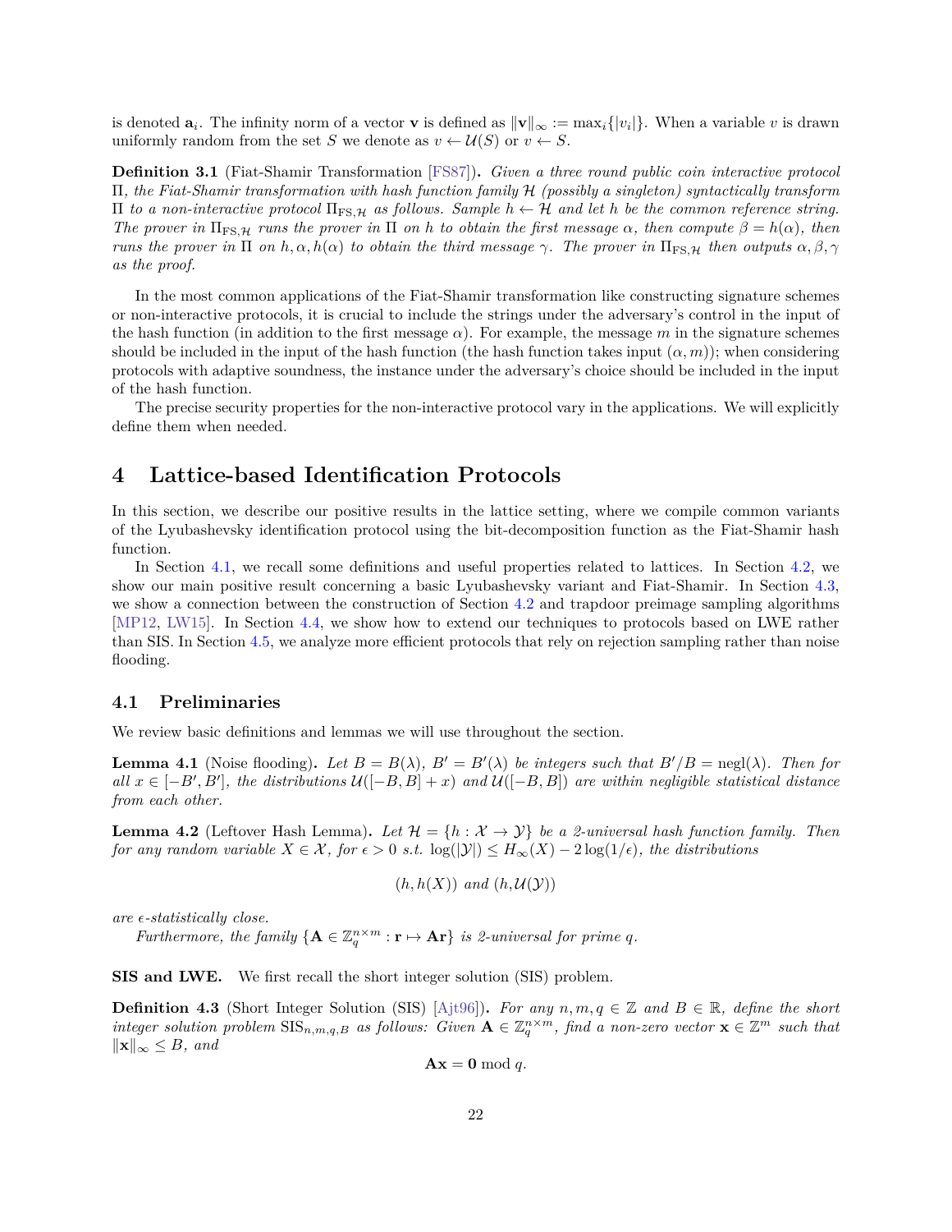is denoted $\mathbf{a}_i$. The infinity norm of a vector $\mathbf{v}$ is defined as $\|\mathbf{v}\|_\infty := \max_i\{|v_i|\}$. When a variable $v$ is drawn uniformly random from the set $S$ we denote as $v \leftarrow \mathcal{U}(S)$ or $v \leftarrow S$.

**Definition 3.1** (Fiat-Shamir Transformation [FS87])**.** *Given a three round public coin interactive protocol $\Pi$, the Fiat-Shamir transformation with hash function family $\mathcal{H}$ (possibly a singleton) syntactically transform $\Pi$ to a non-interactive protocol $\Pi_{\mathrm{FS},\mathcal{H}}$ as follows. Sample $h \leftarrow \mathcal{H}$ and let $h$ be the common reference string. The prover in $\Pi_{\mathrm{FS},\mathcal{H}}$ runs the prover in $\Pi$ on $h$ to obtain the first message $\alpha$, then compute $\beta = h(\alpha)$, then runs the prover in $\Pi$ on $h, \alpha, h(\alpha)$ to obtain the third message $\gamma$. The prover in $\Pi_{\mathrm{FS},\mathcal{H}}$ then outputs $\alpha, \beta, \gamma$ as the proof.*

In the most common applications of the Fiat-Shamir transformation like constructing signature schemes or non-interactive protocols, it is crucial to include the strings under the adversary's control in the input of the hash function (in addition to the first message $\alpha$). For example, the message $m$ in the signature schemes should be included in the input of the hash function (the hash function takes input $(\alpha, m)$); when considering protocols with adaptive soundness, the instance under the adversary's choice should be included in the input of the hash function.

The precise security properties for the non-interactive protocol vary in the applications. We will explicitly define them when needed.

# 4 Lattice-based Identification Protocols

In this section, we describe our positive results in the lattice setting, where we compile common variants of the Lyubashevsky identification protocol using the bit-decomposition function as the Fiat-Shamir hash function.

In Section 4.1, we recall some definitions and useful properties related to lattices. In Section 4.2, we show our main positive result concerning a basic Lyubashevsky variant and Fiat-Shamir. In Section 4.3, we show a connection between the construction of Section 4.2 and trapdoor preimage sampling algorithms [MP12, LW15]. In Section 4.4, we show how to extend our techniques to protocols based on LWE rather than SIS. In Section 4.5, we analyze more efficient protocols that rely on rejection sampling rather than noise flooding.

## 4.1 Preliminaries

We review basic definitions and lemmas we will use throughout the section.

**Lemma 4.1** (Noise flooding)**.** *Let $B = B(\lambda)$, $B' = B'(\lambda)$ be integers such that $B'/B = \mathrm{negl}(\lambda)$. Then for all $x \in [-B', B']$, the distributions $\mathcal{U}([-B, B] + x)$ and $\mathcal{U}([-B, B])$ are within negligible statistical distance from each other.*

**Lemma 4.2** (Leftover Hash Lemma)**.** *Let $\mathcal{H} = \{h : \mathcal{X} \to \mathcal{Y}\}$ be a 2-universal hash function family. Then for any random variable $X \in \mathcal{X}$, for $\epsilon > 0$ s.t. $\log(|\mathcal{Y}|) \leq H_\infty(X) - 2\log(1/\epsilon)$, the distributions*

$$(h, h(X)) \text{ and } (h, \mathcal{U}(\mathcal{Y}))$$

*are $\epsilon$-statistically close.*

*Furthermore, the family $\{\mathbf{A} \in \mathbb{Z}_q^{n\times m} : \mathbf{r} \mapsto \mathbf{A}\mathbf{r}\}$ is 2-universal for prime $q$.*

**SIS and LWE.** We first recall the short integer solution (SIS) problem.

**Definition 4.3** (Short Integer Solution (SIS) [Ajt96])**.** *For any $n, m, q \in \mathbb{Z}$ and $B \in \mathbb{R}$, define the short integer solution problem $\mathrm{SIS}_{n,m,q,B}$ as follows: Given $\mathbf{A} \in \mathbb{Z}_q^{n\times m}$, find a non-zero vector $\mathbf{x} \in \mathbb{Z}^m$ such that $\|\mathbf{x}\|_\infty \leq B$, and*

$$\mathbf{A}\mathbf{x} = \mathbf{0} \bmod q.$$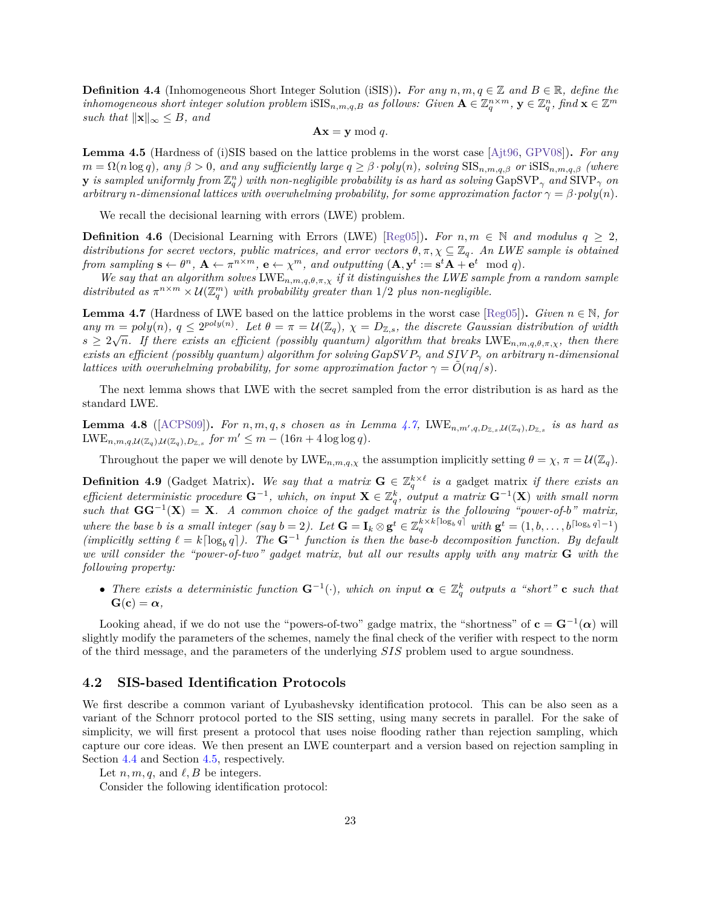**Definition 4.4** (Inhomogeneous Short Integer Solution (iSIS))**.** *For any $n, m, q \in \mathbb{Z}$ and $B \in \mathbb{R}$, define the inhomogeneous short integer solution problem* $\mathrm{iSIS}_{n,m,q,B}$ *as follows: Given $\mathbf{A} \in \mathbb{Z}_q^{n \times m}$, $\mathbf{y} \in \mathbb{Z}_q^n$, find $\mathbf{x} \in \mathbb{Z}^m$ such that $\|\mathbf{x}\|_\infty \leq B$, and*

$$\mathbf{A}\mathbf{x} = \mathbf{y} \bmod q.$$

**Lemma 4.5** (Hardness of (i)SIS based on the lattice problems in the worst case [Ajt96, GPV08])**.** *For any $m = \Omega(n \log q)$, any $\beta > 0$, and any sufficiently large $q \geq \beta \cdot poly(n)$, solving $\mathrm{SIS}_{n,m,q,\beta}$ or $\mathrm{iSIS}_{n,m,q,\beta}$ (where $\mathbf{y}$ is sampled uniformly from $\mathbb{Z}_q^n$) with non-negligible probability is as hard as solving $\mathrm{GapSVP}_\gamma$ and $\mathrm{SIVP}_\gamma$ on arbitrary $n$-dimensional lattices with overwhelming probability, for some approximation factor $\gamma = \beta \cdot poly(n)$.*

We recall the decisional learning with errors (LWE) problem.

**Definition 4.6** (Decisional Learning with Errors (LWE) [Reg05])**.** *For $n, m \in \mathbb{N}$ and modulus $q \geq 2$, distributions for secret vectors, public matrices, and error vectors $\theta, \pi, \chi \subseteq \mathbb{Z}_q$. An LWE sample is obtained from sampling $\mathbf{s} \leftarrow \theta^n$, $\mathbf{A} \leftarrow \pi^{n \times m}$, $\mathbf{e} \leftarrow \chi^m$, and outputting $(\mathbf{A}, \mathbf{y}^t := \mathbf{s}^t\mathbf{A} + \mathbf{e}^t \mod q)$.*

*We say that an algorithm solves $\mathrm{LWE}_{n,m,q,\theta,\pi,\chi}$ if it distinguishes the LWE sample from a random sample distributed as $\pi^{n \times m} \times \mathcal{U}(\mathbb{Z}_q^m)$ with probability greater than $1/2$ plus non-negligible.*

**Lemma 4.7** (Hardness of LWE based on the lattice problems in the worst case [Reg05])**.** *Given $n \in \mathbb{N}$, for any $m = poly(n)$, $q \leq 2^{poly(n)}$. Let $\theta = \pi = \mathcal{U}(\mathbb{Z}_q)$, $\chi = D_{\mathbb{Z},s}$, the discrete Gaussian distribution of width $s \geq 2\sqrt{n}$. If there exists an efficient (possibly quantum) algorithm that breaks $\mathrm{LWE}_{n,m,q,\theta,\pi,\chi}$, then there exists an efficient (possibly quantum) algorithm for solving $GapSVP_\gamma$ and $SIVP_\gamma$ on arbitrary $n$-dimensional lattices with overwhelming probability, for some approximation factor $\gamma = \tilde{O}(nq/s)$.*

The next lemma shows that LWE with the secret sampled from the error distribution is as hard as the standard LWE.

**Lemma 4.8** ([ACPS09])**.** *For $n, m, q, s$ chosen as in Lemma 4.7, $\mathrm{LWE}_{n,m',q,D_{\mathbb{Z},s},\mathcal{U}(\mathbb{Z}_q),D_{\mathbb{Z},s}}$ is as hard as $\mathrm{LWE}_{n,m,q,\mathcal{U}(\mathbb{Z}_q),\mathcal{U}(\mathbb{Z}_q),D_{\mathbb{Z},s}}$ for $m' \leq m - (16n + 4\log\log q)$.*

Throughout the paper we will denote by $\mathrm{LWE}_{n,m,q,\chi}$ the assumption implicitly setting $\theta = \chi$, $\pi = \mathcal{U}(\mathbb{Z}_q)$.

**Definition 4.9** (Gadget Matrix)**.** *We say that a matrix $\mathbf{G} \in \mathbb{Z}_q^{k \times \ell}$ is a* gadget matrix *if there exists an efficient deterministic procedure $\mathbf{G}^{-1}$, which, on input $\mathbf{X} \in \mathbb{Z}_q^k$, output a matrix $\mathbf{G}^{-1}(\mathbf{X})$ with small norm such that $\mathbf{G}\mathbf{G}^{-1}(\mathbf{X}) = \mathbf{X}$. A common choice of the gadget matrix is the following "power-of-b" matrix, where the base $b$ is a small integer (say $b = 2$). Let $\mathbf{G} = \mathbf{I}_k \otimes \mathbf{g}^t \in \mathbb{Z}_q^{k \times k\lceil \log_b q \rceil}$ with $\mathbf{g}^t = (1, b, \ldots, b^{\lceil \log_b q \rceil - 1})$ (implicitly setting $\ell = k\lceil \log_b q \rceil$). The $\mathbf{G}^{-1}$ function is then the base-$b$ decomposition function. By default we will consider the "power-of-two" gadget matrix, but all our results apply with any matrix $\mathbf{G}$ with the following property:*

- *There exists a deterministic function $\mathbf{G}^{-1}(\cdot)$, which on input $\boldsymbol{\alpha} \in \mathbb{Z}_q^k$ outputs a "short" $\mathbf{c}$ such that $\mathbf{G}(\mathbf{c}) = \boldsymbol{\alpha}$,*

Looking ahead, if we do not use the "powers-of-two" gadge matrix, the "shortness" of $\mathbf{c} = \mathbf{G}^{-1}(\boldsymbol{\alpha})$ will slightly modify the parameters of the schemes, namely the final check of the verifier with respect to the norm of the third message, and the parameters of the underlying *SIS* problem used to argue soundness.

## 4.2 SIS-based Identification Protocols

We first describe a common variant of Lyubashevsky identification protocol. This can be also seen as a variant of the Schnorr protocol ported to the SIS setting, using many secrets in parallel. For the sake of simplicity, we will first present a protocol that uses noise flooding rather than rejection sampling, which capture our core ideas. We then present an LWE counterpart and a version based on rejection sampling in Section 4.4 and Section 4.5, respectively.

Let $n, m, q$, and $\ell, B$ be integers.

Consider the following identification protocol: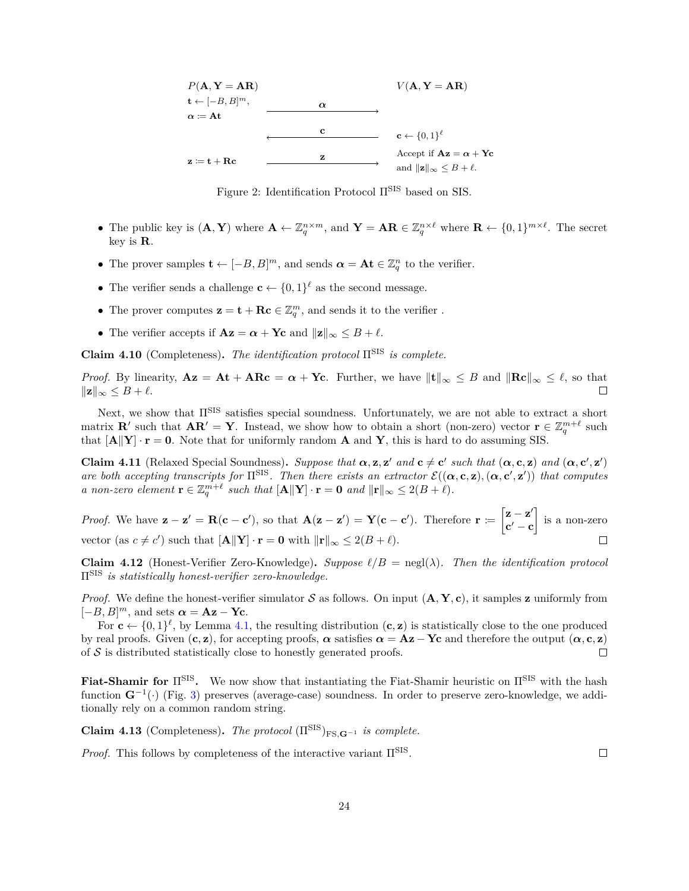| $P(\mathbf{A}, \mathbf{Y} = \mathbf{AR})$ | | $V(\mathbf{A}, \mathbf{Y} = \mathbf{AR})$ |
|---|---|---|
| $\mathbf{t} \leftarrow [-B, B]^m$, $\boldsymbol{\alpha} := \mathbf{At}$ | $\xrightarrow{\quad \boldsymbol{\alpha} \quad}$ | |
| | $\xleftarrow{\quad \mathbf{c} \quad}$ | $\mathbf{c} \leftarrow \{0,1\}^\ell$ |
| $\mathbf{z} := \mathbf{t} + \mathbf{Rc}$ | $\xrightarrow{\quad \mathbf{z} \quad}$ | Accept if $\mathbf{Az} = \boldsymbol{\alpha} + \mathbf{Yc}$ and $\|\mathbf{z}\|_\infty \leq B + \ell$. |

Figure 2: Identification Protocol $\Pi^{\mathrm{SIS}}$ based on SIS.

- The public key is $(\mathbf{A}, \mathbf{Y})$ where $\mathbf{A} \leftarrow \mathbb{Z}_q^{n \times m}$, and $\mathbf{Y} = \mathbf{AR} \in \mathbb{Z}_q^{n \times \ell}$ where $\mathbf{R} \leftarrow \{0,1\}^{m \times \ell}$. The secret key is $\mathbf{R}$.
- The prover samples $\mathbf{t} \leftarrow [-B, B]^m$, and sends $\boldsymbol{\alpha} = \mathbf{At} \in \mathbb{Z}_q^n$ to the verifier.
- The verifier sends a challenge $\mathbf{c} \leftarrow \{0,1\}^\ell$ as the second message.
- The prover computes $\mathbf{z} = \mathbf{t} + \mathbf{Rc} \in \mathbb{Z}_q^m$, and sends it to the verifier .
- The verifier accepts if $\mathbf{Az} = \boldsymbol{\alpha} + \mathbf{Yc}$ and $\|\mathbf{z}\|_\infty \leq B + \ell$.

**Claim 4.10** (Completeness)**.** *The identification protocol $\Pi^{\mathrm{SIS}}$ is complete.*

*Proof.* By linearity, $\mathbf{Az} = \mathbf{At} + \mathbf{ARc} = \boldsymbol{\alpha} + \mathbf{Yc}$. Further, we have $\|\mathbf{t}\|_\infty \leq B$ and $\|\mathbf{Rc}\|_\infty \leq \ell$, so that $\|\mathbf{z}\|_\infty \leq B + \ell$. □

Next, we show that $\Pi^{\mathrm{SIS}}$ satisfies special soundness. Unfortunately, we are not able to extract a short matrix $\mathbf{R}'$ such that $\mathbf{AR}' = \mathbf{Y}$. Instead, we show how to obtain a short (non-zero) vector $\mathbf{r} \in \mathbb{Z}_q^{m+\ell}$ such that $[\mathbf{A} \| \mathbf{Y}] \cdot \mathbf{r} = \mathbf{0}$. Note that for uniformly random $\mathbf{A}$ and $\mathbf{Y}$, this is hard to do assuming SIS.

**Claim 4.11** (Relaxed Special Soundness)**.** *Suppose that $\boldsymbol{\alpha}, \mathbf{z}, \mathbf{z}'$ and $\mathbf{c} \neq \mathbf{c}'$ such that $(\boldsymbol{\alpha}, \mathbf{c}, \mathbf{z})$ and $(\boldsymbol{\alpha}, \mathbf{c}', \mathbf{z}')$ are both accepting transcripts for $\Pi^{\mathrm{SIS}}$. Then there exists an extractor $\mathcal{E}((\boldsymbol{\alpha}, \mathbf{c}, \mathbf{z}), (\boldsymbol{\alpha}, \mathbf{c}', \mathbf{z}'))$ that computes a non-zero element $\mathbf{r} \in \mathbb{Z}_q^{m+\ell}$ such that $[\mathbf{A} \| \mathbf{Y}] \cdot \mathbf{r} = \mathbf{0}$ and $\|\mathbf{r}\|_\infty \leq 2(B + \ell)$.*

*Proof.* We have $\mathbf{z} - \mathbf{z}' = \mathbf{R}(\mathbf{c} - \mathbf{c}')$, so that $\mathbf{A}(\mathbf{z} - \mathbf{z}') = \mathbf{Y}(\mathbf{c} - \mathbf{c}')$. Therefore $\mathbf{r} := \begin{bmatrix} \mathbf{z} - \mathbf{z}' \\ \mathbf{c}' - \mathbf{c} \end{bmatrix}$ is a non-zero vector (as $c \neq c'$) such that $[\mathbf{A} \| \mathbf{Y}] \cdot \mathbf{r} = \mathbf{0}$ with $\|\mathbf{r}\|_\infty \leq 2(B + \ell)$. □

**Claim 4.12** (Honest-Verifier Zero-Knowledge)**.** *Suppose $\ell / B = \mathrm{negl}(\lambda)$. Then the identification protocol $\Pi^{\mathrm{SIS}}$ is statistically honest-verifier zero-knowledge.*

*Proof.* We define the honest-verifier simulator $\mathcal{S}$ as follows. On input $(\mathbf{A}, \mathbf{Y}, \mathbf{c})$, it samples $\mathbf{z}$ uniformly from $[-B, B]^m$, and sets $\boldsymbol{\alpha} = \mathbf{Az} - \mathbf{Yc}$.

For $\mathbf{c} \leftarrow \{0,1\}^\ell$, by Lemma 4.1, the resulting distribution $(\mathbf{c}, \mathbf{z})$ is statistically close to the one produced by real proofs. Given $(\mathbf{c}, \mathbf{z})$, for accepting proofs, $\boldsymbol{\alpha}$ satisfies $\boldsymbol{\alpha} = \mathbf{Az} - \mathbf{Yc}$ and therefore the output $(\boldsymbol{\alpha}, \mathbf{c}, \mathbf{z})$ of $\mathcal{S}$ is distributed statistically close to honestly generated proofs. □

**Fiat-Shamir for $\Pi^{\mathrm{SIS}}$.** We now show that instantiating the Fiat-Shamir heuristic on $\Pi^{\mathrm{SIS}}$ with the hash function $\mathbf{G}^{-1}(\cdot)$ (Fig. 3) preserves (average-case) soundness. In order to preserve zero-knowledge, we additionally rely on a common random string.

**Claim 4.13** (Completeness)**.** *The protocol $(\Pi^{\mathrm{SIS}})_{\mathrm{FS}, \mathbf{G}^{-1}}$ is complete.*

*Proof.* This follows by completeness of the interactive variant $\Pi^{\mathrm{SIS}}$. □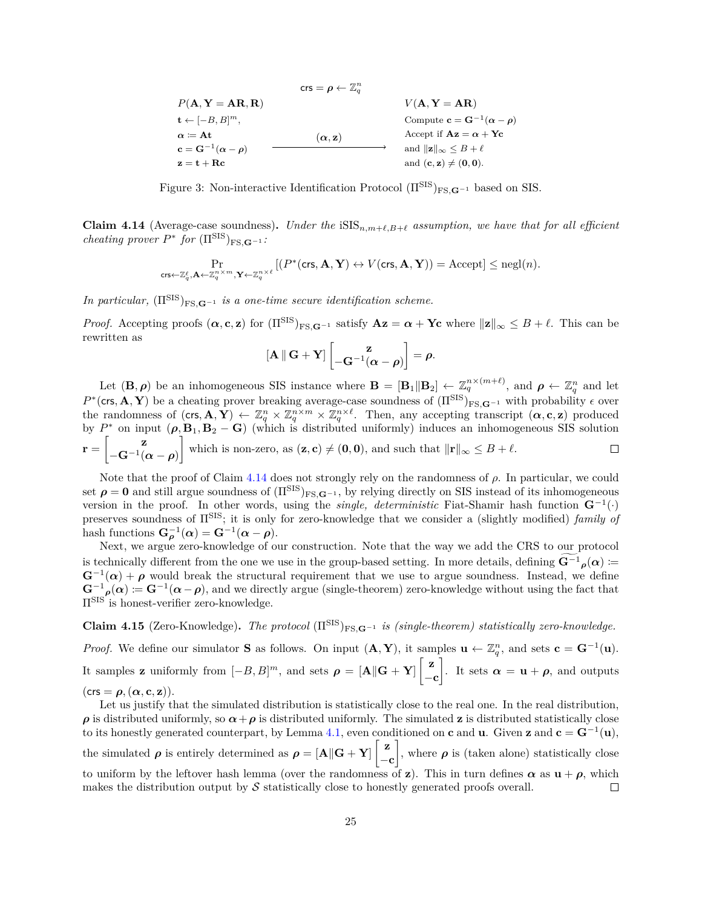$$\mathsf{crs} = \boldsymbol{\rho} \leftarrow \mathbb{Z}_q^n$$

| $P(\mathbf{A}, \mathbf{Y} = \mathbf{AR}, \mathbf{R})$ | | $V(\mathbf{A}, \mathbf{Y} = \mathbf{AR})$ |
|---|---|---|
| $\mathbf{t} \leftarrow [-B, B]^m$, | | Compute $\mathbf{c} = \mathbf{G}^{-1}(\boldsymbol{\alpha} - \boldsymbol{\rho})$ |
| $\boldsymbol{\alpha} := \mathbf{At}$ | $(\boldsymbol{\alpha}, \mathbf{z})$ | Accept if $\mathbf{Az} = \boldsymbol{\alpha} + \mathbf{Yc}$ |
| $\mathbf{c} = \mathbf{G}^{-1}(\boldsymbol{\alpha} - \boldsymbol{\rho})$ | $\longrightarrow$ | and $\\|\mathbf{z}\\|_\infty \leq B + \ell$ |
| $\mathbf{z} = \mathbf{t} + \mathbf{Rc}$ | | and $(\mathbf{c}, \mathbf{z}) \neq (\mathbf{0}, \mathbf{0})$. |

Figure 3: Non-interactive Identification Protocol $(\Pi^{\mathrm{SIS}})_{\mathrm{FS}, \mathbf{G}^{-1}}$ based on SIS.

**Claim 4.14** (Average-case soundness)**.** *Under the* $\mathrm{iSIS}_{n,m+\ell,B+\ell}$ *assumption, we have that for all efficient cheating prover* $P^*$ *for* $(\Pi^{\mathrm{SIS}})_{\mathrm{FS}, \mathbf{G}^{-1}}$*:*

$$\Pr_{\mathsf{crs} \leftarrow \mathbb{Z}_q^\ell, \mathbf{A} \leftarrow \mathbb{Z}_q^{n \times m}, \mathbf{Y} \leftarrow \mathbb{Z}_q^{n \times \ell}} \left[ (P^*(\mathsf{crs}, \mathbf{A}, \mathbf{Y}) \leftrightarrow V(\mathsf{crs}, \mathbf{A}, \mathbf{Y})) = \mathrm{Accept} \right] \leq \mathrm{negl}(n).$$

*In particular,* $(\Pi^{\mathrm{SIS}})_{\mathrm{FS}, \mathbf{G}^{-1}}$ *is a one-time secure identification scheme.*

*Proof.* Accepting proofs $(\boldsymbol{\alpha}, \mathbf{c}, \mathbf{z})$ for $(\Pi^{\mathrm{SIS}})_{\mathrm{FS}, \mathbf{G}^{-1}}$ satisfy $\mathbf{Az} = \boldsymbol{\alpha} + \mathbf{Yc}$ where $\|\mathbf{z}\|_\infty \leq B + \ell$. This can be rewritten as

$$[\mathbf{A} \parallel \mathbf{G} + \mathbf{Y}] \begin{bmatrix} \mathbf{z} \\ -\mathbf{G}^{-1}(\boldsymbol{\alpha} - \boldsymbol{\rho}) \end{bmatrix} = \boldsymbol{\rho}.$$

Let $(\mathbf{B}, \boldsymbol{\rho})$ be an inhomogeneous SIS instance where $\mathbf{B} = [\mathbf{B}_1 \| \mathbf{B}_2] \leftarrow \mathbb{Z}_q^{n \times (m+\ell)}$, and $\boldsymbol{\rho} \leftarrow \mathbb{Z}_q^n$ and let $P^*(\mathsf{crs}, \mathbf{A}, \mathbf{Y})$ be a cheating prover breaking average-case soundness of $(\Pi^{\mathrm{SIS}})_{\mathrm{FS}, \mathbf{G}^{-1}}$ with probability $\epsilon$ over the randomness of $(\mathsf{crs}, \mathbf{A}, \mathbf{Y}) \leftarrow \mathbb{Z}_q^n \times \mathbb{Z}_q^{n \times m} \times \mathbb{Z}_q^{n \times \ell}$. Then, any accepting transcript $(\boldsymbol{\alpha}, \mathbf{c}, \mathbf{z})$ produced by $P^*$ on input $(\boldsymbol{\rho}, \mathbf{B}_1, \mathbf{B}_2 - \mathbf{G})$ (which is distributed uniformly) induces an inhomogeneous SIS solution $\mathbf{r} = \begin{bmatrix} \mathbf{z} \\ -\mathbf{G}^{-1}(\boldsymbol{\alpha} - \boldsymbol{\rho}) \end{bmatrix}$ which is non-zero, as $(\mathbf{z}, \mathbf{c}) \neq (\mathbf{0}, \mathbf{0})$, and such that $\|\mathbf{r}\|_\infty \leq B + \ell$. $\square$

Note that the proof of Claim 4.14 does not strongly rely on the randomness of $\rho$. In particular, we could set $\boldsymbol{\rho} = \mathbf{0}$ and still argue soundness of $(\Pi^{\mathrm{SIS}})_{\mathrm{FS}, \mathbf{G}^{-1}}$, by relying directly on SIS instead of its inhomogeneous version in the proof. In other words, using the *single, deterministic* Fiat-Shamir hash function $\mathbf{G}^{-1}(\cdot)$ preserves soundness of $\Pi^{\mathrm{SIS}}$; it is only for zero-knowledge that we consider a (slightly modified) *family of* hash functions $\mathbf{G}_{\boldsymbol{\rho}}^{-1}(\boldsymbol{\alpha}) = \mathbf{G}^{-1}(\boldsymbol{\alpha} - \boldsymbol{\rho})$.

Next, we argue zero-knowledge of our construction. Note that the way we add the CRS to our protocol is technically different from the one we use in the group-based setting. In more details, defining $\widetilde{\mathbf{G}^{-1}}_{\boldsymbol{\rho}}(\boldsymbol{\alpha}) := \mathbf{G}^{-1}(\boldsymbol{\alpha}) + \boldsymbol{\rho}$ would break the structural requirement that we use to argue soundness. Instead, we define $\mathbf{G}^{-1}{}_{\boldsymbol{\rho}}(\boldsymbol{\alpha}) := \mathbf{G}^{-1}(\boldsymbol{\alpha} - \boldsymbol{\rho})$, and we directly argue (single-theorem) zero-knowledge without using the fact that $\Pi^{\mathrm{SIS}}$ is honest-verifier zero-knowledge.

**Claim 4.15** (Zero-Knowledge)**.** *The protocol* $(\Pi^{\mathrm{SIS}})_{\mathrm{FS}, \mathbf{G}^{-1}}$ *is (single-theorem) statistically zero-knowledge.*

*Proof.* We define our simulator $\mathbf{S}$ as follows. On input $(\mathbf{A}, \mathbf{Y})$, it samples $\mathbf{u} \leftarrow \mathbb{Z}_q^n$, and sets $\mathbf{c} = \mathbf{G}^{-1}(\mathbf{u})$. It samples $\mathbf{z}$ uniformly from $[-B, B]^m$, and sets $\boldsymbol{\rho} = [\mathbf{A} \| \mathbf{G} + \mathbf{Y}] \begin{bmatrix} \mathbf{z} \\ -\mathbf{c} \end{bmatrix}$. It sets $\boldsymbol{\alpha} = \mathbf{u} + \boldsymbol{\rho}$, and outputs $(\mathsf{crs} = \boldsymbol{\rho}, (\boldsymbol{\alpha}, \mathbf{c}, \mathbf{z}))$.

Let us justify that the simulated distribution is statistically close to the real one. In the real distribution, $\boldsymbol{\rho}$ is distributed uniformly, so $\boldsymbol{\alpha} + \boldsymbol{\rho}$ is distributed uniformly. The simulated $\mathbf{z}$ is distributed statistically close to its honestly generated counterpart, by Lemma 4.1, even conditioned on $\mathbf{c}$ and $\mathbf{u}$. Given $\mathbf{z}$ and $\mathbf{c} = \mathbf{G}^{-1}(\mathbf{u})$, the simulated $\boldsymbol{\rho}$ is entirely determined as $\boldsymbol{\rho} = [\mathbf{A} \| \mathbf{G} + \mathbf{Y}] \begin{bmatrix} \mathbf{z} \\ -\mathbf{c} \end{bmatrix}$, where $\boldsymbol{\rho}$ is (taken alone) statistically close to uniform by the leftover hash lemma (over the randomness of $\mathbf{z}$). This in turn defines $\boldsymbol{\alpha}$ as $\mathbf{u} + \boldsymbol{\rho}$, which makes the distribution output by $\mathcal{S}$ statistically close to honestly generated proofs overall. $\square$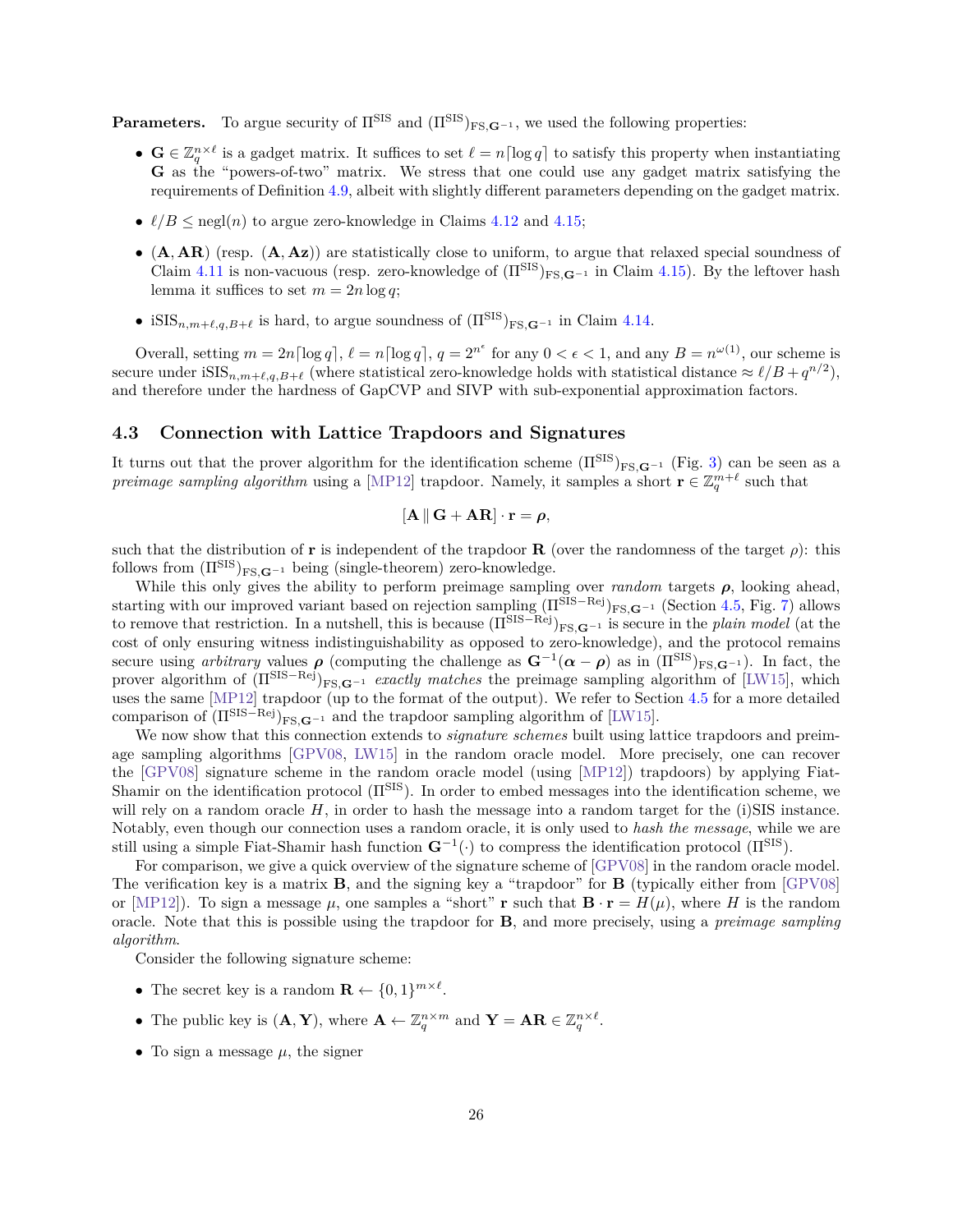**Parameters.** To argue security of $\Pi^{\mathrm{SIS}}$ and $(\Pi^{\mathrm{SIS}})_{\mathrm{FS},\mathbf{G}^{-1}}$, we used the following properties:

- $\mathbf{G} \in \mathbb{Z}_q^{n\times \ell}$ is a gadget matrix. It suffices to set $\ell = n\lceil \log q\rceil$ to satisfy this property when instantiating $\mathbf{G}$ as the "powers-of-two" matrix. We stress that one could use any gadget matrix satisfying the requirements of Definition 4.9, albeit with slightly different parameters depending on the gadget matrix.
- $\ell/B \leq \mathrm{negl}(n)$ to argue zero-knowledge in Claims 4.12 and 4.15;
- $(\mathbf{A}, \mathbf{AR})$ (resp. $(\mathbf{A}, \mathbf{Az})$) are statistically close to uniform, to argue that relaxed special soundness of Claim 4.11 is non-vacuous (resp. zero-knowledge of $(\Pi^{\mathrm{SIS}})_{\mathrm{FS},\mathbf{G}^{-1}}$ in Claim 4.15). By the leftover hash lemma it suffices to set $m = 2n \log q$;
- $\mathrm{iSIS}_{n,m+\ell,q,B+\ell}$ is hard, to argue soundness of $(\Pi^{\mathrm{SIS}})_{\mathrm{FS},\mathbf{G}^{-1}}$ in Claim 4.14.

Overall, setting $m = 2n\lceil \log q\rceil$, $\ell = n\lceil \log q\rceil$, $q = 2^{n^\epsilon}$ for any $0 < \epsilon < 1$, and any $B = n^{\omega(1)}$, our scheme is secure under $\mathrm{iSIS}_{n,m+\ell,q,B+\ell}$ (where statistical zero-knowledge holds with statistical distance $\approx \ell/B + q^{n/2}$), and therefore under the hardness of GapCVP and SIVP with sub-exponential approximation factors.

## 4.3 Connection with Lattice Trapdoors and Signatures

It turns out that the prover algorithm for the identification scheme $(\Pi^{\mathrm{SIS}})_{\mathrm{FS},\mathbf{G}^{-1}}$ (Fig. 3) can be seen as a *preimage sampling algorithm* using a [MP12] trapdoor. Namely, it samples a short $\mathbf{r} \in \mathbb{Z}_q^{m+\ell}$ such that

$$[\mathbf{A} \,\|\, \mathbf{G} + \mathbf{AR}] \cdot \mathbf{r} = \boldsymbol{\rho},$$

such that the distribution of $\mathbf{r}$ is independent of the trapdoor $\mathbf{R}$ (over the randomness of the target $\rho$): this follows from $(\Pi^{\mathrm{SIS}})_{\mathrm{FS},\mathbf{G}^{-1}}$ being (single-theorem) zero-knowledge.

While this only gives the ability to perform preimage sampling over *random* targets $\boldsymbol{\rho}$, looking ahead, starting with our improved variant based on rejection sampling $(\Pi^{\mathrm{SIS-Rej}})_{\mathrm{FS},\mathbf{G}^{-1}}$ (Section 4.5, Fig. 7) allows to remove that restriction. In a nutshell, this is because $(\Pi^{\mathrm{SIS-Rej}})_{\mathrm{FS},\mathbf{G}^{-1}}$ is secure in the *plain model* (at the cost of only ensuring witness indistinguishability as opposed to zero-knowledge), and the protocol remains secure using *arbitrary* values $\boldsymbol{\rho}$ (computing the challenge as $\mathbf{G}^{-1}(\boldsymbol{\alpha} - \boldsymbol{\rho})$ as in $(\Pi^{\mathrm{SIS}})_{\mathrm{FS},\mathbf{G}^{-1}}$). In fact, the prover algorithm of $(\Pi^{\mathrm{SIS-Rej}})_{\mathrm{FS},\mathbf{G}^{-1}}$ *exactly matches* the preimage sampling algorithm of [LW15], which uses the same [MP12] trapdoor (up to the format of the output). We refer to Section 4.5 for a more detailed comparison of $(\Pi^{\mathrm{SIS-Rej}})_{\mathrm{FS},\mathbf{G}^{-1}}$ and the trapdoor sampling algorithm of [LW15].

We now show that this connection extends to *signature schemes* built using lattice trapdoors and preimage sampling algorithms [GPV08, LW15] in the random oracle model. More precisely, one can recover the [GPV08] signature scheme in the random oracle model (using [MP12]) trapdoors) by applying Fiat-Shamir on the identification protocol $(\Pi^{\mathrm{SIS}})$. In order to embed messages into the identification scheme, we will rely on a random oracle $H$, in order to hash the message into a random target for the (i)SIS instance. Notably, even though our connection uses a random oracle, it is only used to *hash the message*, while we are still using a simple Fiat-Shamir hash function $\mathbf{G}^{-1}(\cdot)$ to compress the identification protocol $(\Pi^{\mathrm{SIS}})$.

For comparison, we give a quick overview of the signature scheme of [GPV08] in the random oracle model. The verification key is a matrix $\mathbf{B}$, and the signing key a "trapdoor" for $\mathbf{B}$ (typically either from [GPV08] or [MP12]). To sign a message $\mu$, one samples a "short" $\mathbf{r}$ such that $\mathbf{B} \cdot \mathbf{r} = H(\mu)$, where $H$ is the random oracle. Note that this is possible using the trapdoor for $\mathbf{B}$, and more precisely, using a *preimage sampling algorithm*.

Consider the following signature scheme:

- The secret key is a random $\mathbf{R} \leftarrow \{0,1\}^{m\times \ell}$.
- The public key is $(\mathbf{A}, \mathbf{Y})$, where $\mathbf{A} \leftarrow \mathbb{Z}_q^{n\times m}$ and $\mathbf{Y} = \mathbf{AR} \in \mathbb{Z}_q^{n\times \ell}$.
- To sign a message $\mu$, the signer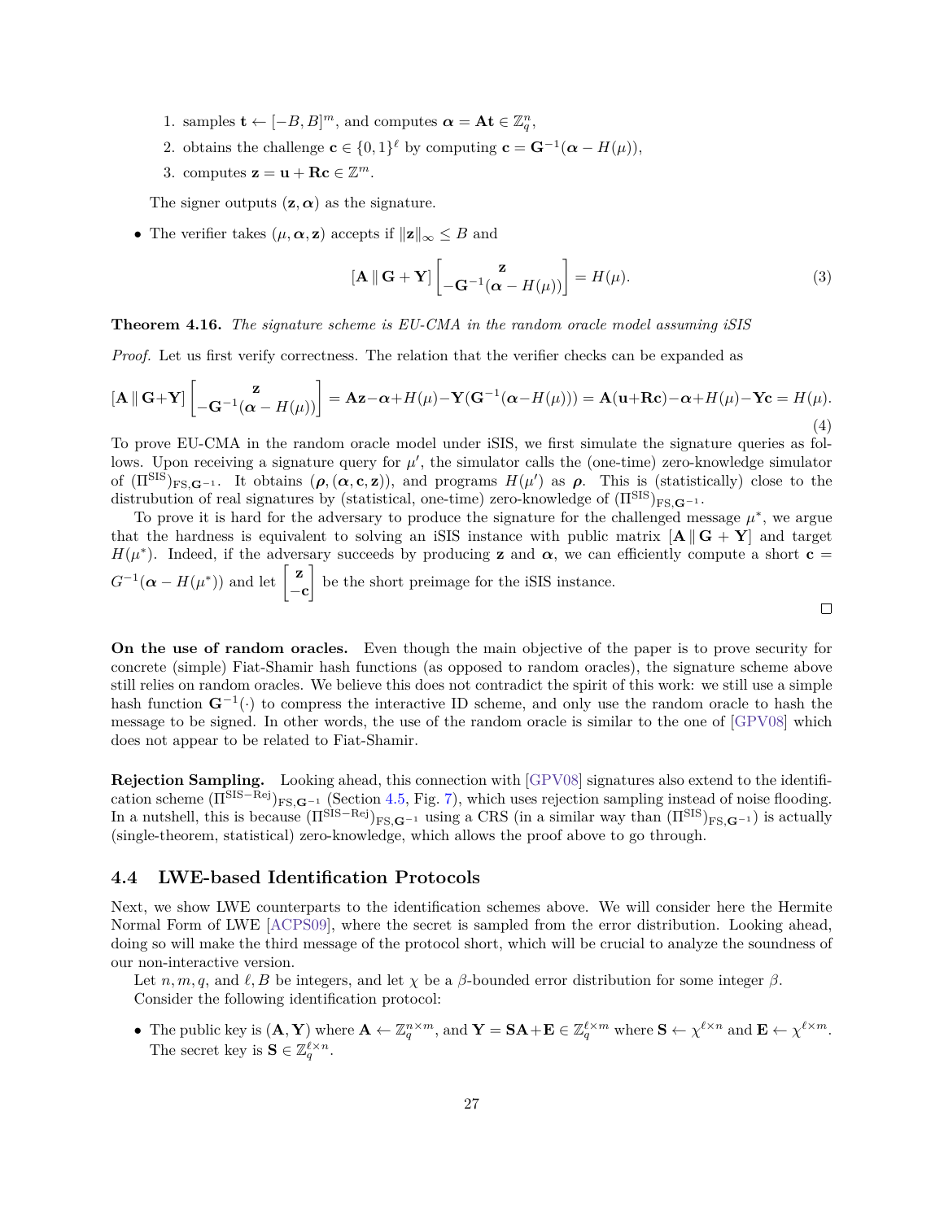1. samples $\mathbf{t} \leftarrow [-B, B]^m$, and computes $\boldsymbol{\alpha} = \mathbf{A}\mathbf{t} \in \mathbb{Z}_q^n$,
2. obtains the challenge $\mathbf{c} \in \{0,1\}^\ell$ by computing $\mathbf{c} = \mathbf{G}^{-1}(\boldsymbol{\alpha} - H(\mu))$,
3. computes $\mathbf{z} = \mathbf{u} + \mathbf{R}\mathbf{c} \in \mathbb{Z}^m$.

The signer outputs $(\mathbf{z}, \boldsymbol{\alpha})$ as the signature.

- The verifier takes $(\mu, \boldsymbol{\alpha}, \mathbf{z})$ accepts if $\|\mathbf{z}\|_\infty \leq B$ and

$$[\mathbf{A} \,\|\, \mathbf{G} + \mathbf{Y}] \begin{bmatrix} \mathbf{z} \\ -\mathbf{G}^{-1}(\boldsymbol{\alpha} - H(\mu)) \end{bmatrix} = H(\mu). \tag{3}$$

**Theorem 4.16.** *The signature scheme is EU-CMA in the random oracle model assuming iSIS*

*Proof.* Let us first verify correctness. The relation that the verifier checks can be expanded as

$$[\mathbf{A} \,\|\, \mathbf{G}+\mathbf{Y}] \begin{bmatrix} \mathbf{z} \\ -\mathbf{G}^{-1}(\boldsymbol{\alpha} - H(\mu)) \end{bmatrix} = \mathbf{A}\mathbf{z} - \boldsymbol{\alpha} + H(\mu) - \mathbf{Y}(\mathbf{G}^{-1}(\boldsymbol{\alpha} - H(\mu))) = \mathbf{A}(\mathbf{u}+\mathbf{R}\mathbf{c}) - \boldsymbol{\alpha} + H(\mu) - \mathbf{Y}\mathbf{c} = H(\mu). \tag{4}$$

To prove EU-CMA in the random oracle model under iSIS, we first simulate the signature queries as follows. Upon receiving a signature query for $\mu'$, the simulator calls the (one-time) zero-knowledge simulator of $(\Pi^{\text{SIS}})_{\text{FS},\mathbf{G}^{-1}}$. It obtains $(\boldsymbol{\rho}, (\boldsymbol{\alpha}, \mathbf{c}, \mathbf{z}))$, and programs $H(\mu')$ as $\boldsymbol{\rho}$. This is (statistically) close to the distrubution of real signatures by (statistical, one-time) zero-knowledge of $(\Pi^{\text{SIS}})_{\text{FS},\mathbf{G}^{-1}}$.

To prove it is hard for the adversary to produce the signature for the challenged message $\mu^*$, we argue that the hardness is equivalent to solving an iSIS instance with public matrix $[\mathbf{A} \,\|\, \mathbf{G} + \mathbf{Y}]$ and target $H(\mu^*)$. Indeed, if the adversary succeeds by producing $\mathbf{z}$ and $\boldsymbol{\alpha}$, we can efficiently compute a short $\mathbf{c} = G^{-1}(\boldsymbol{\alpha} - H(\mu^*))$ and let $\begin{bmatrix} \mathbf{z} \\ -\mathbf{c} \end{bmatrix}$ be the short preimage for the iSIS instance. $\square$

**On the use of random oracles.** Even though the main objective of the paper is to prove security for concrete (simple) Fiat-Shamir hash functions (as opposed to random oracles), the signature scheme above still relies on random oracles. We believe this does not contradict the spirit of this work: we still use a simple hash function $\mathbf{G}^{-1}(\cdot)$ to compress the interactive ID scheme, and only use the random oracle to hash the message to be signed. In other words, the use of the random oracle is similar to the one of [GPV08] which does not appear to be related to Fiat-Shamir.

**Rejection Sampling.** Looking ahead, this connection with [GPV08] signatures also extend to the identification scheme $(\Pi^{\text{SIS}-\text{Rej}})_{\text{FS},\mathbf{G}^{-1}}$ (Section 4.5, Fig. 7), which uses rejection sampling instead of noise flooding. In a nutshell, this is because $(\Pi^{\text{SIS}-\text{Rej}})_{\text{FS},\mathbf{G}^{-1}}$ using a CRS (in a similar way than $(\Pi^{\text{SIS}})_{\text{FS},\mathbf{G}^{-1}}$) is actually (single-theorem, statistical) zero-knowledge, which allows the proof above to go through.

## 4.4 LWE-based Identification Protocols

Next, we show LWE counterparts to the identification schemes above. We will consider here the Hermite Normal Form of LWE [ACPS09], where the secret is sampled from the error distribution. Looking ahead, doing so will make the third message of the protocol short, which will be crucial to analyze the soundness of our non-interactive version.

Let $n, m, q$, and $\ell, B$ be integers, and let $\chi$ be a $\beta$-bounded error distribution for some integer $\beta$. Consider the following identification protocol:

- The public key is $(\mathbf{A}, \mathbf{Y})$ where $\mathbf{A} \leftarrow \mathbb{Z}_q^{n \times m}$, and $\mathbf{Y} = \mathbf{S}\mathbf{A} + \mathbf{E} \in \mathbb{Z}_q^{\ell \times m}$ where $\mathbf{S} \leftarrow \chi^{\ell \times n}$ and $\mathbf{E} \leftarrow \chi^{\ell \times m}$. The secret key is $\mathbf{S} \in \mathbb{Z}_q^{\ell \times n}$.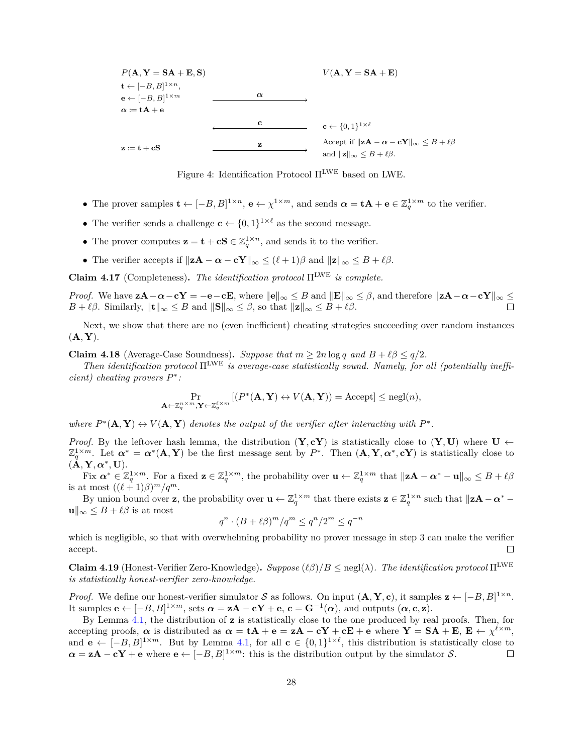$P(\mathbf{A}, \mathbf{Y} = \mathbf{S}\mathbf{A} + \mathbf{E}, \mathbf{S})$ $\qquad\qquad\qquad\qquad\qquad\qquad$ $V(\mathbf{A}, \mathbf{Y} = \mathbf{S}\mathbf{A} + \mathbf{E})$

$\mathbf{t} \leftarrow [-B, B]^{1\times n}$,
$\mathbf{e} \leftarrow [-B, B]^{1\times m}$ $\qquad \xrightarrow{\boldsymbol{\alpha}}$
$\boldsymbol{\alpha} := \mathbf{t}\mathbf{A} + \mathbf{e}$

$\qquad\qquad\qquad \xleftarrow{\mathbf{c}}$ $\qquad \mathbf{c} \leftarrow \{0,1\}^{1\times \ell}$

$\mathbf{z} := \mathbf{t} + \mathbf{c}\mathbf{S}$ $\qquad \xrightarrow{\mathbf{z}}$ $\qquad$ Accept if $\|\mathbf{z}\mathbf{A} - \boldsymbol{\alpha} - \mathbf{c}\mathbf{Y}\|_\infty \le B + \ell\beta$ and $\|\mathbf{z}\|_\infty \le B + \ell\beta$.

Figure 4: Identification Protocol $\Pi^{\mathrm{LWE}}$ based on LWE.

- The prover samples $\mathbf{t} \leftarrow [-B, B]^{1\times n}$, $\mathbf{e} \leftarrow \chi^{1\times m}$, and sends $\boldsymbol{\alpha} = \mathbf{t}\mathbf{A} + \mathbf{e} \in \mathbb{Z}_q^{1\times m}$ to the verifier.
- The verifier sends a challenge $\mathbf{c} \leftarrow \{0,1\}^{1\times \ell}$ as the second message.
- The prover computes $\mathbf{z} = \mathbf{t} + \mathbf{c}\mathbf{S} \in \mathbb{Z}_q^{1\times n}$, and sends it to the verifier.
- The verifier accepts if $\|\mathbf{z}\mathbf{A} - \boldsymbol{\alpha} - \mathbf{c}\mathbf{Y}\|_\infty \le (\ell+1)\beta$ and $\|\mathbf{z}\|_\infty \le B + \ell\beta$.

**Claim 4.17** (Completeness)**.** *The identification protocol $\Pi^{\mathrm{LWE}}$ is complete.*

*Proof.* We have $\mathbf{z}\mathbf{A} - \boldsymbol{\alpha} - \mathbf{c}\mathbf{Y} = -\mathbf{e} - \mathbf{c}\mathbf{E}$, where $\|\mathbf{e}\|_\infty \le B$ and $\|\mathbf{E}\|_\infty \le \beta$, and therefore $\|\mathbf{z}\mathbf{A} - \boldsymbol{\alpha} - \mathbf{c}\mathbf{Y}\|_\infty \le B + \ell\beta$. Similarly, $\|\mathbf{t}\|_\infty \le B$ and $\|\mathbf{S}\|_\infty \le \beta$, so that $\|\mathbf{z}\|_\infty \le B + \ell\beta$. ◻

Next, we show that there are no (even inefficient) cheating strategies succeeding over random instances $(\mathbf{A}, \mathbf{Y})$.

**Claim 4.18** (Average-Case Soundness)**.** *Suppose that $m \ge 2n \log q$ and $B + \ell\beta \le q/2$.*

*Then identification protocol $\Pi^{\mathrm{LWE}}$ is average-case statistically sound. Namely, for all (potentially inefficient) cheating provers $P^*$:*

$$\Pr_{\mathbf{A} \leftarrow \mathbb{Z}_q^{n\times m}, \mathbf{Y} \leftarrow \mathbb{Z}_q^{\ell \times m}}[(P^*(\mathbf{A}, \mathbf{Y}) \leftrightarrow V(\mathbf{A}, \mathbf{Y})) = \mathrm{Accept}] \le \mathrm{negl}(n),$$

*where $P^*(\mathbf{A}, \mathbf{Y}) \leftrightarrow V(\mathbf{A}, \mathbf{Y})$ denotes the output of the verifier after interacting with $P^*$.*

*Proof.* By the leftover hash lemma, the distribution $(\mathbf{Y}, \mathbf{c}\mathbf{Y})$ is statistically close to $(\mathbf{Y}, \mathbf{U})$ where $\mathbf{U} \leftarrow \mathbb{Z}_q^{1\times m}$. Let $\boldsymbol{\alpha}^* = \boldsymbol{\alpha}^*(\mathbf{A}, \mathbf{Y})$ be the first message sent by $P^*$. Then $(\mathbf{A}, \mathbf{Y}, \boldsymbol{\alpha}^*, \mathbf{c}\mathbf{Y})$ is statistically close to $(\mathbf{A}, \mathbf{Y}, \boldsymbol{\alpha}^*, \mathbf{U})$.

Fix $\boldsymbol{\alpha}^* \in \mathbb{Z}_q^{1\times m}$. For a fixed $\mathbf{z} \in \mathbb{Z}_q^{1\times m}$, the probability over $\mathbf{u} \leftarrow \mathbb{Z}_q^{1\times m}$ that $\|\mathbf{z}\mathbf{A} - \boldsymbol{\alpha}^* - \mathbf{u}\|_\infty \le B + \ell\beta$ is at most $((\ell+1)\beta)^m/q^m$.

By union bound over $\mathbf{z}$, the probability over $\mathbf{u} \leftarrow \mathbb{Z}_q^{1\times m}$ that there exists $\mathbf{z} \in \mathbb{Z}_q^{1\times n}$ such that $\|\mathbf{z}\mathbf{A} - \boldsymbol{\alpha}^* - \mathbf{u}\|_\infty \le B + \ell\beta$ is at most

$$q^n \cdot (B + \ell\beta)^m / q^m \le q^n / 2^m \le q^{-n}$$

which is negligible, so that with overwhelming probability no prover message in step 3 can make the verifier accept. ◻

**Claim 4.19** (Honest-Verifier Zero-Knowledge)**.** *Suppose $(\ell\beta)/B \le \mathrm{negl}(\lambda)$. The identification protocol $\Pi^{\mathrm{LWE}}$ is statistically honest-verifier zero-knowledge.*

*Proof.* We define our honest-verifier simulator $\mathcal{S}$ as follows. On input $(\mathbf{A}, \mathbf{Y}, \mathbf{c})$, it samples $\mathbf{z} \leftarrow [-B, B]^{1\times n}$. It samples $\mathbf{e} \leftarrow [-B, B]^{1\times m}$, sets $\boldsymbol{\alpha} = \mathbf{z}\mathbf{A} - \mathbf{c}\mathbf{Y} + \mathbf{e}$, $\mathbf{c} = \mathbf{G}^{-1}(\boldsymbol{\alpha})$, and outputs $(\boldsymbol{\alpha}, \mathbf{c}, \mathbf{z})$.

By Lemma 4.1, the distribution of $\mathbf{z}$ is statistically close to the one produced by real proofs. Then, for accepting proofs, $\boldsymbol{\alpha}$ is distributed as $\boldsymbol{\alpha} = \mathbf{t}\mathbf{A} + \mathbf{e} = \mathbf{z}\mathbf{A} - \mathbf{c}\mathbf{Y} + \mathbf{c}\mathbf{E} + \mathbf{e}$ where $\mathbf{Y} = \mathbf{S}\mathbf{A} + \mathbf{E}$, $\mathbf{E} \leftarrow \chi^{\ell\times m}$, and $\mathbf{e} \leftarrow [-B, B]^{1\times m}$. But by Lemma 4.1, for all $\mathbf{c} \in \{0,1\}^{1\times \ell}$, this distribution is statistically close to $\boldsymbol{\alpha} = \mathbf{z}\mathbf{A} - \mathbf{c}\mathbf{Y} + \mathbf{e}$ where $\mathbf{e} \leftarrow [-B, B]^{1\times m}$: this is the distribution output by the simulator $\mathcal{S}$. ◻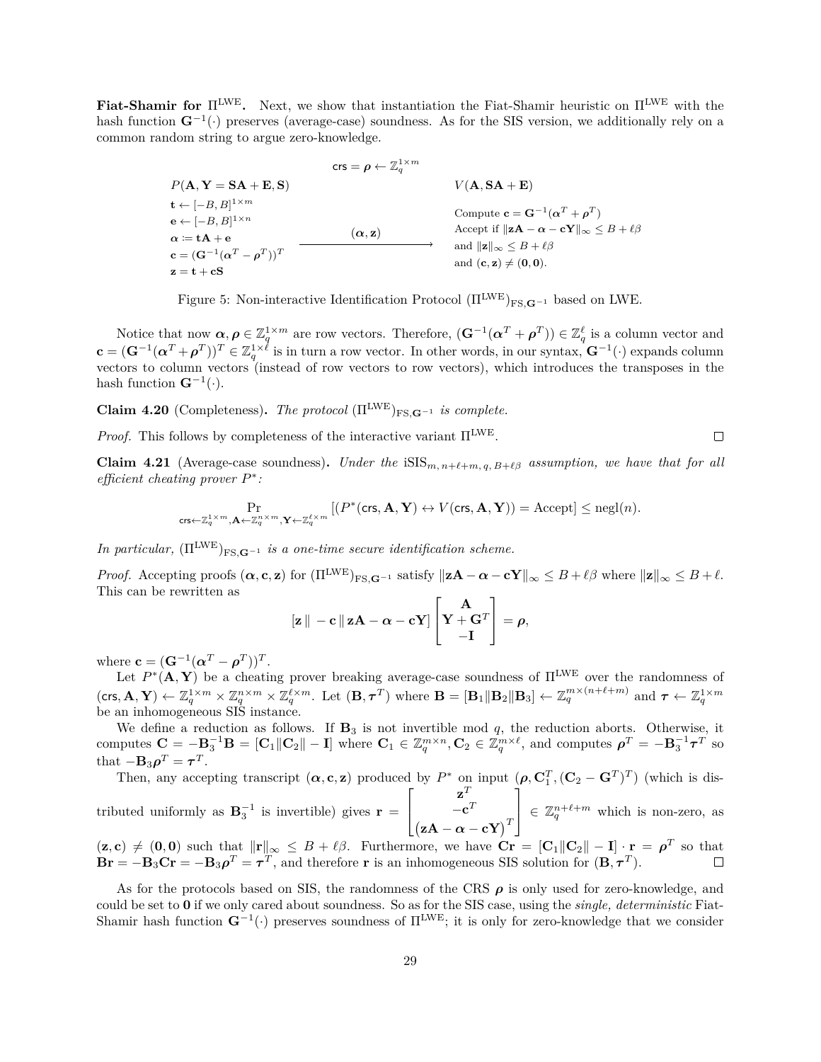**Fiat-Shamir for $\Pi^{\text{LWE}}$.** Next, we show that instantiation the Fiat-Shamir heuristic on $\Pi^{\text{LWE}}$ with the hash function $\mathbf{G}^{-1}(\cdot)$ preserves (average-case) soundness. As for the SIS version, we additionally rely on a common random string to argue zero-knowledge.

$$\mathsf{crs} = \boldsymbol{\rho} \leftarrow \mathbb{Z}_q^{1\times m}$$

$P(\mathbf{A}, \mathbf{Y} = \mathbf{SA} + \mathbf{E}, \mathbf{S})$

$\mathbf{t} \leftarrow [-B, B]^{1\times m}$

$\mathbf{e} \leftarrow [-B, B]^{1\times n}$

$\boldsymbol{\alpha} := \mathbf{tA} + \mathbf{e}$

$\mathbf{c} = (\mathbf{G}^{-1}(\boldsymbol{\alpha}^T - \boldsymbol{\rho}^T))^T$

$\mathbf{z} = \mathbf{t} + \mathbf{cS}$

$\xrightarrow{\quad (\boldsymbol{\alpha}, \mathbf{z}) \quad}$

$V(\mathbf{A}, \mathbf{SA} + \mathbf{E})$

Compute $\mathbf{c} = \mathbf{G}^{-1}(\boldsymbol{\alpha}^T + \boldsymbol{\rho}^T)$

Accept if $\|\mathbf{zA} - \boldsymbol{\alpha} - \mathbf{cY}\|_\infty \leq B + \ell\beta$

and $\|\mathbf{z}\|_\infty \leq B + \ell\beta$

and $(\mathbf{c}, \mathbf{z}) \neq (\mathbf{0}, \mathbf{0})$.

Figure 5: Non-interactive Identification Protocol $(\Pi^{\text{LWE}})_{\text{FS},\mathbf{G}^{-1}}$ based on LWE.

Notice that now $\boldsymbol{\alpha}, \boldsymbol{\rho} \in \mathbb{Z}_q^{1\times m}$ are row vectors. Therefore, $(\mathbf{G}^{-1}(\boldsymbol{\alpha}^T + \boldsymbol{\rho}^T)) \in \mathbb{Z}_q^{\ell}$ is a column vector and $\mathbf{c} = (\mathbf{G}^{-1}(\boldsymbol{\alpha}^T + \boldsymbol{\rho}^T))^T \in \mathbb{Z}_q^{1\times \ell}$ is in turn a row vector. In other words, in our syntax, $\mathbf{G}^{-1}(\cdot)$ expands column vectors to column vectors (instead of row vectors to row vectors), which introduces the transposes in the hash function $\mathbf{G}^{-1}(\cdot)$.

**Claim 4.20** (Completeness)**.** *The protocol $(\Pi^{\text{LWE}})_{\text{FS},\mathbf{G}^{-1}}$ is complete.*

*Proof.* This follows by completeness of the interactive variant $\Pi^{\text{LWE}}$. $\square$

**Claim 4.21** (Average-case soundness)**.** *Under the $\text{iSIS}_{m,\,n+\ell+m,\,q,\,B+\ell\beta}$ assumption, we have that for all efficient cheating prover $P^*$:*

$$\Pr_{\mathsf{crs}\leftarrow\mathbb{Z}_q^{1\times m}, \mathbf{A}\leftarrow\mathbb{Z}_q^{n\times m}, \mathbf{Y}\leftarrow\mathbb{Z}_q^{\ell\times m}}[(P^*(\mathsf{crs}, \mathbf{A}, \mathbf{Y}) \leftrightarrow V(\mathsf{crs}, \mathbf{A}, \mathbf{Y})) = \text{Accept}] \leq \text{negl}(n).$$

*In particular, $(\Pi^{\text{LWE}})_{\text{FS},\mathbf{G}^{-1}}$ is a one-time secure identification scheme.*

*Proof.* Accepting proofs $(\boldsymbol{\alpha}, \mathbf{c}, \mathbf{z})$ for $(\Pi^{\text{LWE}})_{\text{FS},\mathbf{G}^{-1}}$ satisfy $\|\mathbf{zA} - \boldsymbol{\alpha} - \mathbf{cY}\|_\infty \leq B + \ell\beta$ where $\|\mathbf{z}\|_\infty \leq B + \ell$. This can be rewritten as

$$[\mathbf{z} \,\|\, -\mathbf{c} \,\|\, \mathbf{zA} - \boldsymbol{\alpha} - \mathbf{cY}] \begin{bmatrix} \mathbf{A} \\ \mathbf{Y} + \mathbf{G}^T \\ -\mathbf{I} \end{bmatrix} = \boldsymbol{\rho},$$

where $\mathbf{c} = (\mathbf{G}^{-1}(\boldsymbol{\alpha}^T - \boldsymbol{\rho}^T))^T$.

Let $P^*(\mathbf{A}, \mathbf{Y})$ be a cheating prover breaking average-case soundness of $\Pi^{\text{LWE}}$ over the randomness of $(\mathsf{crs}, \mathbf{A}, \mathbf{Y}) \leftarrow \mathbb{Z}_q^{1\times m} \times \mathbb{Z}_q^{n\times m} \times \mathbb{Z}_q^{\ell\times m}$. Let $(\mathbf{B}, \boldsymbol{\tau}^T)$ where $\mathbf{B} = [\mathbf{B}_1 \| \mathbf{B}_2 \| \mathbf{B}_3] \leftarrow \mathbb{Z}_q^{m\times(n+\ell+m)}$ and $\boldsymbol{\tau} \leftarrow \mathbb{Z}_q^{1\times m}$ be an inhomogeneous SIS instance.

We define a reduction as follows. If $\mathbf{B}_3$ is not invertible mod $q$, the reduction aborts. Otherwise, it computes $\mathbf{C} = -\mathbf{B}_3^{-1}\mathbf{B} = [\mathbf{C}_1 \| \mathbf{C}_2 \| -\mathbf{I}]$ where $\mathbf{C}_1 \in \mathbb{Z}_q^{m\times n}, \mathbf{C}_2 \in \mathbb{Z}_q^{m\times \ell}$, and computes $\boldsymbol{\rho}^T = -\mathbf{B}_3^{-1}\boldsymbol{\tau}^T$ so that $-\mathbf{B}_3\boldsymbol{\rho}^T = \boldsymbol{\tau}^T$.

Then, any accepting transcript $(\boldsymbol{\alpha}, \mathbf{c}, \mathbf{z})$ produced by $P^*$ on input $(\boldsymbol{\rho}, \mathbf{C}_1^T, (\mathbf{C}_2 - \mathbf{G}^T)^T)$ (which is distributed uniformly as $\mathbf{B}_3^{-1}$ is invertible) gives $\mathbf{r} = \begin{bmatrix} \mathbf{z}^T \\ -\mathbf{c}^T \\ (\mathbf{zA} - \boldsymbol{\alpha} - \mathbf{cY})^T \end{bmatrix} \in \mathbb{Z}_q^{n+\ell+m}$ which is non-zero, as $(\mathbf{z}, \mathbf{c}) \neq (\mathbf{0}, \mathbf{0})$ such that $\|\mathbf{r}\|_\infty \leq B + \ell\beta$. Furthermore, we have $\mathbf{Cr} = [\mathbf{C}_1 \| \mathbf{C}_2 \| -\mathbf{I}] \cdot \mathbf{r} = \boldsymbol{\rho}^T$ so that $\mathbf{Br} = -\mathbf{B}_3\mathbf{Cr} = -\mathbf{B}_3\boldsymbol{\rho}^T = \boldsymbol{\tau}^T$, and therefore $\mathbf{r}$ is an inhomogeneous SIS solution for $(\mathbf{B}, \boldsymbol{\tau}^T)$. $\square$

As for the protocols based on SIS, the randomness of the CRS $\boldsymbol{\rho}$ is only used for zero-knowledge, and could be set to $\mathbf{0}$ if we only cared about soundness. So as for the SIS case, using the *single, deterministic* Fiat-Shamir hash function $\mathbf{G}^{-1}(\cdot)$ preserves soundness of $\Pi^{\text{LWE}}$; it is only for zero-knowledge that we consider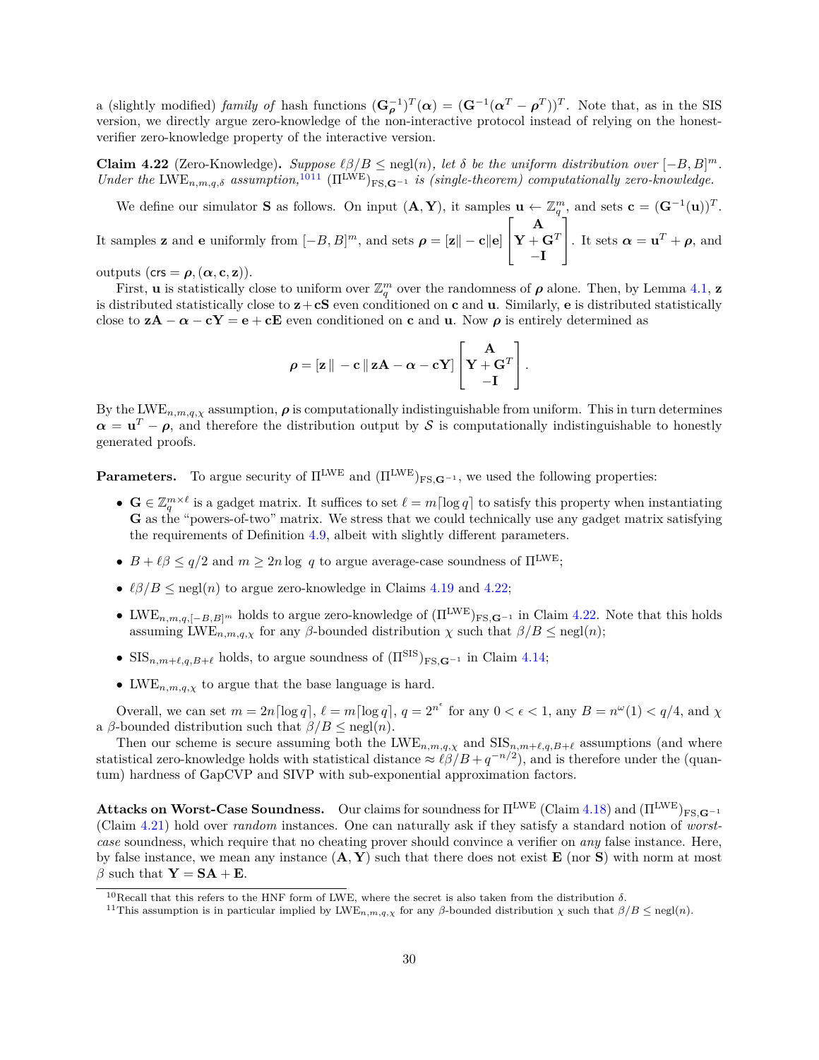a (slightly modified) *family of* hash functions $(\mathbf{G}_{\boldsymbol{\rho}}^{-1})^T(\boldsymbol{\alpha}) = (\mathbf{G}^{-1}(\boldsymbol{\alpha}^T - \boldsymbol{\rho}^T))^T$. Note that, as in the SIS version, we directly argue zero-knowledge of the non-interactive protocol instead of relying on the honest-verifier zero-knowledge property of the interactive version.

**Claim 4.22** (Zero-Knowledge)**.** *Suppose $\ell\beta/B \leq \mathrm{negl}(n)$, let $\delta$ be the uniform distribution over $[-B, B]^m$. Under the $\mathrm{LWE}_{n,m,q,\delta}$ assumption,*[10][11] *$(\Pi^{\mathrm{LWE}})_{\mathrm{FS},\mathbf{G}^{-1}}$ is (single-theorem) computationally zero-knowledge.*

We define our simulator $\mathbf{S}$ as follows. On input $(\mathbf{A}, \mathbf{Y})$, it samples $\mathbf{u} \leftarrow \mathbb{Z}_q^m$, and sets $\mathbf{c} = (\mathbf{G}^{-1}(\mathbf{u}))^T$. It samples $\mathbf{z}$ and $\mathbf{e}$ uniformly from $[-B, B]^m$, and sets $\boldsymbol{\rho} = [\mathbf{z} \| -\mathbf{c} \| \mathbf{e}] \begin{bmatrix} \mathbf{A} \\ \mathbf{Y} + \mathbf{G}^T \\ -\mathbf{I} \end{bmatrix}$. It sets $\boldsymbol{\alpha} = \mathbf{u}^T + \boldsymbol{\rho}$, and outputs $(\mathsf{crs} = \boldsymbol{\rho}, (\boldsymbol{\alpha}, \mathbf{c}, \mathbf{z}))$.

First, $\mathbf{u}$ is statistically close to uniform over $\mathbb{Z}_q^m$ over the randomness of $\boldsymbol{\rho}$ alone. Then, by Lemma 4.1, $\mathbf{z}$ is distributed statistically close to $\mathbf{z} + \mathbf{c}\mathbf{S}$ even conditioned on $\mathbf{c}$ and $\mathbf{u}$. Similarly, $\mathbf{e}$ is distributed statistically close to $\mathbf{z}\mathbf{A} - \boldsymbol{\alpha} - \mathbf{c}\mathbf{Y} = \mathbf{e} + \mathbf{c}\mathbf{E}$ even conditioned on $\mathbf{c}$ and $\mathbf{u}$. Now $\boldsymbol{\rho}$ is entirely determined as

$$\boldsymbol{\rho} = [\mathbf{z} \,\|\, -\mathbf{c} \,\|\, \mathbf{z}\mathbf{A} - \boldsymbol{\alpha} - \mathbf{c}\mathbf{Y}] \begin{bmatrix} \mathbf{A} \\ \mathbf{Y} + \mathbf{G}^T \\ -\mathbf{I} \end{bmatrix}.$$

By the $\mathrm{LWE}_{n,m,q,\chi}$ assumption, $\boldsymbol{\rho}$ is computationally indistinguishable from uniform. This in turn determines $\boldsymbol{\alpha} = \mathbf{u}^T - \boldsymbol{\rho}$, and therefore the distribution output by $\mathcal{S}$ is computationally indistinguishable to honestly generated proofs.

**Parameters.** To argue security of $\Pi^{\mathrm{LWE}}$ and $(\Pi^{\mathrm{LWE}})_{\mathrm{FS},\mathbf{G}^{-1}}$, we used the following properties:

- $\mathbf{G} \in \mathbb{Z}_q^{m \times \ell}$ is a gadget matrix. It suffices to set $\ell = m\lceil \log q \rceil$ to satisfy this property when instantiating $\mathbf{G}$ as the "powers-of-two" matrix. We stress that we could technically use any gadget matrix satisfying the requirements of Definition 4.9, albeit with slightly different parameters.
- $B + \ell\beta \leq q/2$ and $m \geq 2n \log\, q$ to argue average-case soundness of $\Pi^{\mathrm{LWE}}$;
- $\ell\beta/B \leq \mathrm{negl}(n)$ to argue zero-knowledge in Claims 4.19 and 4.22;
- $\mathrm{LWE}_{n,m,q,[-B,B]^m}$ holds to argue zero-knowledge of $(\Pi^{\mathrm{LWE}})_{\mathrm{FS},\mathbf{G}^{-1}}$ in Claim 4.22. Note that this holds assuming $\mathrm{LWE}_{n,m,q,\chi}$ for any $\beta$-bounded distribution $\chi$ such that $\beta/B \leq \mathrm{negl}(n)$;
- $\mathrm{SIS}_{n,m+\ell,q,B+\ell}$ holds, to argue soundness of $(\Pi^{\mathrm{SIS}})_{\mathrm{FS},\mathbf{G}^{-1}}$ in Claim 4.14;
- $\mathrm{LWE}_{n,m,q,\chi}$ to argue that the base language is hard.

Overall, we can set $m = 2n\lceil \log q \rceil$, $\ell = m\lceil \log q \rceil$, $q = 2^{n^\epsilon}$ for any $0 < \epsilon < 1$, any $B = n^{\omega}(1) < q/4$, and $\chi$ a $\beta$-bounded distribution such that $\beta/B \leq \mathrm{negl}(n)$.

Then our scheme is secure assuming both the $\mathrm{LWE}_{n,m,q,\chi}$ and $\mathrm{SIS}_{n,m+\ell,q,B+\ell}$ assumptions (and where statistical zero-knowledge holds with statistical distance $\approx \ell\beta/B + q^{-n/2}$), and is therefore under the (quantum) hardness of GapCVP and SIVP with sub-exponential approximation factors.

**Attacks on Worst-Case Soundness.** Our claims for soundness for $\Pi^{\mathrm{LWE}}$ (Claim 4.18) and $(\Pi^{\mathrm{LWE}})_{\mathrm{FS},\mathbf{G}^{-1}}$ (Claim 4.21) hold over *random* instances. One can naturally ask if they satisfy a standard notion of *worst-case* soundness, which require that no cheating prover should convince a verifier on *any* false instance. Here, by false instance, we mean any instance $(\mathbf{A}, \mathbf{Y})$ such that there does not exist $\mathbf{E}$ (nor $\mathbf{S}$) with norm at most $\beta$ such that $\mathbf{Y} = \mathbf{S}\mathbf{A} + \mathbf{E}$.

---

[10] Recall that this refers to the HNF form of LWE, where the secret is also taken from the distribution $\delta$.

[11] This assumption is in particular implied by $\mathrm{LWE}_{n,m,q,\chi}$ for any $\beta$-bounded distribution $\chi$ such that $\beta/B \leq \mathrm{negl}(n)$.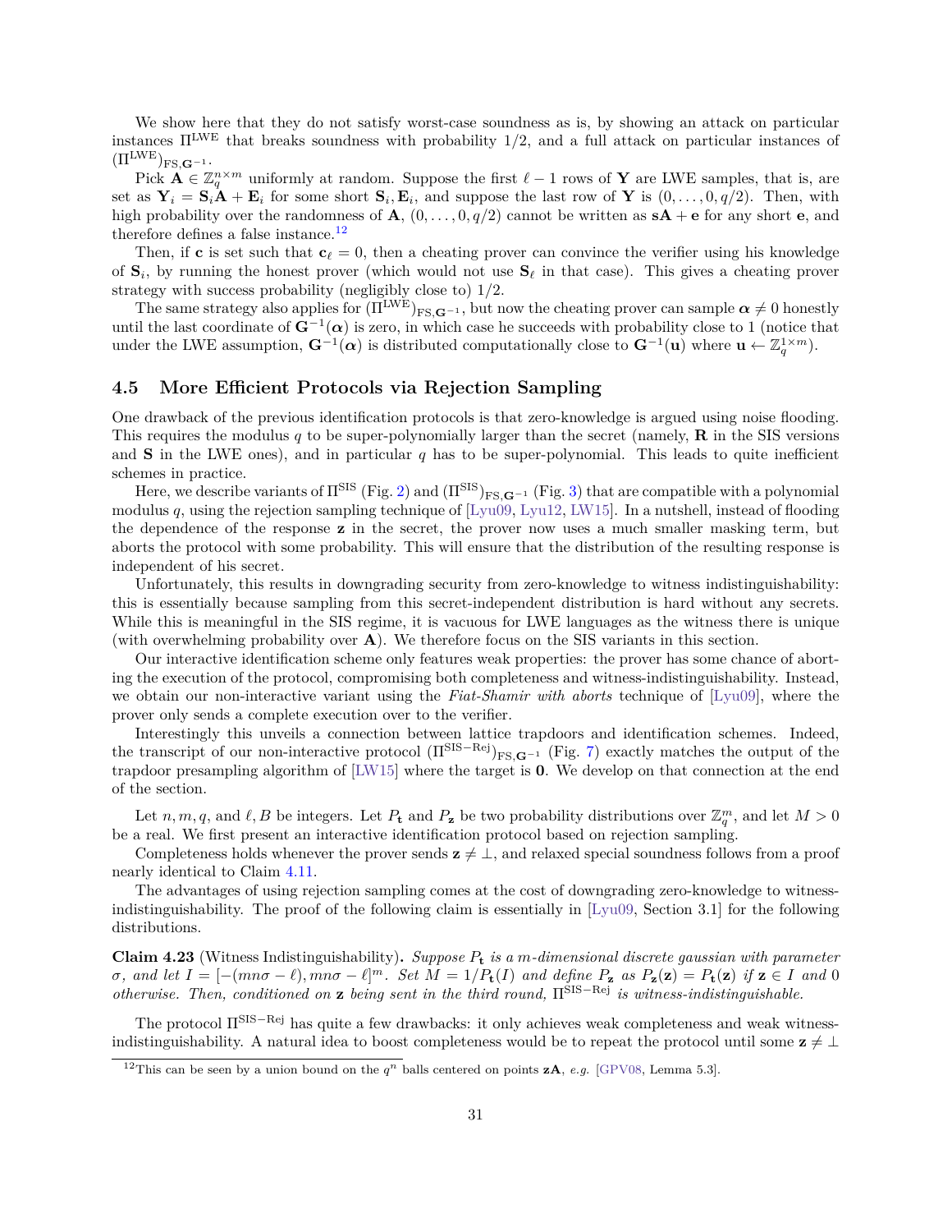We show here that they do not satisfy worst-case soundness as is, by showing an attack on particular instances $\Pi^{\mathrm{LWE}}$ that breaks soundness with probability 1/2, and a full attack on particular instances of $(\Pi^{\mathrm{LWE}})_{\mathrm{FS},\mathbf{G}^{-1}}$.

Pick $\mathbf{A} \in \mathbb{Z}_q^{n\times m}$ uniformly at random. Suppose the first $\ell - 1$ rows of $\mathbf{Y}$ are LWE samples, that is, are set as $\mathbf{Y}_i = \mathbf{S}_i\mathbf{A} + \mathbf{E}_i$ for some short $\mathbf{S}_i, \mathbf{E}_i$, and suppose the last row of $\mathbf{Y}$ is $(0, \ldots, 0, q/2)$. Then, with high probability over the randomness of $\mathbf{A}$, $(0, \ldots, 0, q/2)$ cannot be written as $\mathbf{sA} + \mathbf{e}$ for any short $\mathbf{e}$, and therefore defines a false instance.[12]

Then, if $\mathbf{c}$ is set such that $\mathbf{c}_\ell = 0$, then a cheating prover can convince the verifier using his knowledge of $\mathbf{S}_i$, by running the honest prover (which would not use $\mathbf{S}_\ell$ in that case). This gives a cheating prover strategy with success probability (negligibly close to) 1/2.

The same strategy also applies for $(\Pi^{\mathrm{LWE}})_{\mathrm{FS},\mathbf{G}^{-1}}$, but now the cheating prover can sample $\boldsymbol{\alpha} \neq 0$ honestly until the last coordinate of $\mathbf{G}^{-1}(\boldsymbol{\alpha})$ is zero, in which case he succeeds with probability close to 1 (notice that under the LWE assumption, $\mathbf{G}^{-1}(\boldsymbol{\alpha})$ is distributed computationally close to $\mathbf{G}^{-1}(\mathbf{u})$ where $\mathbf{u} \leftarrow \mathbb{Z}_q^{1\times m}$).

## 4.5 More Efficient Protocols via Rejection Sampling

One drawback of the previous identification protocols is that zero-knowledge is argued using noise flooding. This requires the modulus $q$ to be super-polynomially larger than the secret (namely, $\mathbf{R}$ in the SIS versions and $\mathbf{S}$ in the LWE ones), and in particular $q$ has to be super-polynomial. This leads to quite inefficient schemes in practice.

Here, we describe variants of $\Pi^{\mathrm{SIS}}$ (Fig. 2) and $(\Pi^{\mathrm{SIS}})_{\mathrm{FS},\mathbf{G}^{-1}}$ (Fig. 3) that are compatible with a polynomial modulus $q$, using the rejection sampling technique of [Lyu09, Lyu12, LW15]. In a nutshell, instead of flooding the dependence of the response $\mathbf{z}$ in the secret, the prover now uses a much smaller masking term, but aborts the protocol with some probability. This will ensure that the distribution of the resulting response is independent of his secret.

Unfortunately, this results in downgrading security from zero-knowledge to witness indistinguishability: this is essentially because sampling from this secret-independent distribution is hard without any secrets. While this is meaningful in the SIS regime, it is vacuous for LWE languages as the witness there is unique (with overwhelming probability over $\mathbf{A}$). We therefore focus on the SIS variants in this section.

Our interactive identification scheme only features weak properties: the prover has some chance of aborting the execution of the protocol, compromising both completeness and witness-indistinguishability. Instead, we obtain our non-interactive variant using the *Fiat-Shamir with aborts* technique of [Lyu09], where the prover only sends a complete execution over to the verifier.

Interestingly this unveils a connection between lattice trapdoors and identification schemes. Indeed, the transcript of our non-interactive protocol $(\Pi^{\mathrm{SIS-Rej}})_{\mathrm{FS},\mathbf{G}^{-1}}$ (Fig. 7) exactly matches the output of the trapdoor presampling algorithm of [LW15] where the target is $\mathbf{0}$. We develop on that connection at the end of the section.

Let $n, m, q$, and $\ell, B$ be integers. Let $P_{\mathbf{t}}$ and $P_{\mathbf{z}}$ be two probability distributions over $\mathbb{Z}_q^m$, and let $M > 0$ be a real. We first present an interactive identification protocol based on rejection sampling.

Completeness holds whenever the prover sends $\mathbf{z} \neq \perp$, and relaxed special soundness follows from a proof nearly identical to Claim 4.11.

The advantages of using rejection sampling comes at the cost of downgrading zero-knowledge to witness-indistinguishability. The proof of the following claim is essentially in [Lyu09, Section 3.1] for the following distributions.

**Claim 4.23** (Witness Indistinguishability)**.** *Suppose $P_{\mathbf{t}}$ is a $m$-dimensional discrete gaussian with parameter $\sigma$, and let $I = [-(mn\sigma - \ell), mn\sigma - \ell]^m$. Set $M = 1/P_{\mathbf{t}}(I)$ and define $P_{\mathbf{z}}$ as $P_{\mathbf{z}}(\mathbf{z}) = P_{\mathbf{t}}(\mathbf{z})$ if $\mathbf{z} \in I$ and 0 otherwise. Then, conditioned on $\mathbf{z}$ being sent in the third round, $\Pi^{\mathrm{SIS-Rej}}$ is witness-indistinguishable.*

The protocol $\Pi^{\mathrm{SIS-Rej}}$ has quite a few drawbacks: it only achieves weak completeness and weak witness-indistinguishability. A natural idea to boost completeness would be to repeat the protocol until some $\mathbf{z} \neq \perp$

[12] This can be seen by a union bound on the $q^n$ balls centered on points $\mathbf{zA}$, *e.g.* [GPV08, Lemma 5.3].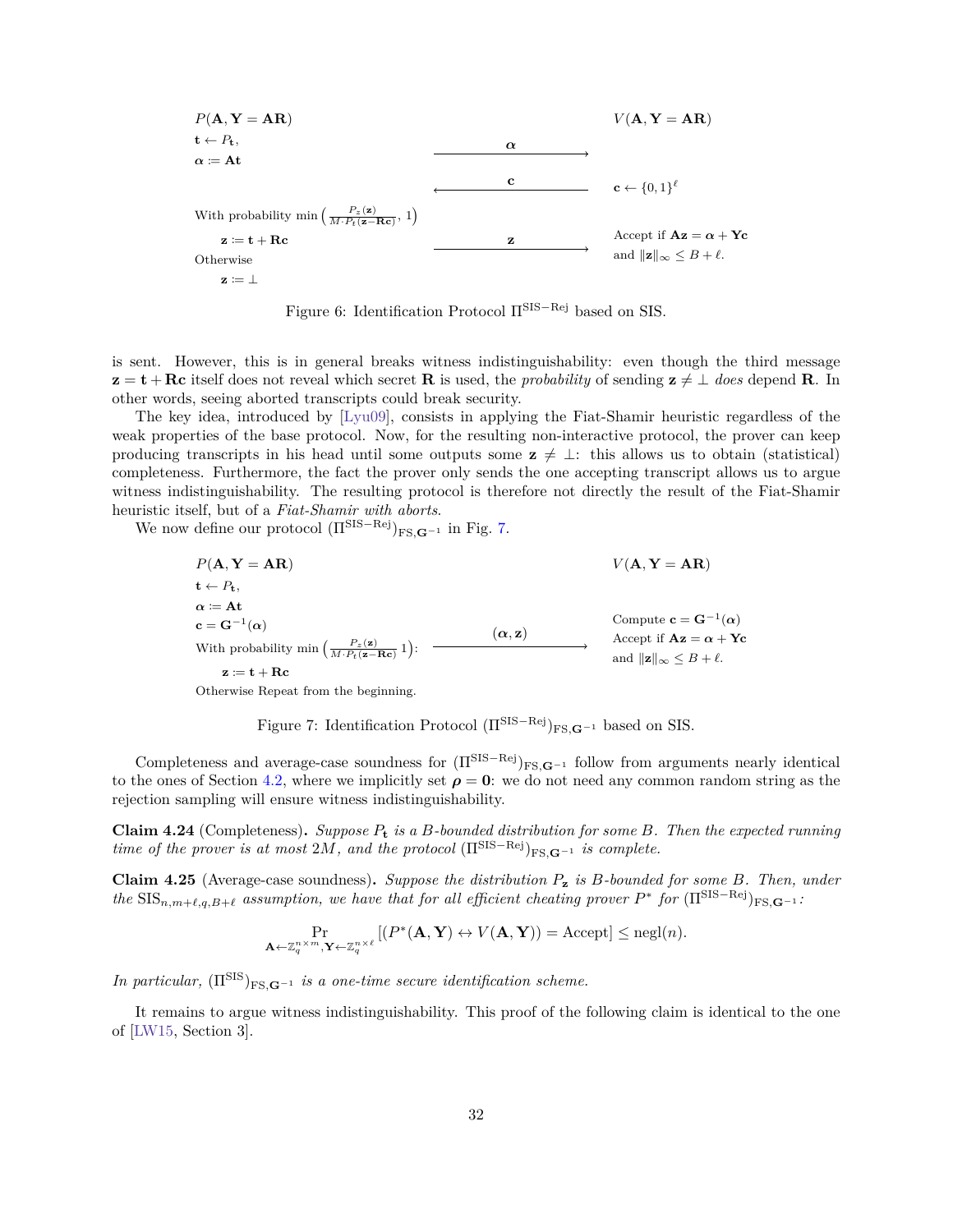$P(\mathbf{A}, \mathbf{Y} = \mathbf{AR})$ $\qquad\qquad\qquad\qquad\qquad\qquad\qquad\qquad$ $V(\mathbf{A}, \mathbf{Y} = \mathbf{AR})$

$\mathbf{t} \leftarrow P_{\mathbf{t}}$,

$\boldsymbol{\alpha} := \mathbf{At}$ $\qquad \xrightarrow{\quad \boldsymbol{\alpha} \quad}$

$\qquad\qquad\qquad\qquad \xleftarrow{\quad \mathbf{c} \quad}$ $\qquad \mathbf{c} \leftarrow \{0,1\}^{\ell}$

With probability $\min\left(\frac{P_z(\mathbf{z})}{M \cdot P_t(\mathbf{z} - \mathbf{Rc})}, 1\right)$

$\quad \mathbf{z} := \mathbf{t} + \mathbf{Rc}$ $\qquad \xrightarrow{\quad \mathbf{z} \quad}$ $\qquad$ Accept if $\mathbf{Az} = \boldsymbol{\alpha} + \mathbf{Yc}$ and $\|\mathbf{z}\|_\infty \leq B + \ell$.

Otherwise

$\quad \mathbf{z} := \perp$

Figure 6: Identification Protocol $\Pi^{\mathrm{SIS-Rej}}$ based on SIS.

is sent. However, this is in general breaks witness indistinguishability: even though the third message $\mathbf{z} = \mathbf{t} + \mathbf{Rc}$ itself does not reveal which secret $\mathbf{R}$ is used, the *probability* of sending $\mathbf{z} \neq \perp$ *does* depend $\mathbf{R}$. In other words, seeing aborted transcripts could break security.

The key idea, introduced by [Lyu09], consists in applying the Fiat-Shamir heuristic regardless of the weak properties of the base protocol. Now, for the resulting non-interactive protocol, the prover can keep producing transcripts in his head until some outputs some $\mathbf{z} \neq \perp$: this allows us to obtain (statistical) completeness. Furthermore, the fact the prover only sends the one accepting transcript allows us to argue witness indistinguishability. The resulting protocol is therefore not directly the result of the Fiat-Shamir heuristic itself, but of a *Fiat-Shamir with aborts*.

We now define our protocol $(\Pi^{\mathrm{SIS-Rej}})_{\mathrm{FS},\mathbf{G}^{-1}}$ in Fig. 7.

$P(\mathbf{A}, \mathbf{Y} = \mathbf{AR})$ $\qquad\qquad\qquad\qquad\qquad\qquad\qquad\qquad$ $V(\mathbf{A}, \mathbf{Y} = \mathbf{AR})$

$\mathbf{t} \leftarrow P_{\mathbf{t}}$,

$\boldsymbol{\alpha} := \mathbf{At}$

$\mathbf{c} = \mathbf{G}^{-1}(\boldsymbol{\alpha})$ $\qquad\qquad\qquad\qquad\qquad\qquad$ Compute $\mathbf{c} = \mathbf{G}^{-1}(\boldsymbol{\alpha})$

With probability $\min\left(\frac{P_z(\mathbf{z})}{M \cdot P_t(\mathbf{z} - \mathbf{Rc})} 1\right)$: $\qquad \xrightarrow{\quad (\boldsymbol{\alpha}, \mathbf{z}) \quad}$ $\qquad$ Accept if $\mathbf{Az} = \boldsymbol{\alpha} + \mathbf{Yc}$ and $\|\mathbf{z}\|_\infty \leq B + \ell$.

$\quad \mathbf{z} := \mathbf{t} + \mathbf{Rc}$

Otherwise Repeat from the beginning.

Figure 7: Identification Protocol $(\Pi^{\mathrm{SIS-Rej}})_{\mathrm{FS},\mathbf{G}^{-1}}$ based on SIS.

Completeness and average-case soundness for $(\Pi^{\mathrm{SIS-Rej}})_{\mathrm{FS},\mathbf{G}^{-1}}$ follow from arguments nearly identical to the ones of Section 4.2, where we implicitly set $\boldsymbol{\rho} = \mathbf{0}$: we do not need any common random string as the rejection sampling will ensure witness indistinguishability.

**Claim 4.24** (Completeness)**.** *Suppose $P_{\mathbf{t}}$ is a $B$-bounded distribution for some $B$. Then the expected running time of the prover is at most $2M$, and the protocol $(\Pi^{\mathrm{SIS-Rej}})_{\mathrm{FS},\mathbf{G}^{-1}}$ is complete.*

**Claim 4.25** (Average-case soundness)**.** *Suppose the distribution $P_{\mathbf{z}}$ is $B$-bounded for some $B$. Then, under the $\mathrm{SIS}_{n,m+\ell,q,B+\ell}$ assumption, we have that for all efficient cheating prover $P^*$ for $(\Pi^{\mathrm{SIS-Rej}})_{\mathrm{FS},\mathbf{G}^{-1}}$:*

$$\Pr_{\mathbf{A} \leftarrow \mathbb{Z}_q^{n \times m}, \mathbf{Y} \leftarrow \mathbb{Z}_q^{n \times \ell}} \left[ (P^*(\mathbf{A}, \mathbf{Y}) \leftrightarrow V(\mathbf{A}, \mathbf{Y})) = \mathrm{Accept} \right] \leq \mathrm{negl}(n).$$

*In particular, $(\Pi^{\mathrm{SIS}})_{\mathrm{FS},\mathbf{G}^{-1}}$ is a one-time secure identification scheme.*

It remains to argue witness indistinguishability. This proof of the following claim is identical to the one of [LW15, Section 3].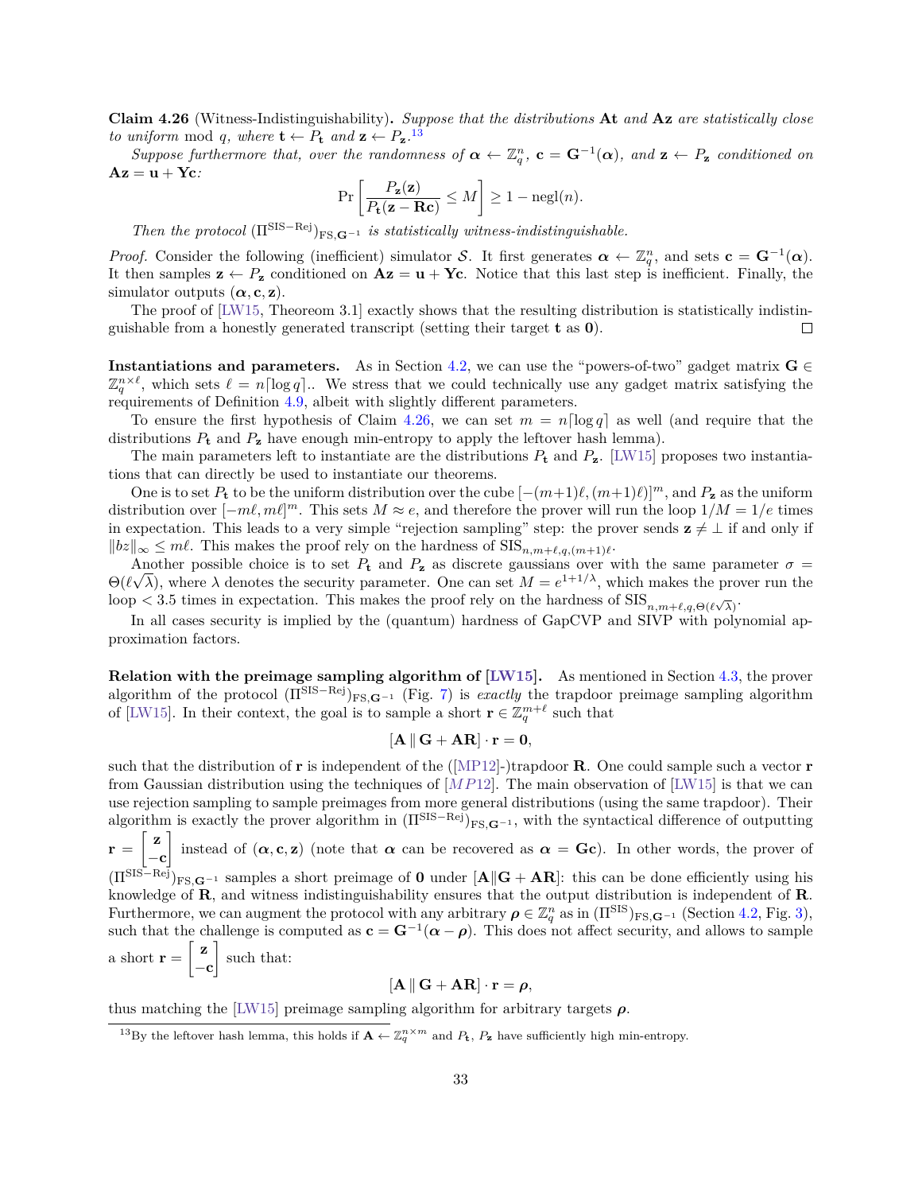**Claim 4.26** (Witness-Indistinguishability)**.** *Suppose that the distributions* $\mathbf{At}$ *and* $\mathbf{Az}$ *are statistically close to uniform* mod $q$*, where* $\mathbf{t} \leftarrow P_{\mathbf{t}}$ *and* $\mathbf{z} \leftarrow P_{\mathbf{z}}$.[13]

*Suppose furthermore that, over the randomness of* $\boldsymbol{\alpha} \leftarrow \mathbb{Z}_q^n$*,* $\mathbf{c} = \mathbf{G}^{-1}(\boldsymbol{\alpha})$*, and* $\mathbf{z} \leftarrow P_{\mathbf{z}}$ *conditioned on* $\mathbf{Az} = \mathbf{u} + \mathbf{Yc}$*:*

$$\Pr\left[\frac{P_{\mathbf{z}}(\mathbf{z})}{P_{\mathbf{t}}(\mathbf{z} - \mathbf{Rc})} \leq M\right] \geq 1 - \mathrm{negl}(n).$$

*Then the protocol* $(\Pi^{\mathrm{SIS-Rej}})_{\mathrm{FS},\mathbf{G}^{-1}}$ *is statistically witness-indistinguishable.*

*Proof.* Consider the following (inefficient) simulator $\mathcal{S}$. It first generates $\boldsymbol{\alpha} \leftarrow \mathbb{Z}_q^n$, and sets $\mathbf{c} = \mathbf{G}^{-1}(\boldsymbol{\alpha})$. It then samples $\mathbf{z} \leftarrow P_{\mathbf{z}}$ conditioned on $\mathbf{Az} = \mathbf{u} + \mathbf{Yc}$. Notice that this last step is inefficient. Finally, the simulator outputs $(\boldsymbol{\alpha}, \mathbf{c}, \mathbf{z})$.

The proof of [LW15, Theoreom 3.1] exactly shows that the resulting distribution is statistically indistinguishable from a honestly generated transcript (setting their target $\mathbf{t}$ as $\mathbf{0}$). ◻

**Instantiations and parameters.** As in Section 4.2, we can use the "powers-of-two" gadget matrix $\mathbf{G} \in \mathbb{Z}_q^{n\times \ell}$, which sets $\ell = n\lceil \log q \rceil$.. We stress that we could technically use any gadget matrix satisfying the requirements of Definition 4.9, albeit with slightly different parameters.

To ensure the first hypothesis of Claim 4.26, we can set $m = n\lceil \log q \rceil$ as well (and require that the distributions $P_{\mathbf{t}}$ and $P_{\mathbf{z}}$ have enough min-entropy to apply the leftover hash lemma).

The main parameters left to instantiate are the distributions $P_{\mathbf{t}}$ and $P_{\mathbf{z}}$. [LW15] proposes two instantiations that can directly be used to instantiate our theorems.

One is to set $P_{\mathbf{t}}$ to be the uniform distribution over the cube $[-(m+1)\ell, (m+1)\ell)]^m$, and $P_{\mathbf{z}}$ as the uniform distribution over $[-m\ell, m\ell]^m$. This sets $M \approx e$, and therefore the prover will run the loop $1/M = 1/e$ times in expectation. This leads to a very simple "rejection sampling" step: the prover sends $\mathbf{z} \neq \perp$ if and only if $\|bz\|_\infty \leq m\ell$. This makes the proof rely on the hardness of $\mathrm{SIS}_{n,m+\ell,q,(m+1)\ell}$.

Another possible choice is to set $P_{\mathbf{t}}$ and $P_{\mathbf{z}}$ as discrete gaussians over with the same parameter $\sigma = \Theta(\ell\sqrt{\lambda})$, where $\lambda$ denotes the security parameter. One can set $M = e^{1+1/\lambda}$, which makes the prover run the loop $< 3.5$ times in expectation. This makes the proof rely on the hardness of $\mathrm{SIS}_{n,m+\ell,q,\Theta(\ell\sqrt{\lambda})}$.

In all cases security is implied by the (quantum) hardness of GapCVP and SIVP with polynomial approximation factors.

**Relation with the preimage sampling algorithm of [LW15].** As mentioned in Section 4.3, the prover algorithm of the protocol $(\Pi^{\mathrm{SIS-Rej}})_{\mathrm{FS},\mathbf{G}^{-1}}$ (Fig. 7) is *exactly* the trapdoor preimage sampling algorithm of [LW15]. In their context, the goal is to sample a short $\mathbf{r} \in \mathbb{Z}_q^{m+\ell}$ such that

$$[\mathbf{A} \,\|\, \mathbf{G} + \mathbf{AR}] \cdot \mathbf{r} = \mathbf{0},$$

such that the distribution of $\mathbf{r}$ is independent of the ([MP12]-)trapdoor $\mathbf{R}$. One could sample such a vector $\mathbf{r}$ from Gaussian distribution using the techniques of [*MP*12]. The main observation of [LW15] is that we can use rejection sampling to sample preimages from more general distributions (using the same trapdoor). Their algorithm is exactly the prover algorithm in $(\Pi^{\mathrm{SIS-Rej}})_{\mathrm{FS},\mathbf{G}^{-1}}$, with the syntactical difference of outputting $\mathbf{r} = \begin{bmatrix} \mathbf{z} \\ -\mathbf{c} \end{bmatrix}$ instead of $(\boldsymbol{\alpha}, \mathbf{c}, \mathbf{z})$ (note that $\boldsymbol{\alpha}$ can be recovered as $\boldsymbol{\alpha} = \mathbf{Gc}$). In other words, the prover of $(\Pi^{\mathrm{SIS-Rej}})_{\mathrm{FS},\mathbf{G}^{-1}}$ samples a short preimage of $\mathbf{0}$ under $[\mathbf{A} \| \mathbf{G} + \mathbf{AR}]$: this can be done efficiently using his knowledge of $\mathbf{R}$, and witness indistinguishability ensures that the output distribution is independent of $\mathbf{R}$. Furthermore, we can augment the protocol with any arbitrary $\boldsymbol{\rho} \in \mathbb{Z}_q^n$ as in $(\Pi^{\mathrm{SIS}})_{\mathrm{FS},\mathbf{G}^{-1}}$ (Section 4.2, Fig. 3), such that the challenge is computed as $\mathbf{c} = \mathbf{G}^{-1}(\boldsymbol{\alpha} - \boldsymbol{\rho})$. This does not affect security, and allows to sample a short $\mathbf{r} = \begin{bmatrix} \mathbf{z} \\ -\mathbf{c} \end{bmatrix}$ such that:

$$[\mathbf{A} \,\|\, \mathbf{G} + \mathbf{AR}] \cdot \mathbf{r} = \boldsymbol{\rho},$$

thus matching the [LW15] preimage sampling algorithm for arbitrary targets $\boldsymbol{\rho}$.

[13] By the leftover hash lemma, this holds if $\mathbf{A} \leftarrow \mathbb{Z}_q^{n\times m}$ and $P_{\mathbf{t}}$, $P_{\mathbf{z}}$ have sufficiently high min-entropy.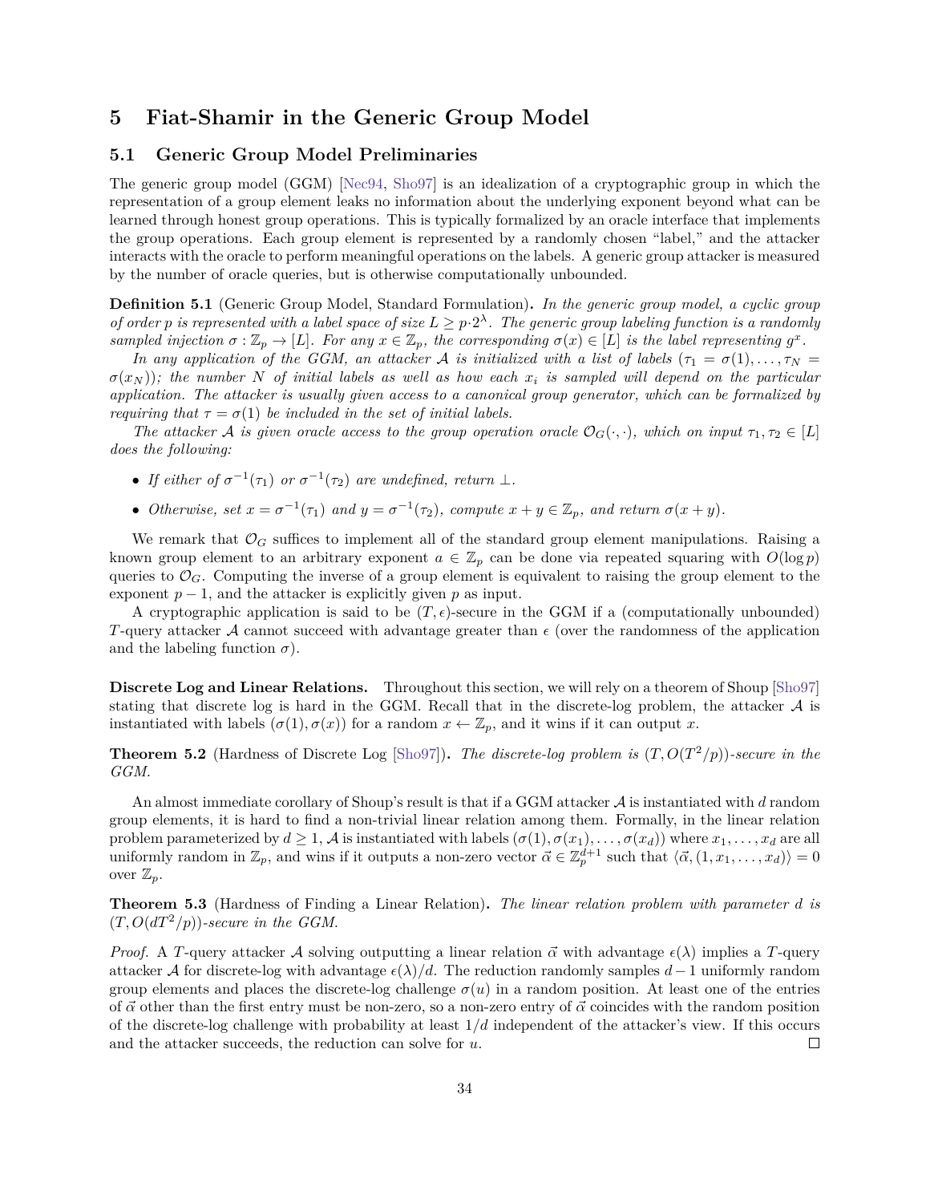# 5 Fiat-Shamir in the Generic Group Model

## 5.1 Generic Group Model Preliminaries

The generic group model (GGM) [Nec94, Sho97] is an idealization of a cryptographic group in which the representation of a group element leaks no information about the underlying exponent beyond what can be learned through honest group operations. This is typically formalized by an oracle interface that implements the group operations. Each group element is represented by a randomly chosen "label," and the attacker interacts with the oracle to perform meaningful operations on the labels. A generic group attacker is measured by the number of oracle queries, but is otherwise computationally unbounded.

**Definition 5.1** (Generic Group Model, Standard Formulation)**.** *In the generic group model, a cyclic group of order $p$ is represented with a label space of size $L \geq p \cdot 2^{\lambda}$. The generic group labeling function is a randomly sampled injection $\sigma : \mathbb{Z}_p \to [L]$. For any $x \in \mathbb{Z}_p$, the corresponding $\sigma(x) \in [L]$ is the label representing $g^x$.*

*In any application of the GGM, an attacker $\mathcal{A}$ is initialized with a list of labels ($\tau_1 = \sigma(1), \ldots, \tau_N = \sigma(x_N)$); the number $N$ of initial labels as well as how each $x_i$ is sampled will depend on the particular application. The attacker is usually given access to a canonical group generator, which can be formalized by requiring that $\tau = \sigma(1)$ be included in the set of initial labels.*

*The attacker $\mathcal{A}$ is given oracle access to the group operation oracle $\mathcal{O}_G(\cdot, \cdot)$, which on input $\tau_1, \tau_2 \in [L]$ does the following:*

- *If either of $\sigma^{-1}(\tau_1)$ or $\sigma^{-1}(\tau_2)$ are undefined, return $\bot$.*
- *Otherwise, set $x = \sigma^{-1}(\tau_1)$ and $y = \sigma^{-1}(\tau_2)$, compute $x + y \in \mathbb{Z}_p$, and return $\sigma(x + y)$.*

We remark that $\mathcal{O}_G$ suffices to implement all of the standard group element manipulations. Raising a known group element to an arbitrary exponent $a \in \mathbb{Z}_p$ can be done via repeated squaring with $O(\log p)$ queries to $\mathcal{O}_G$. Computing the inverse of a group element is equivalent to raising the group element to the exponent $p - 1$, and the attacker is explicitly given $p$ as input.

A cryptographic application is said to be $(T, \epsilon)$-secure in the GGM if a (computationally unbounded) $T$-query attacker $\mathcal{A}$ cannot succeed with advantage greater than $\epsilon$ (over the randomness of the application and the labeling function $\sigma$).

**Discrete Log and Linear Relations.** Throughout this section, we will rely on a theorem of Shoup [Sho97] stating that discrete log is hard in the GGM. Recall that in the discrete-log problem, the attacker $\mathcal{A}$ is instantiated with labels $(\sigma(1), \sigma(x))$ for a random $x \leftarrow \mathbb{Z}_p$, and it wins if it can output $x$.

**Theorem 5.2** (Hardness of Discrete Log [Sho97])**.** *The discrete-log problem is $(T, O(T^2/p))$-secure in the GGM.*

An almost immediate corollary of Shoup's result is that if a GGM attacker $\mathcal{A}$ is instantiated with $d$ random group elements, it is hard to find a non-trivial linear relation among them. Formally, in the linear relation problem parameterized by $d \geq 1$, $\mathcal{A}$ is instantiated with labels $(\sigma(1), \sigma(x_1), \ldots, \sigma(x_d))$ where $x_1, \ldots, x_d$ are all uniformly random in $\mathbb{Z}_p$, and wins if it outputs a non-zero vector $\vec{\alpha} \in \mathbb{Z}_p^{d+1}$ such that $\langle \vec{\alpha}, (1, x_1, \ldots, x_d) \rangle = 0$ over $\mathbb{Z}_p$.

**Theorem 5.3** (Hardness of Finding a Linear Relation)**.** *The linear relation problem with parameter $d$ is $(T, O(dT^2/p))$-secure in the GGM.*

*Proof.* A $T$-query attacker $\mathcal{A}$ solving outputting a linear relation $\vec{\alpha}$ with advantage $\epsilon(\lambda)$ implies a $T$-query attacker $\mathcal{A}$ for discrete-log with advantage $\epsilon(\lambda)/d$. The reduction randomly samples $d-1$ uniformly random group elements and places the discrete-log challenge $\sigma(u)$ in a random position. At least one of the entries of $\vec{\alpha}$ other than the first entry must be non-zero, so a non-zero entry of $\vec{\alpha}$ coincides with the random position of the discrete-log challenge with probability at least $1/d$ independent of the attacker's view. If this occurs and the attacker succeeds, the reduction can solve for $u$. ☐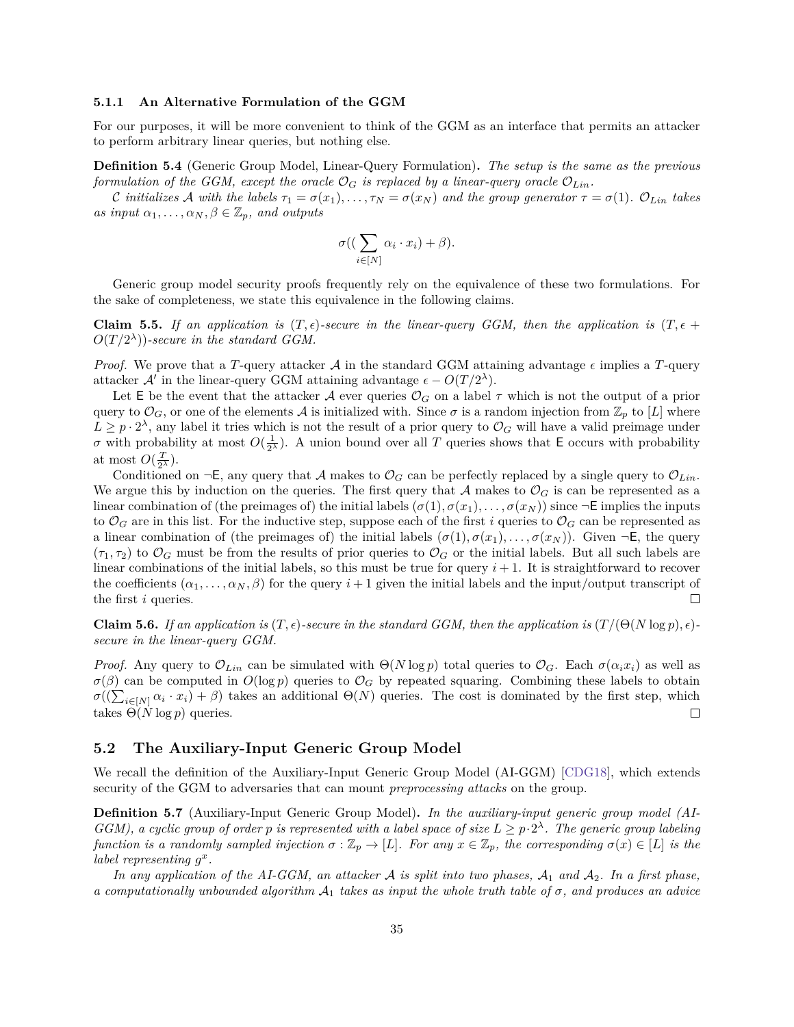### 5.1.1 An Alternative Formulation of the GGM

For our purposes, it will be more convenient to think of the GGM as an interface that permits an attacker to perform arbitrary linear queries, but nothing else.

**Definition 5.4** (Generic Group Model, Linear-Query Formulation)**.** *The setup is the same as the previous formulation of the GGM, except the oracle $\mathcal{O}_G$ is replaced by a linear-query oracle $\mathcal{O}_{Lin}$.*

*$\mathcal{C}$ initializes $\mathcal{A}$ with the labels $\tau_1 = \sigma(x_1), \ldots, \tau_N = \sigma(x_N)$ and the group generator $\tau = \sigma(1)$. $\mathcal{O}_{Lin}$ takes as input $\alpha_1, \ldots, \alpha_N, \beta \in \mathbb{Z}_p$, and outputs*

$$\sigma\Big(\big(\sum_{i\in[N]} \alpha_i \cdot x_i\big) + \beta\Big).$$

Generic group model security proofs frequently rely on the equivalence of these two formulations. For the sake of completeness, we state this equivalence in the following claims.

**Claim 5.5.** *If an application is $(T, \epsilon)$-secure in the linear-query GGM, then the application is $(T, \epsilon + O(T/2^\lambda))$-secure in the standard GGM.*

*Proof.* We prove that a $T$-query attacker $\mathcal{A}$ in the standard GGM attaining advantage $\epsilon$ implies a $T$-query attacker $\mathcal{A}'$ in the linear-query GGM attaining advantage $\epsilon - O(T/2^\lambda)$.

Let $\mathsf{E}$ be the event that the attacker $\mathcal{A}$ ever queries $\mathcal{O}_G$ on a label $\tau$ which is not the output of a prior query to $\mathcal{O}_G$, or one of the elements $\mathcal{A}$ is initialized with. Since $\sigma$ is a random injection from $\mathbb{Z}_p$ to $[L]$ where $L \geq p \cdot 2^\lambda$, any label it tries which is not the result of a prior query to $\mathcal{O}_G$ will have a valid preimage under $\sigma$ with probability at most $O(\frac{1}{2^\lambda})$. A union bound over all $T$ queries shows that $\mathsf{E}$ occurs with probability at most $O(\frac{T}{2^\lambda})$.

Conditioned on $\neg\mathsf{E}$, any query that $\mathcal{A}$ makes to $\mathcal{O}_G$ can be perfectly replaced by a single query to $\mathcal{O}_{Lin}$. We argue this by induction on the queries. The first query that $\mathcal{A}$ makes to $\mathcal{O}_G$ is can be represented as a linear combination of (the preimages of) the initial labels $(\sigma(1), \sigma(x_1), \ldots, \sigma(x_N))$ since $\neg\mathsf{E}$ implies the inputs to $\mathcal{O}_G$ are in this list. For the inductive step, suppose each of the first $i$ queries to $\mathcal{O}_G$ can be represented as a linear combination of (the preimages of) the initial labels $(\sigma(1), \sigma(x_1), \ldots, \sigma(x_N))$. Given $\neg\mathsf{E}$, the query $(\tau_1, \tau_2)$ to $\mathcal{O}_G$ must be from the results of prior queries to $\mathcal{O}_G$ or the initial labels. But all such labels are linear combinations of the initial labels, so this must be true for query $i+1$. It is straightforward to recover the coefficients $(\alpha_1, \ldots, \alpha_N, \beta)$ for the query $i+1$ given the initial labels and the input/output transcript of the first $i$ queries. □

**Claim 5.6.** *If an application is $(T, \epsilon)$-secure in the standard GGM, then the application is $(T/(\Theta(N \log p), \epsilon)$-secure in the linear-query GGM.*

*Proof.* Any query to $\mathcal{O}_{Lin}$ can be simulated with $\Theta(N \log p)$ total queries to $\mathcal{O}_G$. Each $\sigma(\alpha_i x_i)$ as well as $\sigma(\beta)$ can be computed in $O(\log p)$ queries to $\mathcal{O}_G$ by repeated squaring. Combining these labels to obtain $\sigma((\sum_{i\in[N]} \alpha_i \cdot x_i) + \beta)$ takes an additional $\Theta(N)$ queries. The cost is dominated by the first step, which takes $\Theta(N \log p)$ queries. □

## 5.2 The Auxiliary-Input Generic Group Model

We recall the definition of the Auxiliary-Input Generic Group Model (AI-GGM) [CDG18], which extends security of the GGM to adversaries that can mount *preprocessing attacks* on the group.

**Definition 5.7** (Auxiliary-Input Generic Group Model)**.** *In the auxiliary-input generic group model (AI-GGM), a cyclic group of order $p$ is represented with a label space of size $L \geq p \cdot 2^\lambda$. The generic group labeling function is a randomly sampled injection $\sigma : \mathbb{Z}_p \to [L]$. For any $x \in \mathbb{Z}_p$, the corresponding $\sigma(x) \in [L]$ is the label representing $g^x$.*

*In any application of the AI-GGM, an attacker $\mathcal{A}$ is split into two phases, $\mathcal{A}_1$ and $\mathcal{A}_2$. In a first phase, a computationally unbounded algorithm $\mathcal{A}_1$ takes as input the whole truth table of $\sigma$, and produces an advice*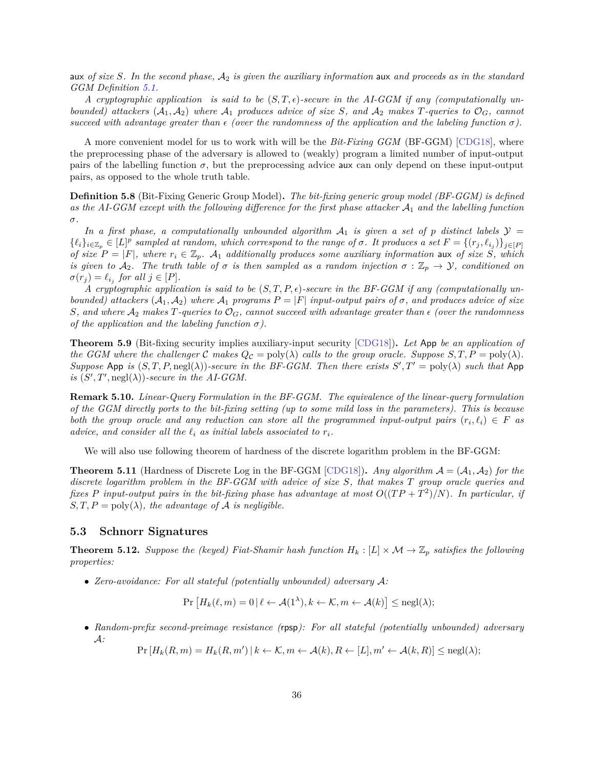*$\mathsf{aux}$ of size $S$. In the second phase, $\mathcal{A}_2$ is given the auxiliary information $\mathsf{aux}$ and proceeds as in the standard GGM Definition 5.1.*

*A cryptographic application is said to be $(S, T, \epsilon)$-secure in the AI-GGM if any (computationally unbounded) attackers $(\mathcal{A}_1, \mathcal{A}_2)$ where $\mathcal{A}_1$ produces advice of size $S$, and $\mathcal{A}_2$ makes $T$-queries to $\mathcal{O}_G$, cannot succeed with advantage greater than $\epsilon$ (over the randomness of the application and the labeling function $\sigma$).*

A more convenient model for us to work with will be the *Bit-Fixing GGM* (BF-GGM) [CDG18], where the preprocessing phase of the adversary is allowed to (weakly) program a limited number of input-output pairs of the labelling function $\sigma$, but the preprocessing advice $\mathsf{aux}$ can only depend on these input-output pairs, as opposed to the whole truth table.

**Definition 5.8** (Bit-Fixing Generic Group Model)**.** *The bit-fixing generic group model (BF-GGM) is defined as the AI-GGM except with the following difference for the first phase attacker $\mathcal{A}_1$ and the labelling function $\sigma$.*

*In a first phase, a computationally unbounded algorithm $\mathcal{A}_1$ is given a set of $p$ distinct labels $\mathcal{Y} = \{\ell_i\}_{i \in \mathbb{Z}_p} \in [L]^p$ sampled at random, which correspond to the range of $\sigma$. It produces a set $F = \{(r_j, \ell_{i_j})\}_{j \in [P]}$ of size $P = |F|$, where $r_i \in \mathbb{Z}_p$. $\mathcal{A}_1$ additionally produces some auxiliary information $\mathsf{aux}$ of size $S$, which is given to $\mathcal{A}_2$. The truth table of $\sigma$ is then sampled as a random injection $\sigma : \mathbb{Z}_p \to \mathcal{Y}$, conditioned on $\sigma(r_j) = \ell_{i_j}$ for all $j \in [P]$.*

*A cryptographic application is said to be $(S, T, P, \epsilon)$-secure in the BF-GGM if any (computationally unbounded) attackers $(\mathcal{A}_1, \mathcal{A}_2)$ where $\mathcal{A}_1$ programs $P = |F|$ input-output pairs of $\sigma$, and produces advice of size $S$, and where $\mathcal{A}_2$ makes $T$-queries to $\mathcal{O}_G$, cannot succeed with advantage greater than $\epsilon$ (over the randomness of the application and the labeling function $\sigma$).*

**Theorem 5.9** (Bit-fixing security implies auxiliary-input security [CDG18])**.** *Let $\mathsf{App}$ be an application of the GGM where the challenger $\mathcal{C}$ makes $Q_{\mathcal{C}} = \mathrm{poly}(\lambda)$ calls to the group oracle. Suppose $S, T, P = \mathrm{poly}(\lambda)$. Suppose $\mathsf{App}$ is $(S, T, P, \mathrm{negl}(\lambda))$-secure in the BF-GGM. Then there exists $S', T' = \mathrm{poly}(\lambda)$ such that $\mathsf{App}$ is $(S', T', \mathrm{negl}(\lambda))$-secure in the AI-GGM.*

**Remark 5.10.** *Linear-Query Formulation in the BF-GGM. The equivalence of the linear-query formulation of the GGM directly ports to the bit-fixing setting (up to some mild loss in the parameters). This is because both the group oracle and any reduction can store all the programmed input-output pairs $(r_i, \ell_i) \in F$ as advice, and consider all the $\ell_i$ as initial labels associated to $r_i$.*

We will also use following theorem of hardness of the discrete logarithm problem in the BF-GGM:

**Theorem 5.11** (Hardness of Discrete Log in the BF-GGM [CDG18])**.** *Any algorithm $\mathcal{A} = (\mathcal{A}_1, \mathcal{A}_2)$ for the discrete logarithm problem in the BF-GGM with advice of size $S$, that makes $T$ group oracle queries and fixes $P$ input-output pairs in the bit-fixing phase has advantage at most $O((TP + T^2)/N)$. In particular, if $S, T, P = \mathrm{poly}(\lambda)$, the advantage of $\mathcal{A}$ is negligible.*

## 5.3 Schnorr Signatures

**Theorem 5.12.** *Suppose the (keyed) Fiat-Shamir hash function $H_k : [L] \times \mathcal{M} \to \mathbb{Z}_p$ satisfies the following properties:*

- *Zero-avoidance: For all stateful (potentially unbounded) adversary $\mathcal{A}$:*

$$\Pr\left[H_k(\ell, m) = 0 \,|\, \ell \leftarrow \mathcal{A}(1^\lambda), k \leftarrow \mathcal{K}, m \leftarrow \mathcal{A}(k)\right] \leq \mathrm{negl}(\lambda);$$

- *Random-prefix second-preimage resistance ($\mathsf{rpsp}$): For all stateful (potentially unbounded) adversary $\mathcal{A}$:*

$$\Pr\left[H_k(R, m) = H_k(R, m') \,|\, k \leftarrow \mathcal{K}, m \leftarrow \mathcal{A}(k), R \leftarrow [L], m' \leftarrow \mathcal{A}(k, R)\right] \leq \mathrm{negl}(\lambda);$$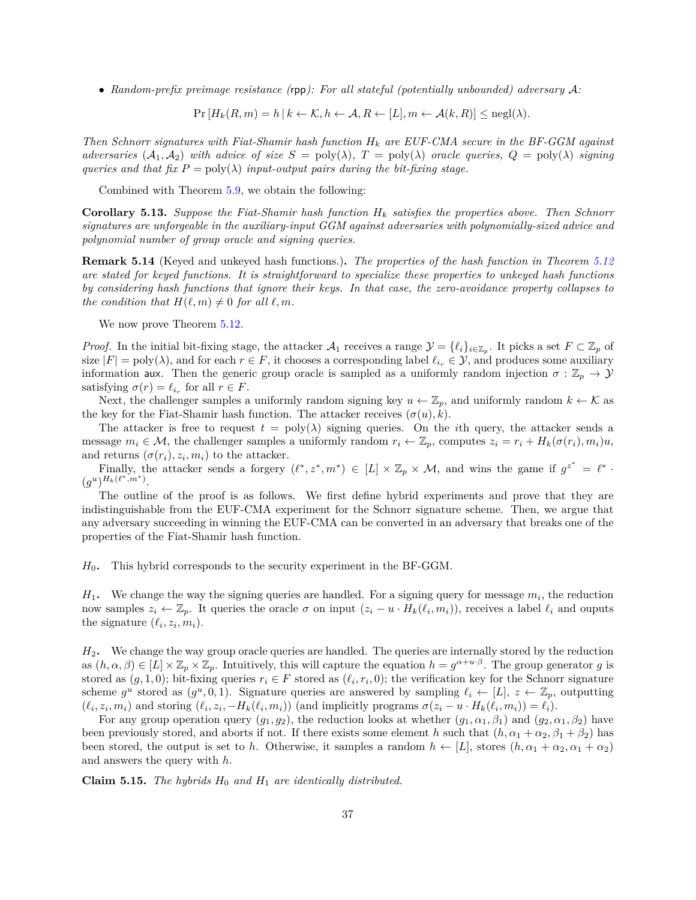- *Random-prefix preimage resistance* ($\mathsf{rpp}$)*: For all stateful (potentially unbounded) adversary $\mathcal{A}$:*

$$\Pr\left[H_k(R, m) = h \,|\, k \leftarrow \mathcal{K}, h \leftarrow \mathcal{A}, R \leftarrow [L], m \leftarrow \mathcal{A}(k, R)\right] \leq \operatorname{negl}(\lambda).$$

*Then Schnorr signatures with Fiat-Shamir hash function $H_k$ are EUF-CMA secure in the BF-GGM against adversaries $(\mathcal{A}_1, \mathcal{A}_2)$ with advice of size $S = \operatorname{poly}(\lambda)$, $T = \operatorname{poly}(\lambda)$ oracle queries, $Q = \operatorname{poly}(\lambda)$ signing queries and that fix $P = \operatorname{poly}(\lambda)$ input-output pairs during the bit-fixing stage.*

Combined with Theorem 5.9, we obtain the following:

**Corollary 5.13.** *Suppose the Fiat-Shamir hash function $H_k$ satisfies the properties above. Then Schnorr signatures are unforgeable in the auxiliary-input GGM against adversaries with polynomially-sized advice and polynomial number of group oracle and signing queries.*

**Remark 5.14** (Keyed and unkeyed hash functions.)**.** *The properties of the hash function in Theorem 5.12 are stated for keyed functions. It is straightforward to specialize these properties to unkeyed hash functions by considering hash functions that ignore their keys. In that case, the zero-avoidance property collapses to the condition that $H(\ell, m) \neq 0$ for all $\ell, m$.*

We now prove Theorem 5.12.

*Proof.* In the initial bit-fixing stage, the attacker $\mathcal{A}_1$ receives a range $\mathcal{Y} = \{\ell_i\}_{i \in \mathbb{Z}_p}$. It picks a set $F \subset \mathbb{Z}_p$ of size $|F| = \operatorname{poly}(\lambda)$, and for each $r \in F$, it chooses a corresponding label $\ell_{i_r} \in \mathcal{Y}$, and produces some auxiliary information $\mathsf{aux}$. Then the generic group oracle is sampled as a uniformly random injection $\sigma : \mathbb{Z}_p \to \mathcal{Y}$ satisfying $\sigma(r) = \ell_{i_r}$ for all $r \in F$.

Next, the challenger samples a uniformly random signing key $u \leftarrow \mathbb{Z}_p$, and uniformly random $k \leftarrow \mathcal{K}$ as the key for the Fiat-Shamir hash function. The attacker receives $(\sigma(u), k)$.

The attacker is free to request $t = \operatorname{poly}(\lambda)$ signing queries. On the $i$th query, the attacker sends a message $m_i \in \mathcal{M}$, the challenger samples a uniformly random $r_i \leftarrow \mathbb{Z}_p$, computes $z_i = r_i + H_k(\sigma(r_i), m_i)u$, and returns $(\sigma(r_i), z_i, m_i)$ to the attacker.

Finally, the attacker sends a forgery $(\ell^*, z^*, m^*) \in [L] \times \mathbb{Z}_p \times \mathcal{M}$, and wins the game if $g^{z^*} = \ell^* \cdot (g^u)^{H_k(\ell^*, m^*)}$.

The outline of the proof is as follows. We first define hybrid experiments and prove that they are indistinguishable from the EUF-CMA experiment for the Schnorr signature scheme. Then, we argue that any adversary succeeding in winning the EUF-CMA can be converted in an adversary that breaks one of the properties of the Fiat-Shamir hash function.

$H_0$**.** This hybrid corresponds to the security experiment in the BF-GGM.

$H_1$**.** We change the way the signing queries are handled. For a signing query for message $m_i$, the reduction now samples $z_i \leftarrow \mathbb{Z}_p$. It queries the oracle $\sigma$ on input $(z_i - u \cdot H_k(\ell_i, m_i))$, receives a label $\ell_i$ and ouputs the signature $(\ell_i, z_i, m_i)$.

$H_2$**.** We change the way group oracle queries are handled. The queries are internally stored by the reduction as $(h, \alpha, \beta) \in [L] \times \mathbb{Z}_p \times \mathbb{Z}_p$. Intuitively, this will capture the equation $h = g^{\alpha + u \cdot \beta}$. The group generator $g$ is stored as $(g, 1, 0)$; bit-fixing queries $r_i \in F$ stored as $(\ell_i, r_i, 0)$; the verification key for the Schnorr signature scheme $g^u$ stored as $(g^u, 0, 1)$. Signature queries are answered by sampling $\ell_i \leftarrow [L]$, $z \leftarrow \mathbb{Z}_p$, outputting $(\ell_i, z_i, m_i)$ and storing $(\ell_i, z_i, -H_k(\ell_i, m_i))$ (and implicitly programs $\sigma(z_i - u \cdot H_k(\ell_i, m_i)) = \ell_i$).

For any group operation query $(g_1, g_2)$, the reduction looks at whether $(g_1, \alpha_1, \beta_1)$ and $(g_2, \alpha_1, \beta_2)$ have been previously stored, and aborts if not. If there exists some element $h$ such that $(h, \alpha_1 + \alpha_2, \beta_1 + \beta_2)$ has been stored, the output is set to $h$. Otherwise, it samples a random $h \leftarrow [L]$, stores $(h, \alpha_1 + \alpha_2, \alpha_1 + \alpha_2)$ and answers the query with $h$.

**Claim 5.15.** *The hybrids $H_0$ and $H_1$ are identically distributed.*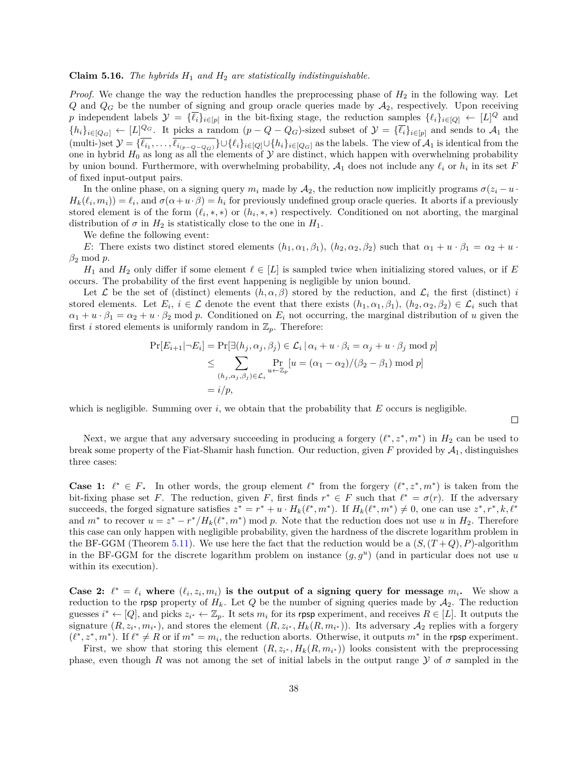**Claim 5.16.** *The hybrids $H_1$ and $H_2$ are statistically indistinguishable.*

*Proof.* We change the way the reduction handles the preprocessing phase of $H_2$ in the following way. Let $Q$ and $Q_G$ be the number of signing and group oracle queries made by $\mathcal{A}_2$, respectively. Upon receiving $p$ independent labels $\mathcal{Y} = \{\overline{\ell_i}\}_{i\in[p]}$ in the bit-fixing stage, the reduction samples $\{\ell_i\}_{i\in[Q]} \leftarrow [L]^Q$ and $\{h_i\}_{i\in[Q_G]} \leftarrow [L]^{Q_G}$. It picks a random $(p - Q - Q_G)$-sized subset of $\mathcal{Y} = \{\overline{\ell_i}\}_{i\in[p]}$ and sends to $\mathcal{A}_1$ the (multi-)set $\mathcal{Y} = \{\overline{\ell_{i_1}}, \ldots, \overline{\ell_{i_{(p-Q-Q_G)}}}\} \cup \{\ell_i\}_{i\in[Q]} \cup \{h_i\}_{i\in[Q_G]}$ as the labels. The view of $\mathcal{A}_1$ is identical from the one in hybrid $H_0$ as long as all the elements of $\mathcal{Y}$ are distinct, which happen with overwhelming probability by union bound. Furthermore, with overwhelming probability, $\mathcal{A}_1$ does not include any $\ell_i$ or $h_i$ in its set $F$ of fixed input-output pairs.

In the online phase, on a signing query $m_i$ made by $\mathcal{A}_2$, the reduction now implicitly programs $\sigma(z_i - u \cdot H_k(\ell_i, m_i)) = \ell_i$, and $\sigma(\alpha + u \cdot \beta) = h_i$ for previously undefined group oracle queries. It aborts if a previously stored element is of the form $(\ell_i, *, *)$ or $(h_i, *, *)$ respectively. Conditioned on not aborting, the marginal distribution of $\sigma$ in $H_2$ is statistically close to the one in $H_1$.

We define the following event:

$E$: There exists two distinct stored elements $(h_1, \alpha_1, \beta_1)$, $(h_2, \alpha_2, \beta_2)$ such that $\alpha_1 + u \cdot \beta_1 = \alpha_2 + u \cdot \beta_2 \bmod p$.

$H_1$ and $H_2$ only differ if some element $\ell \in [L]$ is sampled twice when initializing stored values, or if $E$ occurs. The probability of the first event happening is negligible by union bound.

Let $\mathcal{L}$ be the set of (distinct) elements $(h, \alpha, \beta)$ stored by the reduction, and $\mathcal{L}_i$ the first (distinct) $i$ stored elements. Let $E_i$, $i \in \mathcal{L}$ denote the event that there exists $(h_1, \alpha_1, \beta_1)$, $(h_2, \alpha_2, \beta_2) \in \mathcal{L}_i$ such that $\alpha_1 + u \cdot \beta_1 = \alpha_2 + u \cdot \beta_2 \bmod p$. Conditioned on $E_i$ not occurring, the marginal distribution of $u$ given the first $i$ stored elements is uniformly random in $\mathbb{Z}_p$. Therefore:

$$
\begin{aligned}
\Pr[E_{i+1} | \neg E_i] &= \Pr[\exists (h_j, \alpha_j, \beta_j) \in \mathcal{L}_i \,|\, \alpha_i + u \cdot \beta_i = \alpha_j + u \cdot \beta_j \bmod p] \\
&\leq \sum_{(h_j, \alpha_j, \beta_j) \in \mathcal{L}_i} \Pr_{u \leftarrow \mathbb{Z}_p}[u = (\alpha_1 - \alpha_2)/(\beta_2 - \beta_1) \bmod p] \\
&= i/p,
\end{aligned}
$$

which is negligible. Summing over $i$, we obtain that the probability that $E$ occurs is negligible.

$\square$

Next, we argue that any adversary succeeding in producing a forgery $(\ell^*, z^*, m^*)$ in $H_2$ can be used to break some property of the Fiat-Shamir hash function. Our reduction, given $F$ provided by $\mathcal{A}_1$, distinguishes three cases:

**Case 1: $\ell^* \in F$.** In other words, the group element $\ell^*$ from the forgery $(\ell^*, z^*, m^*)$ is taken from the bit-fixing phase set $F$. The reduction, given $F$, first finds $r^* \in F$ such that $\ell^* = \sigma(r)$. If the adversary succeeds, the forged signature satisfies $z^* = r^* + u \cdot H_k(\ell^*, m^*)$. If $H_k(\ell^*, m^*) \neq 0$, one can use $z^*, r^*, k, \ell^*$ and $m^*$ to recover $u = z^* - r^*/H_k(\ell^*, m^*) \bmod p$. Note that the reduction does not use $u$ in $H_2$. Therefore this case can only happen with negligible probability, given the hardness of the discrete logarithm problem in the BF-GGM (Theorem 5.11). We use here the fact that the reduction would be a $(S, (T + Q), P)$-algorithm in the BF-GGM for the discrete logarithm problem on instance $(g, g^u)$ (and in particular does not use $u$ within its execution).

**Case 2: $\ell^* = \ell_i$ where $(\ell_i, z_i, m_i)$ is the output of a signing query for message $m_i$.** We show a reduction to the rpsp property of $H_k$. Let $Q$ be the number of signing queries made by $\mathcal{A}_2$. The reduction guesses $i^* \leftarrow [Q]$, and picks $z_{i^*} \leftarrow \mathbb{Z}_p$. It sets $m_i$ for its rpsp experiment, and receives $R \in [L]$. It outputs the signature $(R, z_{i^*}, m_{i^*})$, and stores the element $(R, z_{i^*}, H_k(R, m_{i^*}))$. Its adversary $\mathcal{A}_2$ replies with a forgery $(\ell^*, z^*, m^*)$. If $\ell^* \neq R$ or if $m^* = m_i$, the reduction aborts. Otherwise, it outputs $m^*$ in the rpsp experiment.

First, we show that storing this element $(R, z_{i^*}, H_k(R, m_{i^*}))$ looks consistent with the preprocessing phase, even though $R$ was not among the set of initial labels in the output range $\mathcal{Y}$ of $\sigma$ sampled in the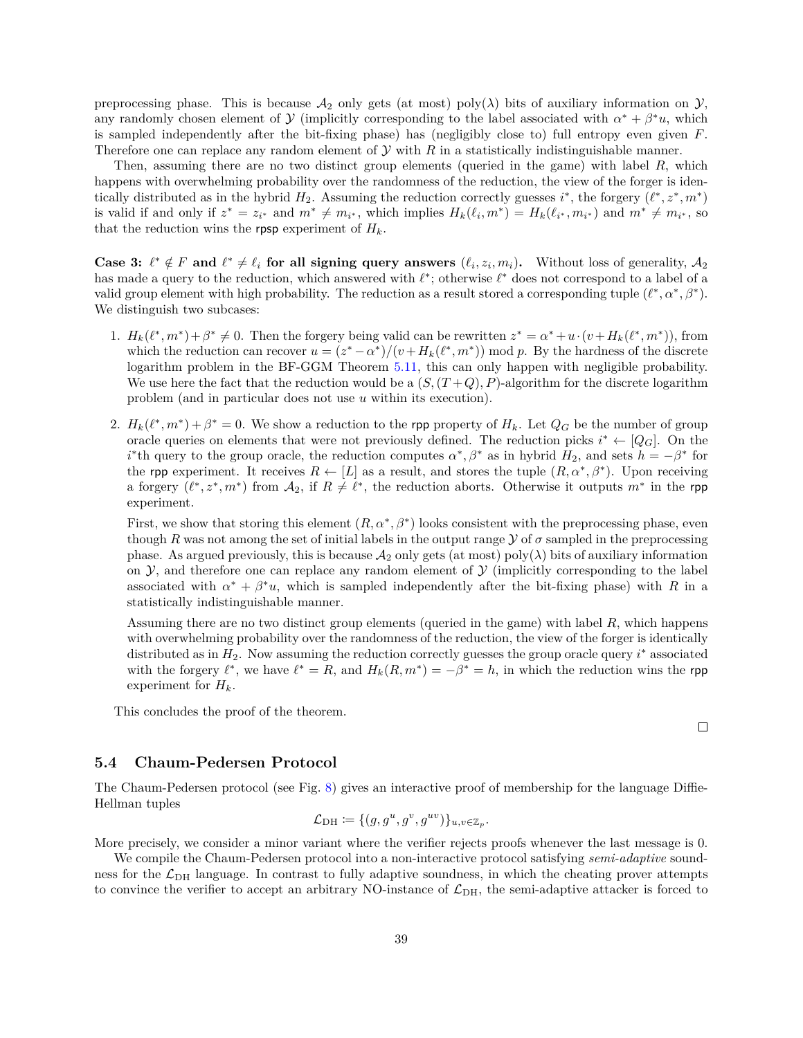preprocessing phase. This is because $\mathcal{A}_2$ only gets (at most) $\mathrm{poly}(\lambda)$ bits of auxiliary information on $\mathcal{Y}$, any randomly chosen element of $\mathcal{Y}$ (implicitly corresponding to the label associated with $\alpha^* + \beta^* u$, which is sampled independently after the bit-fixing phase) has (negligibly close to) full entropy even given $F$. Therefore one can replace any random element of $\mathcal{Y}$ with $R$ in a statistically indistinguishable manner.

Then, assuming there are no two distinct group elements (queried in the game) with label $R$, which happens with overwhelming probability over the randomness of the reduction, the view of the forger is identically distributed as in the hybrid $H_2$. Assuming the reduction correctly guesses $i^*$, the forgery $(\ell^*, z^*, m^*)$ is valid if and only if $z^* = z_{i^*}$ and $m^* \neq m_{i^*}$, which implies $H_k(\ell_i, m^*) = H_k(\ell_{i^*}, m_{i^*})$ and $m^* \neq m_{i^*}$, so that the reduction wins the $\mathsf{rpsp}$ experiment of $H_k$.

**Case 3: $\ell^* \notin F$ and $\ell^* \neq \ell_i$ for all signing query answers $(\ell_i, z_i, m_i)$.** Without loss of generality, $\mathcal{A}_2$ has made a query to the reduction, which answered with $\ell^*$; otherwise $\ell^*$ does not correspond to a label of a valid group element with high probability. The reduction as a result stored a corresponding tuple $(\ell^*, \alpha^*, \beta^*)$. We distinguish two subcases:

1. $H_k(\ell^*, m^*) + \beta^* \neq 0$. Then the forgery being valid can be rewritten $z^* = \alpha^* + u \cdot (v + H_k(\ell^*, m^*))$, from which the reduction can recover $u = (z^* - \alpha^*)/(v + H_k(\ell^*, m^*)) \bmod p$. By the hardness of the discrete logarithm problem in the BF-GGM Theorem 5.11, this can only happen with negligible probability. We use here the fact that the reduction would be a $(S, (T+Q), P)$-algorithm for the discrete logarithm problem (and in particular does not use $u$ within its execution).

2. $H_k(\ell^*, m^*) + \beta^* = 0$. We show a reduction to the $\mathsf{rpp}$ property of $H_k$. Let $Q_G$ be the number of group oracle queries on elements that were not previously defined. The reduction picks $i^* \leftarrow [Q_G]$. On the $i^*$th query to the group oracle, the reduction computes $\alpha^*, \beta^*$ as in hybrid $H_2$, and sets $h = -\beta^*$ for the $\mathsf{rpp}$ experiment. It receives $R \leftarrow [L]$ as a result, and stores the tuple $(R, \alpha^*, \beta^*)$. Upon receiving a forgery $(\ell^*, z^*, m^*)$ from $\mathcal{A}_2$, if $R \neq \ell^*$, the reduction aborts. Otherwise it outputs $m^*$ in the $\mathsf{rpp}$ experiment.

   First, we show that storing this element $(R, \alpha^*, \beta^*)$ looks consistent with the preprocessing phase, even though $R$ was not among the set of initial labels in the output range $\mathcal{Y}$ of $\sigma$ sampled in the preprocessing phase. As argued previously, this is because $\mathcal{A}_2$ only gets (at most) $\mathrm{poly}(\lambda)$ bits of auxiliary information on $\mathcal{Y}$, and therefore one can replace any random element of $\mathcal{Y}$ (implicitly corresponding to the label associated with $\alpha^* + \beta^* u$, which is sampled independently after the bit-fixing phase) with $R$ in a statistically indistinguishable manner.

   Assuming there are no two distinct group elements (queried in the game) with label $R$, which happens with overwhelming probability over the randomness of the reduction, the view of the forger is identically distributed as in $H_2$. Now assuming the reduction correctly guesses the group oracle query $i^*$ associated with the forgery $\ell^*$, we have $\ell^* = R$, and $H_k(R, m^*) = -\beta^* = h$, in which the reduction wins the $\mathsf{rpp}$ experiment for $H_k$.

This concludes the proof of the theorem. □

## 5.4 Chaum-Pedersen Protocol

The Chaum-Pedersen protocol (see Fig. 8) gives an interactive proof of membership for the language Diffie-Hellman tuples

$$\mathcal{L}_{\mathrm{DH}} \coloneqq \{(g, g^u, g^v, g^{uv})\}_{u,v \in \mathbb{Z}_p}.$$

More precisely, we consider a minor variant where the verifier rejects proofs whenever the last message is 0.

We compile the Chaum-Pedersen protocol into a non-interactive protocol satisfying *semi-adaptive* soundness for the $\mathcal{L}_{\mathrm{DH}}$ language. In contrast to fully adaptive soundness, in which the cheating prover attempts to convince the verifier to accept an arbitrary NO-instance of $\mathcal{L}_{\mathrm{DH}}$, the semi-adaptive attacker is forced to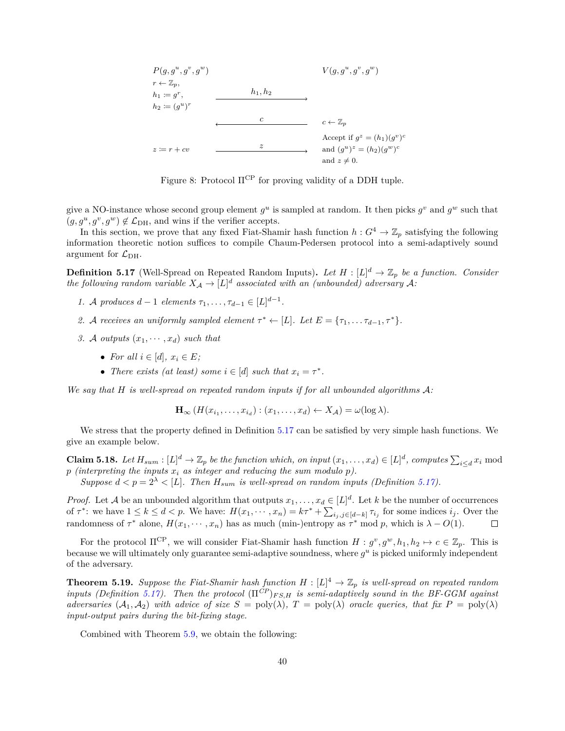| $P(g, g^u, g^v, g^w)$ | | $V(g, g^u, g^v, g^w)$ |
|---|---|---|
| $r \leftarrow \mathbb{Z}_p$, | | |
| $h_1 \coloneqq g^r$, | $\xrightarrow{\quad h_1, h_2 \quad}$ | |
| $h_2 \coloneqq (g^u)^r$ | | |
| | $\xleftarrow{\quad c \quad}$ | $c \leftarrow \mathbb{Z}_p$ |
| | | Accept if $g^z = (h_1)(g^v)^c$ |
| $z \coloneqq r + cv$ | $\xrightarrow{\quad z \quad}$ | and $(g^u)^z = (h_2)(g^w)^c$ |
| | | and $z \neq 0$. |

Figure 8: Protocol $\Pi^{\mathrm{CP}}$ for proving validity of a DDH tuple.

give a NO-instance whose second group element $g^u$ is sampled at random. It then picks $g^v$ and $g^w$ such that $(g, g^u, g^v, g^w) \notin \mathcal{L}_{\mathrm{DH}}$, and wins if the verifier accepts.

In this section, we prove that any fixed Fiat-Shamir hash function $h : G^4 \to \mathbb{Z}_p$ satisfying the following information theoretic notion suffices to compile Chaum-Pedersen protocol into a semi-adaptively sound argument for $\mathcal{L}_{\mathrm{DH}}$.

**Definition 5.17** (Well-Spread on Repeated Random Inputs)**.** *Let $H : [L]^d \to \mathbb{Z}_p$ be a function. Consider the following random variable $X_{\mathcal{A}} \to [L]^d$ associated with an (unbounded) adversary $\mathcal{A}$:*

1. *$\mathcal{A}$ produces $d-1$ elements $\tau_1, \ldots, \tau_{d-1} \in [L]^{d-1}$.*
2. *$\mathcal{A}$ receives an uniformly sampled element $\tau^* \leftarrow [L]$. Let $E = \{\tau_1, \ldots \tau_{d-1}, \tau^*\}$.*
3. *$\mathcal{A}$ outputs $(x_1, \cdots, x_d)$ such that*
   - *For all $i \in [d]$, $x_i \in E$;*
   - *There exists (at least) some $i \in [d]$ such that $x_i = \tau^*$.*

*We say that $H$ is well-spread on repeated random inputs if for all unbounded algorithms $\mathcal{A}$:*

$$\mathbf{H}_\infty \left( H(x_{i_1}, \ldots, x_{i_d}) : (x_1, \ldots, x_d) \leftarrow X_{\mathcal{A}} \right) = \omega(\log \lambda).$$

We stress that the property defined in Definition 5.17 can be satisfied by very simple hash functions. We give an example below.

**Claim 5.18.** *Let $H_{sum} : [L]^d \to \mathbb{Z}_p$ be the function which, on input $(x_1, \ldots, x_d) \in [L]^d$, computes $\sum_{i \le d} x_i \bmod p$ (interpreting the inputs $x_i$ as integer and reducing the sum modulo $p$).*

*Suppose $d < p = 2^\lambda < [L]$. Then $H_{sum}$ is well-spread on random inputs (Definition 5.17).*

*Proof.* Let $\mathcal{A}$ be an unbounded algorithm that outputs $x_1, \ldots, x_d \in [L]^d$. Let $k$ be the number of occurrences of $\tau^*$: we have $1 \le k \le d < p$. We have: $H(x_1, \cdots, x_n) = k\tau^* + \sum_{i_j, j \in [d-k]} \tau_{i_j}$ for some indices $i_j$. Over the randomness of $\tau^*$ alone, $H(x_1, \cdots, x_n)$ has as much (min-)entropy as $\tau^* \bmod p$, which is $\lambda - O(1)$. $\square$

For the protocol $\Pi^{\mathrm{CP}}$, we will consider Fiat-Shamir hash function $H : g^v, g^w, h_1, h_2 \mapsto c \in \mathbb{Z}_p$. This is because we will ultimately only guarantee semi-adaptive soundness, where $g^u$ is picked uniformly independent of the adversary.

**Theorem 5.19.** *Suppose the Fiat-Shamir hash function $H : [L]^4 \to \mathbb{Z}_p$ is well-spread on repeated random inputs (Definition 5.17). Then the protocol $(\Pi^{CP})_{FS,H}$ is semi-adaptively sound in the BF-GGM against adversaries $(\mathcal{A}_1, \mathcal{A}_2)$ with advice of size $S = \mathrm{poly}(\lambda)$, $T = \mathrm{poly}(\lambda)$ oracle queries, that fix $P = \mathrm{poly}(\lambda)$ input-output pairs during the bit-fixing stage.*

Combined with Theorem 5.9, we obtain the following: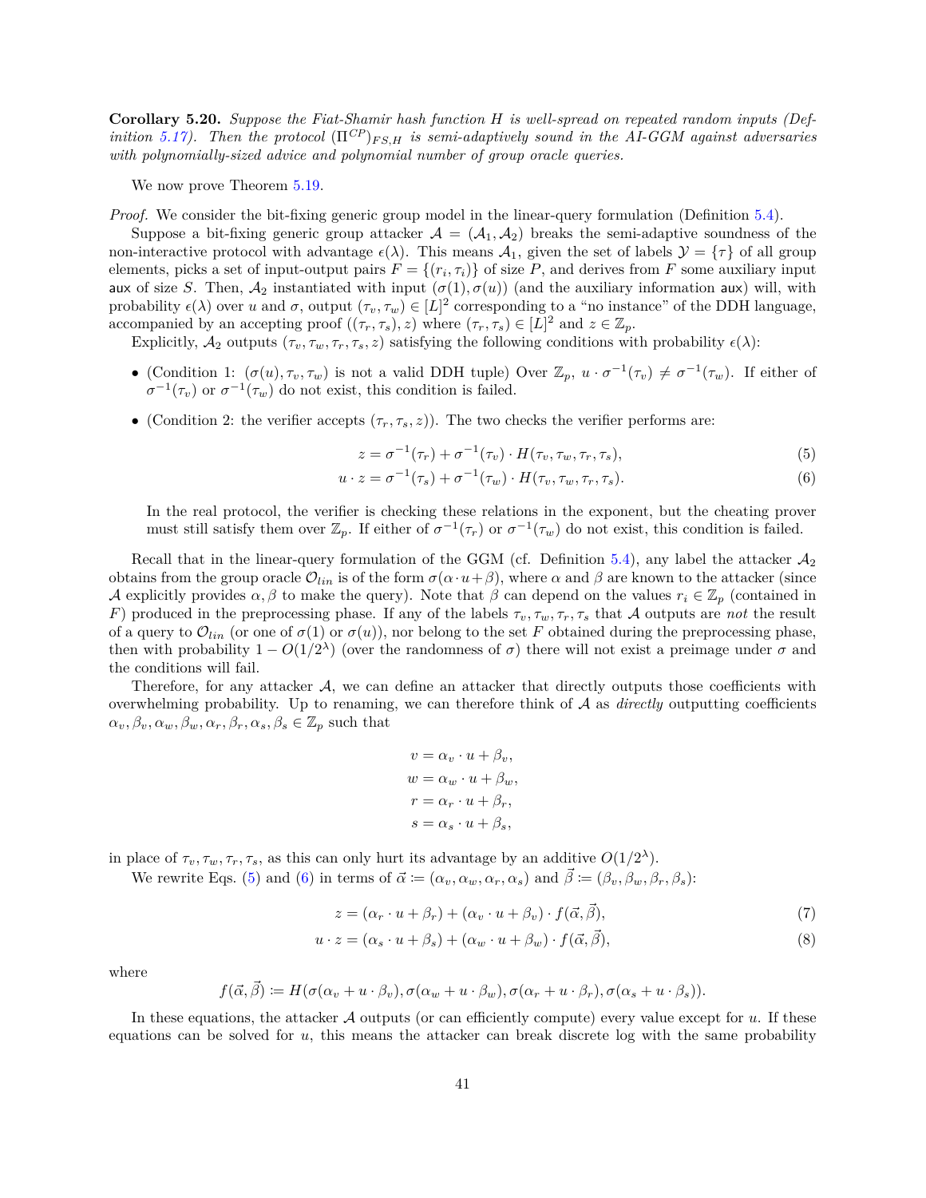**Corollary 5.20.** *Suppose the Fiat-Shamir hash function $H$ is well-spread on repeated random inputs (Definition 5.17). Then the protocol $(\Pi^{CP})_{FS,H}$ is semi-adaptively sound in the AI-GGM against adversaries with polynomially-sized advice and polynomial number of group oracle queries.*

We now prove Theorem 5.19.

*Proof.* We consider the bit-fixing generic group model in the linear-query formulation (Definition 5.4).

Suppose a bit-fixing generic group attacker $\mathcal{A} = (\mathcal{A}_1, \mathcal{A}_2)$ breaks the semi-adaptive soundness of the non-interactive protocol with advantage $\epsilon(\lambda)$. This means $\mathcal{A}_1$, given the set of labels $\mathcal{Y} = \{\tau\}$ of all group elements, picks a set of input-output pairs $F = \{(r_i, \tau_i)\}$ of size $P$, and derives from $F$ some auxiliary input $\mathsf{aux}$ of size $S$. Then, $\mathcal{A}_2$ instantiated with input $(\sigma(1), \sigma(u))$ (and the auxiliary information $\mathsf{aux}$) will, with probability $\epsilon(\lambda)$ over $u$ and $\sigma$, output $(\tau_v, \tau_w) \in [L]^2$ corresponding to a "no instance" of the DDH language, accompanied by an accepting proof $((\tau_r, \tau_s), z)$ where $(\tau_r, \tau_s) \in [L]^2$ and $z \in \mathbb{Z}_p$.

Explicitly, $\mathcal{A}_2$ outputs $(\tau_v, \tau_w, \tau_r, \tau_s, z)$ satisfying the following conditions with probability $\epsilon(\lambda)$:

- (Condition 1: $(\sigma(u), \tau_v, \tau_w)$ is not a valid DDH tuple) Over $\mathbb{Z}_p$, $u \cdot \sigma^{-1}(\tau_v) \neq \sigma^{-1}(\tau_w)$. If either of $\sigma^{-1}(\tau_v)$ or $\sigma^{-1}(\tau_w)$ do not exist, this condition is failed.
- (Condition 2: the verifier accepts $(\tau_r, \tau_s, z)$). The two checks the verifier performs are:

$$z = \sigma^{-1}(\tau_r) + \sigma^{-1}(\tau_v) \cdot H(\tau_v, \tau_w, \tau_r, \tau_s), \tag{5}$$

$$u \cdot z = \sigma^{-1}(\tau_s) + \sigma^{-1}(\tau_w) \cdot H(\tau_v, \tau_w, \tau_r, \tau_s). \tag{6}$$

  In the real protocol, the verifier is checking these relations in the exponent, but the cheating prover must still satisfy them over $\mathbb{Z}_p$. If either of $\sigma^{-1}(\tau_r)$ or $\sigma^{-1}(\tau_w)$ do not exist, this condition is failed.

Recall that in the linear-query formulation of the GGM (cf. Definition 5.4), any label the attacker $\mathcal{A}_2$ obtains from the group oracle $\mathcal{O}_{lin}$ is of the form $\sigma(\alpha \cdot u + \beta)$, where $\alpha$ and $\beta$ are known to the attacker (since $\mathcal{A}$ explicitly provides $\alpha, \beta$ to make the query). Note that $\beta$ can depend on the values $r_i \in \mathbb{Z}_p$ (contained in $F$) produced in the preprocessing phase. If any of the labels $\tau_v, \tau_w, \tau_r, \tau_s$ that $\mathcal{A}$ outputs are *not* the result of a query to $\mathcal{O}_{lin}$ (or one of $\sigma(1)$ or $\sigma(u)$), nor belong to the set $F$ obtained during the preprocessing phase, then with probability $1 - O(1/2^\lambda)$ (over the randomness of $\sigma$) there will not exist a preimage under $\sigma$ and the conditions will fail.

Therefore, for any attacker $\mathcal{A}$, we can define an attacker that directly outputs those coefficients with overwhelming probability. Up to renaming, we can therefore think of $\mathcal{A}$ as *directly* outputting coefficients $\alpha_v, \beta_v, \alpha_w, \beta_w, \alpha_r, \beta_r, \alpha_s, \beta_s \in \mathbb{Z}_p$ such that

$$v = \alpha_v \cdot u + \beta_v,$$
$$w = \alpha_w \cdot u + \beta_w,$$
$$r = \alpha_r \cdot u + \beta_r,$$
$$s = \alpha_s \cdot u + \beta_s,$$

in place of $\tau_v, \tau_w, \tau_r, \tau_s$, as this can only hurt its advantage by an additive $O(1/2^\lambda)$.

We rewrite Eqs. (5) and (6) in terms of $\vec{\alpha} := (\alpha_v, \alpha_w, \alpha_r, \alpha_s)$ and $\vec{\beta} := (\beta_v, \beta_w, \beta_r, \beta_s)$:

$$z = (\alpha_r \cdot u + \beta_r) + (\alpha_v \cdot u + \beta_v) \cdot f(\vec{\alpha}, \vec{\beta}), \tag{7}$$

$$u \cdot z = (\alpha_s \cdot u + \beta_s) + (\alpha_w \cdot u + \beta_w) \cdot f(\vec{\alpha}, \vec{\beta}), \tag{8}$$

where

$$f(\vec{\alpha}, \vec{\beta}) := H(\sigma(\alpha_v + u \cdot \beta_v), \sigma(\alpha_w + u \cdot \beta_w), \sigma(\alpha_r + u \cdot \beta_r), \sigma(\alpha_s + u \cdot \beta_s)).$$

In these equations, the attacker $\mathcal{A}$ outputs (or can efficiently compute) every value except for $u$. If these equations can be solved for $u$, this means the attacker can break discrete log with the same probability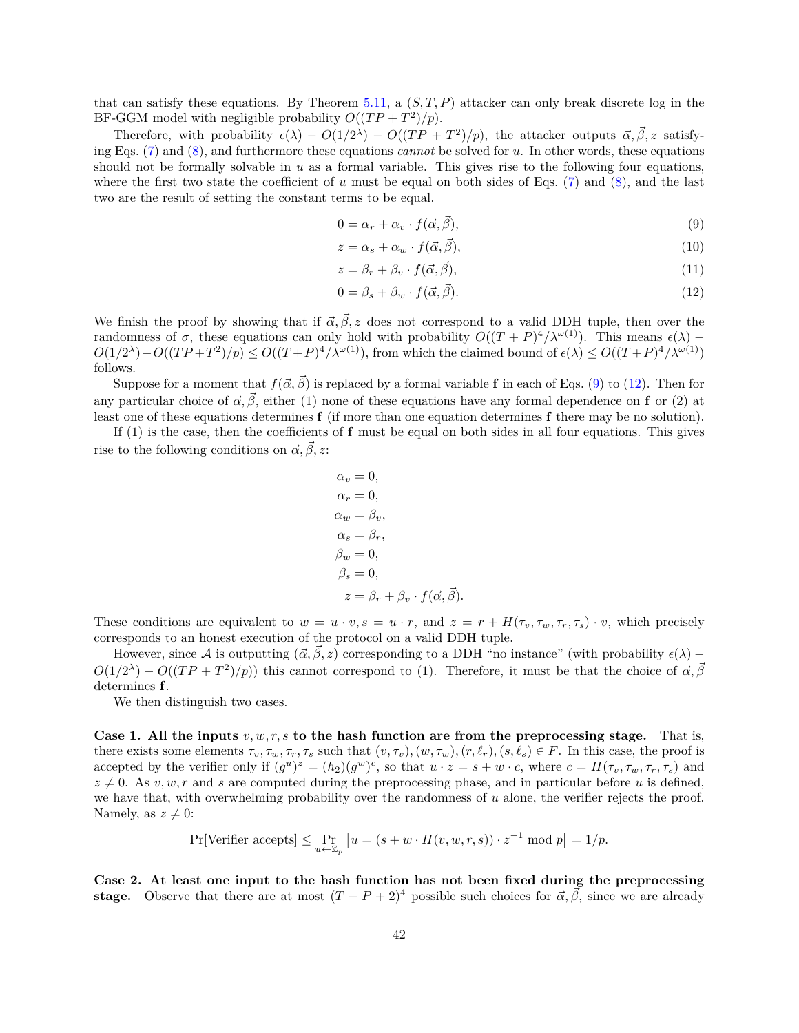that can satisfy these equations. By Theorem 5.11, a $(S, T, P)$ attacker can only break discrete log in the BF-GGM model with negligible probability $O((TP + T^2)/p)$.

Therefore, with probability $\epsilon(\lambda) - O(1/2^\lambda) - O((TP + T^2)/p)$, the attacker outputs $\vec{\alpha}, \vec{\beta}, z$ satisfying Eqs. (7) and (8), and furthermore these equations *cannot* be solved for $u$. In other words, these equations should not be formally solvable in $u$ as a formal variable. This gives rise to the following four equations, where the first two state the coefficient of $u$ must be equal on both sides of Eqs. (7) and (8), and the last two are the result of setting the constant terms to be equal.

$$0 = \alpha_r + \alpha_v \cdot f(\vec{\alpha}, \vec{\beta}), \tag{9}$$

$$z = \alpha_s + \alpha_w \cdot f(\vec{\alpha}, \vec{\beta}), \tag{10}$$

$$z = \beta_r + \beta_v \cdot f(\vec{\alpha}, \vec{\beta}), \tag{11}$$

$$0 = \beta_s + \beta_w \cdot f(\vec{\alpha}, \vec{\beta}). \tag{12}$$

We finish the proof by showing that if $\vec{\alpha}, \vec{\beta}, z$ does not correspond to a valid DDH tuple, then over the randomness of $\sigma$, these equations can only hold with probability $O((T + P)^4/\lambda^{\omega(1)})$. This means $\epsilon(\lambda) - O(1/2^\lambda) - O((TP+T^2)/p) \leq O((T+P)^4/\lambda^{\omega(1)})$, from which the claimed bound of $\epsilon(\lambda) \leq O((T+P)^4/\lambda^{\omega(1)})$ follows.

Suppose for a moment that $f(\vec{\alpha}, \vec{\beta})$ is replaced by a formal variable $\mathbf{f}$ in each of Eqs. (9) to (12). Then for any particular choice of $\vec{\alpha}, \vec{\beta}$, either (1) none of these equations have any formal dependence on $\mathbf{f}$ or (2) at least one of these equations determines $\mathbf{f}$ (if more than one equation determines $\mathbf{f}$ there may be no solution).

If (1) is the case, then the coefficients of $\mathbf{f}$ must be equal on both sides in all four equations. This gives rise to the following conditions on $\vec{\alpha}, \vec{\beta}, z$:

$$\begin{aligned}
\alpha_v &= 0, \\
\alpha_r &= 0, \\
\alpha_w &= \beta_v, \\
\alpha_s &= \beta_r, \\
\beta_w &= 0, \\
\beta_s &= 0, \\
z &= \beta_r + \beta_v \cdot f(\vec{\alpha}, \vec{\beta}).
\end{aligned}$$

These conditions are equivalent to $w = u \cdot v, s = u \cdot r$, and $z = r + H(\tau_v, \tau_w, \tau_r, \tau_s) \cdot v$, which precisely corresponds to an honest execution of the protocol on a valid DDH tuple.

However, since $\mathcal{A}$ is outputting $(\vec{\alpha}, \vec{\beta}, z)$ corresponding to a DDH "no instance" (with probability $\epsilon(\lambda) - O(1/2^\lambda) - O((TP + T^2)/p)$) this cannot correspond to (1). Therefore, it must be that the choice of $\vec{\alpha}, \vec{\beta}$ determines $\mathbf{f}$.

We then distinguish two cases.

**Case 1. All the inputs $v, w, r, s$ to the hash function are from the preprocessing stage.** That is, there exists some elements $\tau_v, \tau_w, \tau_r, \tau_s$ such that $(v, \tau_v), (w, \tau_w), (r, \ell_r), (s, \ell_s) \in F$. In this case, the proof is accepted by the verifier only if $(g^u)^z = (h_2)(g^w)^c$, so that $u \cdot z = s + w \cdot c$, where $c = H(\tau_v, \tau_w, \tau_r, \tau_s)$ and $z \neq 0$. As $v, w, r$ and $s$ are computed during the preprocessing phase, and in particular before $u$ is defined, we have that, with overwhelming probability over the randomness of $u$ alone, the verifier rejects the proof. Namely, as $z \neq 0$:

$$\Pr[\text{Verifier accepts}] \leq \Pr_{u \leftarrow \mathbb{Z}_p}\left[u = (s + w \cdot H(v, w, r, s)) \cdot z^{-1} \bmod p\right] = 1/p.$$

**Case 2. At least one input to the hash function has not been fixed during the preprocessing stage.** Observe that there are at most $(T + P + 2)^4$ possible such choices for $\vec{\alpha}, \vec{\beta}$, since we are already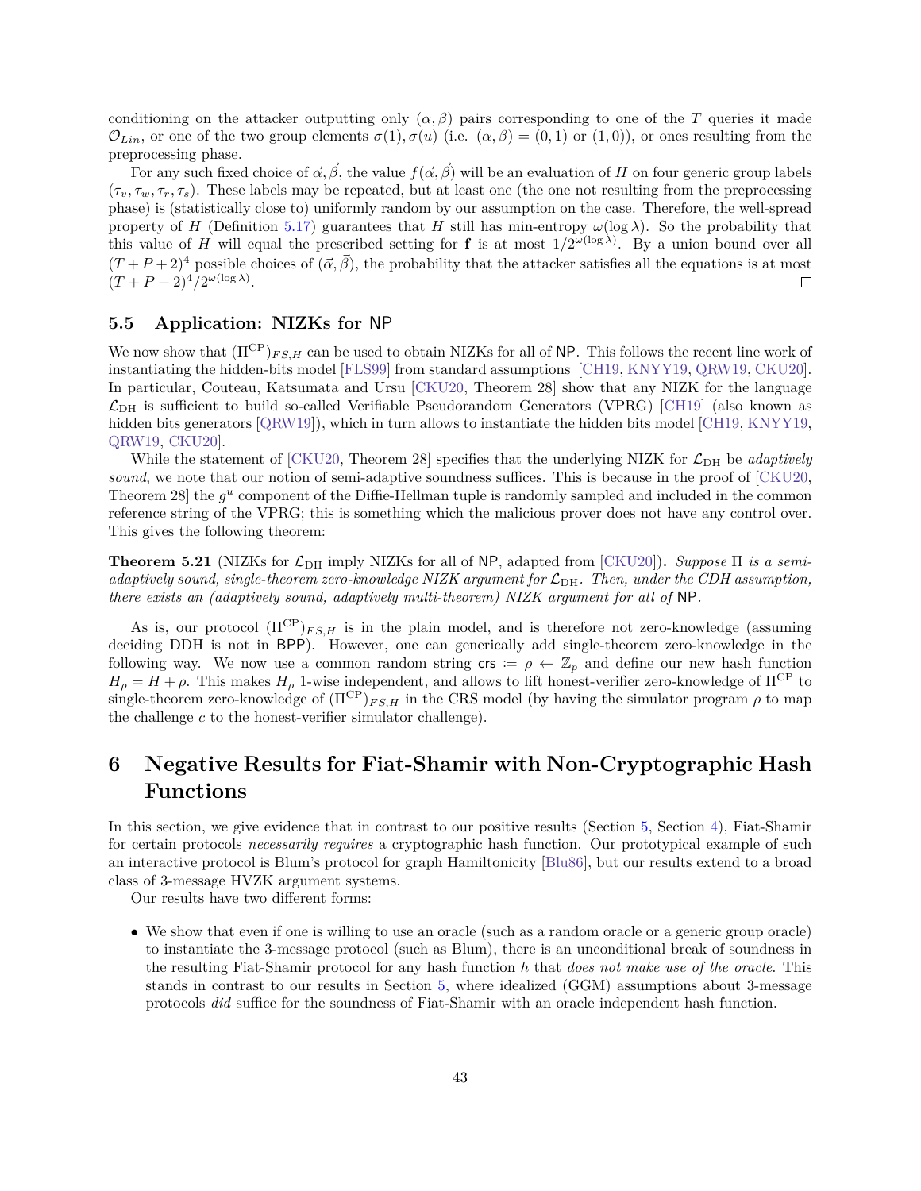conditioning on the attacker outputting only $(\alpha, \beta)$ pairs corresponding to one of the $T$ queries it made $\mathcal{O}_{Lin}$, or one of the two group elements $\sigma(1), \sigma(u)$ (i.e. $(\alpha, \beta) = (0, 1)$ or $(1, 0)$), or ones resulting from the preprocessing phase.

For any such fixed choice of $\vec{\alpha}, \vec{\beta}$, the value $f(\vec{\alpha}, \vec{\beta})$ will be an evaluation of $H$ on four generic group labels $(\tau_v, \tau_w, \tau_r, \tau_s)$. These labels may be repeated, but at least one (the one not resulting from the preprocessing phase) is (statistically close to) uniformly random by our assumption on the case. Therefore, the well-spread property of $H$ (Definition 5.17) guarantees that $H$ still has min-entropy $\omega(\log \lambda)$. So the probability that this value of $H$ will equal the prescribed setting for $\mathbf{f}$ is at most $1/2^{\omega(\log \lambda)}$. By a union bound over all $(T + P + 2)^4$ possible choices of $(\vec{\alpha}, \vec{\beta})$, the probability that the attacker satisfies all the equations is at most $(T + P + 2)^4/2^{\omega(\log \lambda)}$. □

### 5.5 Application: NIZKs for NP

We now show that $(\Pi^{\mathrm{CP}})_{FS,H}$ can be used to obtain NIZKs for all of NP. This follows the recent line work of instantiating the hidden-bits model [FLS99] from standard assumptions [CH19, KNYY19, QRW19, CKU20]. In particular, Couteau, Katsumata and Ursu [CKU20, Theorem 28] show that any NIZK for the language $\mathcal{L}_{\mathrm{DH}}$ is sufficient to build so-called Verifiable Pseudorandom Generators (VPRG) [CH19] (also known as hidden bits generators [QRW19]), which in turn allows to instantiate the hidden bits model [CH19, KNYY19, QRW19, CKU20].

While the statement of [CKU20, Theorem 28] specifies that the underlying NIZK for $\mathcal{L}_{\mathrm{DH}}$ be *adaptively sound*, we note that our notion of semi-adaptive soundness suffices. This is because in the proof of [CKU20, Theorem 28] the $g^u$ component of the Diffie-Hellman tuple is randomly sampled and included in the common reference string of the VPRG; this is something which the malicious prover does not have any control over. This gives the following theorem:

**Theorem 5.21** (NIZKs for $\mathcal{L}_{\mathrm{DH}}$ imply NIZKs for all of NP, adapted from [CKU20])**.** *Suppose* $\Pi$ *is a semi-adaptively sound, single-theorem zero-knowledge NIZK argument for* $\mathcal{L}_{\mathrm{DH}}$*. Then, under the CDH assumption, there exists an (adaptively sound, adaptively multi-theorem) NIZK argument for all of* NP*.*

As is, our protocol $(\Pi^{\mathrm{CP}})_{FS,H}$ is in the plain model, and is therefore not zero-knowledge (assuming deciding DDH is not in BPP). However, one can generically add single-theorem zero-knowledge in the following way. We now use a common random string $\mathsf{crs} := \rho \leftarrow \mathbb{Z}_p$ and define our new hash function $H_\rho = H + \rho$. This makes $H_\rho$ 1-wise independent, and allows to lift honest-verifier zero-knowledge of $\Pi^{\mathrm{CP}}$ to single-theorem zero-knowledge of $(\Pi^{\mathrm{CP}})_{FS,H}$ in the CRS model (by having the simulator program $\rho$ to map the challenge $c$ to the honest-verifier simulator challenge).

## 6 Negative Results for Fiat-Shamir with Non-Cryptographic Hash Functions

In this section, we give evidence that in contrast to our positive results (Section 5, Section 4), Fiat-Shamir for certain protocols *necessarily requires* a cryptographic hash function. Our prototypical example of such an interactive protocol is Blum's protocol for graph Hamiltonicity [Blu86], but our results extend to a broad class of 3-message HVZK argument systems.

Our results have two different forms:

- We show that even if one is willing to use an oracle (such as a random oracle or a generic group oracle) to instantiate the 3-message protocol (such as Blum), there is an unconditional break of soundness in the resulting Fiat-Shamir protocol for any hash function $h$ that *does not make use of the oracle*. This stands in contrast to our results in Section 5, where idealized (GGM) assumptions about 3-message protocols *did* suffice for the soundness of Fiat-Shamir with an oracle independent hash function.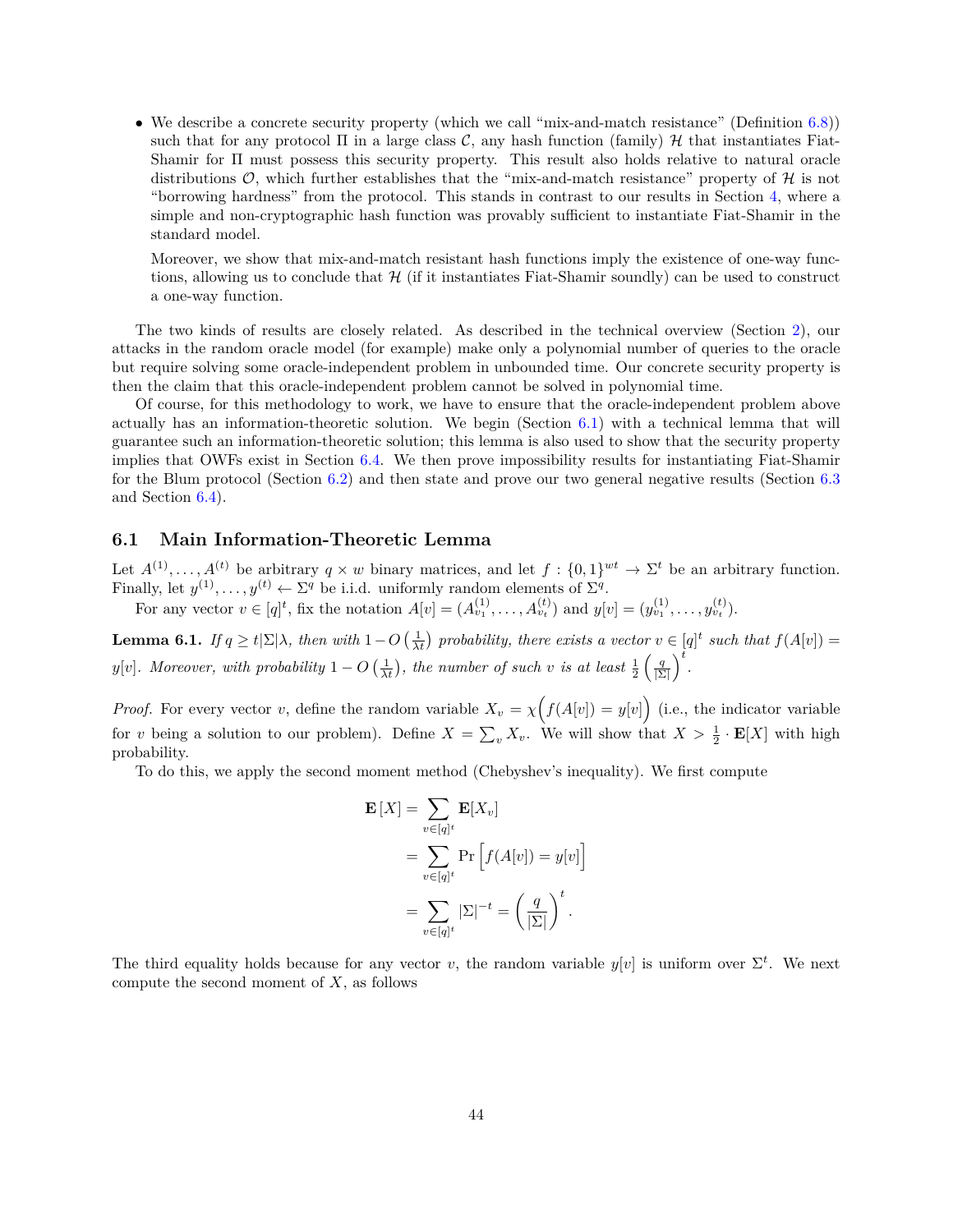- We describe a concrete security property (which we call "mix-and-match resistance" (Definition 6.8)) such that for any protocol $\Pi$ in a large class $\mathcal{C}$, any hash function (family) $\mathcal{H}$ that instantiates Fiat-Shamir for $\Pi$ must possess this security property. This result also holds relative to natural oracle distributions $\mathcal{O}$, which further establishes that the "mix-and-match resistance" property of $\mathcal{H}$ is not "borrowing hardness" from the protocol. This stands in contrast to our results in Section 4, where a simple and non-cryptographic hash function was provably sufficient to instantiate Fiat-Shamir in the standard model.

  Moreover, we show that mix-and-match resistant hash functions imply the existence of one-way functions, allowing us to conclude that $\mathcal{H}$ (if it instantiates Fiat-Shamir soundly) can be used to construct a one-way function.

The two kinds of results are closely related. As described in the technical overview (Section 2), our attacks in the random oracle model (for example) make only a polynomial number of queries to the oracle but require solving some oracle-independent problem in unbounded time. Our concrete security property is then the claim that this oracle-independent problem cannot be solved in polynomial time.

Of course, for this methodology to work, we have to ensure that the oracle-independent problem above actually has an information-theoretic solution. We begin (Section 6.1) with a technical lemma that will guarantee such an information-theoretic solution; this lemma is also used to show that the security property implies that OWFs exist in Section 6.4. We then prove impossibility results for instantiating Fiat-Shamir for the Blum protocol (Section 6.2) and then state and prove our two general negative results (Section 6.3 and Section 6.4).

## 6.1 Main Information-Theoretic Lemma

Let $A^{(1)}, \ldots, A^{(t)}$ be arbitrary $q \times w$ binary matrices, and let $f : \{0,1\}^{wt} \to \Sigma^t$ be an arbitrary function. Finally, let $y^{(1)}, \ldots, y^{(t)} \leftarrow \Sigma^q$ be i.i.d. uniformly random elements of $\Sigma^q$.

For any vector $v \in [q]^t$, fix the notation $A[v] = (A^{(1)}_{v_1}, \ldots, A^{(t)}_{v_t})$ and $y[v] = (y^{(1)}_{v_1}, \ldots, y^{(t)}_{v_t})$.

**Lemma 6.1.** *If $q \geq t|\Sigma|\lambda$, then with $1 - O\left(\frac{1}{\lambda t}\right)$ probability, there exists a vector $v \in [q]^t$ such that $f(A[v]) = y[v]$. Moreover, with probability $1 - O\left(\frac{1}{\lambda t}\right)$, the number of such $v$ is at least $\frac{1}{2}\left(\frac{q}{|\Sigma|}\right)^t$.*

*Proof.* For every vector $v$, define the random variable $X_v = \chi\Big(f(A[v]) = y[v]\Big)$ (i.e., the indicator variable for $v$ being a solution to our problem). Define $X = \sum_v X_v$. We will show that $X > \frac{1}{2} \cdot \mathbf{E}[X]$ with high probability.

To do this, we apply the second moment method (Chebyshev's inequality). We first compute

$$
\begin{aligned}
\mathbf{E}[X] &= \sum_{v \in [q]^t} \mathbf{E}[X_v] \\
&= \sum_{v \in [q]^t} \Pr\Big[f(A[v]) = y[v]\Big] \\
&= \sum_{v \in [q]^t} |\Sigma|^{-t} = \left(\frac{q}{|\Sigma|}\right)^t.
\end{aligned}
$$

The third equality holds because for any vector $v$, the random variable $y[v]$ is uniform over $\Sigma^t$. We next compute the second moment of $X$, as follows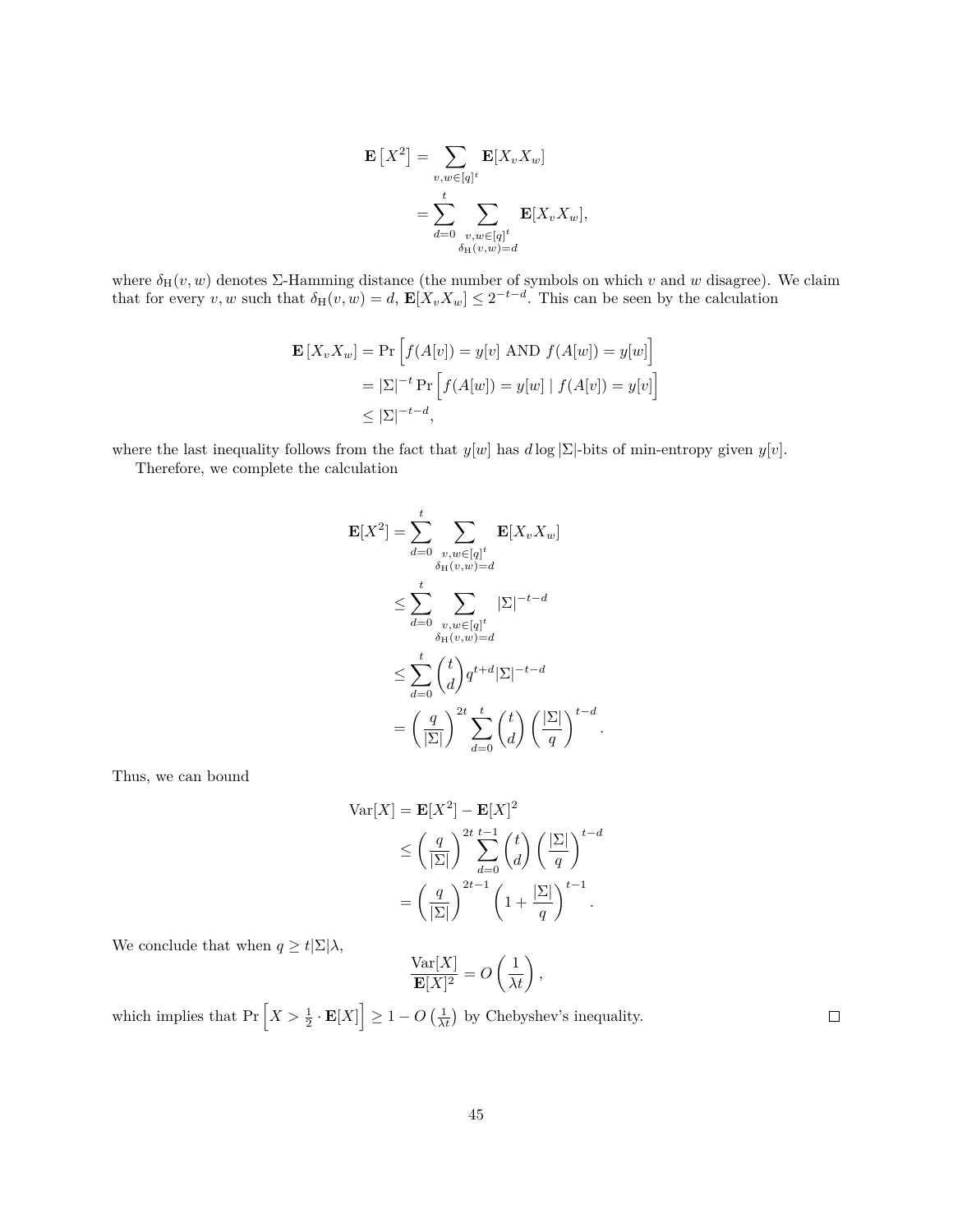$$
\begin{aligned}
\mathbf{E}\left[X^2\right] &= \sum_{v,w\in[q]^t} \mathbf{E}[X_v X_w] \\
&= \sum_{d=0}^{t} \sum_{\substack{v,w\in[q]^t \\ \delta_{\mathrm{H}}(v,w)=d}} \mathbf{E}[X_v X_w],
\end{aligned}
$$

where $\delta_{\mathrm{H}}(v,w)$ denotes $\Sigma$-Hamming distance (the number of symbols on which $v$ and $w$ disagree). We claim that for every $v, w$ such that $\delta_{\mathrm{H}}(v,w) = d$, $\mathbf{E}[X_v X_w] \leq 2^{-t-d}$. This can be seen by the calculation

$$
\begin{aligned}
\mathbf{E}\left[X_v X_w\right] &= \Pr\Big[f(A[v]) = y[v] \text{ AND } f(A[w]) = y[w]\Big] \\
&= |\Sigma|^{-t} \Pr\Big[f(A[w]) = y[w] \mid f(A[v]) = y[v]\Big] \\
&\leq |\Sigma|^{-t-d},
\end{aligned}
$$

where the last inequality follows from the fact that $y[w]$ has $d \log|\Sigma|$-bits of min-entropy given $y[v]$.

Therefore, we complete the calculation

$$
\begin{aligned}
\mathbf{E}[X^2] &= \sum_{d=0}^{t} \sum_{\substack{v,w\in[q]^t \\ \delta_{\mathrm{H}}(v,w)=d}} \mathbf{E}[X_v X_w] \\
&\leq \sum_{d=0}^{t} \sum_{\substack{v,w\in[q]^t \\ \delta_{\mathrm{H}}(v,w)=d}} |\Sigma|^{-t-d} \\
&\leq \sum_{d=0}^{t} \binom{t}{d} q^{t+d} |\Sigma|^{-t-d} \\
&= \left(\frac{q}{|\Sigma|}\right)^{2t} \sum_{d=0}^{t} \binom{t}{d} \left(\frac{|\Sigma|}{q}\right)^{t-d}.
\end{aligned}
$$

Thus, we can bound

$$
\begin{aligned}
\mathrm{Var}[X] &= \mathbf{E}[X^2] - \mathbf{E}[X]^2 \\
&\leq \left(\frac{q}{|\Sigma|}\right)^{2t} \sum_{d=0}^{t-1} \binom{t}{d} \left(\frac{|\Sigma|}{q}\right)^{t-d} \\
&= \left(\frac{q}{|\Sigma|}\right)^{2t-1} \left(1 + \frac{|\Sigma|}{q}\right)^{t-1}.
\end{aligned}
$$

We conclude that when $q \geq t|\Sigma|\lambda$,

$$
\frac{\mathrm{Var}[X]}{\mathbf{E}[X]^2} = O\left(\frac{1}{\lambda t}\right),
$$

which implies that $\Pr\left[X > \frac{1}{2} \cdot \mathbf{E}[X]\right] \geq 1 - O\left(\frac{1}{\lambda t}\right)$ by Chebyshev's inequality. $\square$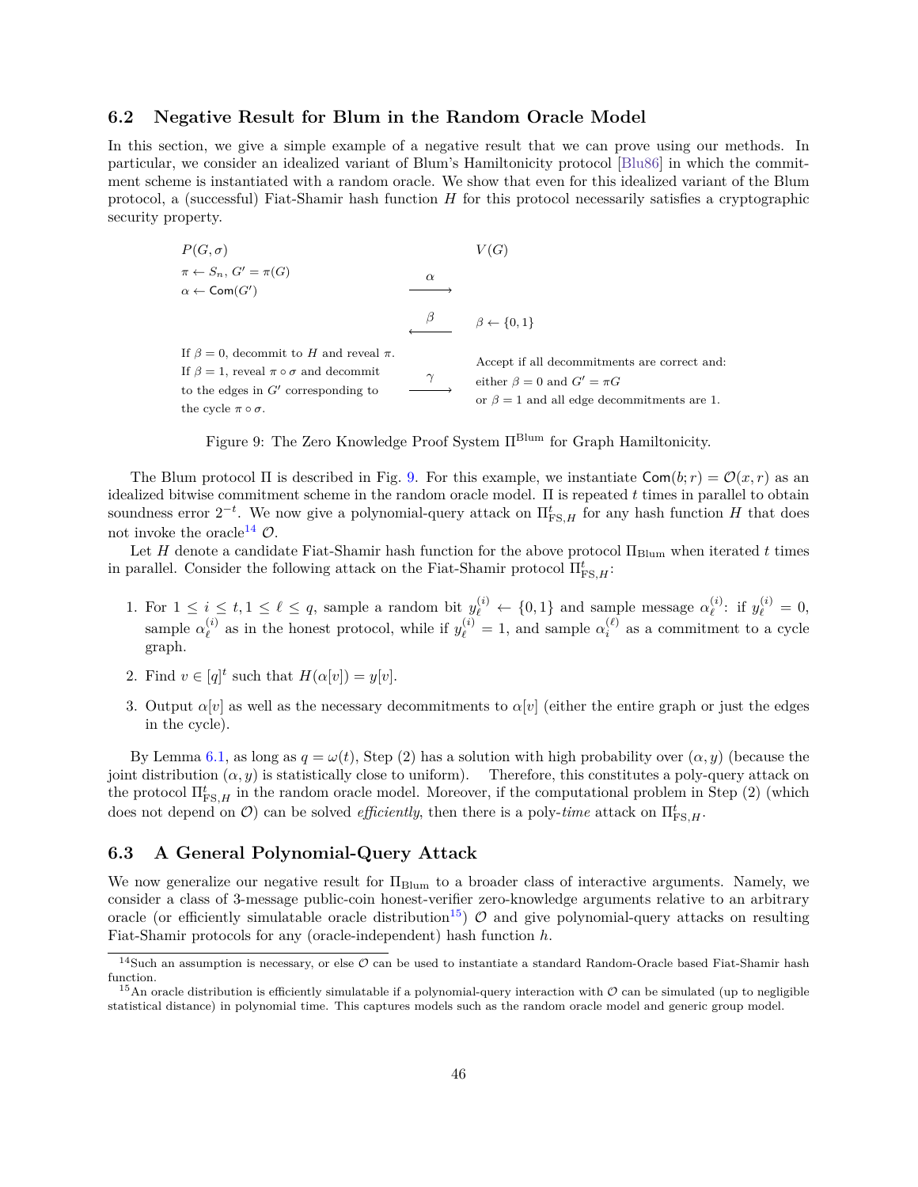## 6.2 Negative Result for Blum in the Random Oracle Model

In this section, we give a simple example of a negative result that we can prove using our methods. In particular, we consider an idealized variant of Blum's Hamiltonicity protocol [Blu86] in which the commitment scheme is instantiated with a random oracle. We show that even for this idealized variant of the Blum protocol, a (successful) Fiat-Shamir hash function $H$ for this protocol necessarily satisfies a cryptographic security property.

| $P(G, \sigma)$ | | $V(G)$ |
|---|---|---|
| $\pi \leftarrow S_n$, $G' = \pi(G)$ <br> $\alpha \leftarrow \mathsf{Com}(G')$ | $\xrightarrow{\alpha}$ | |
| | $\xleftarrow{\beta}$ | $\beta \leftarrow \{0,1\}$ |
| If $\beta = 0$, decommit to $H$ and reveal $\pi$. <br> If $\beta = 1$, reveal $\pi \circ \sigma$ and decommit to the edges in $G'$ corresponding to the cycle $\pi \circ \sigma$. | $\xrightarrow{\gamma}$ | Accept if all decommitments are correct and: <br> either $\beta = 0$ and $G' = \pi G$ <br> or $\beta = 1$ and all edge decommitments are 1. |

Figure 9: The Zero Knowledge Proof System $\Pi^{\text{Blum}}$ for Graph Hamiltonicity.

The Blum protocol $\Pi$ is described in Fig. 9. For this example, we instantiate $\mathsf{Com}(b; r) = \mathcal{O}(x, r)$ as an idealized bitwise commitment scheme in the random oracle model. $\Pi$ is repeated $t$ times in parallel to obtain soundness error $2^{-t}$. We now give a polynomial-query attack on $\Pi^t_{\text{FS},H}$ for any hash function $H$ that does not invoke the oracle[14] $\mathcal{O}$.

Let $H$ denote a candidate Fiat-Shamir hash function for the above protocol $\Pi_{\text{Blum}}$ when iterated $t$ times in parallel. Consider the following attack on the Fiat-Shamir protocol $\Pi^t_{\text{FS},H}$:

1. For $1 \le i \le t, 1 \le \ell \le q$, sample a random bit $y^{(i)}_\ell \leftarrow \{0,1\}$ and sample message $\alpha^{(i)}_\ell$: if $y^{(i)}_\ell = 0$, sample $\alpha^{(i)}_\ell$ as in the honest protocol, while if $y^{(i)}_\ell = 1$, and sample $\alpha^{(\ell)}_i$ as a commitment to a cycle graph.
2. Find $v \in [q]^t$ such that $H(\alpha[v]) = y[v]$.
3. Output $\alpha[v]$ as well as the necessary decommitments to $\alpha[v]$ (either the entire graph or just the edges in the cycle).

By Lemma 6.1, as long as $q = \omega(t)$, Step (2) has a solution with high probability over $(\alpha, y)$ (because the joint distribution $(\alpha, y)$ is statistically close to uniform). Therefore, this constitutes a poly-query attack on the protocol $\Pi^t_{\text{FS},H}$ in the random oracle model. Moreover, if the computational problem in Step (2) (which does not depend on $\mathcal{O}$) can be solved *efficiently*, then there is a poly-*time* attack on $\Pi^t_{\text{FS},H}$.

## 6.3 A General Polynomial-Query Attack

We now generalize our negative result for $\Pi_{\text{Blum}}$ to a broader class of interactive arguments. Namely, we consider a class of 3-message public-coin honest-verifier zero-knowledge arguments relative to an arbitrary oracle (or efficiently simulatable oracle distribution[15]) $\mathcal{O}$ and give polynomial-query attacks on resulting Fiat-Shamir protocols for any (oracle-independent) hash function $h$.

[14] Such an assumption is necessary, or else $\mathcal{O}$ can be used to instantiate a standard Random-Oracle based Fiat-Shamir hash function.

[15] An oracle distribution is efficiently simulatable if a polynomial-query interaction with $\mathcal{O}$ can be simulated (up to negligible statistical distance) in polynomial time. This captures models such as the random oracle model and generic group model.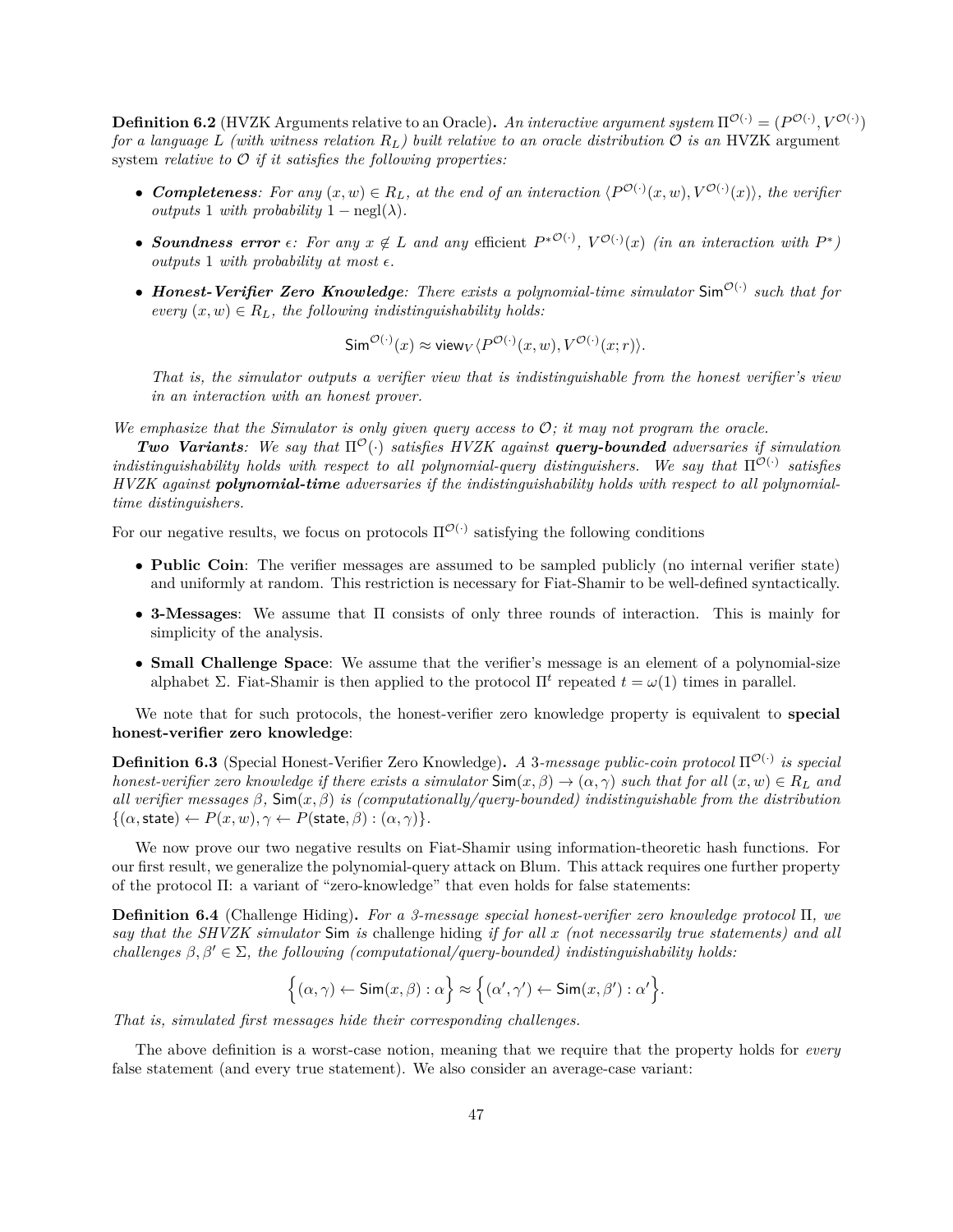**Definition 6.2** (HVZK Arguments relative to an Oracle)**.** *An interactive argument system $\Pi^{\mathcal{O}(\cdot)} = (P^{\mathcal{O}(\cdot)}, V^{\mathcal{O}(\cdot)})$ for a language $L$ (with witness relation $R_L$) built relative to an oracle distribution $\mathcal{O}$ is an* HVZK argument system *relative to $\mathcal{O}$ if it satisfies the following properties:*

- ***Completeness****: For any $(x, w) \in R_L$, at the end of an interaction $\langle P^{\mathcal{O}(\cdot)}(x, w), V^{\mathcal{O}(\cdot)}(x)\rangle$, the verifier outputs $1$ with probability $1 - \mathrm{negl}(\lambda)$.*
- ***Soundness error** $\epsilon$: For any $x \notin L$ and any* efficient *$P^{*\mathcal{O}(\cdot)}$, $V^{\mathcal{O}(\cdot)}(x)$ (in an interaction with $P^*$) outputs $1$ with probability at most $\epsilon$.*
- ***Honest-Verifier Zero Knowledge****: There exists a polynomial-time simulator $\mathsf{Sim}^{\mathcal{O}(\cdot)}$ such that for every $(x, w) \in R_L$, the following indistinguishability holds:*

$$\mathsf{Sim}^{\mathcal{O}(\cdot)}(x) \approx \mathsf{view}_V\langle P^{\mathcal{O}(\cdot)}(x, w), V^{\mathcal{O}(\cdot)}(x; r)\rangle.$$

  *That is, the simulator outputs a verifier view that is indistinguishable from the honest verifier's view in an interaction with an honest prover.*

*We emphasize that the Simulator is only given query access to $\mathcal{O}$; it may not program the oracle.*

***Two Variants****: We say that $\Pi^{\mathcal{O}}(\cdot)$ satisfies HVZK against* ***query-bounded*** *adversaries if simulation indistinguishability holds with respect to all polynomial-query distinguishers. We say that $\Pi^{\mathcal{O}(\cdot)}$ satisfies HVZK against* ***polynomial-time*** *adversaries if the indistinguishability holds with respect to all polynomial-time distinguishers.*

For our negative results, we focus on protocols $\Pi^{\mathcal{O}(\cdot)}$ satisfying the following conditions

- **Public Coin**: The verifier messages are assumed to be sampled publicly (no internal verifier state) and uniformly at random. This restriction is necessary for Fiat-Shamir to be well-defined syntactically.
- **3-Messages**: We assume that $\Pi$ consists of only three rounds of interaction. This is mainly for simplicity of the analysis.
- **Small Challenge Space**: We assume that the verifier's message is an element of a polynomial-size alphabet $\Sigma$. Fiat-Shamir is then applied to the protocol $\Pi^t$ repeated $t = \omega(1)$ times in parallel.

We note that for such protocols, the honest-verifier zero knowledge property is equivalent to **special honest-verifier zero knowledge**:

**Definition 6.3** (Special Honest-Verifier Zero Knowledge)**.** *A 3-message public-coin protocol $\Pi^{\mathcal{O}(\cdot)}$ is special honest-verifier zero knowledge if there exists a simulator $\mathsf{Sim}(x, \beta) \to (\alpha, \gamma)$ such that for all $(x, w) \in R_L$ and all verifier messages $\beta$, $\mathsf{Sim}(x, \beta)$ is (computationally/query-bounded) indistinguishable from the distribution $\{(\alpha, \mathsf{state}) \leftarrow P(x, w), \gamma \leftarrow P(\mathsf{state}, \beta) : (\alpha, \gamma)\}$.*

We now prove our two negative results on Fiat-Shamir using information-theoretic hash functions. For our first result, we generalize the polynomial-query attack on Blum. This attack requires one further property of the protocol $\Pi$: a variant of "zero-knowledge" that even holds for false statements:

**Definition 6.4** (Challenge Hiding)**.** *For a 3-message special honest-verifier zero knowledge protocol $\Pi$, we say that the SHVZK simulator $\mathsf{Sim}$ is* challenge hiding *if for all $x$ (not necessarily true statements) and all challenges $\beta, \beta' \in \Sigma$, the following (computational/query-bounded) indistinguishability holds:*

$$\Big\{(\alpha, \gamma) \leftarrow \mathsf{Sim}(x, \beta) : \alpha\Big\} \approx \Big\{(\alpha', \gamma') \leftarrow \mathsf{Sim}(x, \beta') : \alpha'\Big\}.$$

*That is, simulated first messages hide their corresponding challenges.*

The above definition is a worst-case notion, meaning that we require that the property holds for *every* false statement (and every true statement). We also consider an average-case variant: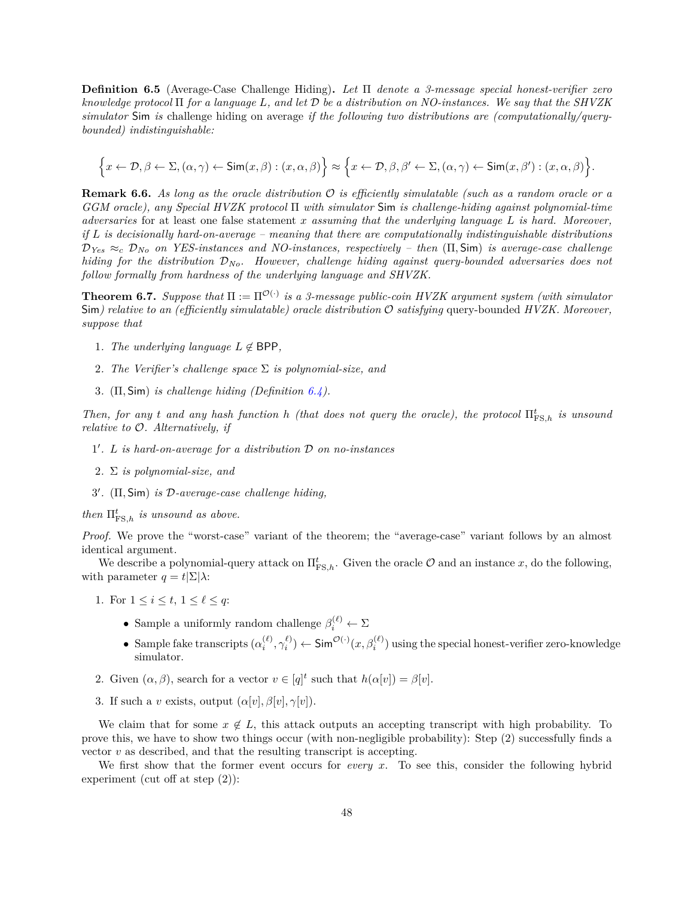**Definition 6.5** (Average-Case Challenge Hiding)**.** *Let $\Pi$ denote a 3-message special honest-verifier zero knowledge protocol $\Pi$ for a language $L$, and let $\mathcal{D}$ be a distribution on NO-instances. We say that the SHVZK simulator $\mathsf{Sim}$ is* challenge hiding on average *if the following two distributions are (computationally/query-bounded) indistinguishable:*

$$\Big\{x \leftarrow \mathcal{D}, \beta \leftarrow \Sigma, (\alpha, \gamma) \leftarrow \mathsf{Sim}(x, \beta) : (x, \alpha, \beta)\Big\} \approx \Big\{x \leftarrow \mathcal{D}, \beta, \beta' \leftarrow \Sigma, (\alpha, \gamma) \leftarrow \mathsf{Sim}(x, \beta') : (x, \alpha, \beta)\Big\}.$$

**Remark 6.6.** *As long as the oracle distribution $\mathcal{O}$ is efficiently simulatable (such as a random oracle or a GGM oracle), any Special HVZK protocol $\Pi$ with simulator $\mathsf{Sim}$ is challenge-hiding against polynomial-time adversaries* for at least one false statement $x$ *assuming that the underlying language $L$ is hard. Moreover, if $L$ is decisionally hard-on-average – meaning that there are computationally indistinguishable distributions $\mathcal{D}_{Yes} \approx_c \mathcal{D}_{No}$ on YES-instances and NO-instances, respectively – then $(\Pi, \mathsf{Sim})$ is average-case challenge hiding for the distribution $\mathcal{D}_{No}$. However, challenge hiding against query-bounded adversaries does not follow formally from hardness of the underlying language and SHVZK.*

**Theorem 6.7.** *Suppose that $\Pi := \Pi^{\mathcal{O}(\cdot)}$ is a 3-message public-coin HVZK argument system (with simulator $\mathsf{Sim}$) relative to an (efficiently simulatable) oracle distribution $\mathcal{O}$ satisfying* query-bounded *HVZK. Moreover, suppose that*

1. *The underlying language $L \notin \mathsf{BPP}$,*
2. *The Verifier's challenge space $\Sigma$ is polynomial-size, and*
3. *$(\Pi, \mathsf{Sim})$ is challenge hiding (Definition 6.4).*

*Then, for any $t$ and any hash function $h$ (that does not query the oracle), the protocol $\Pi^t_{\mathrm{FS},h}$ is unsound relative to $\mathcal{O}$. Alternatively, if*

1′. *$L$ is hard-on-average for a distribution $\mathcal{D}$ on no-instances*

2. *$\Sigma$ is polynomial-size, and*

3′. *$(\Pi, \mathsf{Sim})$ is $\mathcal{D}$-average-case challenge hiding,*

*then $\Pi^t_{\mathrm{FS},h}$ is unsound as above.*

*Proof.* We prove the "worst-case" variant of the theorem; the "average-case" variant follows by an almost identical argument.

We describe a polynomial-query attack on $\Pi^t_{\mathrm{FS},h}$. Given the oracle $\mathcal{O}$ and an instance $x$, do the following, with parameter $q = t|\Sigma|\lambda$:

1. For $1 \le i \le t$, $1 \le \ell \le q$:
   - Sample a uniformly random challenge $\beta^{(\ell)}_i \leftarrow \Sigma$
   - Sample fake transcripts $(\alpha^{(\ell)}_i, \gamma^{(\ell)}_i) \leftarrow \mathsf{Sim}^{\mathcal{O}(\cdot)}(x, \beta^{(\ell)}_i)$ using the special honest-verifier zero-knowledge simulator.
2. Given $(\alpha, \beta)$, search for a vector $v \in [q]^t$ such that $h(\alpha[v]) = \beta[v]$.
3. If such a $v$ exists, output $(\alpha[v], \beta[v], \gamma[v])$.

We claim that for some $x \notin L$, this attack outputs an accepting transcript with high probability. To prove this, we have to show two things occur (with non-negligible probability): Step (2) successfully finds a vector $v$ as described, and that the resulting transcript is accepting.

We first show that the former event occurs for *every* $x$. To see this, consider the following hybrid experiment (cut off at step (2)):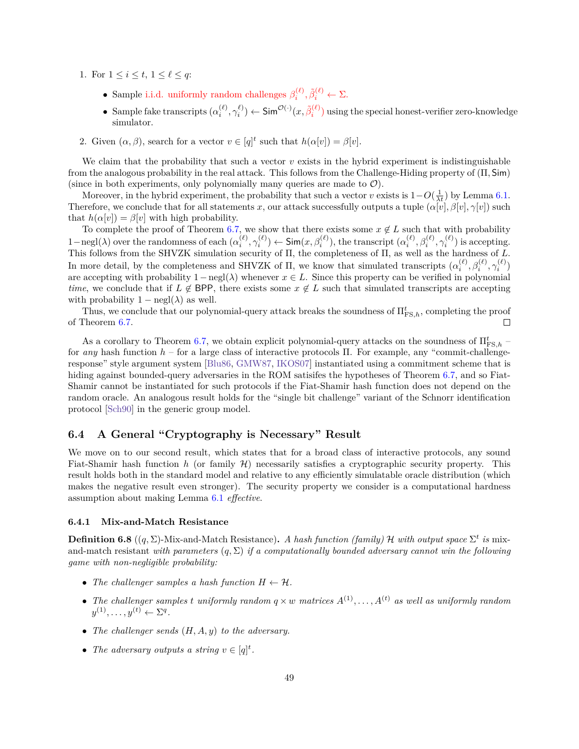1. For $1 \le i \le t$, $1 \le \ell \le q$:

   - Sample i.i.d. uniformly random challenges $\beta_i^{(\ell)}, \tilde{\beta}_i^{(\ell)} \leftarrow \Sigma$.
   - Sample fake transcripts $(\alpha_i^{(\ell)}, \gamma_i^{\ell)}) \leftarrow \mathsf{Sim}^{\mathcal{O}(\cdot)}(x, \tilde{\beta}_i^{(\ell)})$ using the special honest-verifier zero-knowledge simulator.

2. Given $(\alpha, \beta)$, search for a vector $v \in [q]^t$ such that $h(\alpha[v]) = \beta[v]$.

We claim that the probability that such a vector $v$ exists in the hybrid experiment is indistinguishable from the analogous probability in the real attack. This follows from the Challenge-Hiding property of $(\Pi, \mathsf{Sim})$ (since in both experiments, only polynomially many queries are made to $\mathcal{O}$).

Moreover, in the hybrid experiment, the probability that such a vector $v$ exists is $1 - O(\frac{1}{\lambda t})$ by Lemma 6.1. Therefore, we conclude that for all statements $x$, our attack successfully outputs a tuple $(\alpha[v], \beta[v], \gamma[v])$ such that $h(\alpha[v]) = \beta[v]$ with high probability.

To complete the proof of Theorem 6.7, we show that there exists some $x \notin L$ such that with probability $1 - \text{negl}(\lambda)$ over the randomness of each $(\alpha_i^{(\ell)}, \gamma_i^{(\ell)}) \leftarrow \mathsf{Sim}(x, \beta_i^{(\ell)})$, the transcript $(\alpha_i^{(\ell)}, \beta_i^{(\ell)}, \gamma_i^{(\ell)})$ is accepting. This follows from the SHVZK simulation security of $\Pi$, the completeness of $\Pi$, as well as the hardness of $L$. In more detail, by the completeness and SHVZK of $\Pi$, we know that simulated transcripts $(\alpha_i^{(\ell)}, \beta_i^{(\ell)}, \gamma_i^{(\ell)})$ are accepting with probability $1 - \text{negl}(\lambda)$ whenever $x \in L$. Since this property can be verified in polynomial *time*, we conclude that if $L \notin \mathsf{BPP}$, there exists some $x \notin L$ such that simulated transcripts are accepting with probability $1 - \text{negl}(\lambda)$ as well.

Thus, we conclude that our polynomial-query attack breaks the soundness of $\Pi^t_{\mathrm{FS},h}$, completing the proof of Theorem 6.7. □

As a corollary to Theorem 6.7, we obtain explicit polynomial-query attacks on the soundness of $\Pi^t_{\mathrm{FS},h}$ – for *any* hash function $h$ – for a large class of interactive protocols $\Pi$. For example, any "commit-challenge-response" style argument system [Blu86, GMW87, IKOS07] instantiated using a commitment scheme that is hiding against bounded-query adversaries in the ROM satisifes the hypotheses of Theorem 6.7, and so Fiat-Shamir cannot be instantiated for such protocols if the Fiat-Shamir hash function does not depend on the random oracle. An analogous result holds for the "single bit challenge" variant of the Schnorr identification protocol [Sch90] in the generic group model.

## 6.4 A General "Cryptography is Necessary" Result

We move on to our second result, which states that for a broad class of interactive protocols, any sound Fiat-Shamir hash function $h$ (or family $\mathcal{H}$) necessarily satisfies a cryptographic security property. This result holds both in the standard model and relative to any efficiently simulatable oracle distribution (which makes the negative result even stronger). The security property we consider is a computational hardness assumption about making Lemma 6.1 *effective*.

### 6.4.1 Mix-and-Match Resistance

**Definition 6.8** ($(q, \Sigma)$-Mix-and-Match Resistance)**.** *A hash function (family) $\mathcal{H}$ with output space $\Sigma^t$ is* mix-and-match resistant *with parameters $(q, \Sigma)$ if a computationally bounded adversary cannot win the following game with non-negligible probability:*

- *The challenger samples a hash function $H \leftarrow \mathcal{H}$.*
- *The challenger samples $t$ uniformly random $q \times w$ matrices $A^{(1)}, \ldots, A^{(t)}$ as well as uniformly random $y^{(1)}, \ldots, y^{(t)} \leftarrow \Sigma^q$.*
- *The challenger sends $(H, A, y)$ to the adversary.*
- *The adversary outputs a string $v \in [q]^t$.*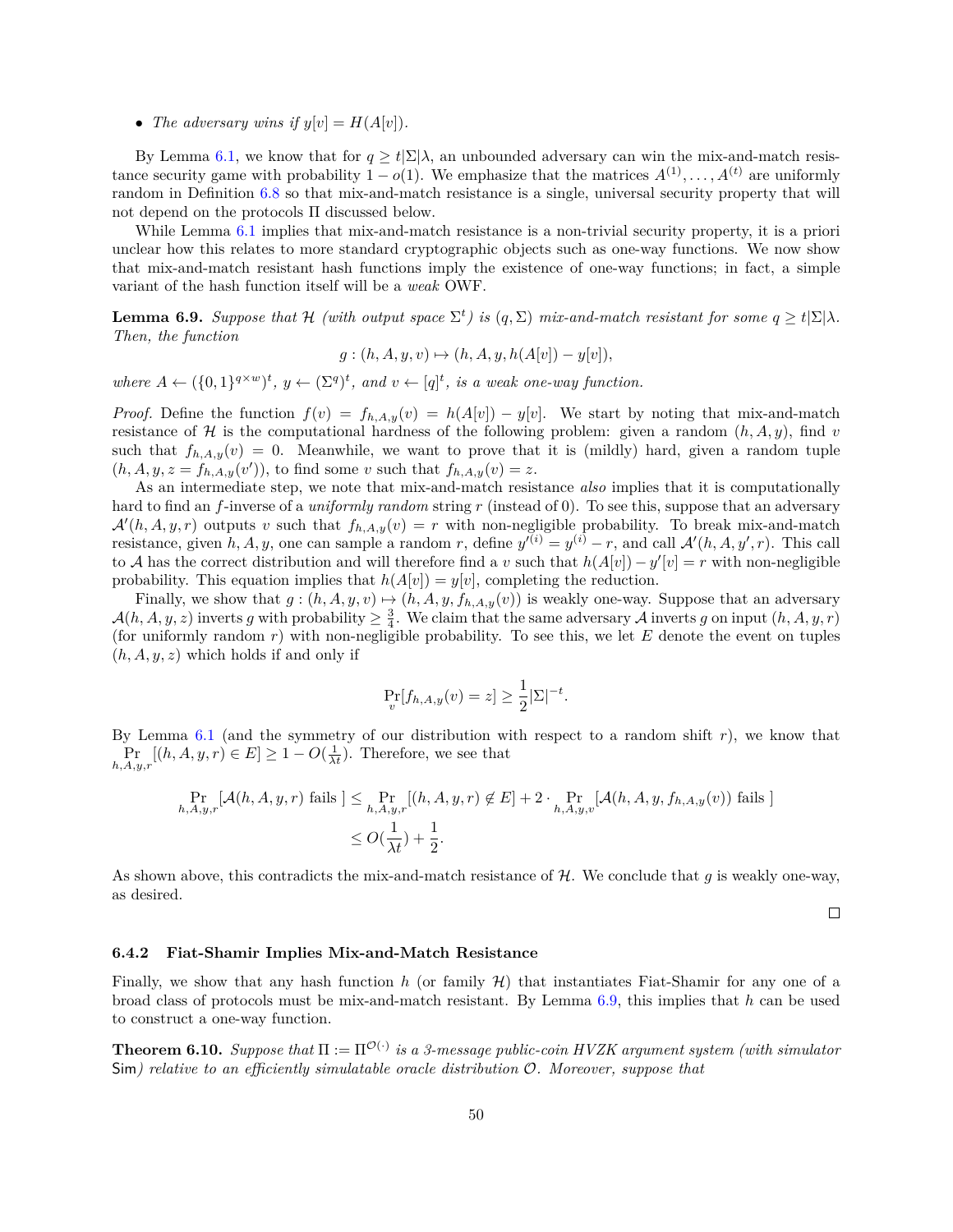- *The adversary wins if* $y[v] = H(A[v])$.

By Lemma 6.1, we know that for $q \geq t|\Sigma|\lambda$, an unbounded adversary can win the mix-and-match resistance security game with probability $1 - o(1)$. We emphasize that the matrices $A^{(1)}, \ldots, A^{(t)}$ are uniformly random in Definition 6.8 so that mix-and-match resistance is a single, universal security property that will not depend on the protocols $\Pi$ discussed below.

While Lemma 6.1 implies that mix-and-match resistance is a non-trivial security property, it is a priori unclear how this relates to more standard cryptographic objects such as one-way functions. We now show that mix-and-match resistant hash functions imply the existence of one-way functions; in fact, a simple variant of the hash function itself will be a *weak* OWF.

**Lemma 6.9.** *Suppose that $\mathcal{H}$ (with output space $\Sigma^t$) is $(q, \Sigma)$ mix-and-match resistant for some $q \geq t|\Sigma|\lambda$. Then, the function*

$$g : (h, A, y, v) \mapsto (h, A, y, h(A[v]) - y[v]),$$

*where $A \leftarrow (\{0,1\}^{q \times w})^t$, $y \leftarrow (\Sigma^q)^t$, and $v \leftarrow [q]^t$, is a weak one-way function.*

*Proof.* Define the function $f(v) = f_{h,A,y}(v) = h(A[v]) - y[v]$. We start by noting that mix-and-match resistance of $\mathcal{H}$ is the computational hardness of the following problem: given a random $(h, A, y)$, find $v$ such that $f_{h,A,y}(v) = 0$. Meanwhile, we want to prove that it is (mildly) hard, given a random tuple $(h, A, y, z = f_{h,A,y}(v'))$, to find some $v$ such that $f_{h,A,y}(v) = z$.

As an intermediate step, we note that mix-and-match resistance *also* implies that it is computationally hard to find an $f$-inverse of a *uniformly random* string $r$ (instead of 0). To see this, suppose that an adversary $\mathcal{A}'(h, A, y, r)$ outputs $v$ such that $f_{h,A,y}(v) = r$ with non-negligible probability. To break mix-and-match resistance, given $h, A, y$, one can sample a random $r$, define $y'^{(i)} = y^{(i)} - r$, and call $\mathcal{A}'(h, A, y', r)$. This call to $\mathcal{A}$ has the correct distribution and will therefore find a $v$ such that $h(A[v]) - y'[v] = r$ with non-negligible probability. This equation implies that $h(A[v]) = y[v]$, completing the reduction.

Finally, we show that $g : (h, A, y, v) \mapsto (h, A, y, f_{h,A,y}(v))$ is weakly one-way. Suppose that an adversary $\mathcal{A}(h, A, y, z)$ inverts $g$ with probability $\geq \frac{3}{4}$. We claim that the same adversary $\mathcal{A}$ inverts $g$ on input $(h, A, y, r)$ (for uniformly random $r$) with non-negligible probability. To see this, we let $E$ denote the event on tuples $(h, A, y, z)$ which holds if and only if

$$\Pr_v[f_{h,A,y}(v) = z] \geq \frac{1}{2}|\Sigma|^{-t}.$$

By Lemma 6.1 (and the symmetry of our distribution with respect to a random shift $r$), we know that $\Pr_{h,A,y,r}[(h, A, y, r) \in E] \geq 1 - O(\frac{1}{\lambda t})$. Therefore, we see that

$$\begin{aligned}
\Pr_{h,A,y,r}[\mathcal{A}(h, A, y, r) \text{ fails }] &\leq \Pr_{h,A,y,r}[(h, A, y, r) \notin E] + 2 \cdot \Pr_{h,A,y,v}[\mathcal{A}(h, A, y, f_{h,A,y}(v)) \text{ fails }] \\
&\leq O(\frac{1}{\lambda t}) + \frac{1}{2}.
\end{aligned}$$

As shown above, this contradicts the mix-and-match resistance of $\mathcal{H}$. We conclude that $g$ is weakly one-way, as desired. ∎

### 6.4.2 Fiat-Shamir Implies Mix-and-Match Resistance

Finally, we show that any hash function $h$ (or family $\mathcal{H}$) that instantiates Fiat-Shamir for any one of a broad class of protocols must be mix-and-match resistant. By Lemma 6.9, this implies that $h$ can be used to construct a one-way function.

**Theorem 6.10.** *Suppose that $\Pi := \Pi^{\mathcal{O}(\cdot)}$ is a 3-message public-coin HVZK argument system (with simulator* Sim*) relative to an efficiently simulatable oracle distribution $\mathcal{O}$. Moreover, suppose that*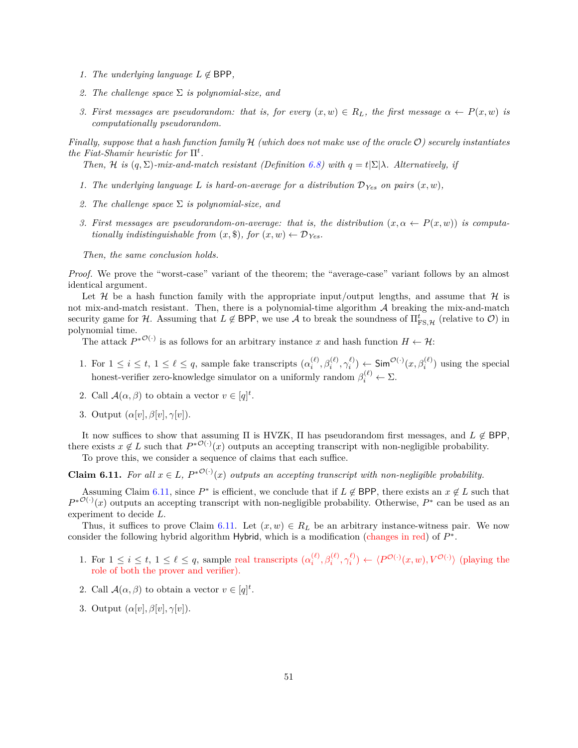1. *The underlying language $L \notin \mathsf{BPP}$,*
2. *The challenge space $\Sigma$ is polynomial-size, and*
3. *First messages are pseudorandom: that is, for every $(x, w) \in R_L$, the first message $\alpha \leftarrow P(x, w)$ is computationally pseudorandom.*

*Finally, suppose that a hash function family $\mathcal{H}$ (which does not make use of the oracle $\mathcal{O}$) securely instantiates the Fiat-Shamir heuristic for $\Pi^t$.*

*Then, $\mathcal{H}$ is $(q, \Sigma)$-mix-and-match resistant (Definition 6.8) with $q = t|\Sigma|\lambda$. Alternatively, if*

1. *The underlying language $L$ is hard-on-average for a distribution $\mathcal{D}_{Yes}$ on pairs $(x, w)$,*
2. *The challenge space $\Sigma$ is polynomial-size, and*
3. *First messages are pseudorandom-on-average: that is, the distribution $(x, \alpha \leftarrow P(x, w))$ is computationally indistinguishable from $(x, \$)$, for $(x, w) \leftarrow \mathcal{D}_{Yes}$.*

*Then, the same conclusion holds.*

*Proof.* We prove the "worst-case" variant of the theorem; the "average-case" variant follows by an almost identical argument.

Let $\mathcal{H}$ be a hash function family with the appropriate input/output lengths, and assume that $\mathcal{H}$ is not mix-and-match resistant. Then, there is a polynomial-time algorithm $\mathcal{A}$ breaking the mix-and-match security game for $\mathcal{H}$. Assuming that $L \notin \mathsf{BPP}$, we use $\mathcal{A}$ to break the soundness of $\Pi^t_{\mathrm{FS},\mathcal{H}}$ (relative to $\mathcal{O}$) in polynomial time.

The attack $P^{*\mathcal{O}(\cdot)}$ is as follows for an arbitrary instance $x$ and hash function $H \leftarrow \mathcal{H}$:

1. For $1 \le i \le t$, $1 \le \ell \le q$, sample fake transcripts $(\alpha_i^{(\ell)}, \beta_i^{(\ell)}, \gamma_i^{\ell)}) \leftarrow \mathsf{Sim}^{\mathcal{O}(\cdot)}(x, \beta_i^{(\ell)})$ using the special honest-verifier zero-knowledge simulator on a uniformly random $\beta_i^{(\ell)} \leftarrow \Sigma$.
2. Call $\mathcal{A}(\alpha, \beta)$ to obtain a vector $v \in [q]^t$.
3. Output $(\alpha[v], \beta[v], \gamma[v])$.

It now suffices to show that assuming $\Pi$ is HVZK, $\Pi$ has pseudorandom first messages, and $L \notin \mathsf{BPP}$, there exists $x \notin L$ such that $P^{*\mathcal{O}(\cdot)}(x)$ outputs an accepting transcript with non-negligible probability.

To prove this, we consider a sequence of claims that each suffice.

**Claim 6.11.** *For all $x \in L$, $P^{*\mathcal{O}(\cdot)}(x)$ outputs an accepting transcript with non-negligible probability.*

Assuming Claim 6.11, since $P^*$ is efficient, we conclude that if $L \notin \mathsf{BPP}$, there exists an $x \notin L$ such that $P^{*\mathcal{O}(\cdot)}(x)$ outputs an accepting transcript with non-negligible probability. Otherwise, $P^*$ can be used as an experiment to decide $L$.

Thus, it suffices to prove Claim 6.11. Let $(x, w) \in R_L$ be an arbitrary instance-witness pair. We now consider the following hybrid algorithm $\mathsf{Hybrid}$, which is a modification (changes in red) of $P^*$.

1. For $1 \le i \le t$, $1 \le \ell \le q$, sample real transcripts $(\alpha_i^{(\ell)}, \beta_i^{(\ell)}, \gamma_i^{\ell)}) \leftarrow \langle P^{\mathcal{O}(\cdot)}(x, w), V^{\mathcal{O}(\cdot)}\rangle$ (playing the role of both the prover and verifier).
2. Call $\mathcal{A}(\alpha, \beta)$ to obtain a vector $v \in [q]^t$.
3. Output $(\alpha[v], \beta[v], \gamma[v])$.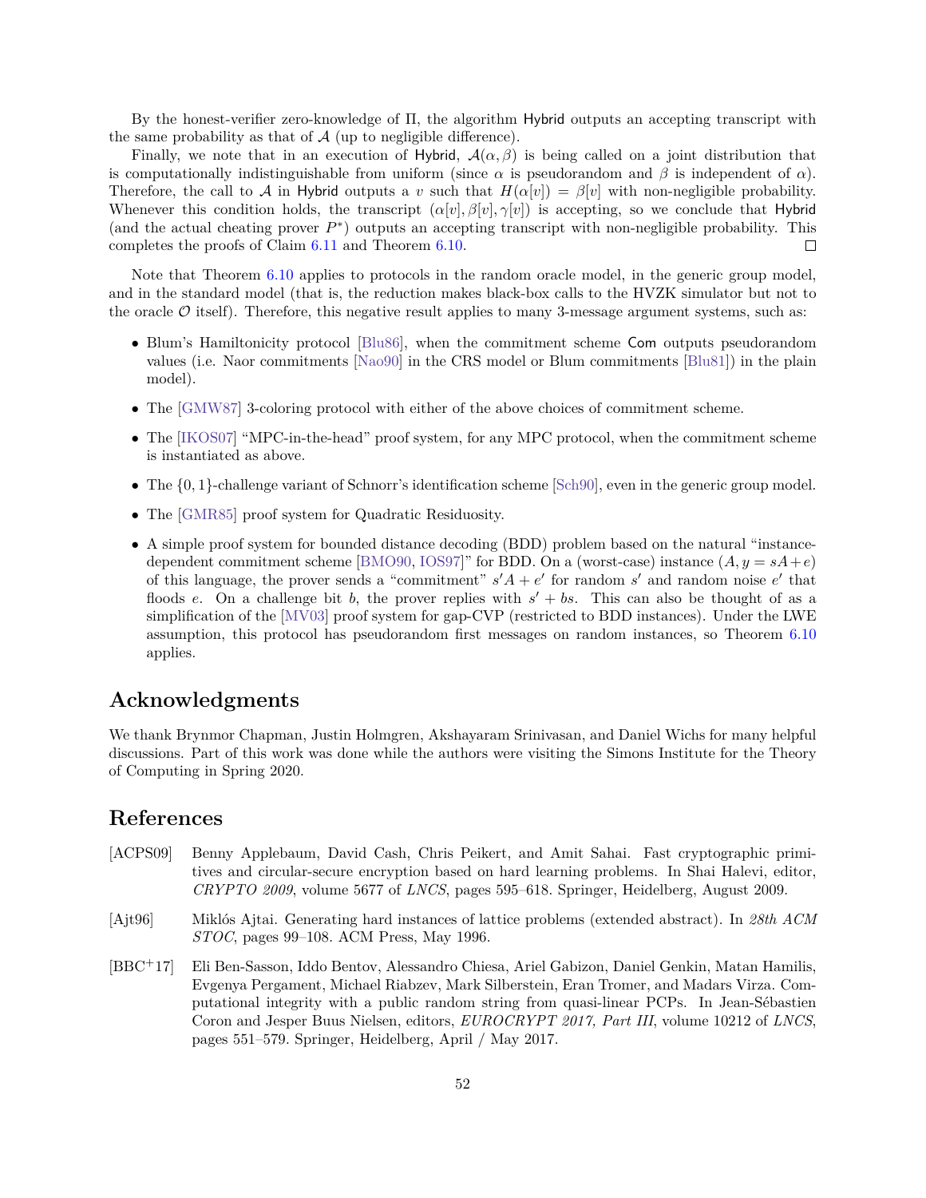By the honest-verifier zero-knowledge of $\Pi$, the algorithm Hybrid outputs an accepting transcript with the same probability as that of $\mathcal{A}$ (up to negligible difference).

Finally, we note that in an execution of Hybrid, $\mathcal{A}(\alpha, \beta)$ is being called on a joint distribution that is computationally indistinguishable from uniform (since $\alpha$ is pseudorandom and $\beta$ is independent of $\alpha$). Therefore, the call to $\mathcal{A}$ in Hybrid outputs a $v$ such that $H(\alpha[v]) = \beta[v]$ with non-negligible probability. Whenever this condition holds, the transcript $(\alpha[v], \beta[v], \gamma[v])$ is accepting, so we conclude that Hybrid (and the actual cheating prover $P^*$) outputs an accepting transcript with non-negligible probability. This completes the proofs of Claim 6.11 and Theorem 6.10. □

Note that Theorem 6.10 applies to protocols in the random oracle model, in the generic group model, and in the standard model (that is, the reduction makes black-box calls to the HVZK simulator but not to the oracle $\mathcal{O}$ itself). Therefore, this negative result applies to many 3-message argument systems, such as:

- Blum's Hamiltonicity protocol [Blu86], when the commitment scheme Com outputs pseudorandom values (i.e. Naor commitments [Nao90] in the CRS model or Blum commitments [Blu81]) in the plain model).
- The [GMW87] 3-coloring protocol with either of the above choices of commitment scheme.
- The [IKOS07] "MPC-in-the-head" proof system, for any MPC protocol, when the commitment scheme is instantiated as above.
- The $\{0, 1\}$-challenge variant of Schnorr's identification scheme [Sch90], even in the generic group model.
- The [GMR85] proof system for Quadratic Residuosity.
- A simple proof system for bounded distance decoding (BDD) problem based on the natural "instance-dependent commitment scheme [BMO90, IOS97]" for BDD. On a (worst-case) instance $(A, y = sA + e)$ of this language, the prover sends a "commitment" $s'A + e'$ for random $s'$ and random noise $e'$ that floods $e$. On a challenge bit $b$, the prover replies with $s' + bs$. This can also be thought of as a simplification of the [MV03] proof system for gap-CVP (restricted to BDD instances). Under the LWE assumption, this protocol has pseudorandom first messages on random instances, so Theorem 6.10 applies.

## Acknowledgments

We thank Brynmor Chapman, Justin Holmgren, Akshayaram Srinivasan, and Daniel Wichs for many helpful discussions. Part of this work was done while the authors were visiting the Simons Institute for the Theory of Computing in Spring 2020.

## References

[ACPS09] Benny Applebaum, David Cash, Chris Peikert, and Amit Sahai. Fast cryptographic primitives and circular-secure encryption based on hard learning problems. In Shai Halevi, editor, *CRYPTO 2009*, volume 5677 of *LNCS*, pages 595–618. Springer, Heidelberg, August 2009.

[Ajt96] Miklós Ajtai. Generating hard instances of lattice problems (extended abstract). In *28th ACM STOC*, pages 99–108. ACM Press, May 1996.

[BBC+17] Eli Ben-Sasson, Iddo Bentov, Alessandro Chiesa, Ariel Gabizon, Daniel Genkin, Matan Hamilis, Evgenya Pergament, Michael Riabzev, Mark Silberstein, Eran Tromer, and Madars Virza. Computational integrity with a public random string from quasi-linear PCPs. In Jean-Sébastien Coron and Jesper Buus Nielsen, editors, *EUROCRYPT 2017, Part III*, volume 10212 of *LNCS*, pages 551–579. Springer, Heidelberg, April / May 2017.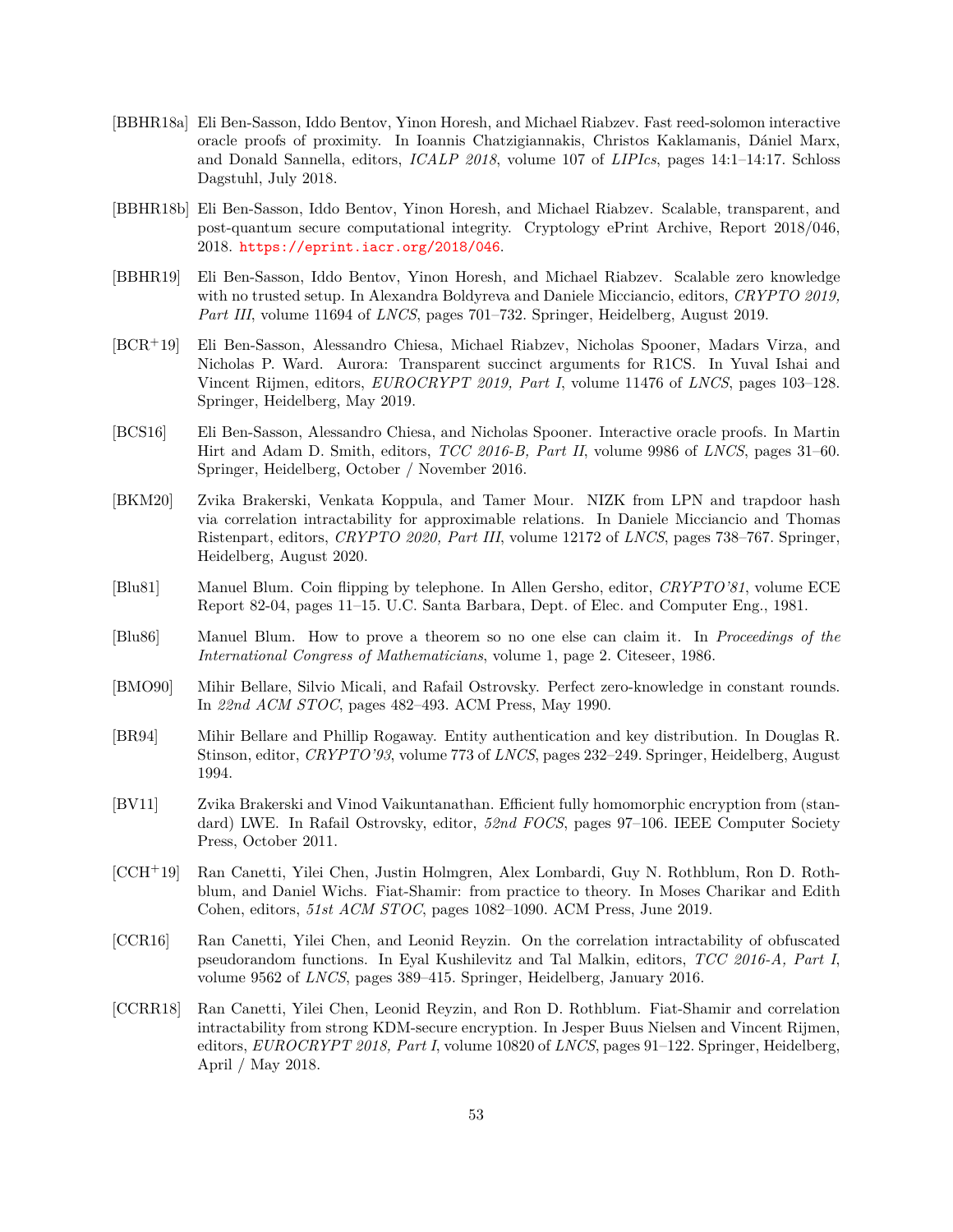[BBHR18a] Eli Ben-Sasson, Iddo Bentov, Yinon Horesh, and Michael Riabzev. Fast reed-solomon interactive oracle proofs of proximity. In Ioannis Chatzigiannakis, Christos Kaklamanis, Dániel Marx, and Donald Sannella, editors, *ICALP 2018*, volume 107 of *LIPIcs*, pages 14:1–14:17. Schloss Dagstuhl, July 2018.

[BBHR18b] Eli Ben-Sasson, Iddo Bentov, Yinon Horesh, and Michael Riabzev. Scalable, transparent, and post-quantum secure computational integrity. Cryptology ePrint Archive, Report 2018/046, 2018. https://eprint.iacr.org/2018/046.

[BBHR19] Eli Ben-Sasson, Iddo Bentov, Yinon Horesh, and Michael Riabzev. Scalable zero knowledge with no trusted setup. In Alexandra Boldyreva and Daniele Micciancio, editors, *CRYPTO 2019, Part III*, volume 11694 of *LNCS*, pages 701–732. Springer, Heidelberg, August 2019.

[BCR+19] Eli Ben-Sasson, Alessandro Chiesa, Michael Riabzev, Nicholas Spooner, Madars Virza, and Nicholas P. Ward. Aurora: Transparent succinct arguments for R1CS. In Yuval Ishai and Vincent Rijmen, editors, *EUROCRYPT 2019, Part I*, volume 11476 of *LNCS*, pages 103–128. Springer, Heidelberg, May 2019.

[BCS16] Eli Ben-Sasson, Alessandro Chiesa, and Nicholas Spooner. Interactive oracle proofs. In Martin Hirt and Adam D. Smith, editors, *TCC 2016-B, Part II*, volume 9986 of *LNCS*, pages 31–60. Springer, Heidelberg, October / November 2016.

[BKM20] Zvika Brakerski, Venkata Koppula, and Tamer Mour. NIZK from LPN and trapdoor hash via correlation intractability for approximable relations. In Daniele Micciancio and Thomas Ristenpart, editors, *CRYPTO 2020, Part III*, volume 12172 of *LNCS*, pages 738–767. Springer, Heidelberg, August 2020.

[Blu81] Manuel Blum. Coin flipping by telephone. In Allen Gersho, editor, *CRYPTO'81*, volume ECE Report 82-04, pages 11–15. U.C. Santa Barbara, Dept. of Elec. and Computer Eng., 1981.

[Blu86] Manuel Blum. How to prove a theorem so no one else can claim it. In *Proceedings of the International Congress of Mathematicians*, volume 1, page 2. Citeseer, 1986.

[BMO90] Mihir Bellare, Silvio Micali, and Rafail Ostrovsky. Perfect zero-knowledge in constant rounds. In *22nd ACM STOC*, pages 482–493. ACM Press, May 1990.

[BR94] Mihir Bellare and Phillip Rogaway. Entity authentication and key distribution. In Douglas R. Stinson, editor, *CRYPTO'93*, volume 773 of *LNCS*, pages 232–249. Springer, Heidelberg, August 1994.

[BV11] Zvika Brakerski and Vinod Vaikuntanathan. Efficient fully homomorphic encryption from (standard) LWE. In Rafail Ostrovsky, editor, *52nd FOCS*, pages 97–106. IEEE Computer Society Press, October 2011.

[CCH+19] Ran Canetti, Yilei Chen, Justin Holmgren, Alex Lombardi, Guy N. Rothblum, Ron D. Rothblum, and Daniel Wichs. Fiat-Shamir: from practice to theory. In Moses Charikar and Edith Cohen, editors, *51st ACM STOC*, pages 1082–1090. ACM Press, June 2019.

[CCR16] Ran Canetti, Yilei Chen, and Leonid Reyzin. On the correlation intractability of obfuscated pseudorandom functions. In Eyal Kushilevitz and Tal Malkin, editors, *TCC 2016-A, Part I*, volume 9562 of *LNCS*, pages 389–415. Springer, Heidelberg, January 2016.

[CCRR18] Ran Canetti, Yilei Chen, Leonid Reyzin, and Ron D. Rothblum. Fiat-Shamir and correlation intractability from strong KDM-secure encryption. In Jesper Buus Nielsen and Vincent Rijmen, editors, *EUROCRYPT 2018, Part I*, volume 10820 of *LNCS*, pages 91–122. Springer, Heidelberg, April / May 2018.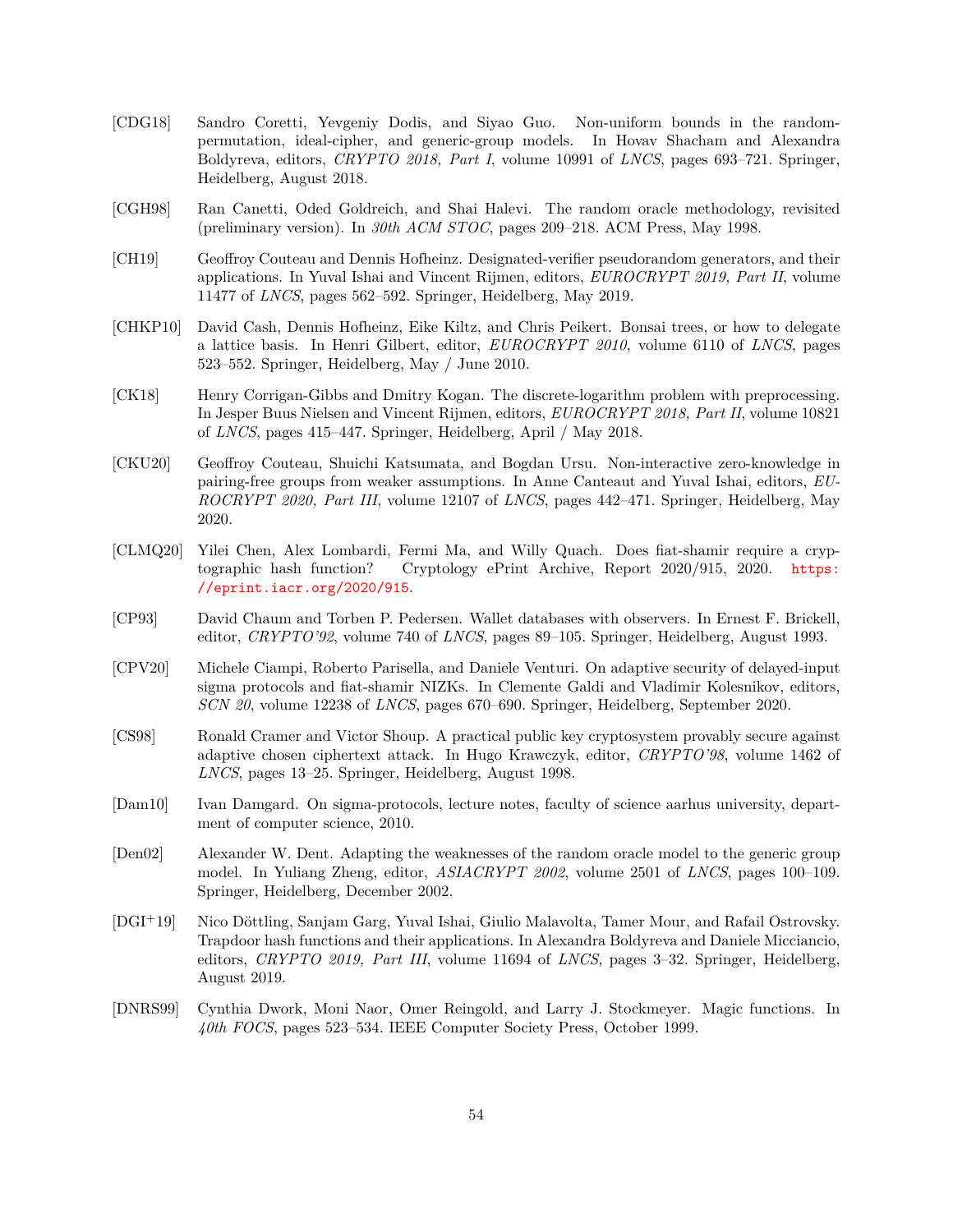[CDG18] Sandro Coretti, Yevgeniy Dodis, and Siyao Guo. Non-uniform bounds in the random-permutation, ideal-cipher, and generic-group models. In Hovav Shacham and Alexandra Boldyreva, editors, *CRYPTO 2018, Part I*, volume 10991 of *LNCS*, pages 693–721. Springer, Heidelberg, August 2018.

[CGH98] Ran Canetti, Oded Goldreich, and Shai Halevi. The random oracle methodology, revisited (preliminary version). In *30th ACM STOC*, pages 209–218. ACM Press, May 1998.

[CH19] Geoffroy Couteau and Dennis Hofheinz. Designated-verifier pseudorandom generators, and their applications. In Yuval Ishai and Vincent Rijmen, editors, *EUROCRYPT 2019, Part II*, volume 11477 of *LNCS*, pages 562–592. Springer, Heidelberg, May 2019.

[CHKP10] David Cash, Dennis Hofheinz, Eike Kiltz, and Chris Peikert. Bonsai trees, or how to delegate a lattice basis. In Henri Gilbert, editor, *EUROCRYPT 2010*, volume 6110 of *LNCS*, pages 523–552. Springer, Heidelberg, May / June 2010.

[CK18] Henry Corrigan-Gibbs and Dmitry Kogan. The discrete-logarithm problem with preprocessing. In Jesper Buus Nielsen and Vincent Rijmen, editors, *EUROCRYPT 2018, Part II*, volume 10821 of *LNCS*, pages 415–447. Springer, Heidelberg, April / May 2018.

[CKU20] Geoffroy Couteau, Shuichi Katsumata, and Bogdan Ursu. Non-interactive zero-knowledge in pairing-free groups from weaker assumptions. In Anne Canteaut and Yuval Ishai, editors, *EUROCRYPT 2020, Part III*, volume 12107 of *LNCS*, pages 442–471. Springer, Heidelberg, May 2020.

[CLMQ20] Yilei Chen, Alex Lombardi, Fermi Ma, and Willy Quach. Does fiat-shamir require a cryptographic hash function? Cryptology ePrint Archive, Report 2020/915, 2020. https://eprint.iacr.org/2020/915.

[CP93] David Chaum and Torben P. Pedersen. Wallet databases with observers. In Ernest F. Brickell, editor, *CRYPTO'92*, volume 740 of *LNCS*, pages 89–105. Springer, Heidelberg, August 1993.

[CPV20] Michele Ciampi, Roberto Parisella, and Daniele Venturi. On adaptive security of delayed-input sigma protocols and fiat-shamir NIZKs. In Clemente Galdi and Vladimir Kolesnikov, editors, *SCN 20*, volume 12238 of *LNCS*, pages 670–690. Springer, Heidelberg, September 2020.

[CS98] Ronald Cramer and Victor Shoup. A practical public key cryptosystem provably secure against adaptive chosen ciphertext attack. In Hugo Krawczyk, editor, *CRYPTO'98*, volume 1462 of *LNCS*, pages 13–25. Springer, Heidelberg, August 1998.

[Dam10] Ivan Damgard. On sigma-protocols, lecture notes, faculty of science aarhus university, department of computer science, 2010.

[Den02] Alexander W. Dent. Adapting the weaknesses of the random oracle model to the generic group model. In Yuliang Zheng, editor, *ASIACRYPT 2002*, volume 2501 of *LNCS*, pages 100–109. Springer, Heidelberg, December 2002.

[DGI+19] Nico Döttling, Sanjam Garg, Yuval Ishai, Giulio Malavolta, Tamer Mour, and Rafail Ostrovsky. Trapdoor hash functions and their applications. In Alexandra Boldyreva and Daniele Micciancio, editors, *CRYPTO 2019, Part III*, volume 11694 of *LNCS*, pages 3–32. Springer, Heidelberg, August 2019.

[DNRS99] Cynthia Dwork, Moni Naor, Omer Reingold, and Larry J. Stockmeyer. Magic functions. In *40th FOCS*, pages 523–534. IEEE Computer Society Press, October 1999.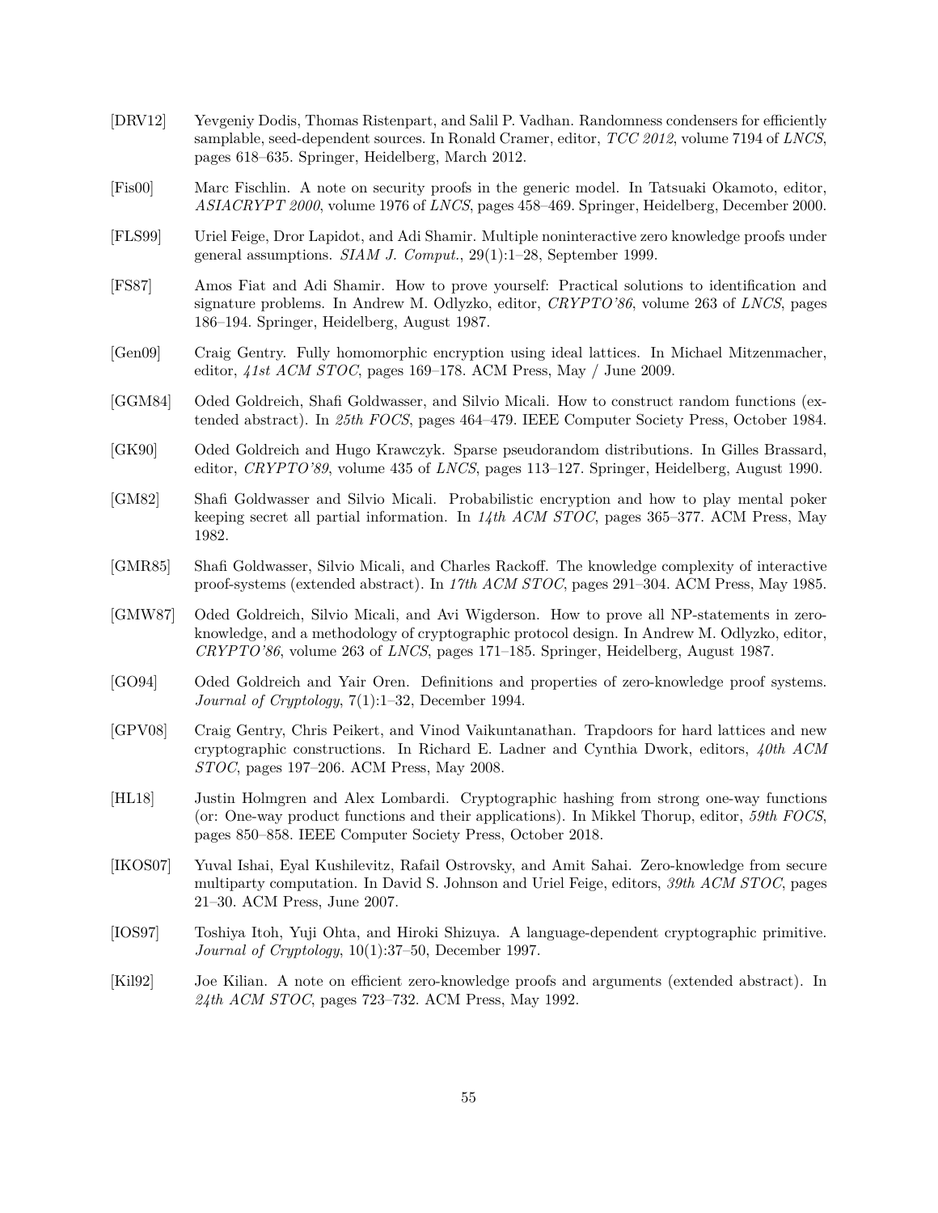[DRV12] Yevgeniy Dodis, Thomas Ristenpart, and Salil P. Vadhan. Randomness condensers for efficiently samplable, seed-dependent sources. In Ronald Cramer, editor, *TCC 2012*, volume 7194 of *LNCS*, pages 618–635. Springer, Heidelberg, March 2012.

[Fis00] Marc Fischlin. A note on security proofs in the generic model. In Tatsuaki Okamoto, editor, *ASIACRYPT 2000*, volume 1976 of *LNCS*, pages 458–469. Springer, Heidelberg, December 2000.

[FLS99] Uriel Feige, Dror Lapidot, and Adi Shamir. Multiple noninteractive zero knowledge proofs under general assumptions. *SIAM J. Comput.*, 29(1):1–28, September 1999.

[FS87] Amos Fiat and Adi Shamir. How to prove yourself: Practical solutions to identification and signature problems. In Andrew M. Odlyzko, editor, *CRYPTO'86*, volume 263 of *LNCS*, pages 186–194. Springer, Heidelberg, August 1987.

[Gen09] Craig Gentry. Fully homomorphic encryption using ideal lattices. In Michael Mitzenmacher, editor, *41st ACM STOC*, pages 169–178. ACM Press, May / June 2009.

[GGM84] Oded Goldreich, Shafi Goldwasser, and Silvio Micali. How to construct random functions (extended abstract). In *25th FOCS*, pages 464–479. IEEE Computer Society Press, October 1984.

[GK90] Oded Goldreich and Hugo Krawczyk. Sparse pseudorandom distributions. In Gilles Brassard, editor, *CRYPTO'89*, volume 435 of *LNCS*, pages 113–127. Springer, Heidelberg, August 1990.

[GM82] Shafi Goldwasser and Silvio Micali. Probabilistic encryption and how to play mental poker keeping secret all partial information. In *14th ACM STOC*, pages 365–377. ACM Press, May 1982.

[GMR85] Shafi Goldwasser, Silvio Micali, and Charles Rackoff. The knowledge complexity of interactive proof-systems (extended abstract). In *17th ACM STOC*, pages 291–304. ACM Press, May 1985.

[GMW87] Oded Goldreich, Silvio Micali, and Avi Wigderson. How to prove all NP-statements in zero-knowledge, and a methodology of cryptographic protocol design. In Andrew M. Odlyzko, editor, *CRYPTO'86*, volume 263 of *LNCS*, pages 171–185. Springer, Heidelberg, August 1987.

[GO94] Oded Goldreich and Yair Oren. Definitions and properties of zero-knowledge proof systems. *Journal of Cryptology*, 7(1):1–32, December 1994.

[GPV08] Craig Gentry, Chris Peikert, and Vinod Vaikuntanathan. Trapdoors for hard lattices and new cryptographic constructions. In Richard E. Ladner and Cynthia Dwork, editors, *40th ACM STOC*, pages 197–206. ACM Press, May 2008.

[HL18] Justin Holmgren and Alex Lombardi. Cryptographic hashing from strong one-way functions (or: One-way product functions and their applications). In Mikkel Thorup, editor, *59th FOCS*, pages 850–858. IEEE Computer Society Press, October 2018.

[IKOS07] Yuval Ishai, Eyal Kushilevitz, Rafail Ostrovsky, and Amit Sahai. Zero-knowledge from secure multiparty computation. In David S. Johnson and Uriel Feige, editors, *39th ACM STOC*, pages 21–30. ACM Press, June 2007.

[IOS97] Toshiya Itoh, Yuji Ohta, and Hiroki Shizuya. A language-dependent cryptographic primitive. *Journal of Cryptology*, 10(1):37–50, December 1997.

[Kil92] Joe Kilian. A note on efficient zero-knowledge proofs and arguments (extended abstract). In *24th ACM STOC*, pages 723–732. ACM Press, May 1992.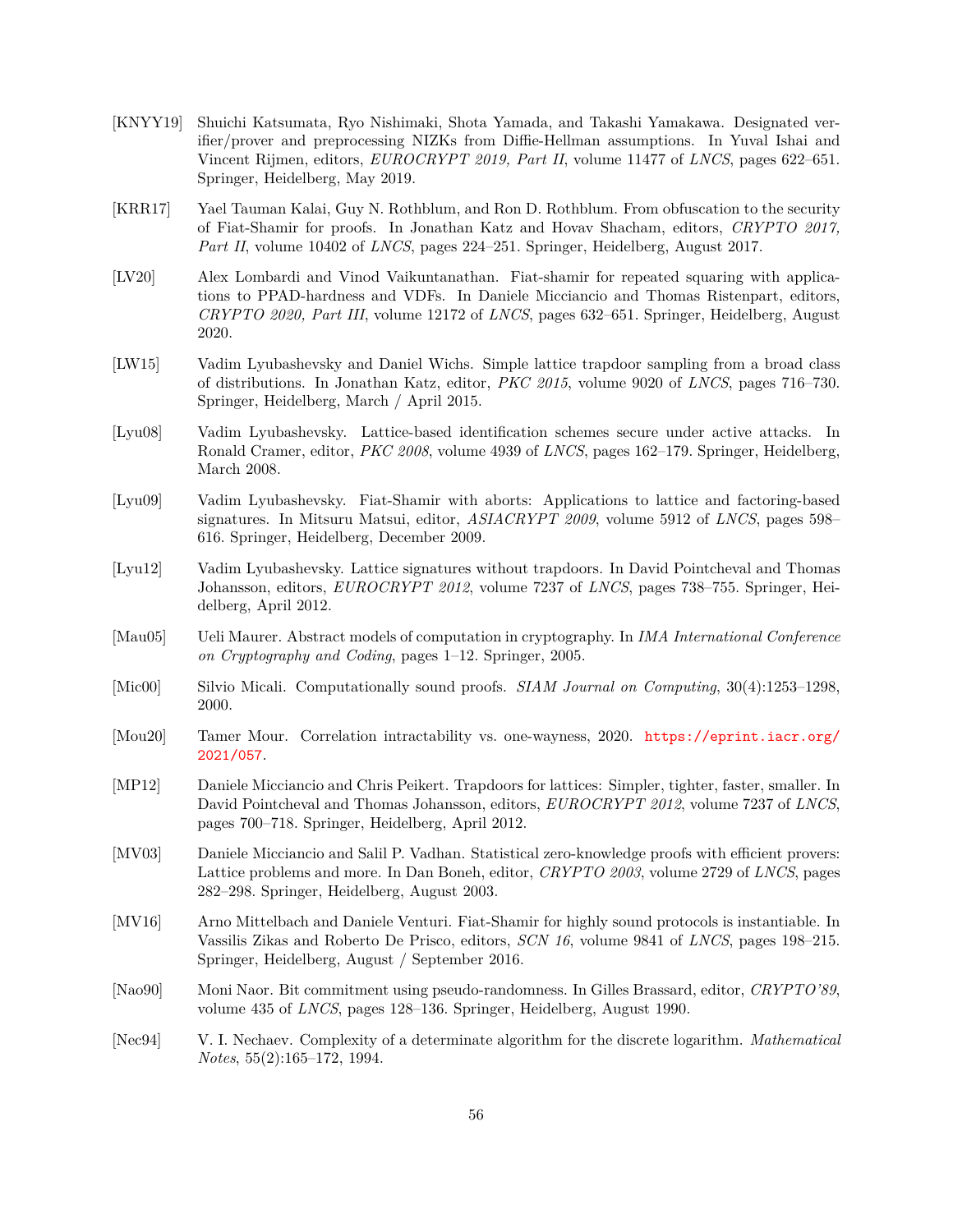[KNYY19] Shuichi Katsumata, Ryo Nishimaki, Shota Yamada, and Takashi Yamakawa. Designated verifier/prover and preprocessing NIZKs from Diffie-Hellman assumptions. In Yuval Ishai and Vincent Rijmen, editors, *EUROCRYPT 2019, Part II*, volume 11477 of *LNCS*, pages 622–651. Springer, Heidelberg, May 2019.

[KRR17] Yael Tauman Kalai, Guy N. Rothblum, and Ron D. Rothblum. From obfuscation to the security of Fiat-Shamir for proofs. In Jonathan Katz and Hovav Shacham, editors, *CRYPTO 2017, Part II*, volume 10402 of *LNCS*, pages 224–251. Springer, Heidelberg, August 2017.

[LV20] Alex Lombardi and Vinod Vaikuntanathan. Fiat-shamir for repeated squaring with applications to PPAD-hardness and VDFs. In Daniele Micciancio and Thomas Ristenpart, editors, *CRYPTO 2020, Part III*, volume 12172 of *LNCS*, pages 632–651. Springer, Heidelberg, August 2020.

[LW15] Vadim Lyubashevsky and Daniel Wichs. Simple lattice trapdoor sampling from a broad class of distributions. In Jonathan Katz, editor, *PKC 2015*, volume 9020 of *LNCS*, pages 716–730. Springer, Heidelberg, March / April 2015.

[Lyu08] Vadim Lyubashevsky. Lattice-based identification schemes secure under active attacks. In Ronald Cramer, editor, *PKC 2008*, volume 4939 of *LNCS*, pages 162–179. Springer, Heidelberg, March 2008.

[Lyu09] Vadim Lyubashevsky. Fiat-Shamir with aborts: Applications to lattice and factoring-based signatures. In Mitsuru Matsui, editor, *ASIACRYPT 2009*, volume 5912 of *LNCS*, pages 598–616. Springer, Heidelberg, December 2009.

[Lyu12] Vadim Lyubashevsky. Lattice signatures without trapdoors. In David Pointcheval and Thomas Johansson, editors, *EUROCRYPT 2012*, volume 7237 of *LNCS*, pages 738–755. Springer, Heidelberg, April 2012.

[Mau05] Ueli Maurer. Abstract models of computation in cryptography. In *IMA International Conference on Cryptography and Coding*, pages 1–12. Springer, 2005.

[Mic00] Silvio Micali. Computationally sound proofs. *SIAM Journal on Computing*, 30(4):1253–1298, 2000.

[Mou20] Tamer Mour. Correlation intractability vs. one-wayness, 2020. https://eprint.iacr.org/2021/057.

[MP12] Daniele Micciancio and Chris Peikert. Trapdoors for lattices: Simpler, tighter, faster, smaller. In David Pointcheval and Thomas Johansson, editors, *EUROCRYPT 2012*, volume 7237 of *LNCS*, pages 700–718. Springer, Heidelberg, April 2012.

[MV03] Daniele Micciancio and Salil P. Vadhan. Statistical zero-knowledge proofs with efficient provers: Lattice problems and more. In Dan Boneh, editor, *CRYPTO 2003*, volume 2729 of *LNCS*, pages 282–298. Springer, Heidelberg, August 2003.

[MV16] Arno Mittelbach and Daniele Venturi. Fiat-Shamir for highly sound protocols is instantiable. In Vassilis Zikas and Roberto De Prisco, editors, *SCN 16*, volume 9841 of *LNCS*, pages 198–215. Springer, Heidelberg, August / September 2016.

[Nao90] Moni Naor. Bit commitment using pseudo-randomness. In Gilles Brassard, editor, *CRYPTO'89*, volume 435 of *LNCS*, pages 128–136. Springer, Heidelberg, August 1990.

[Nec94] V. I. Nechaev. Complexity of a determinate algorithm for the discrete logarithm. *Mathematical Notes*, 55(2):165–172, 1994.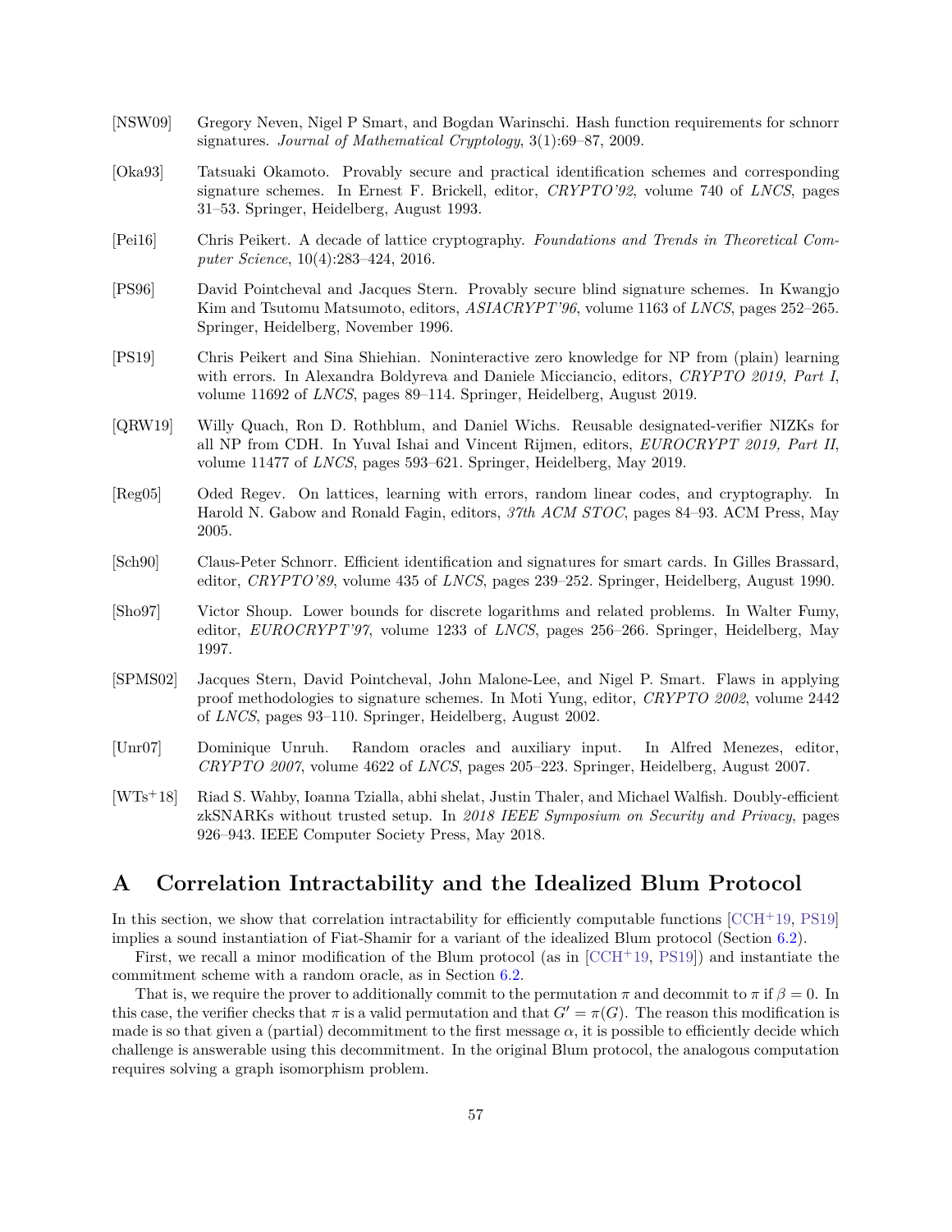[NSW09] Gregory Neven, Nigel P Smart, and Bogdan Warinschi. Hash function requirements for schnorr signatures. *Journal of Mathematical Cryptology*, 3(1):69–87, 2009.

[Oka93] Tatsuaki Okamoto. Provably secure and practical identification schemes and corresponding signature schemes. In Ernest F. Brickell, editor, *CRYPTO'92*, volume 740 of *LNCS*, pages 31–53. Springer, Heidelberg, August 1993.

[Pei16] Chris Peikert. A decade of lattice cryptography. *Foundations and Trends in Theoretical Computer Science*, 10(4):283–424, 2016.

[PS96] David Pointcheval and Jacques Stern. Provably secure blind signature schemes. In Kwangjo Kim and Tsutomu Matsumoto, editors, *ASIACRYPT'96*, volume 1163 of *LNCS*, pages 252–265. Springer, Heidelberg, November 1996.

[PS19] Chris Peikert and Sina Shiehian. Noninteractive zero knowledge for NP from (plain) learning with errors. In Alexandra Boldyreva and Daniele Micciancio, editors, *CRYPTO 2019, Part I*, volume 11692 of *LNCS*, pages 89–114. Springer, Heidelberg, August 2019.

[QRW19] Willy Quach, Ron D. Rothblum, and Daniel Wichs. Reusable designated-verifier NIZKs for all NP from CDH. In Yuval Ishai and Vincent Rijmen, editors, *EUROCRYPT 2019, Part II*, volume 11477 of *LNCS*, pages 593–621. Springer, Heidelberg, May 2019.

[Reg05] Oded Regev. On lattices, learning with errors, random linear codes, and cryptography. In Harold N. Gabow and Ronald Fagin, editors, *37th ACM STOC*, pages 84–93. ACM Press, May 2005.

[Sch90] Claus-Peter Schnorr. Efficient identification and signatures for smart cards. In Gilles Brassard, editor, *CRYPTO'89*, volume 435 of *LNCS*, pages 239–252. Springer, Heidelberg, August 1990.

[Sho97] Victor Shoup. Lower bounds for discrete logarithms and related problems. In Walter Fumy, editor, *EUROCRYPT'97*, volume 1233 of *LNCS*, pages 256–266. Springer, Heidelberg, May 1997.

[SPMS02] Jacques Stern, David Pointcheval, John Malone-Lee, and Nigel P. Smart. Flaws in applying proof methodologies to signature schemes. In Moti Yung, editor, *CRYPTO 2002*, volume 2442 of *LNCS*, pages 93–110. Springer, Heidelberg, August 2002.

[Unr07] Dominique Unruh. Random oracles and auxiliary input. In Alfred Menezes, editor, *CRYPTO 2007*, volume 4622 of *LNCS*, pages 205–223. Springer, Heidelberg, August 2007.

[WTs+18] Riad S. Wahby, Ioanna Tzialla, abhi shelat, Justin Thaler, and Michael Walfish. Doubly-efficient zkSNARKs without trusted setup. In *2018 IEEE Symposium on Security and Privacy*, pages 926–943. IEEE Computer Society Press, May 2018.

# A Correlation Intractability and the Idealized Blum Protocol

In this section, we show that correlation intractability for efficiently computable functions [CCH+19, PS19] implies a sound instantiation of Fiat-Shamir for a variant of the idealized Blum protocol (Section 6.2).

First, we recall a minor modification of the Blum protocol (as in [CCH+19, PS19]) and instantiate the commitment scheme with a random oracle, as in Section 6.2.

That is, we require the prover to additionally commit to the permutation $\pi$ and decommit to $\pi$ if $\beta = 0$. In this case, the verifier checks that $\pi$ is a valid permutation and that $G' = \pi(G)$. The reason this modification is made is so that given a (partial) decommitment to the first message $\alpha$, it is possible to efficiently decide which challenge is answerable using this decommitment. In the original Blum protocol, the analogous computation requires solving a graph isomorphism problem.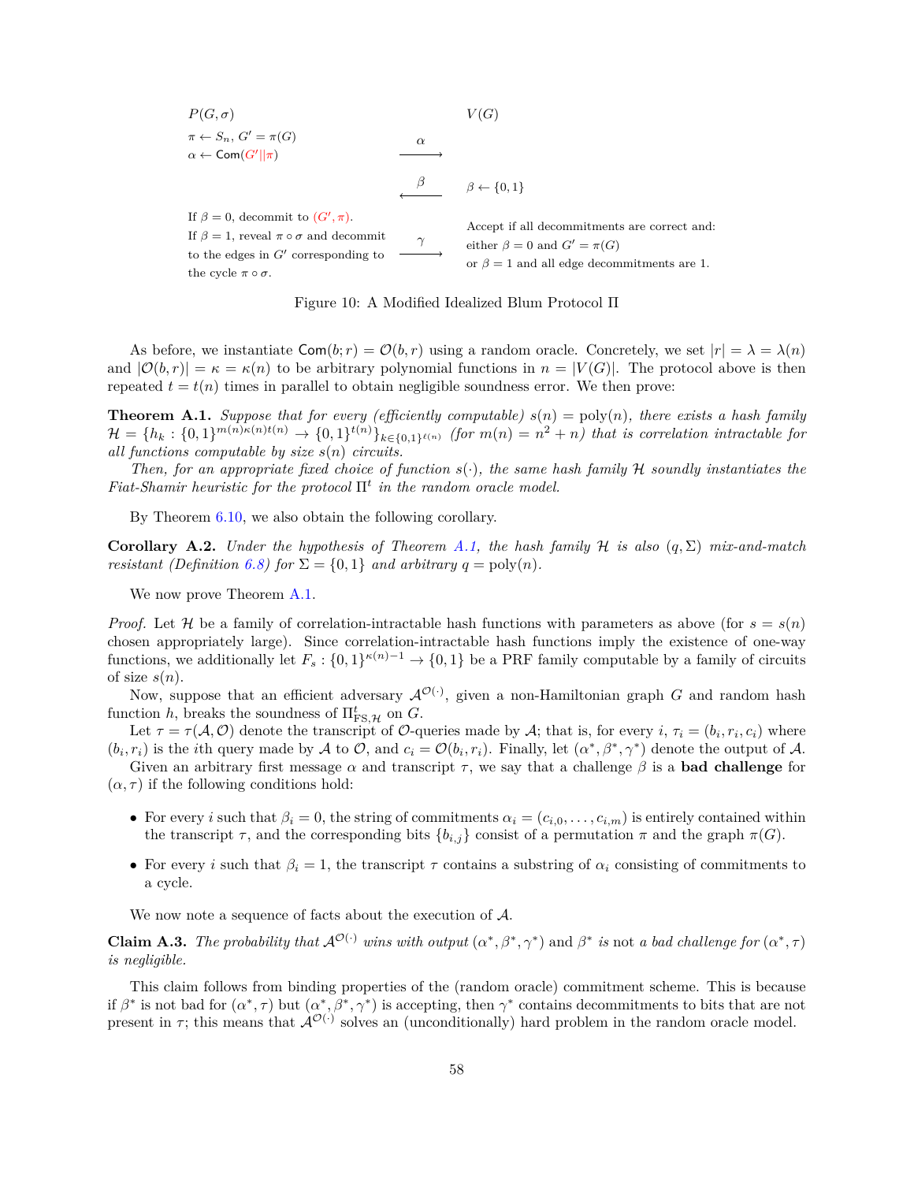| $P(G, \sigma)$ | | $V(G)$ |
|---|---|---|
| $\pi \leftarrow S_n$, $G' = \pi(G)$ <br> $\alpha \leftarrow \mathsf{Com}(G' \| \pi)$ | $\xrightarrow{\ \alpha\ }$ | |
| | $\xleftarrow{\ \beta\ }$ | $\beta \leftarrow \{0,1\}$ |
| If $\beta = 0$, decommit to $(G', \pi)$. <br> If $\beta = 1$, reveal $\pi \circ \sigma$ and decommit to the edges in $G'$ corresponding to the cycle $\pi \circ \sigma$. | $\xrightarrow{\ \gamma\ }$ | Accept if all decommitments are correct and: <br> either $\beta = 0$ and $G' = \pi(G)$ <br> or $\beta = 1$ and all edge decommitments are 1. |

Figure 10: A Modified Idealized Blum Protocol $\Pi$

As before, we instantiate $\mathsf{Com}(b; r) = \mathcal{O}(b, r)$ using a random oracle. Concretely, we set $|r| = \lambda = \lambda(n)$ and $|\mathcal{O}(b, r)| = \kappa = \kappa(n)$ to be arbitrary polynomial functions in $n = |V(G)|$. The protocol above is then repeated $t = t(n)$ times in parallel to obtain negligible soundness error. We then prove:

**Theorem A.1.** *Suppose that for every (efficiently computable) $s(n) = \mathrm{poly}(n)$, there exists a hash family $\mathcal{H} = \{h_k : \{0,1\}^{m(n)\kappa(n)t(n)} \to \{0,1\}^{t(n)}\}_{k \in \{0,1\}^{\ell(n)}}$ (for $m(n) = n^2 + n$) that is correlation intractable for all functions computable by size $s(n)$ circuits.*

*Then, for an appropriate fixed choice of function $s(\cdot)$, the same hash family $\mathcal{H}$ soundly instantiates the Fiat-Shamir heuristic for the protocol $\Pi^t$ in the random oracle model.*

By Theorem 6.10, we also obtain the following corollary.

**Corollary A.2.** *Under the hypothesis of Theorem A.1, the hash family $\mathcal{H}$ is also $(q, \Sigma)$ mix-and-match resistant (Definition 6.8) for $\Sigma = \{0,1\}$ and arbitrary $q = \mathrm{poly}(n)$.*

We now prove Theorem A.1.

*Proof.* Let $\mathcal{H}$ be a family of correlation-intractable hash functions with parameters as above (for $s = s(n)$ chosen appropriately large). Since correlation-intractable hash functions imply the existence of one-way functions, we additionally let $F_s : \{0,1\}^{\kappa(n)-1} \to \{0,1\}$ be a PRF family computable by a family of circuits of size $s(n)$.

Now, suppose that an efficient adversary $\mathcal{A}^{\mathcal{O}(\cdot)}$, given a non-Hamiltonian graph $G$ and random hash function $h$, breaks the soundness of $\Pi^t_{\mathrm{FS},\mathcal{H}}$ on $G$.

Let $\tau = \tau(\mathcal{A}, \mathcal{O})$ denote the transcript of $\mathcal{O}$-queries made by $\mathcal{A}$; that is, for every $i$, $\tau_i = (b_i, r_i, c_i)$ where $(b_i, r_i)$ is the $i$th query made by $\mathcal{A}$ to $\mathcal{O}$, and $c_i = \mathcal{O}(b_i, r_i)$. Finally, let $(\alpha^*, \beta^*, \gamma^*)$ denote the output of $\mathcal{A}$.

Given an arbitrary first message $\alpha$ and transcript $\tau$, we say that a challenge $\beta$ is a **bad challenge** for $(\alpha, \tau)$ if the following conditions hold:

- For every $i$ such that $\beta_i = 0$, the string of commitments $\alpha_i = (c_{i,0}, \ldots, c_{i,m})$ is entirely contained within the transcript $\tau$, and the corresponding bits $\{b_{i,j}\}$ consist of a permutation $\pi$ and the graph $\pi(G)$.
- For every $i$ such that $\beta_i = 1$, the transcript $\tau$ contains a substring of $\alpha_i$ consisting of commitments to a cycle.

We now note a sequence of facts about the execution of $\mathcal{A}$.

**Claim A.3.** *The probability that $\mathcal{A}^{\mathcal{O}(\cdot)}$ wins with output $(\alpha^*, \beta^*, \gamma^*)$ and $\beta^*$ is* not *a bad challenge for $(\alpha^*, \tau)$ is negligible.*

This claim follows from binding properties of the (random oracle) commitment scheme. This is because if $\beta^*$ is not bad for $(\alpha^*, \tau)$ but $(\alpha^*, \beta^*, \gamma^*)$ is accepting, then $\gamma^*$ contains decommitments to bits that are not present in $\tau$; this means that $\mathcal{A}^{\mathcal{O}(\cdot)}$ solves an (unconditionally) hard problem in the random oracle model.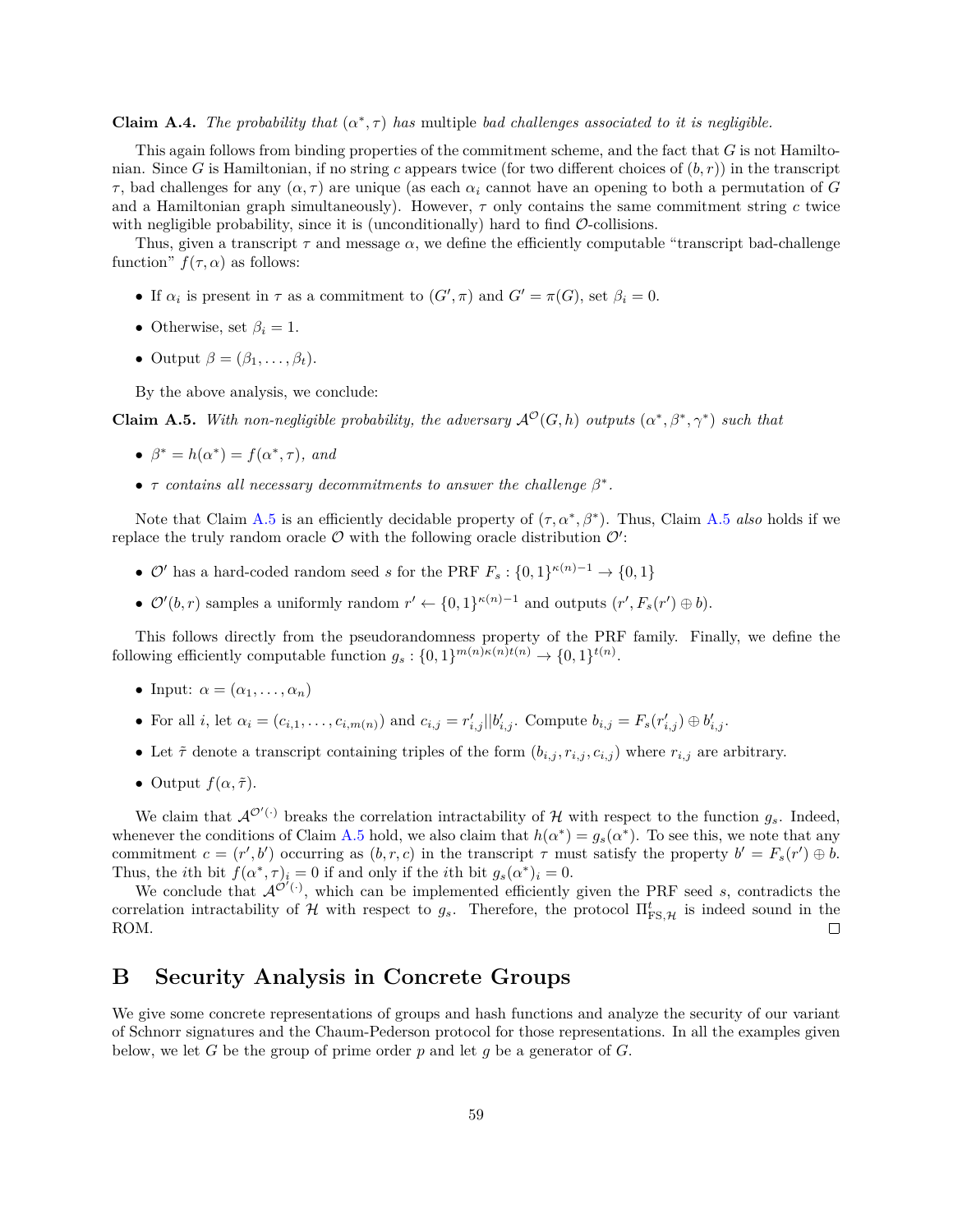**Claim A.4.** *The probability that $(\alpha^*, \tau)$ has* multiple *bad challenges associated to it is negligible.*

This again follows from binding properties of the commitment scheme, and the fact that $G$ is not Hamiltonian. Since $G$ is Hamiltonian, if no string $c$ appears twice (for two different choices of $(b, r)$) in the transcript $\tau$, bad challenges for any $(\alpha, \tau)$ are unique (as each $\alpha_i$ cannot have an opening to both a permutation of $G$ and a Hamiltonian graph simultaneously). However, $\tau$ only contains the same commitment string $c$ twice with negligible probability, since it is (unconditionally) hard to find $\mathcal{O}$-collisions.

Thus, given a transcript $\tau$ and message $\alpha$, we define the efficiently computable "transcript bad-challenge function" $f(\tau, \alpha)$ as follows:

- If $\alpha_i$ is present in $\tau$ as a commitment to $(G', \pi)$ and $G' = \pi(G)$, set $\beta_i = 0$.
- Otherwise, set $\beta_i = 1$.
- Output $\beta = (\beta_1, \ldots, \beta_t)$.

By the above analysis, we conclude:

**Claim A.5.** *With non-negligible probability, the adversary $\mathcal{A}^{\mathcal{O}}(G, h)$ outputs $(\alpha^*, \beta^*, \gamma^*)$ such that*

- *$\beta^* = h(\alpha^*) = f(\alpha^*, \tau)$, and*
- *$\tau$ contains all necessary decommitments to answer the challenge $\beta^*$.*

Note that Claim A.5 is an efficiently decidable property of $(\tau, \alpha^*, \beta^*)$. Thus, Claim A.5 *also* holds if we replace the truly random oracle $\mathcal{O}$ with the following oracle distribution $\mathcal{O}'$:

- $\mathcal{O}'$ has a hard-coded random seed $s$ for the PRF $F_s : \{0,1\}^{\kappa(n)-1} \to \{0,1\}$
- $\mathcal{O}'(b, r)$ samples a uniformly random $r' \leftarrow \{0,1\}^{\kappa(n)-1}$ and outputs $(r', F_s(r') \oplus b)$.

This follows directly from the pseudorandomness property of the PRF family. Finally, we define the following efficiently computable function $g_s : \{0,1\}^{m(n)\kappa(n)t(n)} \to \{0,1\}^{t(n)}$.

- Input: $\alpha = (\alpha_1, \ldots, \alpha_n)$
- For all $i$, let $\alpha_i = (c_{i,1}, \ldots, c_{i,m(n)})$ and $c_{i,j} = r'_{i,j} || b'_{i,j}$. Compute $b_{i,j} = F_s(r'_{i,j}) \oplus b'_{i,j}$.
- Let $\tilde{\tau}$ denote a transcript containing triples of the form $(b_{i,j}, r_{i,j}, c_{i,j})$ where $r_{i,j}$ are arbitrary.
- Output $f(\alpha, \tilde{\tau})$.

We claim that $\mathcal{A}^{\mathcal{O}'(\cdot)}$ breaks the correlation intractability of $\mathcal{H}$ with respect to the function $g_s$. Indeed, whenever the conditions of Claim A.5 hold, we also claim that $h(\alpha^*) = g_s(\alpha^*)$. To see this, we note that any commitment $c = (r', b')$ occurring as $(b, r, c)$ in the transcript $\tau$ must satisfy the property $b' = F_s(r') \oplus b$. Thus, the $i$th bit $f(\alpha^*, \tau)_i = 0$ if and only if the $i$th bit $g_s(\alpha^*)_i = 0$.

We conclude that $\mathcal{A}^{\mathcal{O}'(\cdot)}$, which can be implemented efficiently given the PRF seed $s$, contradicts the correlation intractability of $\mathcal{H}$ with respect to $g_s$. Therefore, the protocol $\Pi^t_{\mathrm{FS},\mathcal{H}}$ is indeed sound in the ROM. ∎

# B Security Analysis in Concrete Groups

We give some concrete representations of groups and hash functions and analyze the security of our variant of Schnorr signatures and the Chaum-Pederson protocol for those representations. In all the examples given below, we let $G$ be the group of prime order $p$ and let $g$ be a generator of $G$.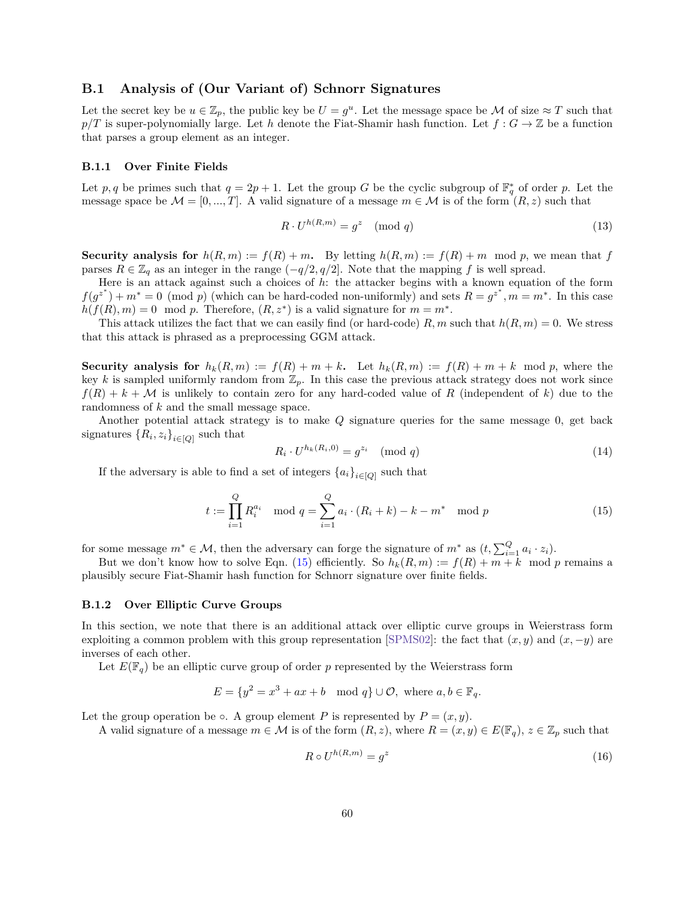## B.1 Analysis of (Our Variant of) Schnorr Signatures

Let the secret key be $u \in \mathbb{Z}_p$, the public key be $U = g^u$. Let the message space be $\mathcal{M}$ of size $\approx T$ such that $p/T$ is super-polynomially large. Let $h$ denote the Fiat-Shamir hash function. Let $f : G \to \mathbb{Z}$ be a function that parses a group element as an integer.

### B.1.1 Over Finite Fields

Let $p, q$ be primes such that $q = 2p + 1$. Let the group $G$ be the cyclic subgroup of $\mathbb{F}_q^*$ of order $p$. Let the message space be $\mathcal{M} = [0, ..., T]$. A valid signature of a message $m \in \mathcal{M}$ is of the form $(R, z)$ such that

$$R \cdot U^{h(R,m)} = g^z \pmod{q} \tag{13}$$

**Security analysis for $h(R, m) := f(R) + m$.** By letting $h(R, m) := f(R) + m \mod p$, we mean that $f$ parses $R \in \mathbb{Z}_q$ as an integer in the range $(-q/2, q/2]$. Note that the mapping $f$ is well spread.

Here is an attack against such a choices of $h$: the attacker begins with a known equation of the form $f(g^{z^*}) + m^* = 0 \pmod{p}$ (which can be hard-coded non-uniformly) and sets $R = g^{z^*}, m = m^*$. In this case $h(f(R), m) = 0 \mod p$. Therefore, $(R, z^*)$ is a valid signature for $m = m^*$.

This attack utilizes the fact that we can easily find (or hard-code) $R, m$ such that $h(R, m) = 0$. We stress that this attack is phrased as a preprocessing GGM attack.

**Security analysis for $h_k(R, m) := f(R) + m + k$.** Let $h_k(R, m) := f(R) + m + k \mod p$, where the key $k$ is sampled uniformly random from $\mathbb{Z}_p$. In this case the previous attack strategy does not work since $f(R) + k + \mathcal{M}$ is unlikely to contain zero for any hard-coded value of $R$ (independent of $k$) due to the randomness of $k$ and the small message space.

Another potential attack strategy is to make $Q$ signature queries for the same message 0, get back signatures $\{R_i, z_i\}_{i \in [Q]}$ such that

$$R_i \cdot U^{h_k(R_i, 0)} = g^{z_i} \pmod{q} \tag{14}$$

If the adversary is able to find a set of integers $\{a_i\}_{i \in [Q]}$ such that

$$t := \prod_{i=1}^{Q} R_i^{a_i} \mod q = \sum_{i=1}^{Q} a_i \cdot (R_i + k) - k - m^* \mod p \tag{15}$$

for some message $m^* \in \mathcal{M}$, then the adversary can forge the signature of $m^*$ as $(t, \sum_{i=1}^{Q} a_i \cdot z_i)$.

But we don't know how to solve Eqn. (15) efficiently. So $h_k(R, m) := f(R) + m + k \mod p$ remains a plausibly secure Fiat-Shamir hash function for Schnorr signature over finite fields.

### B.1.2 Over Elliptic Curve Groups

In this section, we note that there is an additional attack over elliptic curve groups in Weierstrass form exploiting a common problem with this group representation [SPMS02]: the fact that $(x, y)$ and $(x, -y)$ are inverses of each other.

Let $E(\mathbb{F}_q)$ be an elliptic curve group of order $p$ represented by the Weierstrass form

$$E = \{y^2 = x^3 + ax + b \mod q\} \cup \mathcal{O}, \text{ where } a, b \in \mathbb{F}_q.$$

Let the group operation be $\circ$. A group element $P$ is represented by $P = (x, y)$.

A valid signature of a message $m \in \mathcal{M}$ is of the form $(R, z)$, where $R = (x, y) \in E(\mathbb{F}_q)$, $z \in \mathbb{Z}_p$ such that

$$R \circ U^{h(R,m)} = g^z \tag{16}$$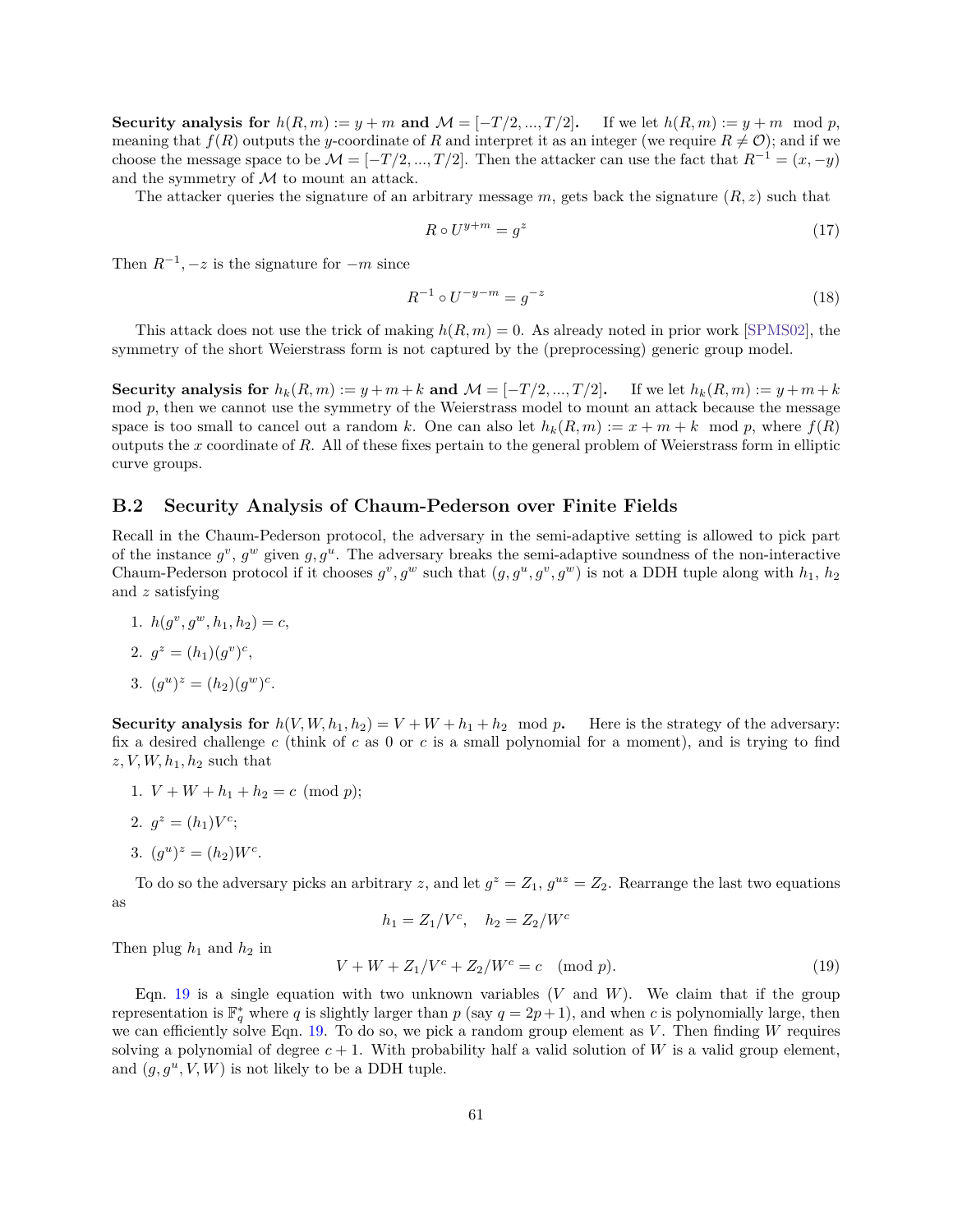**Security analysis for $h(R, m) := y + m$ and $\mathcal{M} = [-T/2, ..., T/2]$.** If we let $h(R, m) := y + m \mod p$, meaning that $f(R)$ outputs the $y$-coordinate of $R$ and interpret it as an integer (we require $R \neq \mathcal{O}$); and if we choose the message space to be $\mathcal{M} = [-T/2, ..., T/2]$. Then the attacker can use the fact that $R^{-1} = (x, -y)$ and the symmetry of $\mathcal{M}$ to mount an attack.

The attacker queries the signature of an arbitrary message $m$, gets back the signature $(R, z)$ such that

$$R \circ U^{y+m} = g^z \tag{17}$$

Then $R^{-1}, -z$ is the signature for $-m$ since

$$R^{-1} \circ U^{-y-m} = g^{-z} \tag{18}$$

This attack does not use the trick of making $h(R, m) = 0$. As already noted in prior work [SPMS02], the symmetry of the short Weierstrass form is not captured by the (preprocessing) generic group model.

**Security analysis for $h_k(R, m) := y + m + k$ and $\mathcal{M} = [-T/2, ..., T/2]$.** If we let $h_k(R, m) := y + m + k \mod p$, then we cannot use the symmetry of the Weierstrass model to mount an attack because the message space is too small to cancel out a random $k$. One can also let $h_k(R, m) := x + m + k \mod p$, where $f(R)$ outputs the $x$ coordinate of $R$. All of these fixes pertain to the general problem of Weierstrass form in elliptic curve groups.

## B.2 Security Analysis of Chaum-Pederson over Finite Fields

Recall in the Chaum-Pederson protocol, the adversary in the semi-adaptive setting is allowed to pick part of the instance $g^v$, $g^w$ given $g, g^u$. The adversary breaks the semi-adaptive soundness of the non-interactive Chaum-Pederson protocol if it chooses $g^v, g^w$ such that $(g, g^u, g^v, g^w)$ is not a DDH tuple along with $h_1$, $h_2$ and $z$ satisfying

1. $h(g^v, g^w, h_1, h_2) = c$,
2. $g^z = (h_1)(g^v)^c$,
3. $(g^u)^z = (h_2)(g^w)^c$.

**Security analysis for $h(V, W, h_1, h_2) = V + W + h_1 + h_2 \mod p$.** Here is the strategy of the adversary: fix a desired challenge $c$ (think of $c$ as 0 or $c$ is a small polynomial for a moment), and is trying to find $z, V, W, h_1, h_2$ such that

1. $V + W + h_1 + h_2 = c \pmod p$;
2. $g^z = (h_1)V^c$;
3. $(g^u)^z = (h_2)W^c$.

To do so the adversary picks an arbitrary $z$, and let $g^z = Z_1$, $g^{uz} = Z_2$. Rearrange the last two equations as

$$h_1 = Z_1/V^c, \quad h_2 = Z_2/W^c$$

Then plug $h_1$ and $h_2$ in

$$V + W + Z_1/V^c + Z_2/W^c = c \pmod p. \tag{19}$$

Eqn. 19 is a single equation with two unknown variables ($V$ and $W$). We claim that if the group representation is $\mathbb{F}_q^*$ where $q$ is slightly larger than $p$ (say $q = 2p+1$), and when $c$ is polynomially large, then we can efficiently solve Eqn. 19. To do so, we pick a random group element as $V$. Then finding $W$ requires solving a polynomial of degree $c+1$. With probability half a valid solution of $W$ is a valid group element, and $(g, g^u, V, W)$ is not likely to be a DDH tuple.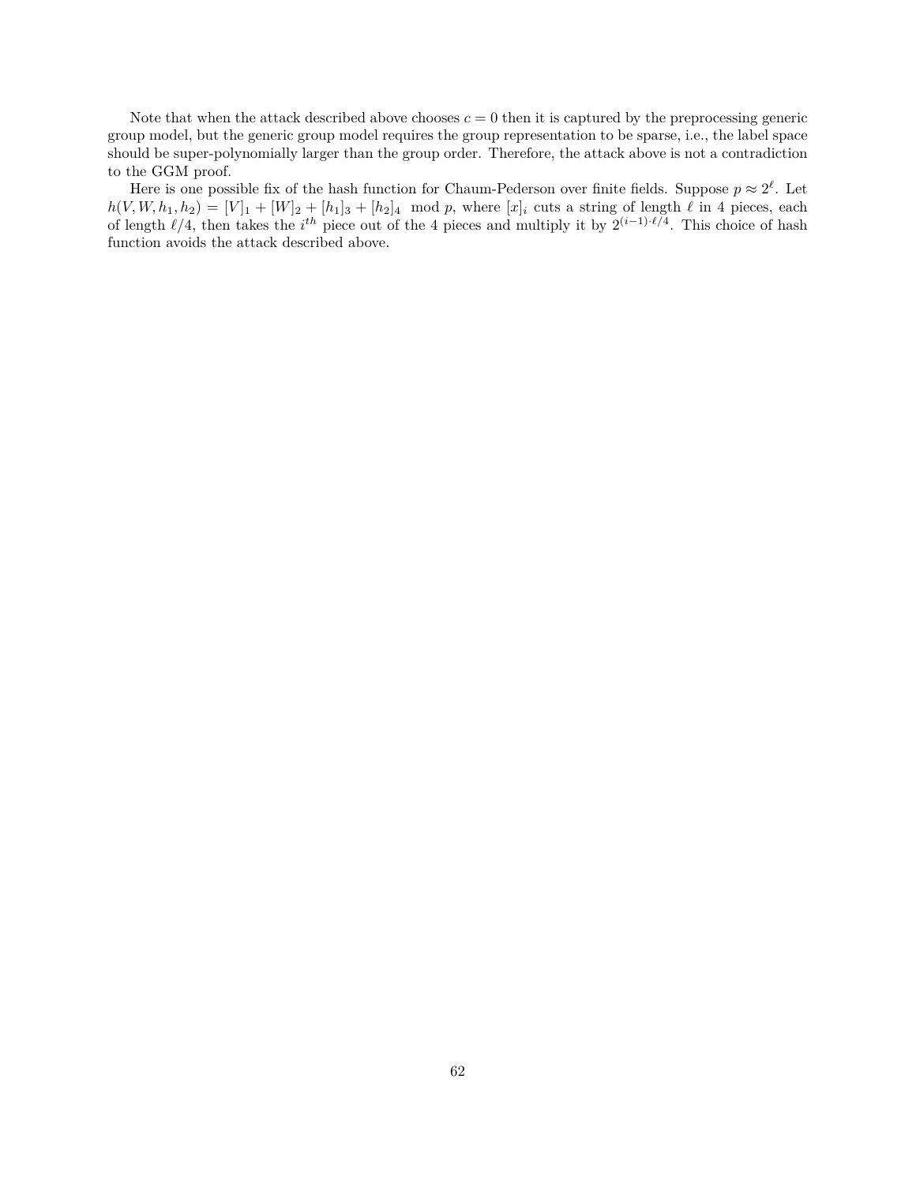Note that when the attack described above chooses $c = 0$ then it is captured by the preprocessing generic group model, but the generic group model requires the group representation to be sparse, i.e., the label space should be super-polynomially larger than the group order. Therefore, the attack above is not a contradiction to the GGM proof.

Here is one possible fix of the hash function for Chaum-Pederson over finite fields. Suppose $p \approx 2^{\ell}$. Let $h(V, W, h_1, h_2) = [V]_1 + [W]_2 + [h_1]_3 + [h_2]_4 \mod p$, where $[x]_i$ cuts a string of length $\ell$ in 4 pieces, each of length $\ell/4$, then takes the $i^{th}$ piece out of the 4 pieces and multiply it by $2^{(i-1)\cdot \ell/4}$. This choice of hash function avoids the attack described above.